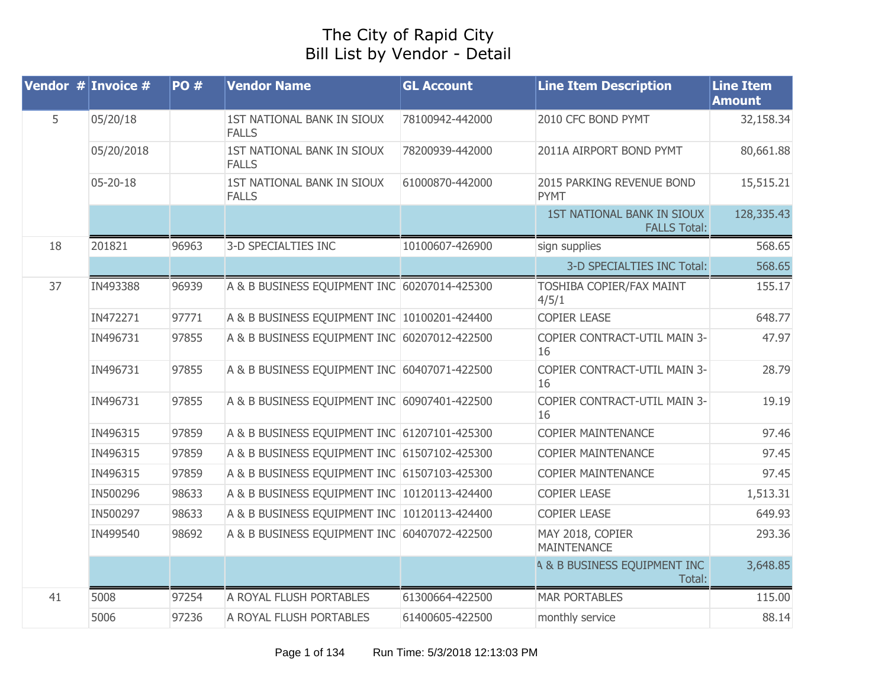# The City of Rapid City
## Bill List by Vendor - Detail

| Vendor # | Invoice # | PO # | Vendor Name | GL Account | Line Item Description | Line Item Amount |
|---|---|---|---|---|---|---|
| 5 | 05/20/18 | | 1ST NATIONAL BANK IN SIOUX FALLS | 78100942-442000 | 2010 CFC BOND PYMT | 32,158.34 |
| | 05/20/2018 | | 1ST NATIONAL BANK IN SIOUX FALLS | 78200939-442000 | 2011A AIRPORT BOND PYMT | 80,661.88 |
| | 05-20-18 | | 1ST NATIONAL BANK IN SIOUX FALLS | 61000870-442000 | 2015 PARKING REVENUE BOND PYMT | 15,515.21 |
| | | | | | 1ST NATIONAL BANK IN SIOUX FALLS Total: | 128,335.43 |
| 18 | 201821 | 96963 | 3-D SPECIALTIES INC | 10100607-426900 | sign supplies | 568.65 |
| | | | | | 3-D SPECIALTIES INC Total: | 568.65 |
| 37 | IN493388 | 96939 | A & B BUSINESS EQUIPMENT INC | 60207014-425300 | TOSHIBA COPIER/FAX MAINT 4/5/1 | 155.17 |
| | IN472271 | 97771 | A & B BUSINESS EQUIPMENT INC | 10100201-424400 | COPIER LEASE | 648.77 |
| | IN496731 | 97855 | A & B BUSINESS EQUIPMENT INC | 60207012-422500 | COPIER CONTRACT-UTIL MAIN 3-16 | 47.97 |
| | IN496731 | 97855 | A & B BUSINESS EQUIPMENT INC | 60407071-422500 | COPIER CONTRACT-UTIL MAIN 3-16 | 28.79 |
| | IN496731 | 97855 | A & B BUSINESS EQUIPMENT INC | 60907401-422500 | COPIER CONTRACT-UTIL MAIN 3-16 | 19.19 |
| | IN496315 | 97859 | A & B BUSINESS EQUIPMENT INC | 61207101-425300 | COPIER MAINTENANCE | 97.46 |
| | IN496315 | 97859 | A & B BUSINESS EQUIPMENT INC | 61507102-425300 | COPIER MAINTENANCE | 97.45 |
| | IN496315 | 97859 | A & B BUSINESS EQUIPMENT INC | 61507103-425300 | COPIER MAINTENANCE | 97.45 |
| | IN500296 | 98633 | A & B BUSINESS EQUIPMENT INC | 10120113-424400 | COPIER LEASE | 1,513.31 |
| | IN500297 | 98633 | A & B BUSINESS EQUIPMENT INC | 10120113-424400 | COPIER LEASE | 649.93 |
| | IN499540 | 98692 | A & B BUSINESS EQUIPMENT INC | 60407072-422500 | MAY 2018, COPIER MAINTENANCE | 293.36 |
| | | | | | A & B BUSINESS EQUIPMENT INC Total: | 3,648.85 |
| 41 | 5008 | 97254 | A ROYAL FLUSH PORTABLES | 61300664-422500 | MAR PORTABLES | 115.00 |
| | 5006 | 97236 | A ROYAL FLUSH PORTABLES | 61400605-422500 | monthly service | 88.14 |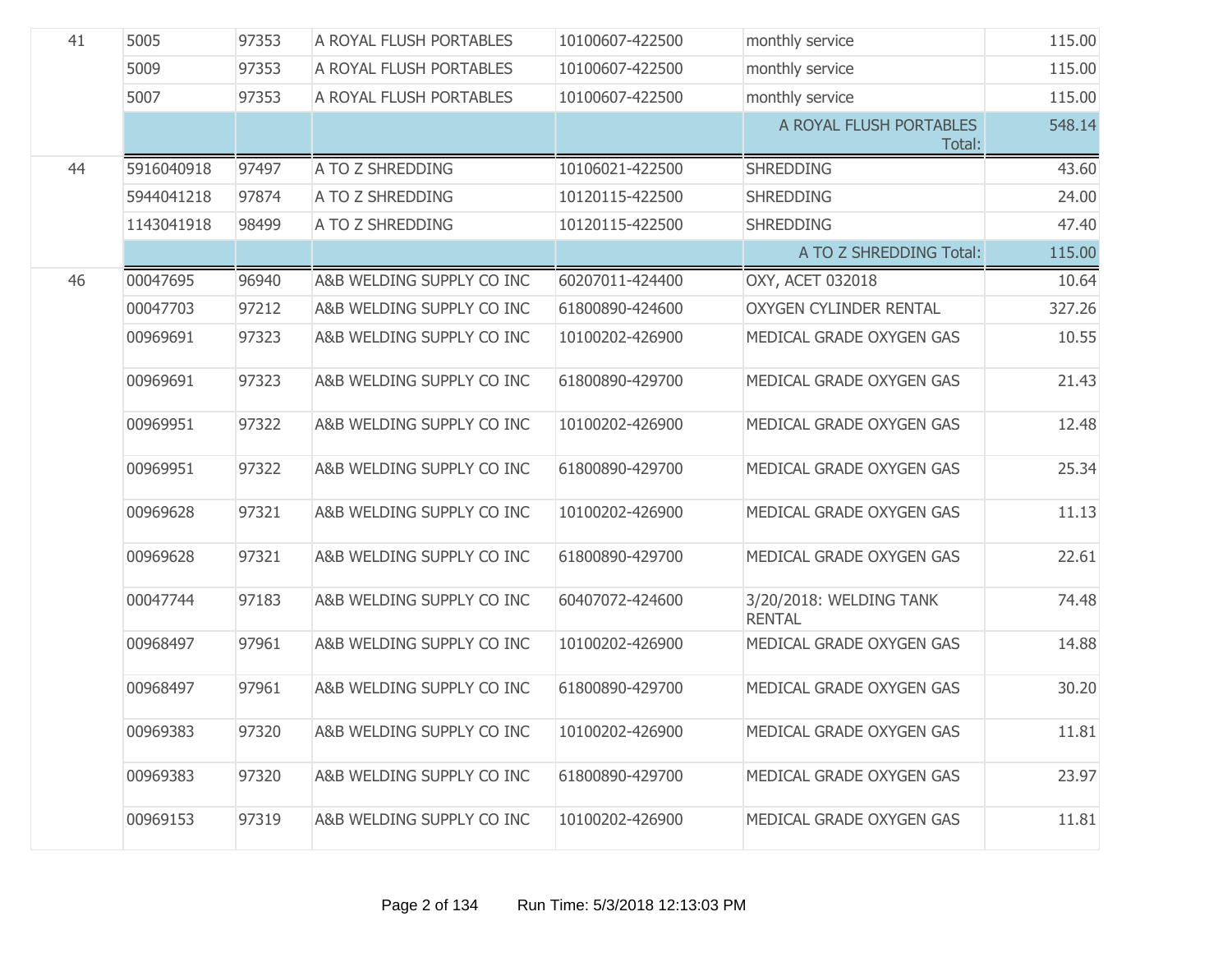| | | | | | | |
|---|---|---|---|---|---|---|
| 41 | 5005 | 97353 | A ROYAL FLUSH PORTABLES | 10100607-422500 | monthly service | 115.00 |
| | 5009 | 97353 | A ROYAL FLUSH PORTABLES | 10100607-422500 | monthly service | 115.00 |
| | 5007 | 97353 | A ROYAL FLUSH PORTABLES | 10100607-422500 | monthly service | 115.00 |
| | | | | | A ROYAL FLUSH PORTABLES Total: | 548.14 |
| 44 | 5916040918 | 97497 | A TO Z SHREDDING | 10106021-422500 | SHREDDING | 43.60 |
| | 5944041218 | 97874 | A TO Z SHREDDING | 10120115-422500 | SHREDDING | 24.00 |
| | 1143041918 | 98499 | A TO Z SHREDDING | 10120115-422500 | SHREDDING | 47.40 |
| | | | | | A TO Z SHREDDING Total: | 115.00 |
| 46 | 00047695 | 96940 | A&B WELDING SUPPLY CO INC | 60207011-424400 | OXY, ACET 032018 | 10.64 |
| | 00047703 | 97212 | A&B WELDING SUPPLY CO INC | 61800890-424600 | OXYGEN CYLINDER RENTAL | 327.26 |
| | 00969691 | 97323 | A&B WELDING SUPPLY CO INC | 10100202-426900 | MEDICAL GRADE OXYGEN GAS | 10.55 |
| | 00969691 | 97323 | A&B WELDING SUPPLY CO INC | 61800890-429700 | MEDICAL GRADE OXYGEN GAS | 21.43 |
| | 00969951 | 97322 | A&B WELDING SUPPLY CO INC | 10100202-426900 | MEDICAL GRADE OXYGEN GAS | 12.48 |
| | 00969951 | 97322 | A&B WELDING SUPPLY CO INC | 61800890-429700 | MEDICAL GRADE OXYGEN GAS | 25.34 |
| | 00969628 | 97321 | A&B WELDING SUPPLY CO INC | 10100202-426900 | MEDICAL GRADE OXYGEN GAS | 11.13 |
| | 00969628 | 97321 | A&B WELDING SUPPLY CO INC | 61800890-429700 | MEDICAL GRADE OXYGEN GAS | 22.61 |
| | 00047744 | 97183 | A&B WELDING SUPPLY CO INC | 60407072-424600 | 3/20/2018: WELDING TANK RENTAL | 74.48 |
| | 00968497 | 97961 | A&B WELDING SUPPLY CO INC | 10100202-426900 | MEDICAL GRADE OXYGEN GAS | 14.88 |
| | 00968497 | 97961 | A&B WELDING SUPPLY CO INC | 61800890-429700 | MEDICAL GRADE OXYGEN GAS | 30.20 |
| | 00969383 | 97320 | A&B WELDING SUPPLY CO INC | 10100202-426900 | MEDICAL GRADE OXYGEN GAS | 11.81 |
| | 00969383 | 97320 | A&B WELDING SUPPLY CO INC | 61800890-429700 | MEDICAL GRADE OXYGEN GAS | 23.97 |
| | 00969153 | 97319 | A&B WELDING SUPPLY CO INC | 10100202-426900 | MEDICAL GRADE OXYGEN GAS | 11.81 |

Run Time: 5/3/2018 12:13:03 PM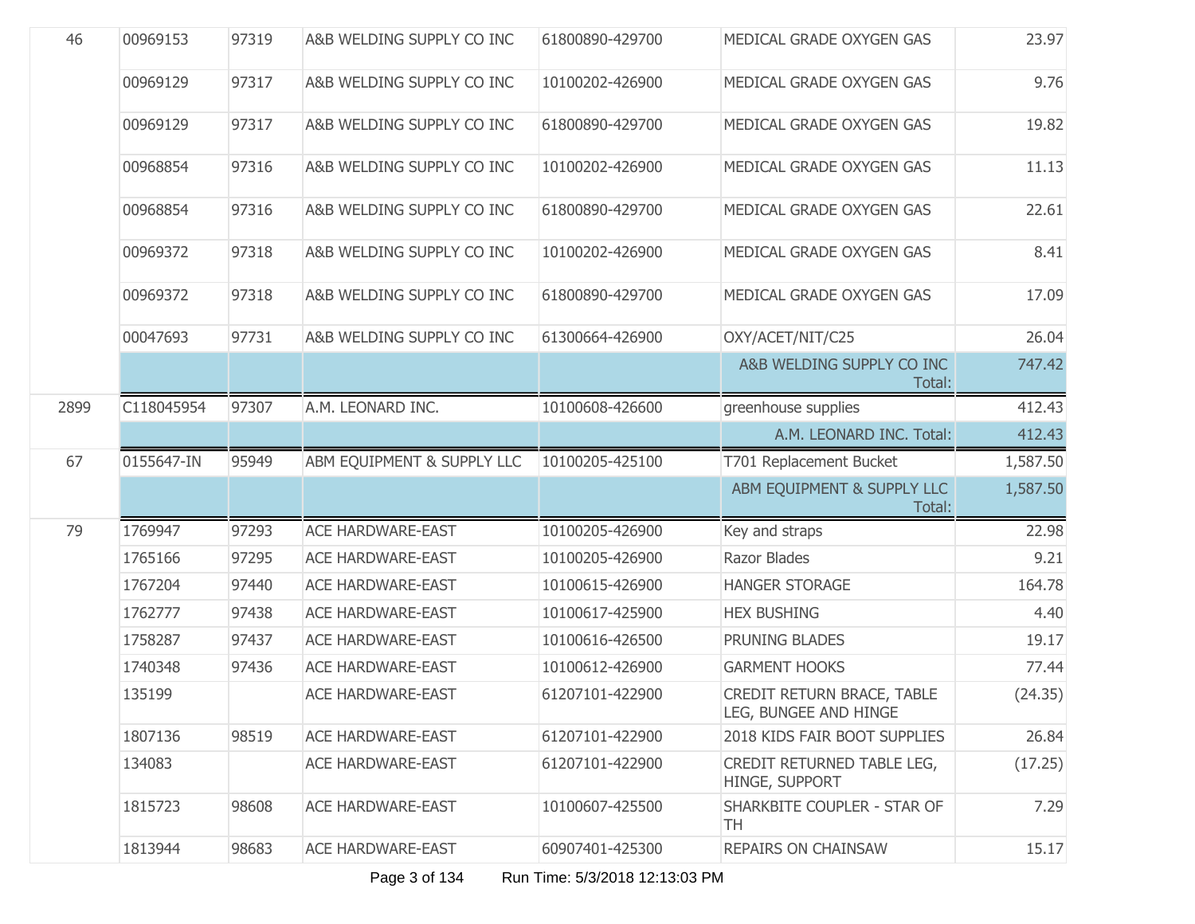| | | | | | | |
|---|---|---|---|---|---|---|
| 46 | 00969153 | 97319 | A&B WELDING SUPPLY CO INC | 61800890-429700 | MEDICAL GRADE OXYGEN GAS | 23.97 |
| | 00969129 | 97317 | A&B WELDING SUPPLY CO INC | 10100202-426900 | MEDICAL GRADE OXYGEN GAS | 9.76 |
| | 00969129 | 97317 | A&B WELDING SUPPLY CO INC | 61800890-429700 | MEDICAL GRADE OXYGEN GAS | 19.82 |
| | 00968854 | 97316 | A&B WELDING SUPPLY CO INC | 10100202-426900 | MEDICAL GRADE OXYGEN GAS | 11.13 |
| | 00968854 | 97316 | A&B WELDING SUPPLY CO INC | 61800890-429700 | MEDICAL GRADE OXYGEN GAS | 22.61 |
| | 00969372 | 97318 | A&B WELDING SUPPLY CO INC | 10100202-426900 | MEDICAL GRADE OXYGEN GAS | 8.41 |
| | 00969372 | 97318 | A&B WELDING SUPPLY CO INC | 61800890-429700 | MEDICAL GRADE OXYGEN GAS | 17.09 |
| | 00047693 | 97731 | A&B WELDING SUPPLY CO INC | 61300664-426900 | OXY/ACET/NIT/C25 | 26.04 |
| | | | | | A&B WELDING SUPPLY CO INC Total: | 747.42 |
| 2899 | C118045954 | 97307 | A.M. LEONARD INC. | 10100608-426600 | greenhouse supplies | 412.43 |
| | | | | | A.M. LEONARD INC. Total: | 412.43 |
| 67 | 0155647-IN | 95949 | ABM EQUIPMENT & SUPPLY LLC | 10100205-425100 | T701 Replacement Bucket | 1,587.50 |
| | | | | | ABM EQUIPMENT & SUPPLY LLC Total: | 1,587.50 |
| 79 | 1769947 | 97293 | ACE HARDWARE-EAST | 10100205-426900 | Key and straps | 22.98 |
| | 1765166 | 97295 | ACE HARDWARE-EAST | 10100205-426900 | Razor Blades | 9.21 |
| | 1767204 | 97440 | ACE HARDWARE-EAST | 10100615-426900 | HANGER STORAGE | 164.78 |
| | 1762777 | 97438 | ACE HARDWARE-EAST | 10100617-425900 | HEX BUSHING | 4.40 |
| | 1758287 | 97437 | ACE HARDWARE-EAST | 10100616-426500 | PRUNING BLADES | 19.17 |
| | 1740348 | 97436 | ACE HARDWARE-EAST | 10100612-426900 | GARMENT HOOKS | 77.44 |
| | 135199 | | ACE HARDWARE-EAST | 61207101-422900 | CREDIT RETURN BRACE, TABLE LEG, BUNGEE AND HINGE | (24.35) |
| | 1807136 | 98519 | ACE HARDWARE-EAST | 61207101-422900 | 2018 KIDS FAIR BOOT SUPPLIES | 26.84 |
| | 134083 | | ACE HARDWARE-EAST | 61207101-422900 | CREDIT RETURNED TABLE LEG, HINGE, SUPPORT | (17.25) |
| | 1815723 | 98608 | ACE HARDWARE-EAST | 10100607-425500 | SHARKBITE COUPLER - STAR OF TH | 7.29 |
| | 1813944 | 98683 | ACE HARDWARE-EAST | 60907401-425300 | REPAIRS ON CHAINSAW | 15.17 |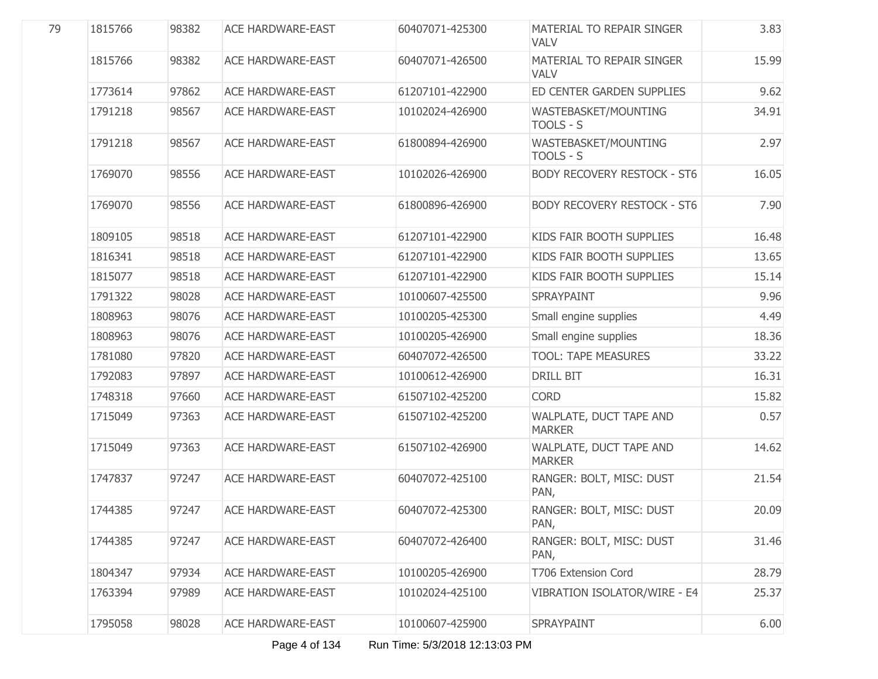| | | | | | | |
|---|---|---|---|---|---|---|
| 79 | 1815766 | 98382 | ACE HARDWARE-EAST | 60407071-425300 | MATERIAL TO REPAIR SINGER VALV | 3.83 |
| | 1815766 | 98382 | ACE HARDWARE-EAST | 60407071-426500 | MATERIAL TO REPAIR SINGER VALV | 15.99 |
| | 1773614 | 97862 | ACE HARDWARE-EAST | 61207101-422900 | ED CENTER GARDEN SUPPLIES | 9.62 |
| | 1791218 | 98567 | ACE HARDWARE-EAST | 10102024-426900 | WASTEBASKET/MOUNTING TOOLS - S | 34.91 |
| | 1791218 | 98567 | ACE HARDWARE-EAST | 61800894-426900 | WASTEBASKET/MOUNTING TOOLS - S | 2.97 |
| | 1769070 | 98556 | ACE HARDWARE-EAST | 10102026-426900 | BODY RECOVERY RESTOCK - ST6 | 16.05 |
| | 1769070 | 98556 | ACE HARDWARE-EAST | 61800896-426900 | BODY RECOVERY RESTOCK - ST6 | 7.90 |
| | 1809105 | 98518 | ACE HARDWARE-EAST | 61207101-422900 | KIDS FAIR BOOTH SUPPLIES | 16.48 |
| | 1816341 | 98518 | ACE HARDWARE-EAST | 61207101-422900 | KIDS FAIR BOOTH SUPPLIES | 13.65 |
| | 1815077 | 98518 | ACE HARDWARE-EAST | 61207101-422900 | KIDS FAIR BOOTH SUPPLIES | 15.14 |
| | 1791322 | 98028 | ACE HARDWARE-EAST | 10100607-425500 | SPRAYPAINT | 9.96 |
| | 1808963 | 98076 | ACE HARDWARE-EAST | 10100205-425300 | Small engine supplies | 4.49 |
| | 1808963 | 98076 | ACE HARDWARE-EAST | 10100205-426900 | Small engine supplies | 18.36 |
| | 1781080 | 97820 | ACE HARDWARE-EAST | 60407072-426500 | TOOL: TAPE MEASURES | 33.22 |
| | 1792083 | 97897 | ACE HARDWARE-EAST | 10100612-426900 | DRILL BIT | 16.31 |
| | 1748318 | 97660 | ACE HARDWARE-EAST | 61507102-425200 | CORD | 15.82 |
| | 1715049 | 97363 | ACE HARDWARE-EAST | 61507102-425200 | WALPLATE, DUCT TAPE AND MARKER | 0.57 |
| | 1715049 | 97363 | ACE HARDWARE-EAST | 61507102-426900 | WALPLATE, DUCT TAPE AND MARKER | 14.62 |
| | 1747837 | 97247 | ACE HARDWARE-EAST | 60407072-425100 | RANGER: BOLT, MISC: DUST PAN, | 21.54 |
| | 1744385 | 97247 | ACE HARDWARE-EAST | 60407072-425300 | RANGER: BOLT, MISC: DUST PAN, | 20.09 |
| | 1744385 | 97247 | ACE HARDWARE-EAST | 60407072-426400 | RANGER: BOLT, MISC: DUST PAN, | 31.46 |
| | 1804347 | 97934 | ACE HARDWARE-EAST | 10100205-426900 | T706 Extension Cord | 28.79 |
| | 1763394 | 97989 | ACE HARDWARE-EAST | 10102024-425100 | VIBRATION ISOLATOR/WIRE - E4 | 25.37 |
| | 1795058 | 98028 | ACE HARDWARE-EAST | 10100607-425900 | SPRAYPAINT | 6.00 |

Run Time: 5/3/2018 12:13:03 PM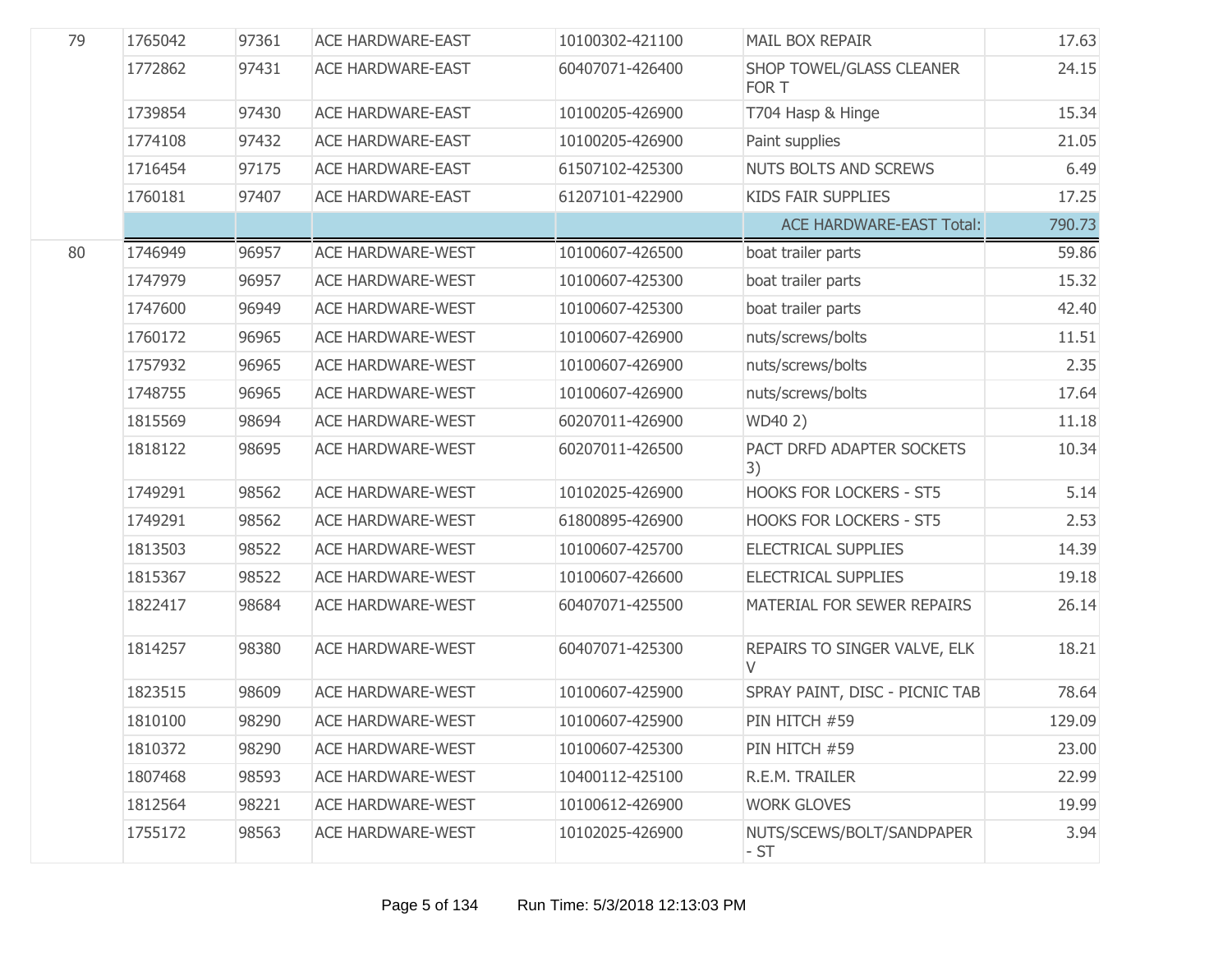| | | | | | | |
|---|---|---|---|---|---|---|
| 79 | 1765042 | 97361 | ACE HARDWARE-EAST | 10100302-421100 | MAIL BOX REPAIR | 17.63 |
| | 1772862 | 97431 | ACE HARDWARE-EAST | 60407071-426400 | SHOP TOWEL/GLASS CLEANER FOR T | 24.15 |
| | 1739854 | 97430 | ACE HARDWARE-EAST | 10100205-426900 | T704 Hasp & Hinge | 15.34 |
| | 1774108 | 97432 | ACE HARDWARE-EAST | 10100205-426900 | Paint supplies | 21.05 |
| | 1716454 | 97175 | ACE HARDWARE-EAST | 61507102-425300 | NUTS BOLTS AND SCREWS | 6.49 |
| | 1760181 | 97407 | ACE HARDWARE-EAST | 61207101-422900 | KIDS FAIR SUPPLIES | 17.25 |
| | | | | | ACE HARDWARE-EAST Total: | 790.73 |
| 80 | 1746949 | 96957 | ACE HARDWARE-WEST | 10100607-426500 | boat trailer parts | 59.86 |
| | 1747979 | 96957 | ACE HARDWARE-WEST | 10100607-425300 | boat trailer parts | 15.32 |
| | 1747600 | 96949 | ACE HARDWARE-WEST | 10100607-425300 | boat trailer parts | 42.40 |
| | 1760172 | 96965 | ACE HARDWARE-WEST | 10100607-426900 | nuts/screws/bolts | 11.51 |
| | 1757932 | 96965 | ACE HARDWARE-WEST | 10100607-426900 | nuts/screws/bolts | 2.35 |
| | 1748755 | 96965 | ACE HARDWARE-WEST | 10100607-426900 | nuts/screws/bolts | 17.64 |
| | 1815569 | 98694 | ACE HARDWARE-WEST | 60207011-426900 | WD40 2) | 11.18 |
| | 1818122 | 98695 | ACE HARDWARE-WEST | 60207011-426500 | PACT DRFD ADAPTER SOCKETS 3) | 10.34 |
| | 1749291 | 98562 | ACE HARDWARE-WEST | 10102025-426900 | HOOKS FOR LOCKERS - ST5 | 5.14 |
| | 1749291 | 98562 | ACE HARDWARE-WEST | 61800895-426900 | HOOKS FOR LOCKERS - ST5 | 2.53 |
| | 1813503 | 98522 | ACE HARDWARE-WEST | 10100607-425700 | ELECTRICAL SUPPLIES | 14.39 |
| | 1815367 | 98522 | ACE HARDWARE-WEST | 10100607-426600 | ELECTRICAL SUPPLIES | 19.18 |
| | 1822417 | 98684 | ACE HARDWARE-WEST | 60407071-425500 | MATERIAL FOR SEWER REPAIRS | 26.14 |
| | 1814257 | 98380 | ACE HARDWARE-WEST | 60407071-425300 | REPAIRS TO SINGER VALVE, ELK V | 18.21 |
| | 1823515 | 98609 | ACE HARDWARE-WEST | 10100607-425900 | SPRAY PAINT, DISC - PICNIC TAB | 78.64 |
| | 1810100 | 98290 | ACE HARDWARE-WEST | 10100607-425900 | PIN HITCH #59 | 129.09 |
| | 1810372 | 98290 | ACE HARDWARE-WEST | 10100607-425300 | PIN HITCH #59 | 23.00 |
| | 1807468 | 98593 | ACE HARDWARE-WEST | 10400112-425100 | R.E.M. TRAILER | 22.99 |
| | 1812564 | 98221 | ACE HARDWARE-WEST | 10100612-426900 | WORK GLOVES | 19.99 |
| | 1755172 | 98563 | ACE HARDWARE-WEST | 10102025-426900 | NUTS/SCEWS/BOLT/SANDPAPER - ST | 3.94 |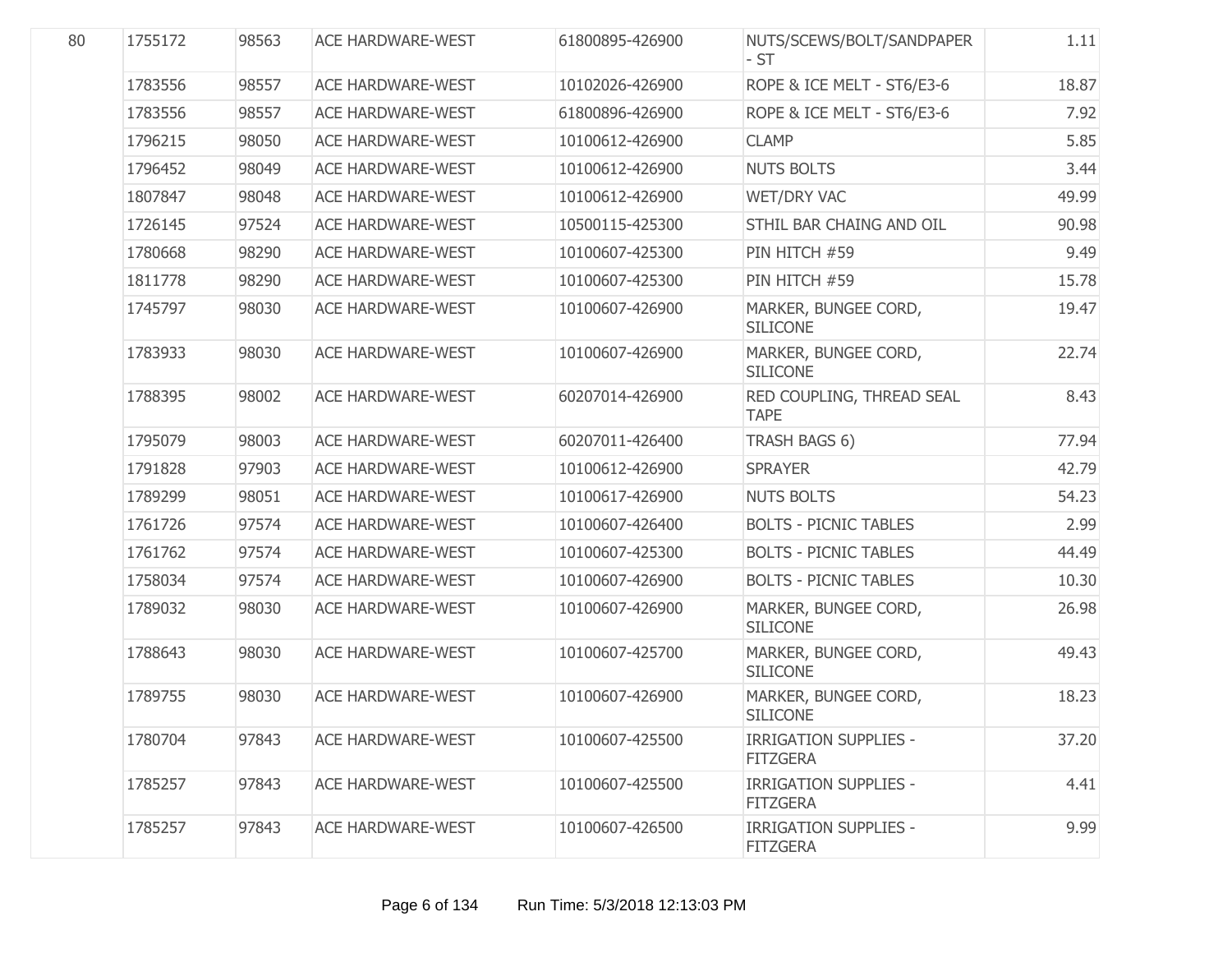| | | | | | | |
|---|---|---|---|---|---|---|
| 80 | 1755172 | 98563 | ACE HARDWARE-WEST | 61800895-426900 | NUTS/SCEWS/BOLT/SANDPAPER - ST | 1.11 |
| | 1783556 | 98557 | ACE HARDWARE-WEST | 10102026-426900 | ROPE & ICE MELT - ST6/E3-6 | 18.87 |
| | 1783556 | 98557 | ACE HARDWARE-WEST | 61800896-426900 | ROPE & ICE MELT - ST6/E3-6 | 7.92 |
| | 1796215 | 98050 | ACE HARDWARE-WEST | 10100612-426900 | CLAMP | 5.85 |
| | 1796452 | 98049 | ACE HARDWARE-WEST | 10100612-426900 | NUTS BOLTS | 3.44 |
| | 1807847 | 98048 | ACE HARDWARE-WEST | 10100612-426900 | WET/DRY VAC | 49.99 |
| | 1726145 | 97524 | ACE HARDWARE-WEST | 10500115-425300 | STHIL BAR CHAING AND OIL | 90.98 |
| | 1780668 | 98290 | ACE HARDWARE-WEST | 10100607-425300 | PIN HITCH #59 | 9.49 |
| | 1811778 | 98290 | ACE HARDWARE-WEST | 10100607-425300 | PIN HITCH #59 | 15.78 |
| | 1745797 | 98030 | ACE HARDWARE-WEST | 10100607-426900 | MARKER, BUNGEE CORD, SILICONE | 19.47 |
| | 1783933 | 98030 | ACE HARDWARE-WEST | 10100607-426900 | MARKER, BUNGEE CORD, SILICONE | 22.74 |
| | 1788395 | 98002 | ACE HARDWARE-WEST | 60207014-426900 | RED COUPLING, THREAD SEAL TAPE | 8.43 |
| | 1795079 | 98003 | ACE HARDWARE-WEST | 60207011-426400 | TRASH BAGS 6) | 77.94 |
| | 1791828 | 97903 | ACE HARDWARE-WEST | 10100612-426900 | SPRAYER | 42.79 |
| | 1789299 | 98051 | ACE HARDWARE-WEST | 10100617-426900 | NUTS BOLTS | 54.23 |
| | 1761726 | 97574 | ACE HARDWARE-WEST | 10100607-426400 | BOLTS - PICNIC TABLES | 2.99 |
| | 1761762 | 97574 | ACE HARDWARE-WEST | 10100607-425300 | BOLTS - PICNIC TABLES | 44.49 |
| | 1758034 | 97574 | ACE HARDWARE-WEST | 10100607-426900 | BOLTS - PICNIC TABLES | 10.30 |
| | 1789032 | 98030 | ACE HARDWARE-WEST | 10100607-426900 | MARKER, BUNGEE CORD, SILICONE | 26.98 |
| | 1788643 | 98030 | ACE HARDWARE-WEST | 10100607-425700 | MARKER, BUNGEE CORD, SILICONE | 49.43 |
| | 1789755 | 98030 | ACE HARDWARE-WEST | 10100607-426900 | MARKER, BUNGEE CORD, SILICONE | 18.23 |
| | 1780704 | 97843 | ACE HARDWARE-WEST | 10100607-425500 | IRRIGATION SUPPLIES - FITZGERA | 37.20 |
| | 1785257 | 97843 | ACE HARDWARE-WEST | 10100607-425500 | IRRIGATION SUPPLIES - FITZGERA | 4.41 |
| | 1785257 | 97843 | ACE HARDWARE-WEST | 10100607-426500 | IRRIGATION SUPPLIES - FITZGERA | 9.99 |

Run Time: 5/3/2018 12:13:03 PM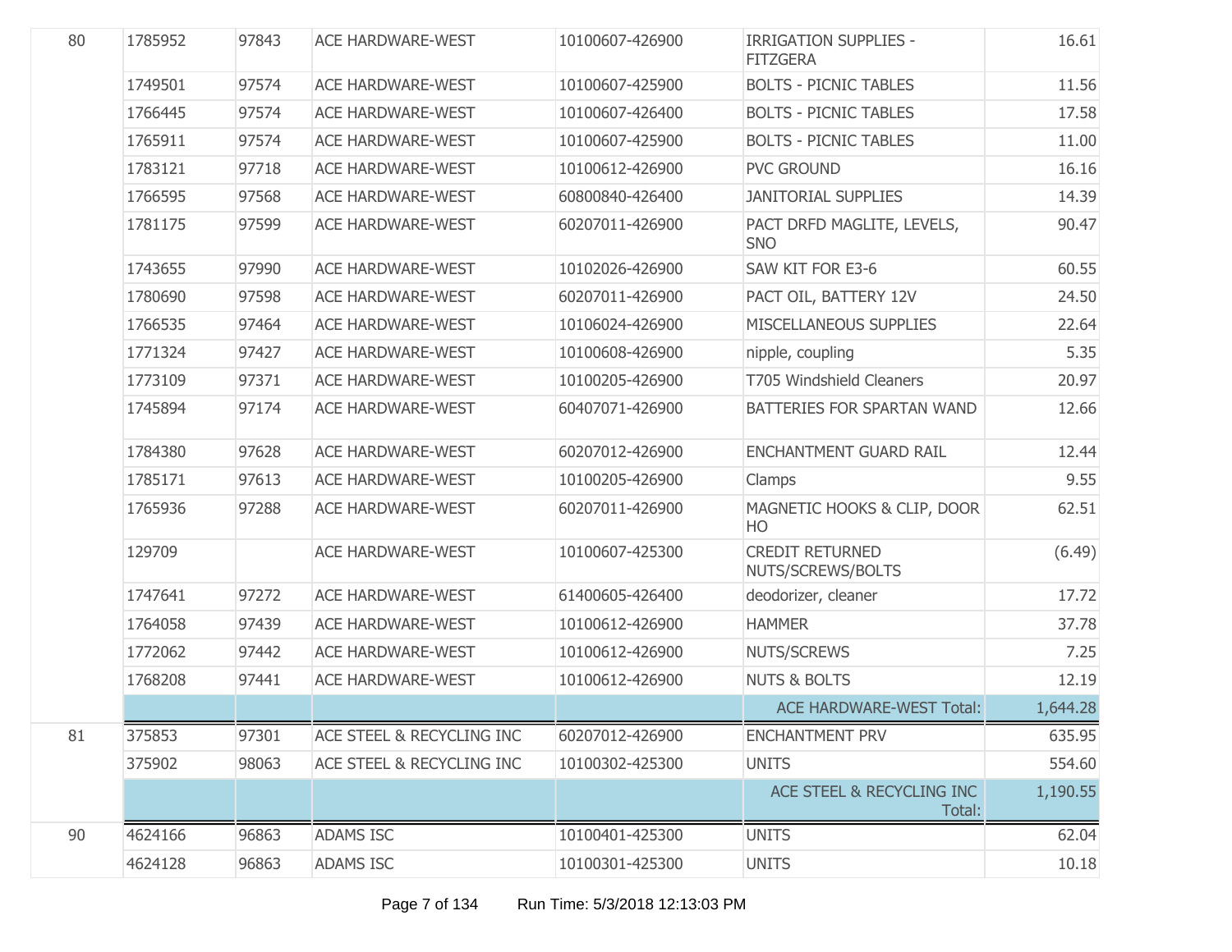| | | | | | | |
|---|---|---|---|---|---|---|
| 80 | 1785952 | 97843 | ACE HARDWARE-WEST | 10100607-426900 | IRRIGATION SUPPLIES - FITZGERA | 16.61 |
| | 1749501 | 97574 | ACE HARDWARE-WEST | 10100607-425900 | BOLTS - PICNIC TABLES | 11.56 |
| | 1766445 | 97574 | ACE HARDWARE-WEST | 10100607-426400 | BOLTS - PICNIC TABLES | 17.58 |
| | 1765911 | 97574 | ACE HARDWARE-WEST | 10100607-425900 | BOLTS - PICNIC TABLES | 11.00 |
| | 1783121 | 97718 | ACE HARDWARE-WEST | 10100612-426900 | PVC GROUND | 16.16 |
| | 1766595 | 97568 | ACE HARDWARE-WEST | 60800840-426400 | JANITORIAL SUPPLIES | 14.39 |
| | 1781175 | 97599 | ACE HARDWARE-WEST | 60207011-426900 | PACT DRFD MAGLITE, LEVELS, SNO | 90.47 |
| | 1743655 | 97990 | ACE HARDWARE-WEST | 10102026-426900 | SAW KIT FOR E3-6 | 60.55 |
| | 1780690 | 97598 | ACE HARDWARE-WEST | 60207011-426900 | PACT OIL, BATTERY 12V | 24.50 |
| | 1766535 | 97464 | ACE HARDWARE-WEST | 10106024-426900 | MISCELLANEOUS SUPPLIES | 22.64 |
| | 1771324 | 97427 | ACE HARDWARE-WEST | 10100608-426900 | nipple, coupling | 5.35 |
| | 1773109 | 97371 | ACE HARDWARE-WEST | 10100205-426900 | T705 Windshield Cleaners | 20.97 |
| | 1745894 | 97174 | ACE HARDWARE-WEST | 60407071-426900 | BATTERIES FOR SPARTAN WAND | 12.66 |
| | 1784380 | 97628 | ACE HARDWARE-WEST | 60207012-426900 | ENCHANTMENT GUARD RAIL | 12.44 |
| | 1785171 | 97613 | ACE HARDWARE-WEST | 10100205-426900 | Clamps | 9.55 |
| | 1765936 | 97288 | ACE HARDWARE-WEST | 60207011-426900 | MAGNETIC HOOKS & CLIP, DOOR HO | 62.51 |
| | 129709 | | ACE HARDWARE-WEST | 10100607-425300 | CREDIT RETURNED NUTS/SCREWS/BOLTS | (6.49) |
| | 1747641 | 97272 | ACE HARDWARE-WEST | 61400605-426400 | deodorizer, cleaner | 17.72 |
| | 1764058 | 97439 | ACE HARDWARE-WEST | 10100612-426900 | HAMMER | 37.78 |
| | 1772062 | 97442 | ACE HARDWARE-WEST | 10100612-426900 | NUTS/SCREWS | 7.25 |
| | 1768208 | 97441 | ACE HARDWARE-WEST | 10100612-426900 | NUTS & BOLTS | 12.19 |
| | | | | | ACE HARDWARE-WEST Total: | 1,644.28 |
| 81 | 375853 | 97301 | ACE STEEL & RECYCLING INC | 60207012-426900 | ENCHANTMENT PRV | 635.95 |
| | 375902 | 98063 | ACE STEEL & RECYCLING INC | 10100302-425300 | UNITS | 554.60 |
| | | | | | ACE STEEL & RECYCLING INC Total: | 1,190.55 |
| 90 | 4624166 | 96863 | ADAMS ISC | 10100401-425300 | UNITS | 62.04 |
| | 4624128 | 96863 | ADAMS ISC | 10100301-425300 | UNITS | 10.18 |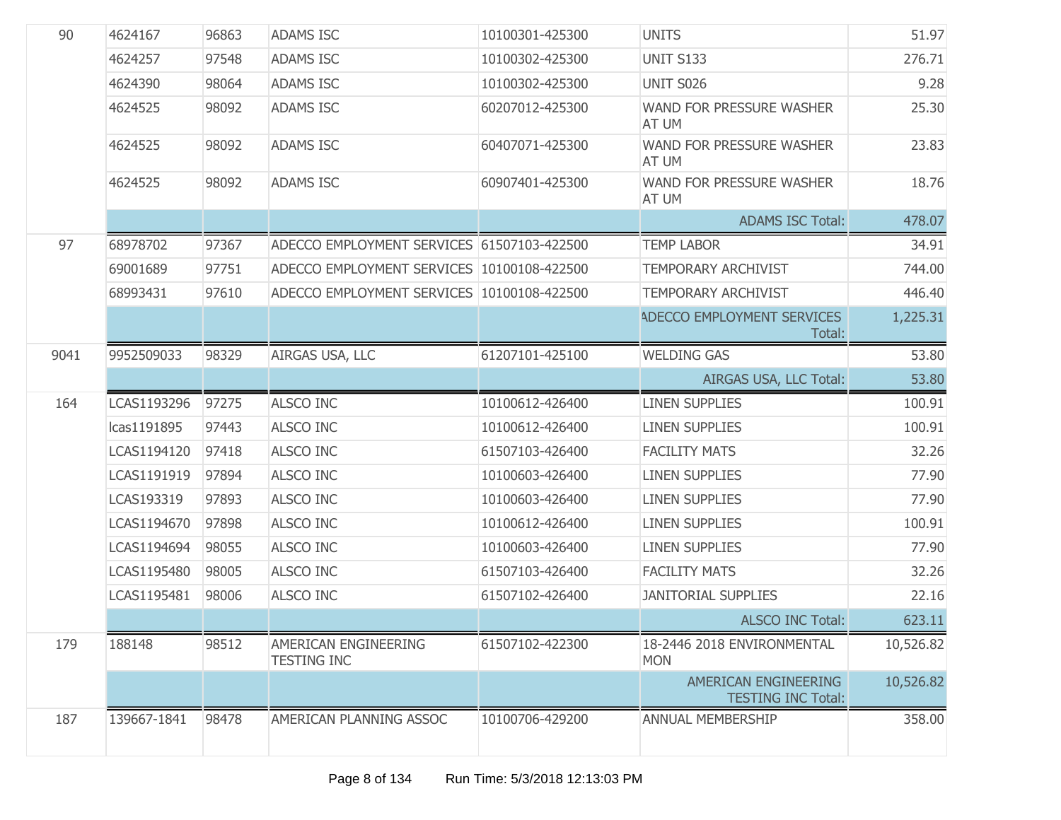| | | | | | | |
|---|---|---|---|---|---|---|
| 90 | 4624167 | 96863 | ADAMS ISC | 10100301-425300 | UNITS | 51.97 |
| | 4624257 | 97548 | ADAMS ISC | 10100302-425300 | UNIT S133 | 276.71 |
| | 4624390 | 98064 | ADAMS ISC | 10100302-425300 | UNIT S026 | 9.28 |
| | 4624525 | 98092 | ADAMS ISC | 60207012-425300 | WAND FOR PRESSURE WASHER AT UM | 25.30 |
| | 4624525 | 98092 | ADAMS ISC | 60407071-425300 | WAND FOR PRESSURE WASHER AT UM | 23.83 |
| | 4624525 | 98092 | ADAMS ISC | 60907401-425300 | WAND FOR PRESSURE WASHER AT UM | 18.76 |
| | | | | | ADAMS ISC Total: | 478.07 |
| 97 | 68978702 | 97367 | ADECCO EMPLOYMENT SERVICES | 61507103-422500 | TEMP LABOR | 34.91 |
| | 69001689 | 97751 | ADECCO EMPLOYMENT SERVICES | 10100108-422500 | TEMPORARY ARCHIVIST | 744.00 |
| | 68993431 | 97610 | ADECCO EMPLOYMENT SERVICES | 10100108-422500 | TEMPORARY ARCHIVIST | 446.40 |
| | | | | | ADECCO EMPLOYMENT SERVICES Total: | 1,225.31 |
| 9041 | 9952509033 | 98329 | AIRGAS USA, LLC | 61207101-425100 | WELDING GAS | 53.80 |
| | | | | | AIRGAS USA, LLC Total: | 53.80 |
| 164 | LCAS1193296 | 97275 | ALSCO INC | 10100612-426400 | LINEN SUPPLIES | 100.91 |
| | lcas1191895 | 97443 | ALSCO INC | 10100612-426400 | LINEN SUPPLIES | 100.91 |
| | LCAS1194120 | 97418 | ALSCO INC | 61507103-426400 | FACILITY MATS | 32.26 |
| | LCAS1191919 | 97894 | ALSCO INC | 10100603-426400 | LINEN SUPPLIES | 77.90 |
| | LCAS193319 | 97893 | ALSCO INC | 10100603-426400 | LINEN SUPPLIES | 77.90 |
| | LCAS1194670 | 97898 | ALSCO INC | 10100612-426400 | LINEN SUPPLIES | 100.91 |
| | LCAS1194694 | 98055 | ALSCO INC | 10100603-426400 | LINEN SUPPLIES | 77.90 |
| | LCAS1195480 | 98005 | ALSCO INC | 61507103-426400 | FACILITY MATS | 32.26 |
| | LCAS1195481 | 98006 | ALSCO INC | 61507102-426400 | JANITORIAL SUPPLIES | 22.16 |
| | | | | | ALSCO INC Total: | 623.11 |
| 179 | 188148 | 98512 | AMERICAN ENGINEERING TESTING INC | 61507102-422300 | 18-2446 2018 ENVIRONMENTAL MON | 10,526.82 |
| | | | | | AMERICAN ENGINEERING TESTING INC Total: | 10,526.82 |
| 187 | 139667-1841 | 98478 | AMERICAN PLANNING ASSOC | 10100706-429200 | ANNUAL MEMBERSHIP | 358.00 |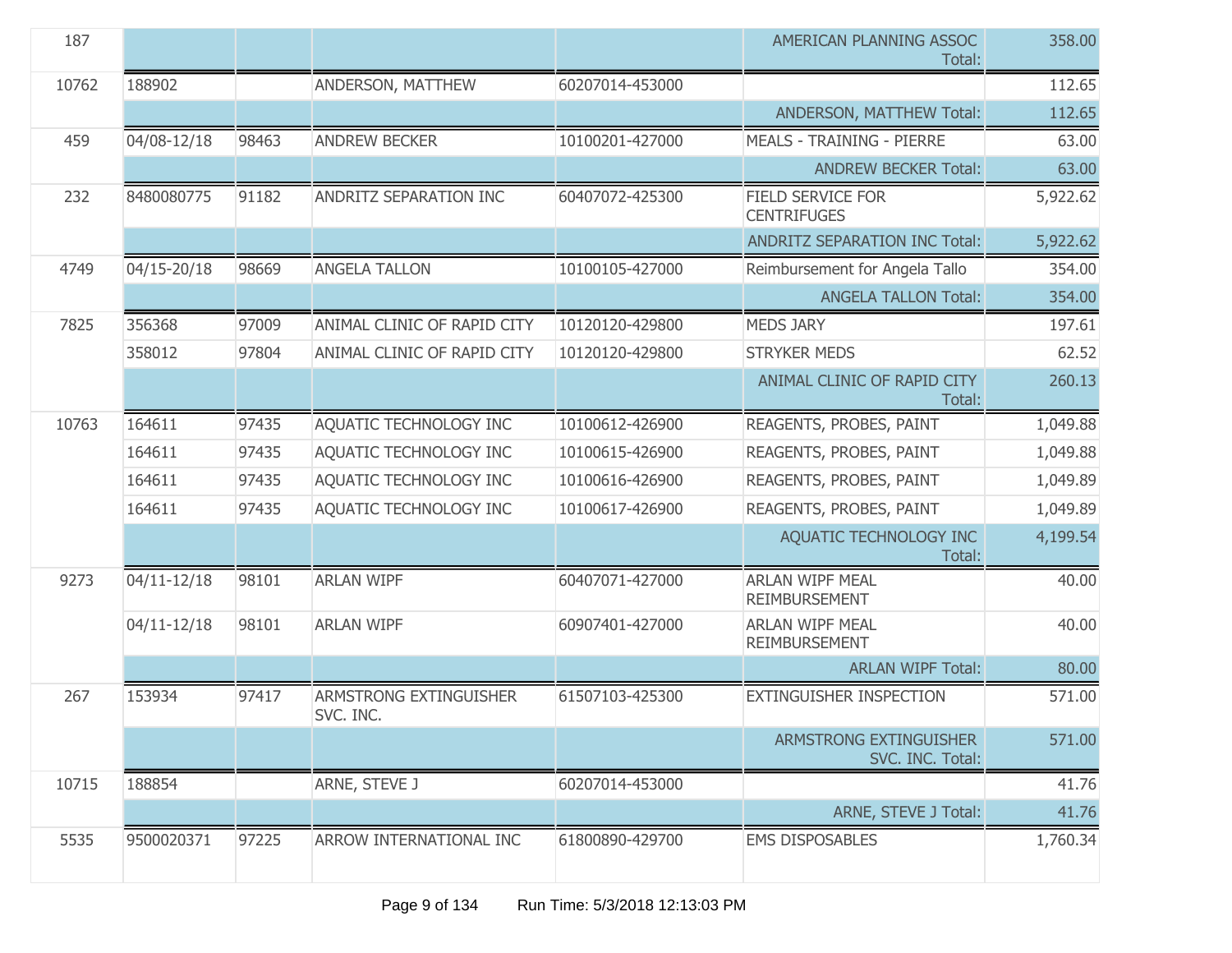| | | | | | | |
|---|---|---|---|---|---|---|
| 187 | | | | | AMERICAN PLANNING ASSOC Total: | 358.00 |
| 10762 | 188902 | | ANDERSON, MATTHEW | 60207014-453000 | | 112.65 |
| | | | | | ANDERSON, MATTHEW Total: | 112.65 |
| 459 | 04/08-12/18 | 98463 | ANDREW BECKER | 10100201-427000 | MEALS - TRAINING - PIERRE | 63.00 |
| | | | | | ANDREW BECKER Total: | 63.00 |
| 232 | 8480080775 | 91182 | ANDRITZ SEPARATION INC | 60407072-425300 | FIELD SERVICE FOR CENTRIFUGES | 5,922.62 |
| | | | | | ANDRITZ SEPARATION INC Total: | 5,922.62 |
| 4749 | 04/15-20/18 | 98669 | ANGELA TALLON | 10100105-427000 | Reimbursement for Angela Tallo | 354.00 |
| | | | | | ANGELA TALLON Total: | 354.00 |
| 7825 | 356368 | 97009 | ANIMAL CLINIC OF RAPID CITY | 10120120-429800 | MEDS JARY | 197.61 |
| | 358012 | 97804 | ANIMAL CLINIC OF RAPID CITY | 10120120-429800 | STRYKER MEDS | 62.52 |
| | | | | | ANIMAL CLINIC OF RAPID CITY Total: | 260.13 |
| 10763 | 164611 | 97435 | AQUATIC TECHNOLOGY INC | 10100612-426900 | REAGENTS, PROBES, PAINT | 1,049.88 |
| | 164611 | 97435 | AQUATIC TECHNOLOGY INC | 10100615-426900 | REAGENTS, PROBES, PAINT | 1,049.88 |
| | 164611 | 97435 | AQUATIC TECHNOLOGY INC | 10100616-426900 | REAGENTS, PROBES, PAINT | 1,049.89 |
| | 164611 | 97435 | AQUATIC TECHNOLOGY INC | 10100617-426900 | REAGENTS, PROBES, PAINT | 1,049.89 |
| | | | | | AQUATIC TECHNOLOGY INC Total: | 4,199.54 |
| 9273 | 04/11-12/18 | 98101 | ARLAN WIPF | 60407071-427000 | ARLAN WIPF MEAL REIMBURSEMENT | 40.00 |
| | 04/11-12/18 | 98101 | ARLAN WIPF | 60907401-427000 | ARLAN WIPF MEAL REIMBURSEMENT | 40.00 |
| | | | | | ARLAN WIPF Total: | 80.00 |
| 267 | 153934 | 97417 | ARMSTRONG EXTINGUISHER SVC. INC. | 61507103-425300 | EXTINGUISHER INSPECTION | 571.00 |
| | | | | | ARMSTRONG EXTINGUISHER SVC. INC. Total: | 571.00 |
| 10715 | 188854 | | ARNE, STEVE J | 60207014-453000 | | 41.76 |
| | | | | | ARNE, STEVE J Total: | 41.76 |
| 5535 | 9500020371 | 97225 | ARROW INTERNATIONAL INC | 61800890-429700 | EMS DISPOSABLES | 1,760.34 |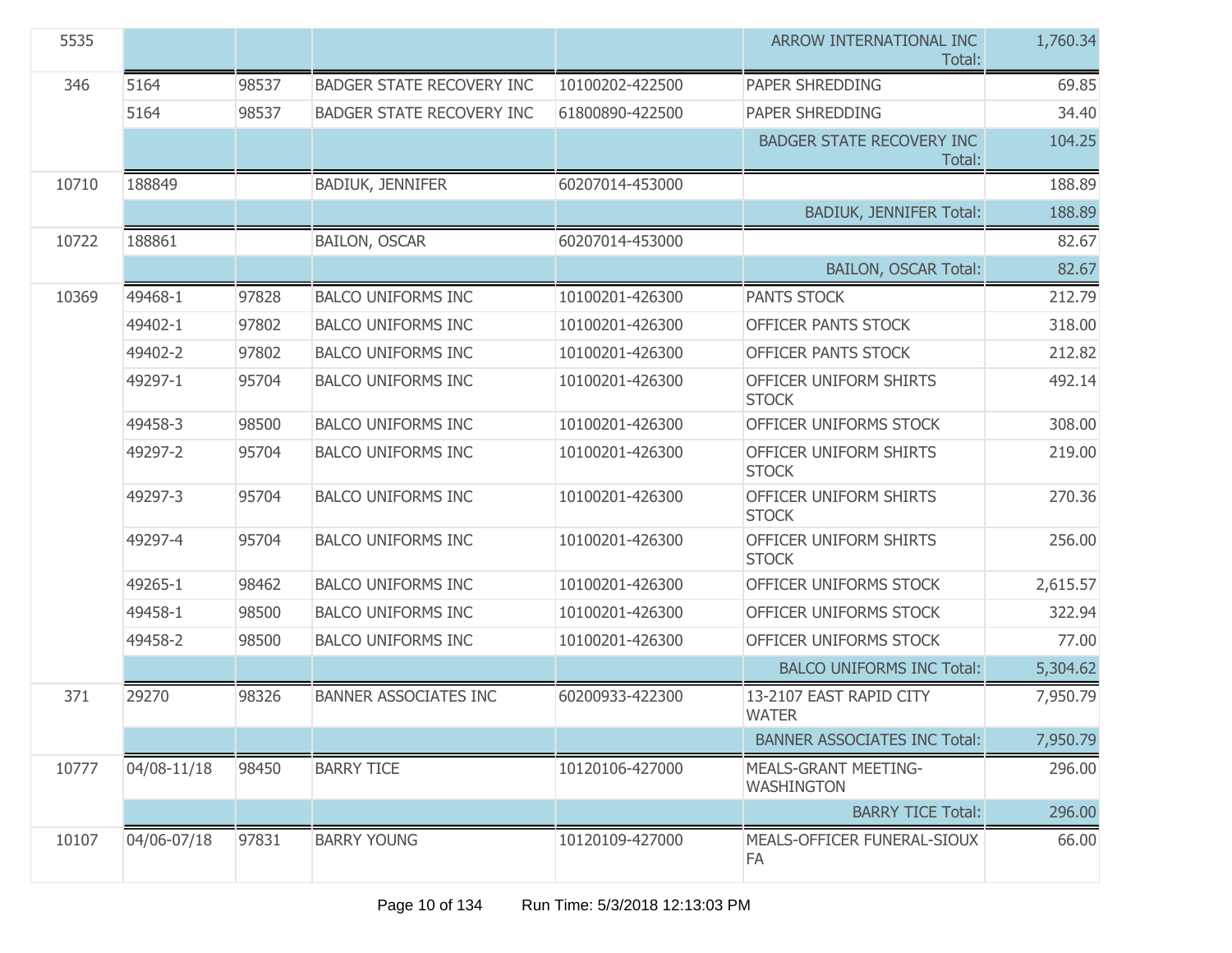| | | | | | | |
|---|---|---|---|---|---|---|
| 5535 | | | | | ARROW INTERNATIONAL INC Total: | 1,760.34 |
| 346 | 5164 | 98537 | BADGER STATE RECOVERY INC | 10100202-422500 | PAPER SHREDDING | 69.85 |
| | 5164 | 98537 | BADGER STATE RECOVERY INC | 61800890-422500 | PAPER SHREDDING | 34.40 |
| | | | | | BADGER STATE RECOVERY INC Total: | 104.25 |
| 10710 | 188849 | | BADIUK, JENNIFER | 60207014-453000 | | 188.89 |
| | | | | | BADIUK, JENNIFER Total: | 188.89 |
| 10722 | 188861 | | BAILON, OSCAR | 60207014-453000 | | 82.67 |
| | | | | | BAILON, OSCAR Total: | 82.67 |
| 10369 | 49468-1 | 97828 | BALCO UNIFORMS INC | 10100201-426300 | PANTS STOCK | 212.79 |
| | 49402-1 | 97802 | BALCO UNIFORMS INC | 10100201-426300 | OFFICER PANTS STOCK | 318.00 |
| | 49402-2 | 97802 | BALCO UNIFORMS INC | 10100201-426300 | OFFICER PANTS STOCK | 212.82 |
| | 49297-1 | 95704 | BALCO UNIFORMS INC | 10100201-426300 | OFFICER UNIFORM SHIRTS STOCK | 492.14 |
| | 49458-3 | 98500 | BALCO UNIFORMS INC | 10100201-426300 | OFFICER UNIFORMS STOCK | 308.00 |
| | 49297-2 | 95704 | BALCO UNIFORMS INC | 10100201-426300 | OFFICER UNIFORM SHIRTS STOCK | 219.00 |
| | 49297-3 | 95704 | BALCO UNIFORMS INC | 10100201-426300 | OFFICER UNIFORM SHIRTS STOCK | 270.36 |
| | 49297-4 | 95704 | BALCO UNIFORMS INC | 10100201-426300 | OFFICER UNIFORM SHIRTS STOCK | 256.00 |
| | 49265-1 | 98462 | BALCO UNIFORMS INC | 10100201-426300 | OFFICER UNIFORMS STOCK | 2,615.57 |
| | 49458-1 | 98500 | BALCO UNIFORMS INC | 10100201-426300 | OFFICER UNIFORMS STOCK | 322.94 |
| | 49458-2 | 98500 | BALCO UNIFORMS INC | 10100201-426300 | OFFICER UNIFORMS STOCK | 77.00 |
| | | | | | BALCO UNIFORMS INC Total: | 5,304.62 |
| 371 | 29270 | 98326 | BANNER ASSOCIATES INC | 60200933-422300 | 13-2107 EAST RAPID CITY WATER | 7,950.79 |
| | | | | | BANNER ASSOCIATES INC Total: | 7,950.79 |
| 10777 | 04/08-11/18 | 98450 | BARRY TICE | 10120106-427000 | MEALS-GRANT MEETING-WASHINGTON | 296.00 |
| | | | | | BARRY TICE Total: | 296.00 |
| 10107 | 04/06-07/18 | 97831 | BARRY YOUNG | 10120109-427000 | MEALS-OFFICER FUNERAL-SIOUX FA | 66.00 |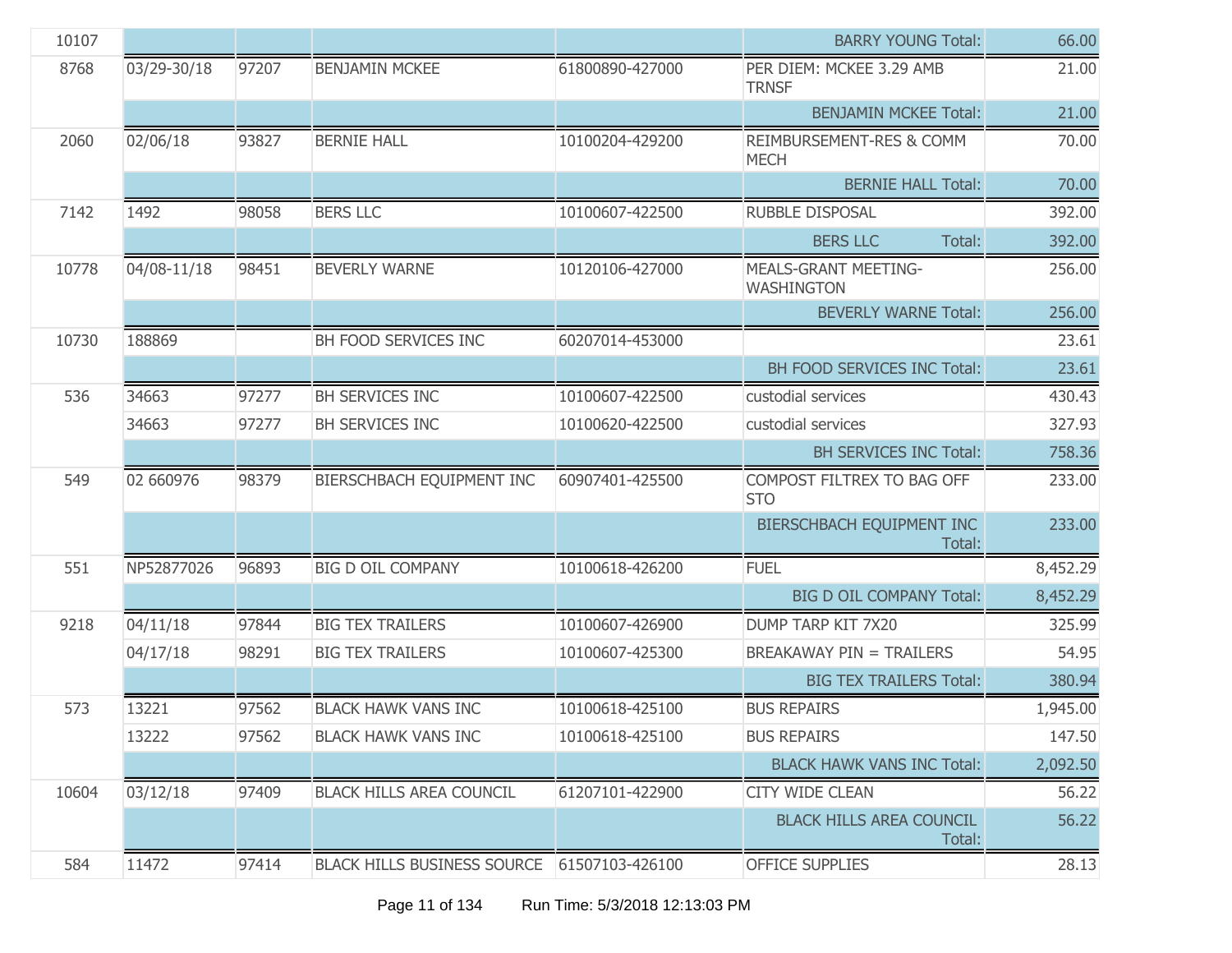| | | | | | | |
|---|---|---|---|---|---|---|
| 10107 | | | | | BARRY YOUNG Total: | 66.00 |
| 8768 | 03/29-30/18 | 97207 | BENJAMIN MCKEE | 61800890-427000 | PER DIEM: MCKEE 3.29 AMB TRNSF | 21.00 |
| | | | | | BENJAMIN MCKEE Total: | 21.00 |
| 2060 | 02/06/18 | 93827 | BERNIE HALL | 10100204-429200 | REIMBURSEMENT-RES & COMM MECH | 70.00 |
| | | | | | BERNIE HALL Total: | 70.00 |
| 7142 | 1492 | 98058 | BERS LLC | 10100607-422500 | RUBBLE DISPOSAL | 392.00 |
| | | | | | BERS LLC Total: | 392.00 |
| 10778 | 04/08-11/18 | 98451 | BEVERLY WARNE | 10120106-427000 | MEALS-GRANT MEETING-WASHINGTON | 256.00 |
| | | | | | BEVERLY WARNE Total: | 256.00 |
| 10730 | 188869 | | BH FOOD SERVICES INC | 60207014-453000 | | 23.61 |
| | | | | | BH FOOD SERVICES INC Total: | 23.61 |
| 536 | 34663 | 97277 | BH SERVICES INC | 10100607-422500 | custodial services | 430.43 |
| | 34663 | 97277 | BH SERVICES INC | 10100620-422500 | custodial services | 327.93 |
| | | | | | BH SERVICES INC Total: | 758.36 |
| 549 | 02 660976 | 98379 | BIERSCHBACH EQUIPMENT INC | 60907401-425500 | COMPOST FILTREX TO BAG OFF STO | 233.00 |
| | | | | | BIERSCHBACH EQUIPMENT INC Total: | 233.00 |
| 551 | NP52877026 | 96893 | BIG D OIL COMPANY | 10100618-426200 | FUEL | 8,452.29 |
| | | | | | BIG D OIL COMPANY Total: | 8,452.29 |
| 9218 | 04/11/18 | 97844 | BIG TEX TRAILERS | 10100607-426900 | DUMP TARP KIT 7X20 | 325.99 |
| | 04/17/18 | 98291 | BIG TEX TRAILERS | 10100607-425300 | BREAKAWAY PIN = TRAILERS | 54.95 |
| | | | | | BIG TEX TRAILERS Total: | 380.94 |
| 573 | 13221 | 97562 | BLACK HAWK VANS INC | 10100618-425100 | BUS REPAIRS | 1,945.00 |
| | 13222 | 97562 | BLACK HAWK VANS INC | 10100618-425100 | BUS REPAIRS | 147.50 |
| | | | | | BLACK HAWK VANS INC Total: | 2,092.50 |
| 10604 | 03/12/18 | 97409 | BLACK HILLS AREA COUNCIL | 61207101-422900 | CITY WIDE CLEAN | 56.22 |
| | | | | | BLACK HILLS AREA COUNCIL Total: | 56.22 |
| 584 | 11472 | 97414 | BLACK HILLS BUSINESS SOURCE | 61507103-426100 | OFFICE SUPPLIES | 28.13 |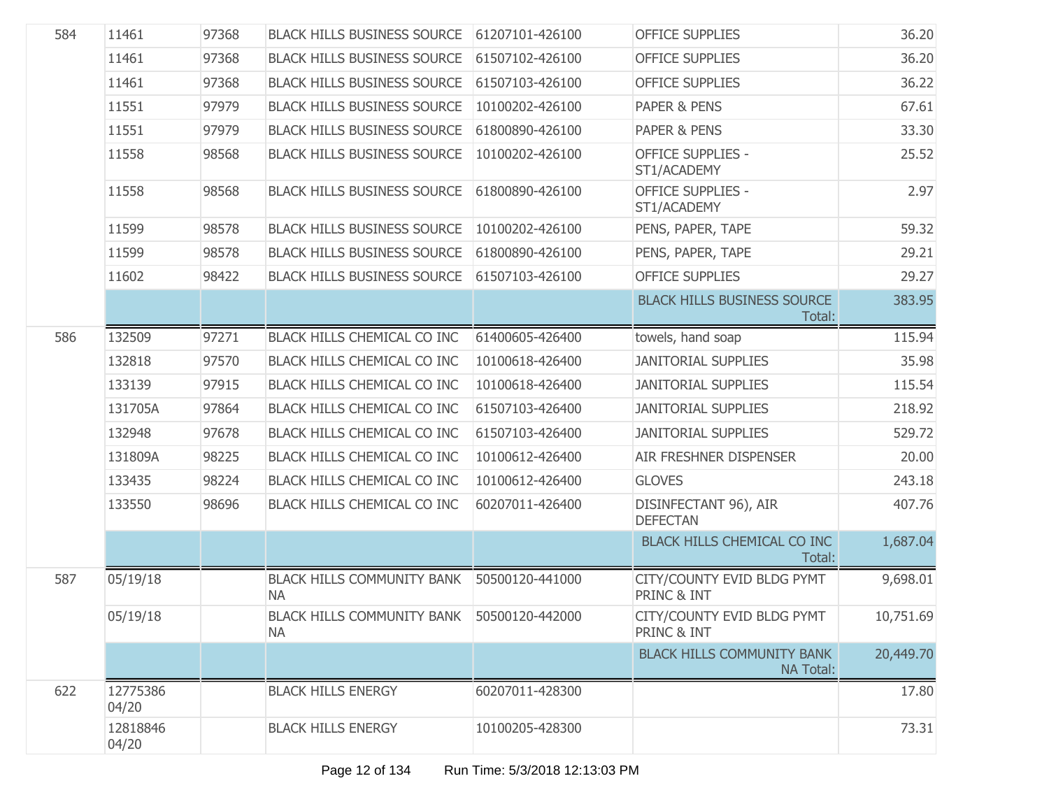| | | | | | | |
|---|---|---|---|---|---|---|
| 584 | 11461 | 97368 | BLACK HILLS BUSINESS SOURCE | 61207101-426100 | OFFICE SUPPLIES | 36.20 |
| | 11461 | 97368 | BLACK HILLS BUSINESS SOURCE | 61507102-426100 | OFFICE SUPPLIES | 36.20 |
| | 11461 | 97368 | BLACK HILLS BUSINESS SOURCE | 61507103-426100 | OFFICE SUPPLIES | 36.22 |
| | 11551 | 97979 | BLACK HILLS BUSINESS SOURCE | 10100202-426100 | PAPER & PENS | 67.61 |
| | 11551 | 97979 | BLACK HILLS BUSINESS SOURCE | 61800890-426100 | PAPER & PENS | 33.30 |
| | 11558 | 98568 | BLACK HILLS BUSINESS SOURCE | 10100202-426100 | OFFICE SUPPLIES - ST1/ACADEMY | 25.52 |
| | 11558 | 98568 | BLACK HILLS BUSINESS SOURCE | 61800890-426100 | OFFICE SUPPLIES - ST1/ACADEMY | 2.97 |
| | 11599 | 98578 | BLACK HILLS BUSINESS SOURCE | 10100202-426100 | PENS, PAPER, TAPE | 59.32 |
| | 11599 | 98578 | BLACK HILLS BUSINESS SOURCE | 61800890-426100 | PENS, PAPER, TAPE | 29.21 |
| | 11602 | 98422 | BLACK HILLS BUSINESS SOURCE | 61507103-426100 | OFFICE SUPPLIES | 29.27 |
| | | | | | BLACK HILLS BUSINESS SOURCE Total: | 383.95 |
| 586 | 132509 | 97271 | BLACK HILLS CHEMICAL CO INC | 61400605-426400 | towels, hand soap | 115.94 |
| | 132818 | 97570 | BLACK HILLS CHEMICAL CO INC | 10100618-426400 | JANITORIAL SUPPLIES | 35.98 |
| | 133139 | 97915 | BLACK HILLS CHEMICAL CO INC | 10100618-426400 | JANITORIAL SUPPLIES | 115.54 |
| | 131705A | 97864 | BLACK HILLS CHEMICAL CO INC | 61507103-426400 | JANITORIAL SUPPLIES | 218.92 |
| | 132948 | 97678 | BLACK HILLS CHEMICAL CO INC | 61507103-426400 | JANITORIAL SUPPLIES | 529.72 |
| | 131809A | 98225 | BLACK HILLS CHEMICAL CO INC | 10100612-426400 | AIR FRESHNER DISPENSER | 20.00 |
| | 133435 | 98224 | BLACK HILLS CHEMICAL CO INC | 10100612-426400 | GLOVES | 243.18 |
| | 133550 | 98696 | BLACK HILLS CHEMICAL CO INC | 60207011-426400 | DISINFECTANT 96), AIR DEFECTAN | 407.76 |
| | | | | | BLACK HILLS CHEMICAL CO INC Total: | 1,687.04 |
| 587 | 05/19/18 | | BLACK HILLS COMMUNITY BANK NA | 50500120-441000 | CITY/COUNTY EVID BLDG PYMT PRINC & INT | 9,698.01 |
| | 05/19/18 | | BLACK HILLS COMMUNITY BANK NA | 50500120-442000 | CITY/COUNTY EVID BLDG PYMT PRINC & INT | 10,751.69 |
| | | | | | BLACK HILLS COMMUNITY BANK NA Total: | 20,449.70 |
| 622 | 12775386 04/20 | | BLACK HILLS ENERGY | 60207011-428300 | | 17.80 |
| | 12818846 04/20 | | BLACK HILLS ENERGY | 10100205-428300 | | 73.31 |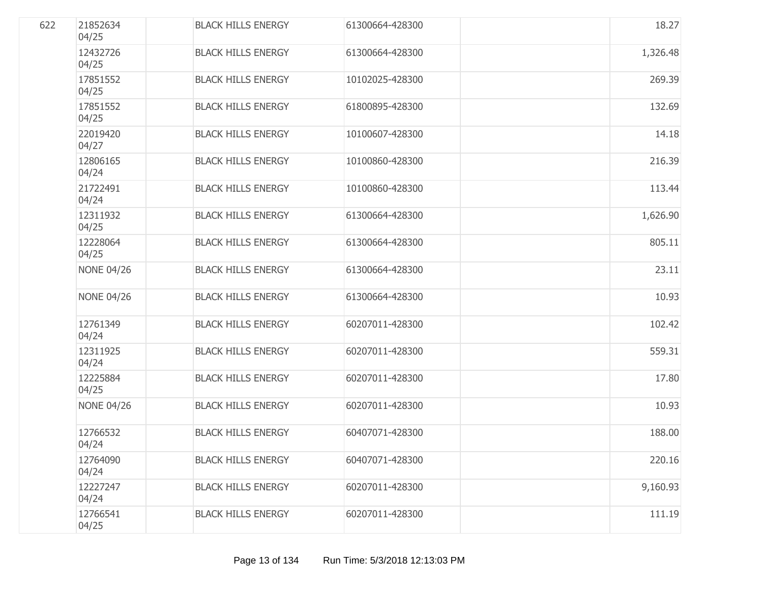| | | | | | | |
|---|---|---|---|---|---|---|
| 622 | 21852634 04/25 | | BLACK HILLS ENERGY | 61300664-428300 | | 18.27 |
| | 12432726 04/25 | | BLACK HILLS ENERGY | 61300664-428300 | | 1,326.48 |
| | 17851552 04/25 | | BLACK HILLS ENERGY | 10102025-428300 | | 269.39 |
| | 17851552 04/25 | | BLACK HILLS ENERGY | 61800895-428300 | | 132.69 |
| | 22019420 04/27 | | BLACK HILLS ENERGY | 10100607-428300 | | 14.18 |
| | 12806165 04/24 | | BLACK HILLS ENERGY | 10100860-428300 | | 216.39 |
| | 21722491 04/24 | | BLACK HILLS ENERGY | 10100860-428300 | | 113.44 |
| | 12311932 04/25 | | BLACK HILLS ENERGY | 61300664-428300 | | 1,626.90 |
| | 12228064 04/25 | | BLACK HILLS ENERGY | 61300664-428300 | | 805.11 |
| | NONE 04/26 | | BLACK HILLS ENERGY | 61300664-428300 | | 23.11 |
| | NONE 04/26 | | BLACK HILLS ENERGY | 61300664-428300 | | 10.93 |
| | 12761349 04/24 | | BLACK HILLS ENERGY | 60207011-428300 | | 102.42 |
| | 12311925 04/24 | | BLACK HILLS ENERGY | 60207011-428300 | | 559.31 |
| | 12225884 04/25 | | BLACK HILLS ENERGY | 60207011-428300 | | 17.80 |
| | NONE 04/26 | | BLACK HILLS ENERGY | 60207011-428300 | | 10.93 |
| | 12766532 04/24 | | BLACK HILLS ENERGY | 60407071-428300 | | 188.00 |
| | 12764090 04/24 | | BLACK HILLS ENERGY | 60407071-428300 | | 220.16 |
| | 12227247 04/24 | | BLACK HILLS ENERGY | 60207011-428300 | | 9,160.93 |
| | 12766541 04/25 | | BLACK HILLS ENERGY | 60207011-428300 | | 111.19 |

Run Time: 5/3/2018 12:13:03 PM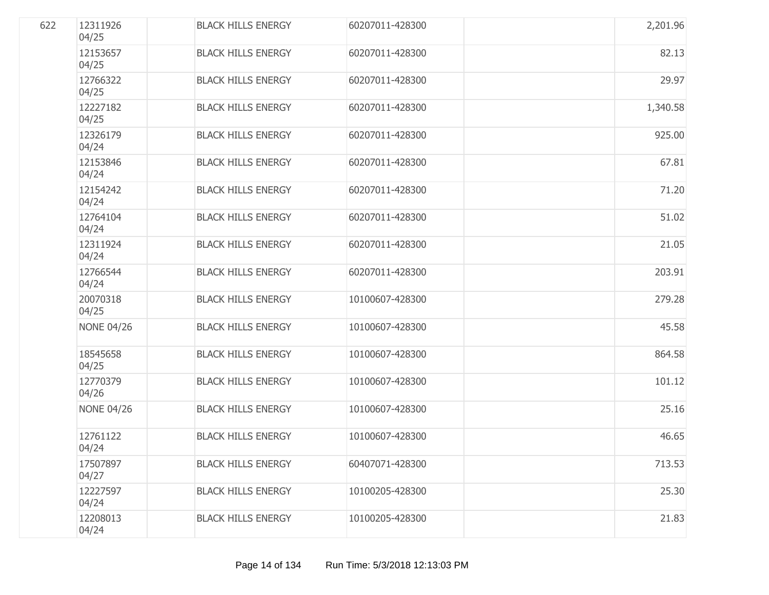| | | | | | | |
|---|---|---|---|---|---|---|
| 622 | 12311926 04/25 | | BLACK HILLS ENERGY | 60207011-428300 | | 2,201.96 |
| | 12153657 04/25 | | BLACK HILLS ENERGY | 60207011-428300 | | 82.13 |
| | 12766322 04/25 | | BLACK HILLS ENERGY | 60207011-428300 | | 29.97 |
| | 12227182 04/25 | | BLACK HILLS ENERGY | 60207011-428300 | | 1,340.58 |
| | 12326179 04/24 | | BLACK HILLS ENERGY | 60207011-428300 | | 925.00 |
| | 12153846 04/24 | | BLACK HILLS ENERGY | 60207011-428300 | | 67.81 |
| | 12154242 04/24 | | BLACK HILLS ENERGY | 60207011-428300 | | 71.20 |
| | 12764104 04/24 | | BLACK HILLS ENERGY | 60207011-428300 | | 51.02 |
| | 12311924 04/24 | | BLACK HILLS ENERGY | 60207011-428300 | | 21.05 |
| | 12766544 04/24 | | BLACK HILLS ENERGY | 60207011-428300 | | 203.91 |
| | 20070318 04/25 | | BLACK HILLS ENERGY | 10100607-428300 | | 279.28 |
| | NONE 04/26 | | BLACK HILLS ENERGY | 10100607-428300 | | 45.58 |
| | 18545658 04/25 | | BLACK HILLS ENERGY | 10100607-428300 | | 864.58 |
| | 12770379 04/26 | | BLACK HILLS ENERGY | 10100607-428300 | | 101.12 |
| | NONE 04/26 | | BLACK HILLS ENERGY | 10100607-428300 | | 25.16 |
| | 12761122 04/24 | | BLACK HILLS ENERGY | 10100607-428300 | | 46.65 |
| | 17507897 04/27 | | BLACK HILLS ENERGY | 60407071-428300 | | 713.53 |
| | 12227597 04/24 | | BLACK HILLS ENERGY | 10100205-428300 | | 25.30 |
| | 12208013 04/24 | | BLACK HILLS ENERGY | 10100205-428300 | | 21.83 |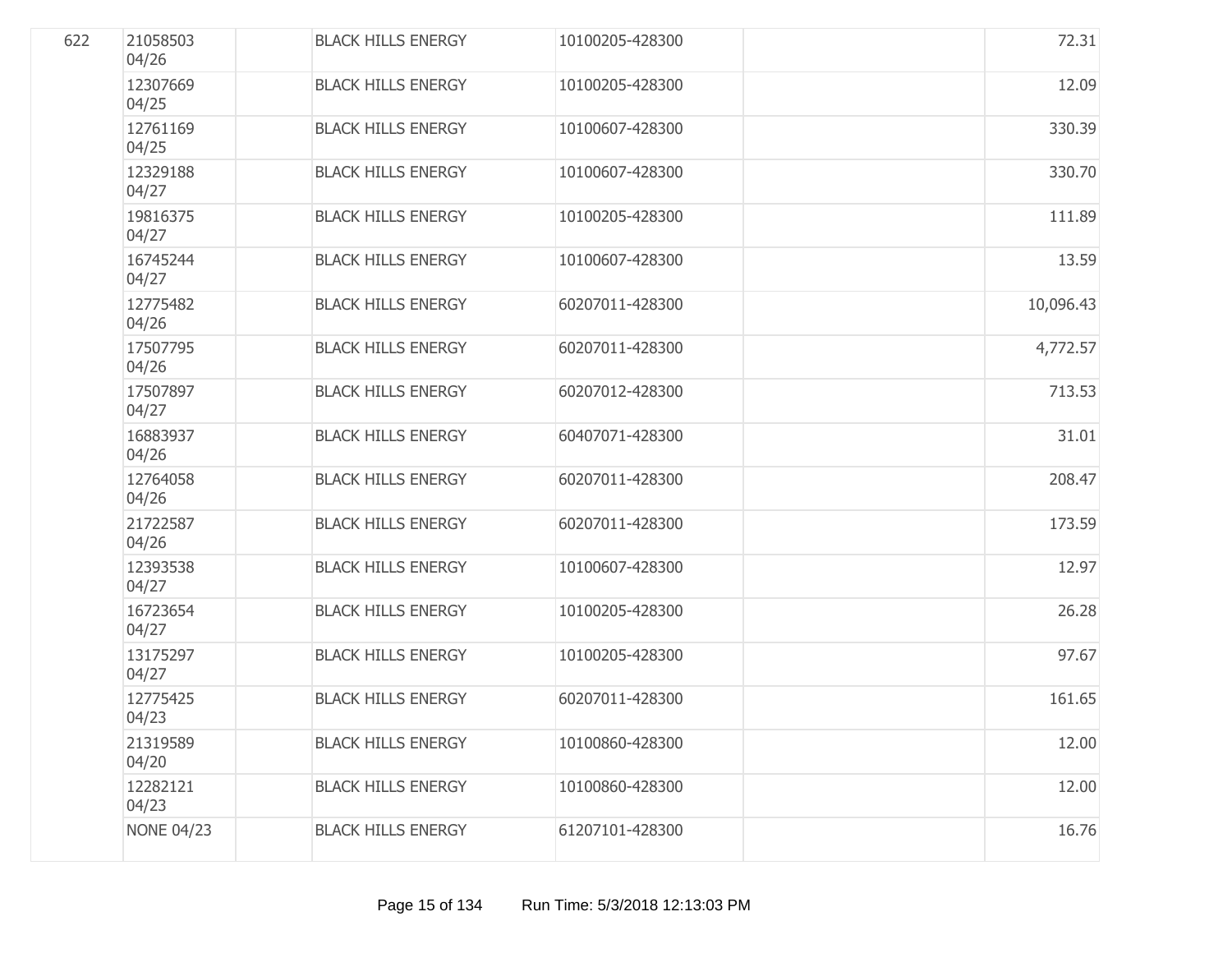| | | | | | | |
|---|---|---|---|---|---|---|
| 622 | 21058503 04/26 | | BLACK HILLS ENERGY | 10100205-428300 | | 72.31 |
| | 12307669 04/25 | | BLACK HILLS ENERGY | 10100205-428300 | | 12.09 |
| | 12761169 04/25 | | BLACK HILLS ENERGY | 10100607-428300 | | 330.39 |
| | 12329188 04/27 | | BLACK HILLS ENERGY | 10100607-428300 | | 330.70 |
| | 19816375 04/27 | | BLACK HILLS ENERGY | 10100205-428300 | | 111.89 |
| | 16745244 04/27 | | BLACK HILLS ENERGY | 10100607-428300 | | 13.59 |
| | 12775482 04/26 | | BLACK HILLS ENERGY | 60207011-428300 | | 10,096.43 |
| | 17507795 04/26 | | BLACK HILLS ENERGY | 60207011-428300 | | 4,772.57 |
| | 17507897 04/27 | | BLACK HILLS ENERGY | 60207012-428300 | | 713.53 |
| | 16883937 04/26 | | BLACK HILLS ENERGY | 60407071-428300 | | 31.01 |
| | 12764058 04/26 | | BLACK HILLS ENERGY | 60207011-428300 | | 208.47 |
| | 21722587 04/26 | | BLACK HILLS ENERGY | 60207011-428300 | | 173.59 |
| | 12393538 04/27 | | BLACK HILLS ENERGY | 10100607-428300 | | 12.97 |
| | 16723654 04/27 | | BLACK HILLS ENERGY | 10100205-428300 | | 26.28 |
| | 13175297 04/27 | | BLACK HILLS ENERGY | 10100205-428300 | | 97.67 |
| | 12775425 04/23 | | BLACK HILLS ENERGY | 60207011-428300 | | 161.65 |
| | 21319589 04/20 | | BLACK HILLS ENERGY | 10100860-428300 | | 12.00 |
| | 12282121 04/23 | | BLACK HILLS ENERGY | 10100860-428300 | | 12.00 |
| | NONE 04/23 | | BLACK HILLS ENERGY | 61207101-428300 | | 16.76 |

Run Time: 5/3/2018 12:13:03 PM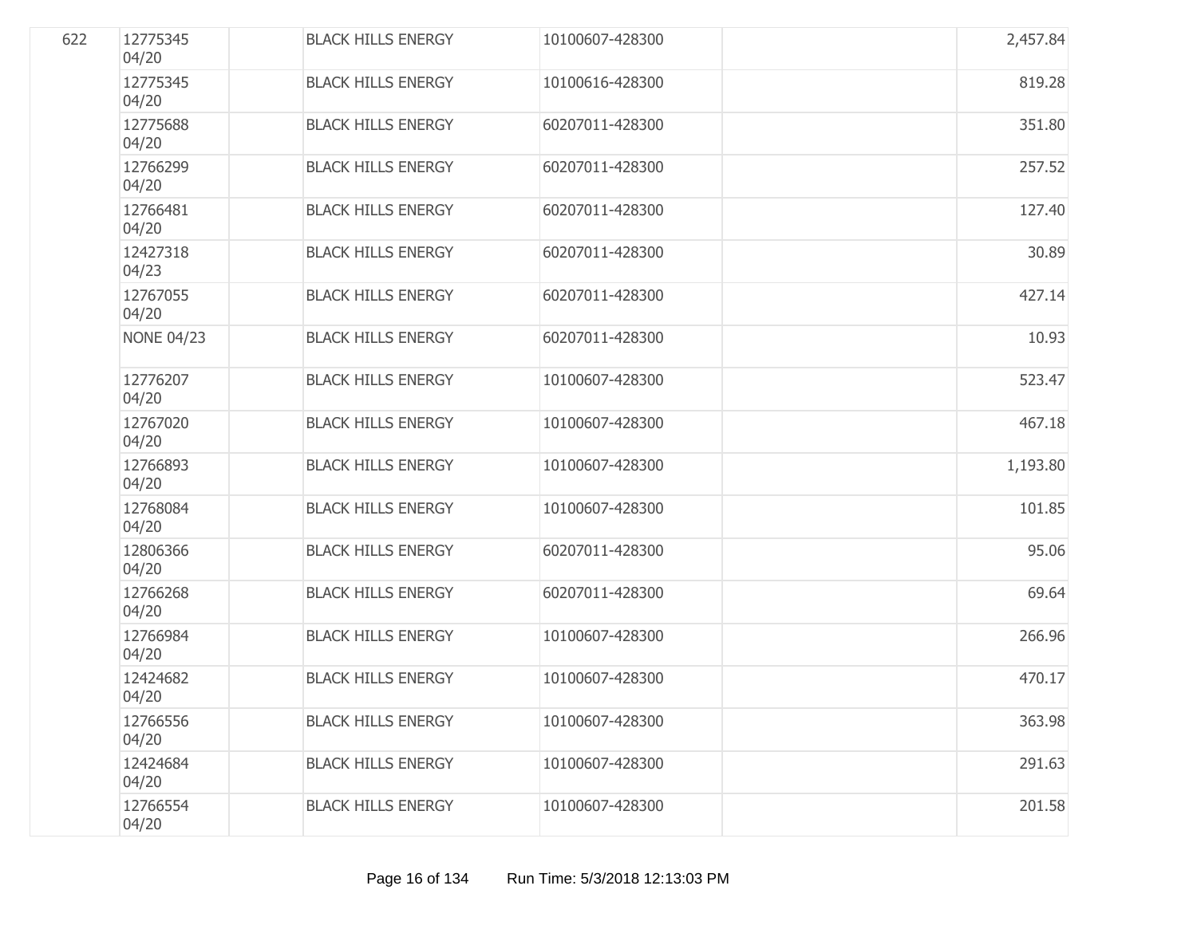| | | | | | | |
|---|---|---|---|---|---|---|
| 622 | 12775345 04/20 | | BLACK HILLS ENERGY | 10100607-428300 | | 2,457.84 |
| | 12775345 04/20 | | BLACK HILLS ENERGY | 10100616-428300 | | 819.28 |
| | 12775688 04/20 | | BLACK HILLS ENERGY | 60207011-428300 | | 351.80 |
| | 12766299 04/20 | | BLACK HILLS ENERGY | 60207011-428300 | | 257.52 |
| | 12766481 04/20 | | BLACK HILLS ENERGY | 60207011-428300 | | 127.40 |
| | 12427318 04/23 | | BLACK HILLS ENERGY | 60207011-428300 | | 30.89 |
| | 12767055 04/20 | | BLACK HILLS ENERGY | 60207011-428300 | | 427.14 |
| | NONE 04/23 | | BLACK HILLS ENERGY | 60207011-428300 | | 10.93 |
| | 12776207 04/20 | | BLACK HILLS ENERGY | 10100607-428300 | | 523.47 |
| | 12767020 04/20 | | BLACK HILLS ENERGY | 10100607-428300 | | 467.18 |
| | 12766893 04/20 | | BLACK HILLS ENERGY | 10100607-428300 | | 1,193.80 |
| | 12768084 04/20 | | BLACK HILLS ENERGY | 10100607-428300 | | 101.85 |
| | 12806366 04/20 | | BLACK HILLS ENERGY | 60207011-428300 | | 95.06 |
| | 12766268 04/20 | | BLACK HILLS ENERGY | 60207011-428300 | | 69.64 |
| | 12766984 04/20 | | BLACK HILLS ENERGY | 10100607-428300 | | 266.96 |
| | 12424682 04/20 | | BLACK HILLS ENERGY | 10100607-428300 | | 470.17 |
| | 12766556 04/20 | | BLACK HILLS ENERGY | 10100607-428300 | | 363.98 |
| | 12424684 04/20 | | BLACK HILLS ENERGY | 10100607-428300 | | 291.63 |
| | 12766554 04/20 | | BLACK HILLS ENERGY | 10100607-428300 | | 201.58 |

Run Time: 5/3/2018 12:13:03 PM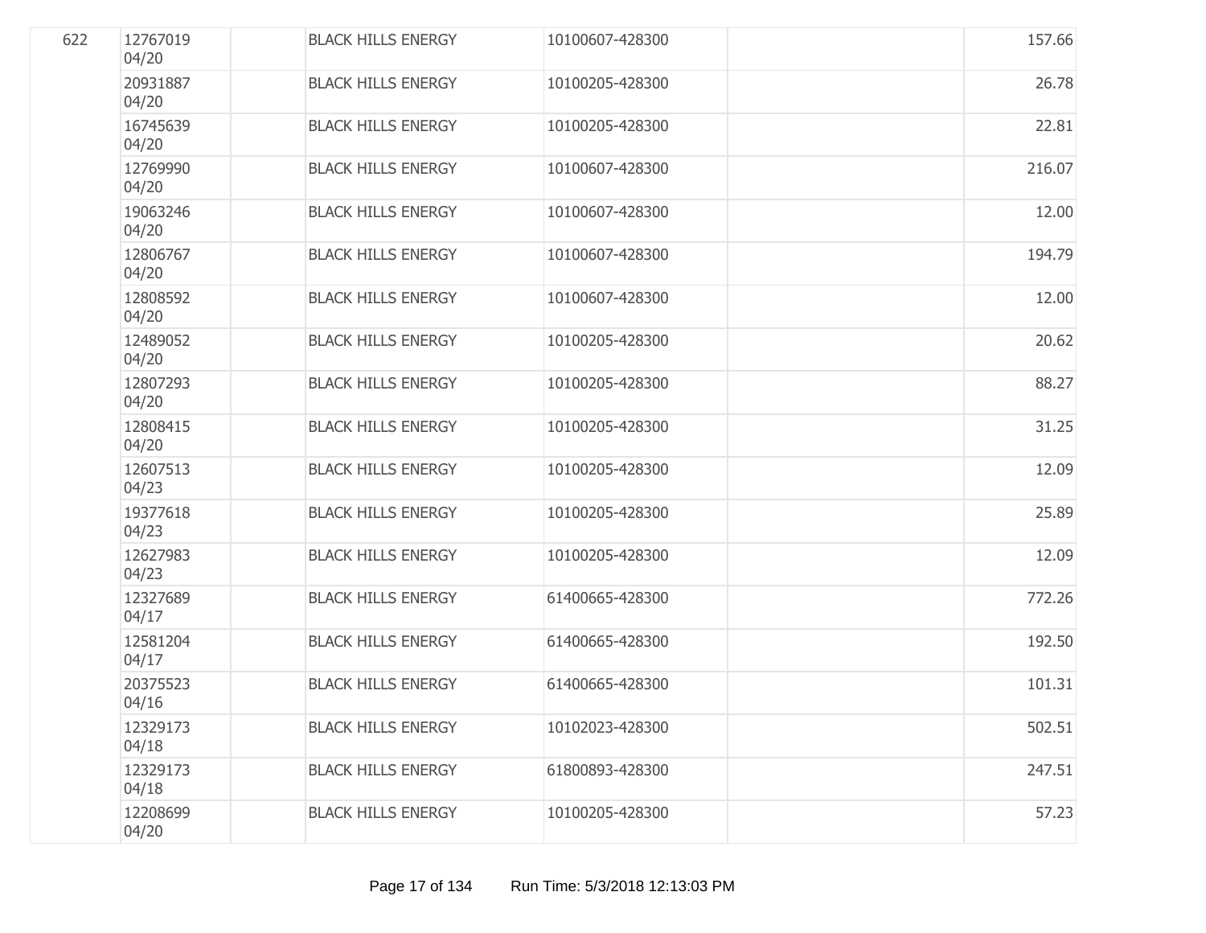| | | | | | | |
|---|---|---|---|---|---|---|
| 622 | 12767019 04/20 | | BLACK HILLS ENERGY | 10100607-428300 | | 157.66 |
| | 20931887 04/20 | | BLACK HILLS ENERGY | 10100205-428300 | | 26.78 |
| | 16745639 04/20 | | BLACK HILLS ENERGY | 10100205-428300 | | 22.81 |
| | 12769990 04/20 | | BLACK HILLS ENERGY | 10100607-428300 | | 216.07 |
| | 19063246 04/20 | | BLACK HILLS ENERGY | 10100607-428300 | | 12.00 |
| | 12806767 04/20 | | BLACK HILLS ENERGY | 10100607-428300 | | 194.79 |
| | 12808592 04/20 | | BLACK HILLS ENERGY | 10100607-428300 | | 12.00 |
| | 12489052 04/20 | | BLACK HILLS ENERGY | 10100205-428300 | | 20.62 |
| | 12807293 04/20 | | BLACK HILLS ENERGY | 10100205-428300 | | 88.27 |
| | 12808415 04/20 | | BLACK HILLS ENERGY | 10100205-428300 | | 31.25 |
| | 12607513 04/23 | | BLACK HILLS ENERGY | 10100205-428300 | | 12.09 |
| | 19377618 04/23 | | BLACK HILLS ENERGY | 10100205-428300 | | 25.89 |
| | 12627983 04/23 | | BLACK HILLS ENERGY | 10100205-428300 | | 12.09 |
| | 12327689 04/17 | | BLACK HILLS ENERGY | 61400665-428300 | | 772.26 |
| | 12581204 04/17 | | BLACK HILLS ENERGY | 61400665-428300 | | 192.50 |
| | 20375523 04/16 | | BLACK HILLS ENERGY | 61400665-428300 | | 101.31 |
| | 12329173 04/18 | | BLACK HILLS ENERGY | 10102023-428300 | | 502.51 |
| | 12329173 04/18 | | BLACK HILLS ENERGY | 61800893-428300 | | 247.51 |
| | 12208699 04/20 | | BLACK HILLS ENERGY | 10100205-428300 | | 57.23 |

Run Time: 5/3/2018 12:13:03 PM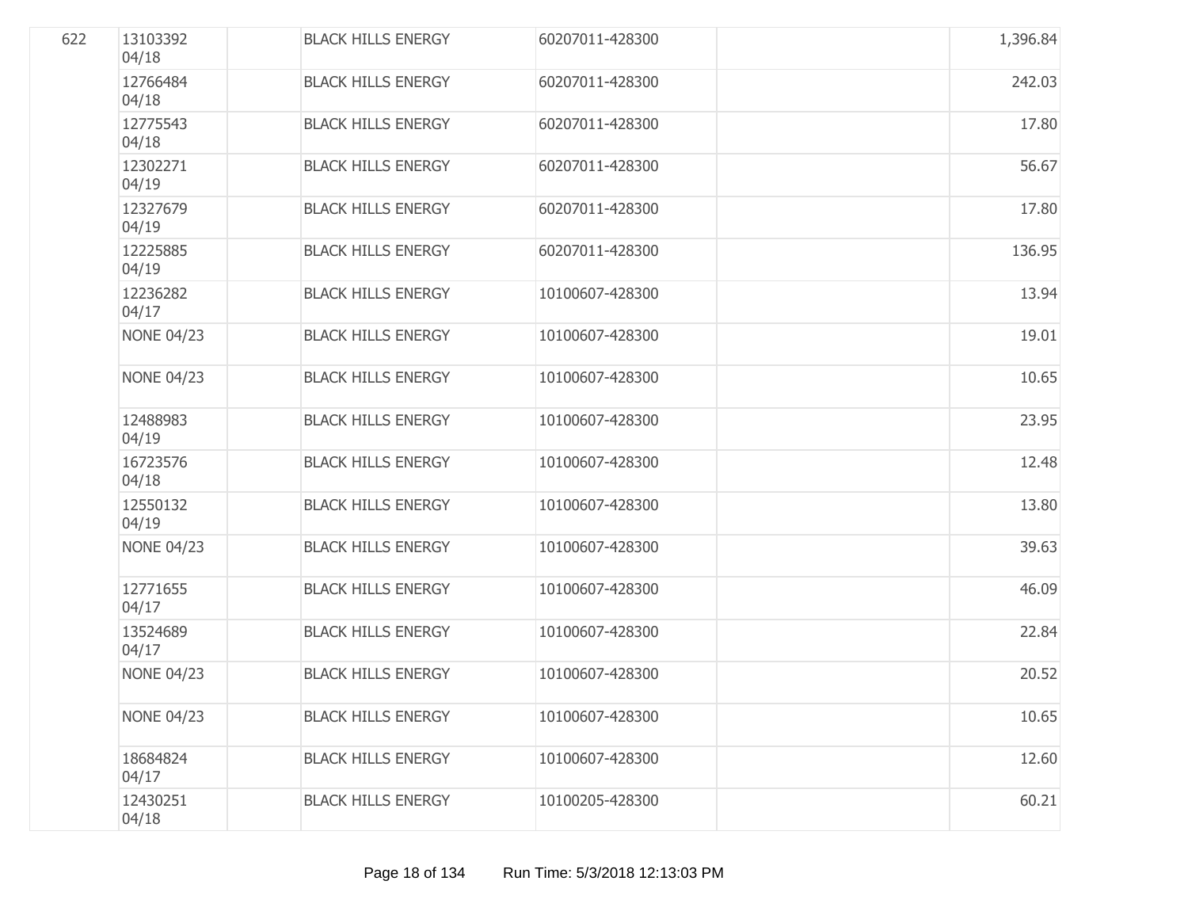| | | | | | | |
|---|---|---|---|---|---|---|
| 622 | 13103392 04/18 | | BLACK HILLS ENERGY | 60207011-428300 | | 1,396.84 |
| | 12766484 04/18 | | BLACK HILLS ENERGY | 60207011-428300 | | 242.03 |
| | 12775543 04/18 | | BLACK HILLS ENERGY | 60207011-428300 | | 17.80 |
| | 12302271 04/19 | | BLACK HILLS ENERGY | 60207011-428300 | | 56.67 |
| | 12327679 04/19 | | BLACK HILLS ENERGY | 60207011-428300 | | 17.80 |
| | 12225885 04/19 | | BLACK HILLS ENERGY | 60207011-428300 | | 136.95 |
| | 12236282 04/17 | | BLACK HILLS ENERGY | 10100607-428300 | | 13.94 |
| | NONE 04/23 | | BLACK HILLS ENERGY | 10100607-428300 | | 19.01 |
| | NONE 04/23 | | BLACK HILLS ENERGY | 10100607-428300 | | 10.65 |
| | 12488983 04/19 | | BLACK HILLS ENERGY | 10100607-428300 | | 23.95 |
| | 16723576 04/18 | | BLACK HILLS ENERGY | 10100607-428300 | | 12.48 |
| | 12550132 04/19 | | BLACK HILLS ENERGY | 10100607-428300 | | 13.80 |
| | NONE 04/23 | | BLACK HILLS ENERGY | 10100607-428300 | | 39.63 |
| | 12771655 04/17 | | BLACK HILLS ENERGY | 10100607-428300 | | 46.09 |
| | 13524689 04/17 | | BLACK HILLS ENERGY | 10100607-428300 | | 22.84 |
| | NONE 04/23 | | BLACK HILLS ENERGY | 10100607-428300 | | 20.52 |
| | NONE 04/23 | | BLACK HILLS ENERGY | 10100607-428300 | | 10.65 |
| | 18684824 04/17 | | BLACK HILLS ENERGY | 10100607-428300 | | 12.60 |
| | 12430251 04/18 | | BLACK HILLS ENERGY | 10100205-428300 | | 60.21 |

Run Time: 5/3/2018 12:13:03 PM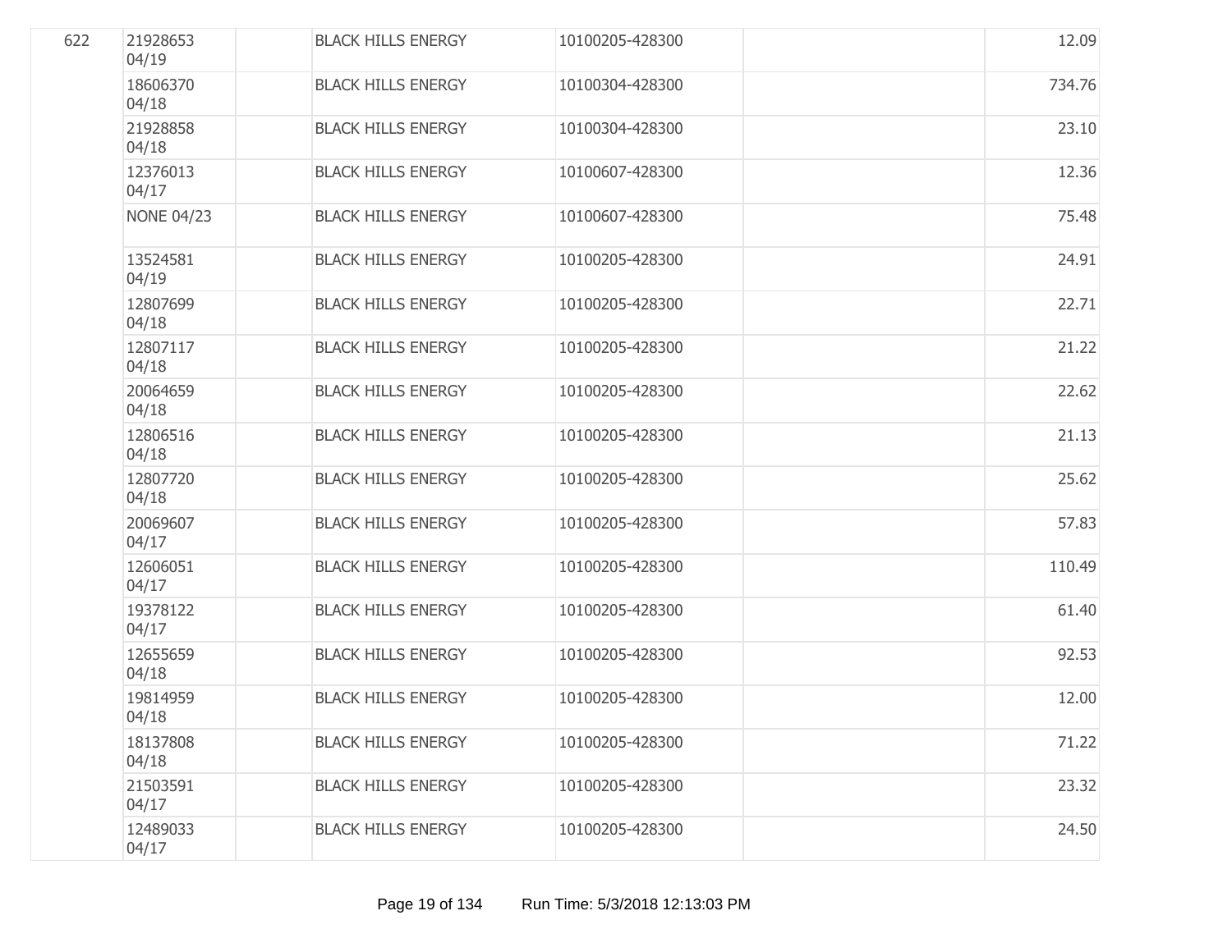| | | | | | | |
|---|---|---|---|---|---|---|
| 622 | 21928653 04/19 | | BLACK HILLS ENERGY | 10100205-428300 | | 12.09 |
| | 18606370 04/18 | | BLACK HILLS ENERGY | 10100304-428300 | | 734.76 |
| | 21928858 04/18 | | BLACK HILLS ENERGY | 10100304-428300 | | 23.10 |
| | 12376013 04/17 | | BLACK HILLS ENERGY | 10100607-428300 | | 12.36 |
| | NONE 04/23 | | BLACK HILLS ENERGY | 10100607-428300 | | 75.48 |
| | 13524581 04/19 | | BLACK HILLS ENERGY | 10100205-428300 | | 24.91 |
| | 12807699 04/18 | | BLACK HILLS ENERGY | 10100205-428300 | | 22.71 |
| | 12807117 04/18 | | BLACK HILLS ENERGY | 10100205-428300 | | 21.22 |
| | 20064659 04/18 | | BLACK HILLS ENERGY | 10100205-428300 | | 22.62 |
| | 12806516 04/18 | | BLACK HILLS ENERGY | 10100205-428300 | | 21.13 |
| | 12807720 04/18 | | BLACK HILLS ENERGY | 10100205-428300 | | 25.62 |
| | 20069607 04/17 | | BLACK HILLS ENERGY | 10100205-428300 | | 57.83 |
| | 12606051 04/17 | | BLACK HILLS ENERGY | 10100205-428300 | | 110.49 |
| | 19378122 04/17 | | BLACK HILLS ENERGY | 10100205-428300 | | 61.40 |
| | 12655659 04/18 | | BLACK HILLS ENERGY | 10100205-428300 | | 92.53 |
| | 19814959 04/18 | | BLACK HILLS ENERGY | 10100205-428300 | | 12.00 |
| | 18137808 04/18 | | BLACK HILLS ENERGY | 10100205-428300 | | 71.22 |
| | 21503591 04/17 | | BLACK HILLS ENERGY | 10100205-428300 | | 23.32 |
| | 12489033 04/17 | | BLACK HILLS ENERGY | 10100205-428300 | | 24.50 |

Run Time: 5/3/2018 12:13:03 PM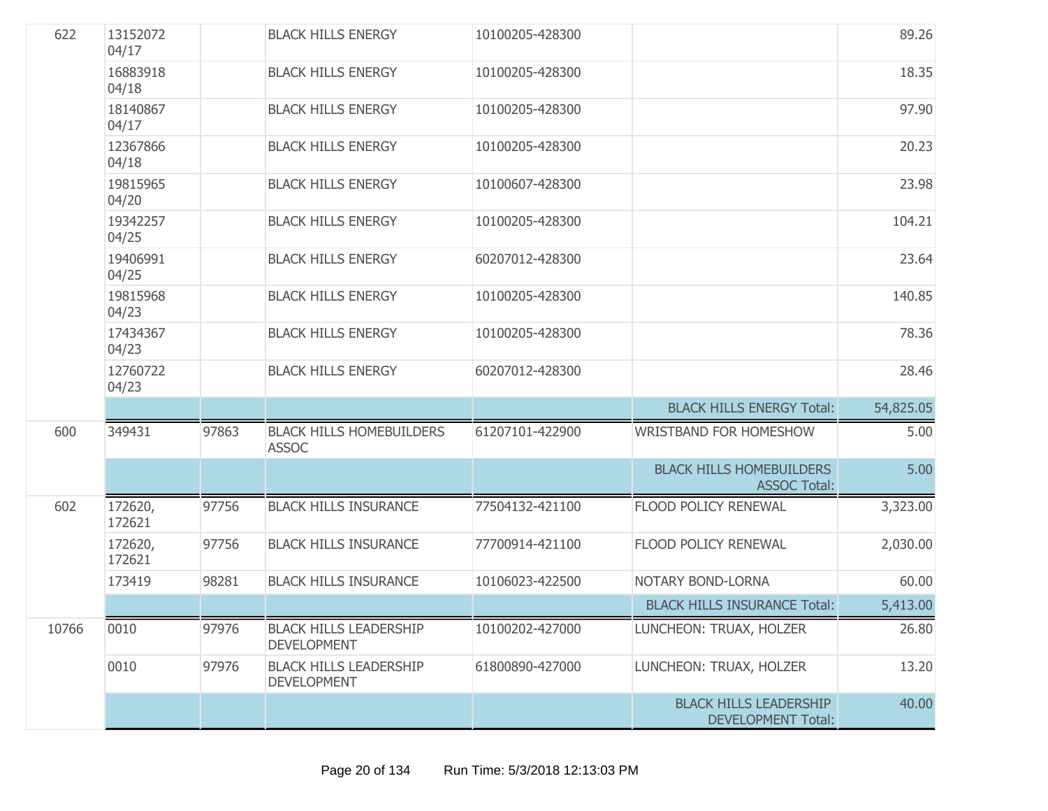| | | | | | | |
|---|---|---|---|---|---|---|
| 622 | 13152072 04/17 | | BLACK HILLS ENERGY | 10100205-428300 | | 89.26 |
| | 16883918 04/18 | | BLACK HILLS ENERGY | 10100205-428300 | | 18.35 |
| | 18140867 04/17 | | BLACK HILLS ENERGY | 10100205-428300 | | 97.90 |
| | 12367866 04/18 | | BLACK HILLS ENERGY | 10100205-428300 | | 20.23 |
| | 19815965 04/20 | | BLACK HILLS ENERGY | 10100607-428300 | | 23.98 |
| | 19342257 04/25 | | BLACK HILLS ENERGY | 10100205-428300 | | 104.21 |
| | 19406991 04/25 | | BLACK HILLS ENERGY | 60207012-428300 | | 23.64 |
| | 19815968 04/23 | | BLACK HILLS ENERGY | 10100205-428300 | | 140.85 |
| | 17434367 04/23 | | BLACK HILLS ENERGY | 10100205-428300 | | 78.36 |
| | 12760722 04/23 | | BLACK HILLS ENERGY | 60207012-428300 | | 28.46 |
| | | | | | BLACK HILLS ENERGY Total: | 54,825.05 |
| 600 | 349431 | 97863 | BLACK HILLS HOMEBUILDERS ASSOC | 61207101-422900 | WRISTBAND FOR HOMESHOW | 5.00 |
| | | | | | BLACK HILLS HOMEBUILDERS ASSOC Total: | 5.00 |
| 602 | 172620, 172621 | 97756 | BLACK HILLS INSURANCE | 77504132-421100 | FLOOD POLICY RENEWAL | 3,323.00 |
| | 172620, 172621 | 97756 | BLACK HILLS INSURANCE | 77700914-421100 | FLOOD POLICY RENEWAL | 2,030.00 |
| | 173419 | 98281 | BLACK HILLS INSURANCE | 10106023-422500 | NOTARY BOND-LORNA | 60.00 |
| | | | | | BLACK HILLS INSURANCE Total: | 5,413.00 |
| 10766 | 0010 | 97976 | BLACK HILLS LEADERSHIP DEVELOPMENT | 10100202-427000 | LUNCHEON: TRUAX, HOLZER | 26.80 |
| | 0010 | 97976 | BLACK HILLS LEADERSHIP DEVELOPMENT | 61800890-427000 | LUNCHEON: TRUAX, HOLZER | 13.20 |
| | | | | | BLACK HILLS LEADERSHIP DEVELOPMENT Total: | 40.00 |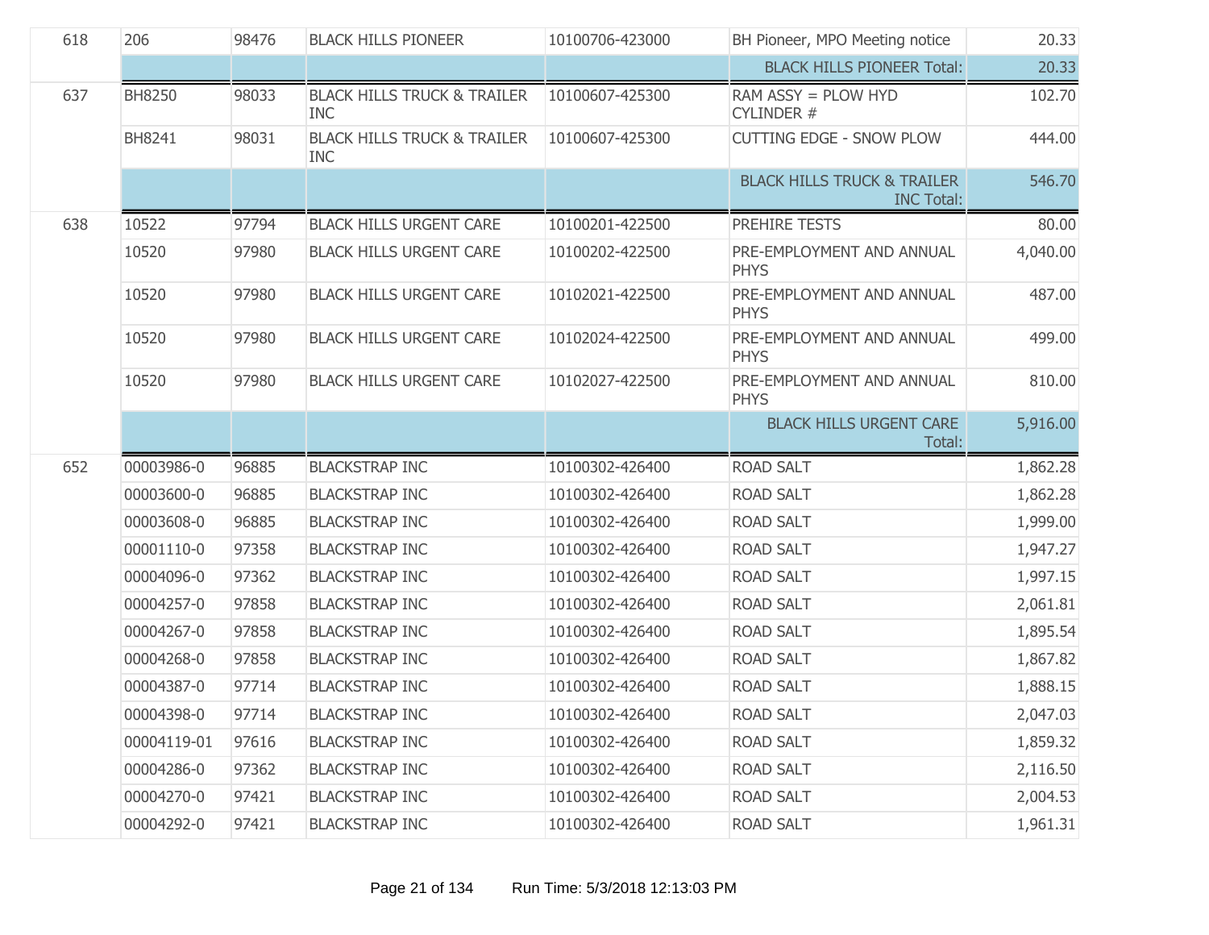| | | | | | | |
|---|---|---|---|---|---|---|
| 618 | 206 | 98476 | BLACK HILLS PIONEER | 10100706-423000 | BH Pioneer, MPO Meeting notice | 20.33 |
| | | | | | BLACK HILLS PIONEER Total: | 20.33 |
| 637 | BH8250 | 98033 | BLACK HILLS TRUCK & TRAILER INC | 10100607-425300 | RAM ASSY = PLOW HYD CYLINDER # | 102.70 |
| | BH8241 | 98031 | BLACK HILLS TRUCK & TRAILER INC | 10100607-425300 | CUTTING EDGE - SNOW PLOW | 444.00 |
| | | | | | BLACK HILLS TRUCK & TRAILER INC Total: | 546.70 |
| 638 | 10522 | 97794 | BLACK HILLS URGENT CARE | 10100201-422500 | PREHIRE TESTS | 80.00 |
| | 10520 | 97980 | BLACK HILLS URGENT CARE | 10100202-422500 | PRE-EMPLOYMENT AND ANNUAL PHYS | 4,040.00 |
| | 10520 | 97980 | BLACK HILLS URGENT CARE | 10102021-422500 | PRE-EMPLOYMENT AND ANNUAL PHYS | 487.00 |
| | 10520 | 97980 | BLACK HILLS URGENT CARE | 10102024-422500 | PRE-EMPLOYMENT AND ANNUAL PHYS | 499.00 |
| | 10520 | 97980 | BLACK HILLS URGENT CARE | 10102027-422500 | PRE-EMPLOYMENT AND ANNUAL PHYS | 810.00 |
| | | | | | BLACK HILLS URGENT CARE Total: | 5,916.00 |
| 652 | 00003986-0 | 96885 | BLACKSTRAP INC | 10100302-426400 | ROAD SALT | 1,862.28 |
| | 00003600-0 | 96885 | BLACKSTRAP INC | 10100302-426400 | ROAD SALT | 1,862.28 |
| | 00003608-0 | 96885 | BLACKSTRAP INC | 10100302-426400 | ROAD SALT | 1,999.00 |
| | 00001110-0 | 97358 | BLACKSTRAP INC | 10100302-426400 | ROAD SALT | 1,947.27 |
| | 00004096-0 | 97362 | BLACKSTRAP INC | 10100302-426400 | ROAD SALT | 1,997.15 |
| | 00004257-0 | 97858 | BLACKSTRAP INC | 10100302-426400 | ROAD SALT | 2,061.81 |
| | 00004267-0 | 97858 | BLACKSTRAP INC | 10100302-426400 | ROAD SALT | 1,895.54 |
| | 00004268-0 | 97858 | BLACKSTRAP INC | 10100302-426400 | ROAD SALT | 1,867.82 |
| | 00004387-0 | 97714 | BLACKSTRAP INC | 10100302-426400 | ROAD SALT | 1,888.15 |
| | 00004398-0 | 97714 | BLACKSTRAP INC | 10100302-426400 | ROAD SALT | 2,047.03 |
| | 00004119-01 | 97616 | BLACKSTRAP INC | 10100302-426400 | ROAD SALT | 1,859.32 |
| | 00004286-0 | 97362 | BLACKSTRAP INC | 10100302-426400 | ROAD SALT | 2,116.50 |
| | 00004270-0 | 97421 | BLACKSTRAP INC | 10100302-426400 | ROAD SALT | 2,004.53 |
| | 00004292-0 | 97421 | BLACKSTRAP INC | 10100302-426400 | ROAD SALT | 1,961.31 |

Run Time: 5/3/2018 12:13:03 PM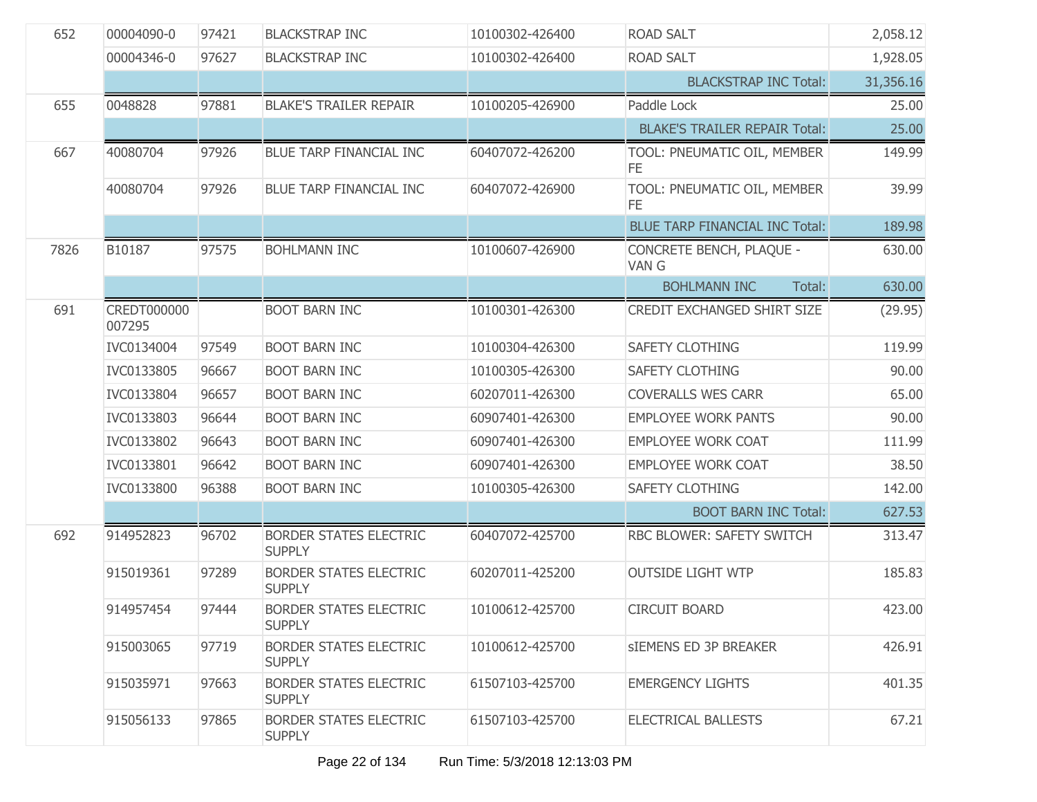| | | | | | | |
|---|---|---|---|---|---|---|
| 652 | 00004090-0 | 97421 | BLACKSTRAP INC | 10100302-426400 | ROAD SALT | 2,058.12 |
| | 00004346-0 | 97627 | BLACKSTRAP INC | 10100302-426400 | ROAD SALT | 1,928.05 |
| | | | | | BLACKSTRAP INC Total: | 31,356.16 |
| 655 | 0048828 | 97881 | BLAKE'S TRAILER REPAIR | 10100205-426900 | Paddle Lock | 25.00 |
| | | | | | BLAKE'S TRAILER REPAIR Total: | 25.00 |
| 667 | 40080704 | 97926 | BLUE TARP FINANCIAL INC | 60407072-426200 | TOOL: PNEUMATIC OIL, MEMBER FE | 149.99 |
| | 40080704 | 97926 | BLUE TARP FINANCIAL INC | 60407072-426900 | TOOL: PNEUMATIC OIL, MEMBER FE | 39.99 |
| | | | | | BLUE TARP FINANCIAL INC Total: | 189.98 |
| 7826 | B10187 | 97575 | BOHLMANN INC | 10100607-426900 | CONCRETE BENCH, PLAQUE - VAN G | 630.00 |
| | | | | | BOHLMANN INC Total: | 630.00 |
| 691 | CREDT000000007295 | | BOOT BARN INC | 10100301-426300 | CREDIT EXCHANGED SHIRT SIZE | (29.95) |
| | IVC0134004 | 97549 | BOOT BARN INC | 10100304-426300 | SAFETY CLOTHING | 119.99 |
| | IVC0133805 | 96667 | BOOT BARN INC | 10100305-426300 | SAFETY CLOTHING | 90.00 |
| | IVC0133804 | 96657 | BOOT BARN INC | 60207011-426300 | COVERALLS WES CARR | 65.00 |
| | IVC0133803 | 96644 | BOOT BARN INC | 60907401-426300 | EMPLOYEE WORK PANTS | 90.00 |
| | IVC0133802 | 96643 | BOOT BARN INC | 60907401-426300 | EMPLOYEE WORK COAT | 111.99 |
| | IVC0133801 | 96642 | BOOT BARN INC | 60907401-426300 | EMPLOYEE WORK COAT | 38.50 |
| | IVC0133800 | 96388 | BOOT BARN INC | 10100305-426300 | SAFETY CLOTHING | 142.00 |
| | | | | | BOOT BARN INC Total: | 627.53 |
| 692 | 914952823 | 96702 | BORDER STATES ELECTRIC SUPPLY | 60407072-425700 | RBC BLOWER: SAFETY SWITCH | 313.47 |
| | 915019361 | 97289 | BORDER STATES ELECTRIC SUPPLY | 60207011-425200 | OUTSIDE LIGHT WTP | 185.83 |
| | 914957454 | 97444 | BORDER STATES ELECTRIC SUPPLY | 10100612-425700 | CIRCUIT BOARD | 423.00 |
| | 915003065 | 97719 | BORDER STATES ELECTRIC SUPPLY | 10100612-425700 | sIEMENS ED 3P BREAKER | 426.91 |
| | 915035971 | 97663 | BORDER STATES ELECTRIC SUPPLY | 61507103-425700 | EMERGENCY LIGHTS | 401.35 |
| | 915056133 | 97865 | BORDER STATES ELECTRIC SUPPLY | 61507103-425700 | ELECTRICAL BALLESTS | 67.21 |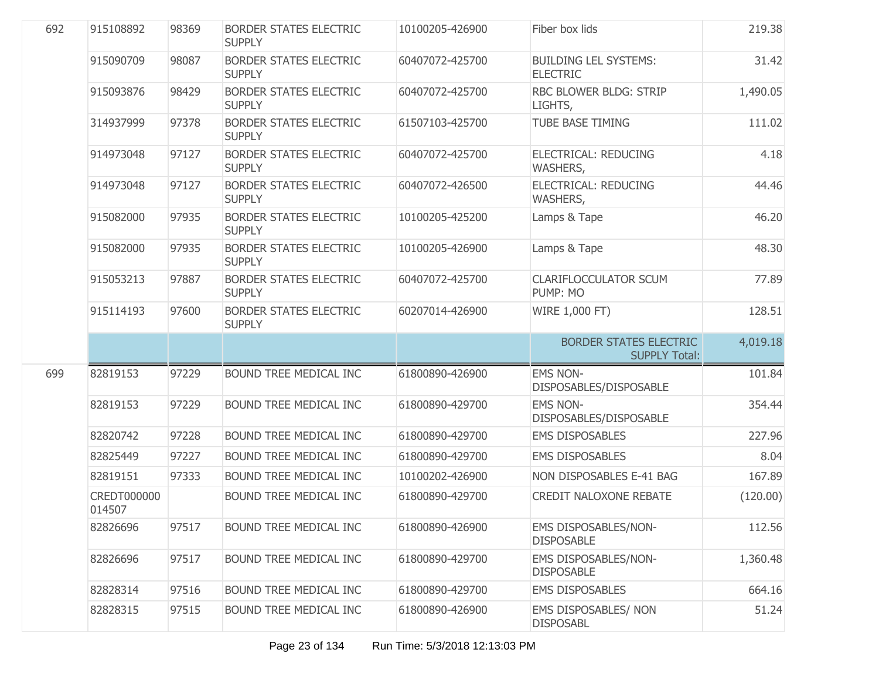| | | | | | | |
|---|---|---|---|---|---|---|
| 692 | 915108892 | 98369 | BORDER STATES ELECTRIC SUPPLY | 10100205-426900 | Fiber box lids | 219.38 |
| | 915090709 | 98087 | BORDER STATES ELECTRIC SUPPLY | 60407072-425700 | BUILDING LEL SYSTEMS: ELECTRIC | 31.42 |
| | 915093876 | 98429 | BORDER STATES ELECTRIC SUPPLY | 60407072-425700 | RBC BLOWER BLDG: STRIP LIGHTS, | 1,490.05 |
| | 314937999 | 97378 | BORDER STATES ELECTRIC SUPPLY | 61507103-425700 | TUBE BASE TIMING | 111.02 |
| | 914973048 | 97127 | BORDER STATES ELECTRIC SUPPLY | 60407072-425700 | ELECTRICAL: REDUCING WASHERS, | 4.18 |
| | 914973048 | 97127 | BORDER STATES ELECTRIC SUPPLY | 60407072-426500 | ELECTRICAL: REDUCING WASHERS, | 44.46 |
| | 915082000 | 97935 | BORDER STATES ELECTRIC SUPPLY | 10100205-425200 | Lamps & Tape | 46.20 |
| | 915082000 | 97935 | BORDER STATES ELECTRIC SUPPLY | 10100205-426900 | Lamps & Tape | 48.30 |
| | 915053213 | 97887 | BORDER STATES ELECTRIC SUPPLY | 60407072-425700 | CLARIFLOCCULATOR SCUM PUMP: MO | 77.89 |
| | 915114193 | 97600 | BORDER STATES ELECTRIC SUPPLY | 60207014-426900 | WIRE 1,000 FT) | 128.51 |
| | | | | | BORDER STATES ELECTRIC SUPPLY Total: | 4,019.18 |
| 699 | 82819153 | 97229 | BOUND TREE MEDICAL INC | 61800890-426900 | EMS NON-DISPOSABLES/DISPOSABLE | 101.84 |
| | 82819153 | 97229 | BOUND TREE MEDICAL INC | 61800890-429700 | EMS NON-DISPOSABLES/DISPOSABLE | 354.44 |
| | 82820742 | 97228 | BOUND TREE MEDICAL INC | 61800890-429700 | EMS DISPOSABLES | 227.96 |
| | 82825449 | 97227 | BOUND TREE MEDICAL INC | 61800890-429700 | EMS DISPOSABLES | 8.04 |
| | 82819151 | 97333 | BOUND TREE MEDICAL INC | 10100202-426900 | NON DISPOSABLES E-41 BAG | 167.89 |
| | CREDT000000014507 | | BOUND TREE MEDICAL INC | 61800890-429700 | CREDIT NALOXONE REBATE | (120.00) |
| | 82826696 | 97517 | BOUND TREE MEDICAL INC | 61800890-426900 | EMS DISPOSABLES/NON-DISPOSABLE | 112.56 |
| | 82826696 | 97517 | BOUND TREE MEDICAL INC | 61800890-429700 | EMS DISPOSABLES/NON-DISPOSABLE | 1,360.48 |
| | 82828314 | 97516 | BOUND TREE MEDICAL INC | 61800890-429700 | EMS DISPOSABLES | 664.16 |
| | 82828315 | 97515 | BOUND TREE MEDICAL INC | 61800890-426900 | EMS DISPOSABLES/ NON DISPOSABL | 51.24 |

Run Time: 5/3/2018 12:13:03 PM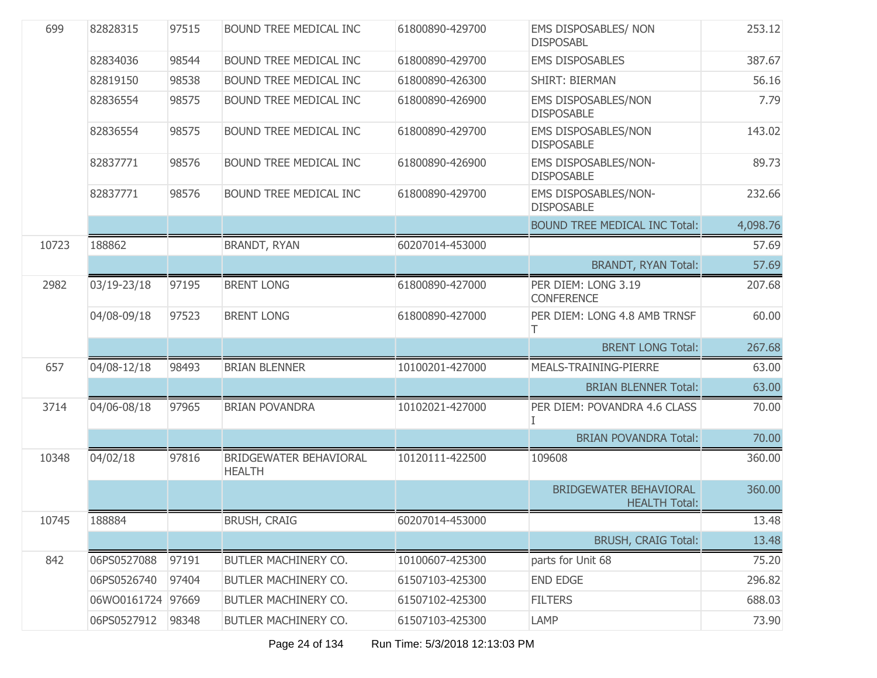| | | | | | | |
|---|---|---|---|---|---|---|
| 699 | 82828315 | 97515 | BOUND TREE MEDICAL INC | 61800890-429700 | EMS DISPOSABLES/ NON DISPOSABL | 253.12 |
| | 82834036 | 98544 | BOUND TREE MEDICAL INC | 61800890-429700 | EMS DISPOSABLES | 387.67 |
| | 82819150 | 98538 | BOUND TREE MEDICAL INC | 61800890-426300 | SHIRT: BIERMAN | 56.16 |
| | 82836554 | 98575 | BOUND TREE MEDICAL INC | 61800890-426900 | EMS DISPOSABLES/NON DISPOSABLE | 7.79 |
| | 82836554 | 98575 | BOUND TREE MEDICAL INC | 61800890-429700 | EMS DISPOSABLES/NON DISPOSABLE | 143.02 |
| | 82837771 | 98576 | BOUND TREE MEDICAL INC | 61800890-426900 | EMS DISPOSABLES/NON-DISPOSABLE | 89.73 |
| | 82837771 | 98576 | BOUND TREE MEDICAL INC | 61800890-429700 | EMS DISPOSABLES/NON-DISPOSABLE | 232.66 |
| | | | | | BOUND TREE MEDICAL INC Total: | 4,098.76 |
| 10723 | 188862 | | BRANDT, RYAN | 60207014-453000 | | 57.69 |
| | | | | | BRANDT, RYAN Total: | 57.69 |
| 2982 | 03/19-23/18 | 97195 | BRENT LONG | 61800890-427000 | PER DIEM: LONG 3.19 CONFERENCE | 207.68 |
| | 04/08-09/18 | 97523 | BRENT LONG | 61800890-427000 | PER DIEM: LONG 4.8 AMB TRNSF T | 60.00 |
| | | | | | BRENT LONG Total: | 267.68 |
| 657 | 04/08-12/18 | 98493 | BRIAN BLENNER | 10100201-427000 | MEALS-TRAINING-PIERRE | 63.00 |
| | | | | | BRIAN BLENNER Total: | 63.00 |
| 3714 | 04/06-08/18 | 97965 | BRIAN POVANDRA | 10102021-427000 | PER DIEM: POVANDRA 4.6 CLASS I | 70.00 |
| | | | | | BRIAN POVANDRA Total: | 70.00 |
| 10348 | 04/02/18 | 97816 | BRIDGEWATER BEHAVIORAL HEALTH | 10120111-422500 | 109608 | 360.00 |
| | | | | | BRIDGEWATER BEHAVIORAL HEALTH Total: | 360.00 |
| 10745 | 188884 | | BRUSH, CRAIG | 60207014-453000 | | 13.48 |
| | | | | | BRUSH, CRAIG Total: | 13.48 |
| 842 | 06PS0527088 | 97191 | BUTLER MACHINERY CO. | 10100607-425300 | parts for Unit 68 | 75.20 |
| | 06PS0526740 | 97404 | BUTLER MACHINERY CO. | 61507103-425300 | END EDGE | 296.82 |
| | 06WO0161724 | 97669 | BUTLER MACHINERY CO. | 61507102-425300 | FILTERS | 688.03 |
| | 06PS0527912 | 98348 | BUTLER MACHINERY CO. | 61507103-425300 | LAMP | 73.90 |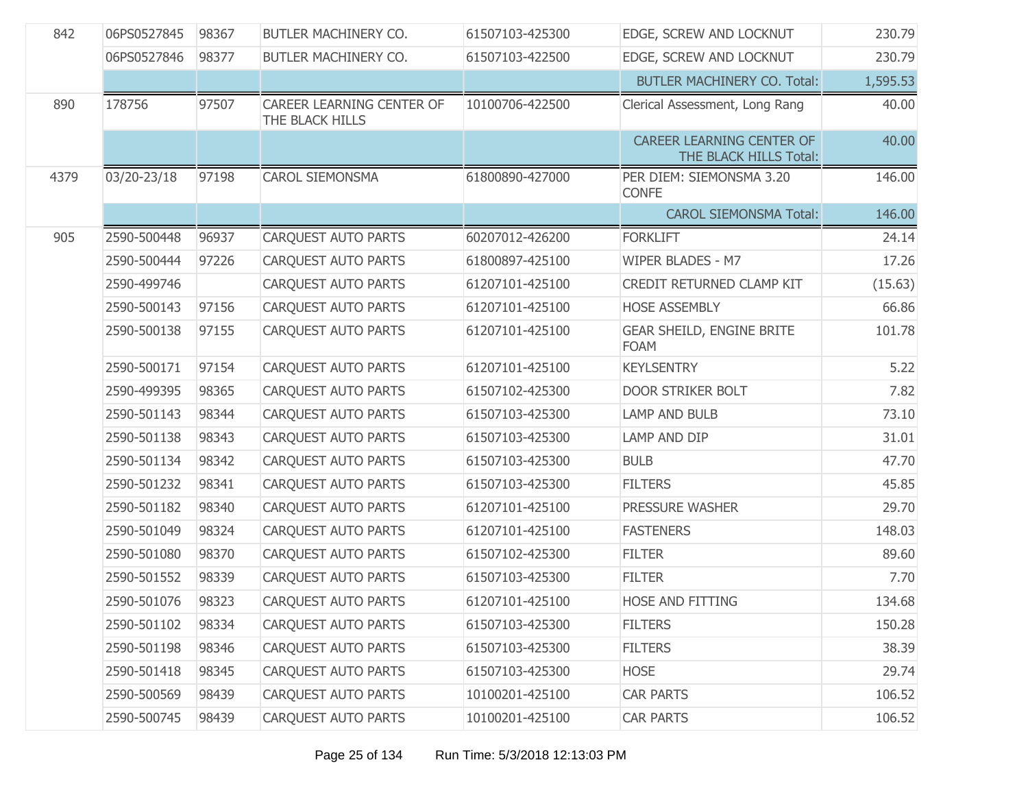| | | | | | | |
|---|---|---|---|---|---|---|
| 842 | 06PS0527845 | 98367 | BUTLER MACHINERY CO. | 61507103-425300 | EDGE, SCREW AND LOCKNUT | 230.79 |
| | 06PS0527846 | 98377 | BUTLER MACHINERY CO. | 61507103-422500 | EDGE, SCREW AND LOCKNUT | 230.79 |
| | | | | | BUTLER MACHINERY CO. Total: | 1,595.53 |
| 890 | 178756 | 97507 | CAREER LEARNING CENTER OF THE BLACK HILLS | 10100706-422500 | Clerical Assessment, Long Rang | 40.00 |
| | | | | | CAREER LEARNING CENTER OF THE BLACK HILLS Total: | 40.00 |
| 4379 | 03/20-23/18 | 97198 | CAROL SIEMONSMA | 61800890-427000 | PER DIEM: SIEMONSMA 3.20 CONFE | 146.00 |
| | | | | | CAROL SIEMONSMA Total: | 146.00 |
| 905 | 2590-500448 | 96937 | CARQUEST AUTO PARTS | 60207012-426200 | FORKLIFT | 24.14 |
| | 2590-500444 | 97226 | CARQUEST AUTO PARTS | 61800897-425100 | WIPER BLADES - M7 | 17.26 |
| | 2590-499746 | | CARQUEST AUTO PARTS | 61207101-425100 | CREDIT RETURNED CLAMP KIT | (15.63) |
| | 2590-500143 | 97156 | CARQUEST AUTO PARTS | 61207101-425100 | HOSE ASSEMBLY | 66.86 |
| | 2590-500138 | 97155 | CARQUEST AUTO PARTS | 61207101-425100 | GEAR SHEILD, ENGINE BRITE FOAM | 101.78 |
| | 2590-500171 | 97154 | CARQUEST AUTO PARTS | 61207101-425100 | KEYLSENTRY | 5.22 |
| | 2590-499395 | 98365 | CARQUEST AUTO PARTS | 61507102-425300 | DOOR STRIKER BOLT | 7.82 |
| | 2590-501143 | 98344 | CARQUEST AUTO PARTS | 61507103-425300 | LAMP AND BULB | 73.10 |
| | 2590-501138 | 98343 | CARQUEST AUTO PARTS | 61507103-425300 | LAMP AND DIP | 31.01 |
| | 2590-501134 | 98342 | CARQUEST AUTO PARTS | 61507103-425300 | BULB | 47.70 |
| | 2590-501232 | 98341 | CARQUEST AUTO PARTS | 61507103-425300 | FILTERS | 45.85 |
| | 2590-501182 | 98340 | CARQUEST AUTO PARTS | 61207101-425100 | PRESSURE WASHER | 29.70 |
| | 2590-501049 | 98324 | CARQUEST AUTO PARTS | 61207101-425100 | FASTENERS | 148.03 |
| | 2590-501080 | 98370 | CARQUEST AUTO PARTS | 61507102-425300 | FILTER | 89.60 |
| | 2590-501552 | 98339 | CARQUEST AUTO PARTS | 61507103-425300 | FILTER | 7.70 |
| | 2590-501076 | 98323 | CARQUEST AUTO PARTS | 61207101-425100 | HOSE AND FITTING | 134.68 |
| | 2590-501102 | 98334 | CARQUEST AUTO PARTS | 61507103-425300 | FILTERS | 150.28 |
| | 2590-501198 | 98346 | CARQUEST AUTO PARTS | 61507103-425300 | FILTERS | 38.39 |
| | 2590-501418 | 98345 | CARQUEST AUTO PARTS | 61507103-425300 | HOSE | 29.74 |
| | 2590-500569 | 98439 | CARQUEST AUTO PARTS | 10100201-425100 | CAR PARTS | 106.52 |
| | 2590-500745 | 98439 | CARQUEST AUTO PARTS | 10100201-425100 | CAR PARTS | 106.52 |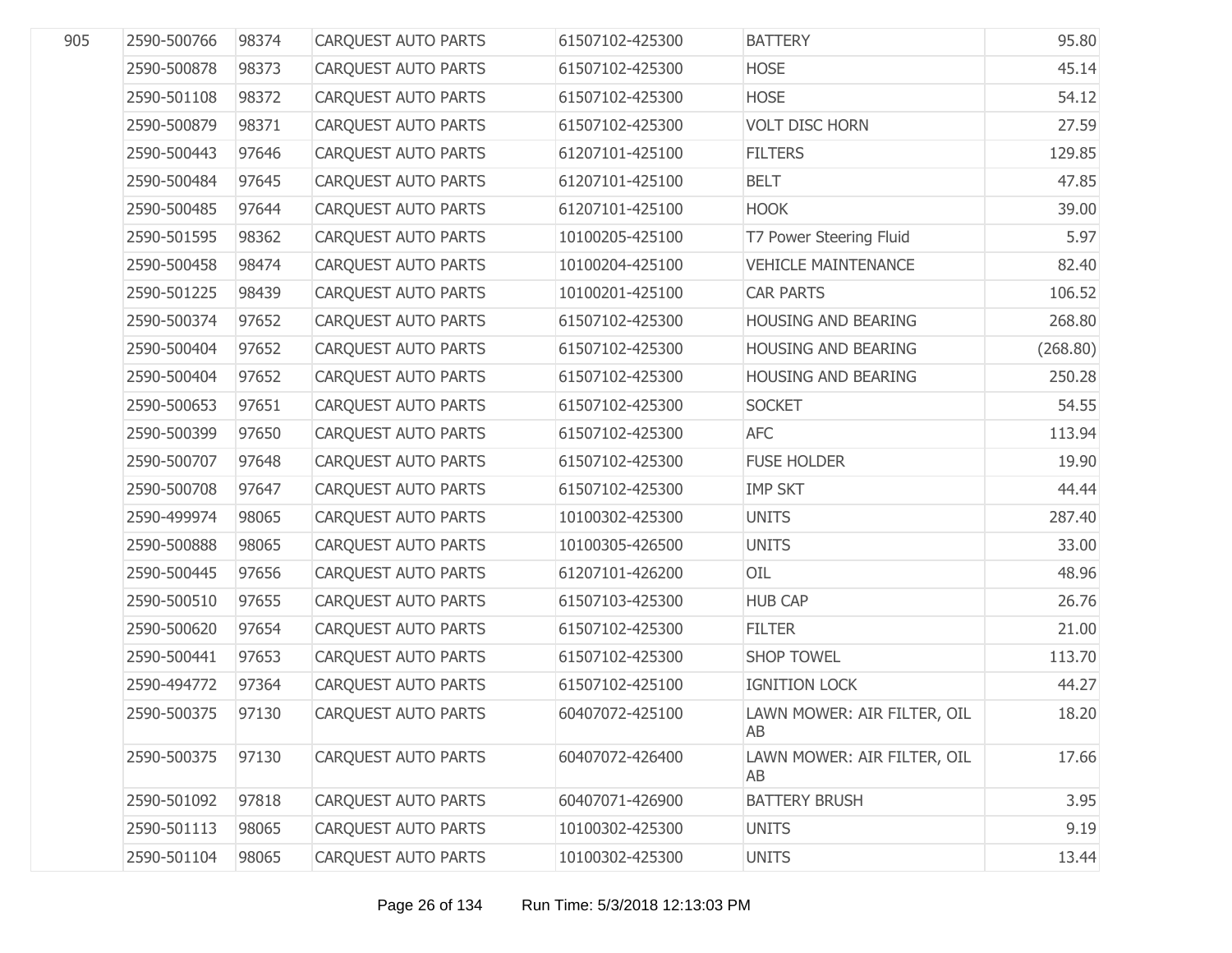| | | | | | | |
|---|---|---|---|---|---|---|
| 905 | 2590-500766 | 98374 | CARQUEST AUTO PARTS | 61507102-425300 | BATTERY | 95.80 |
| | 2590-500878 | 98373 | CARQUEST AUTO PARTS | 61507102-425300 | HOSE | 45.14 |
| | 2590-501108 | 98372 | CARQUEST AUTO PARTS | 61507102-425300 | HOSE | 54.12 |
| | 2590-500879 | 98371 | CARQUEST AUTO PARTS | 61507102-425300 | VOLT DISC HORN | 27.59 |
| | 2590-500443 | 97646 | CARQUEST AUTO PARTS | 61207101-425100 | FILTERS | 129.85 |
| | 2590-500484 | 97645 | CARQUEST AUTO PARTS | 61207101-425100 | BELT | 47.85 |
| | 2590-500485 | 97644 | CARQUEST AUTO PARTS | 61207101-425100 | HOOK | 39.00 |
| | 2590-501595 | 98362 | CARQUEST AUTO PARTS | 10100205-425100 | T7 Power Steering Fluid | 5.97 |
| | 2590-500458 | 98474 | CARQUEST AUTO PARTS | 10100204-425100 | VEHICLE MAINTENANCE | 82.40 |
| | 2590-501225 | 98439 | CARQUEST AUTO PARTS | 10100201-425100 | CAR PARTS | 106.52 |
| | 2590-500374 | 97652 | CARQUEST AUTO PARTS | 61507102-425300 | HOUSING AND BEARING | 268.80 |
| | 2590-500404 | 97652 | CARQUEST AUTO PARTS | 61507102-425300 | HOUSING AND BEARING | (268.80) |
| | 2590-500404 | 97652 | CARQUEST AUTO PARTS | 61507102-425300 | HOUSING AND BEARING | 250.28 |
| | 2590-500653 | 97651 | CARQUEST AUTO PARTS | 61507102-425300 | SOCKET | 54.55 |
| | 2590-500399 | 97650 | CARQUEST AUTO PARTS | 61507102-425300 | AFC | 113.94 |
| | 2590-500707 | 97648 | CARQUEST AUTO PARTS | 61507102-425300 | FUSE HOLDER | 19.90 |
| | 2590-500708 | 97647 | CARQUEST AUTO PARTS | 61507102-425300 | IMP SKT | 44.44 |
| | 2590-499974 | 98065 | CARQUEST AUTO PARTS | 10100302-425300 | UNITS | 287.40 |
| | 2590-500888 | 98065 | CARQUEST AUTO PARTS | 10100305-426500 | UNITS | 33.00 |
| | 2590-500445 | 97656 | CARQUEST AUTO PARTS | 61207101-426200 | OIL | 48.96 |
| | 2590-500510 | 97655 | CARQUEST AUTO PARTS | 61507103-425300 | HUB CAP | 26.76 |
| | 2590-500620 | 97654 | CARQUEST AUTO PARTS | 61507102-425300 | FILTER | 21.00 |
| | 2590-500441 | 97653 | CARQUEST AUTO PARTS | 61507102-425300 | SHOP TOWEL | 113.70 |
| | 2590-494772 | 97364 | CARQUEST AUTO PARTS | 61507102-425100 | IGNITION LOCK | 44.27 |
| | 2590-500375 | 97130 | CARQUEST AUTO PARTS | 60407072-425100 | LAWN MOWER: AIR FILTER, OIL AB | 18.20 |
| | 2590-500375 | 97130 | CARQUEST AUTO PARTS | 60407072-426400 | LAWN MOWER: AIR FILTER, OIL AB | 17.66 |
| | 2590-501092 | 97818 | CARQUEST AUTO PARTS | 60407071-426900 | BATTERY BRUSH | 3.95 |
| | 2590-501113 | 98065 | CARQUEST AUTO PARTS | 10100302-425300 | UNITS | 9.19 |
| | 2590-501104 | 98065 | CARQUEST AUTO PARTS | 10100302-425300 | UNITS | 13.44 |

Run Time: 5/3/2018 12:13:03 PM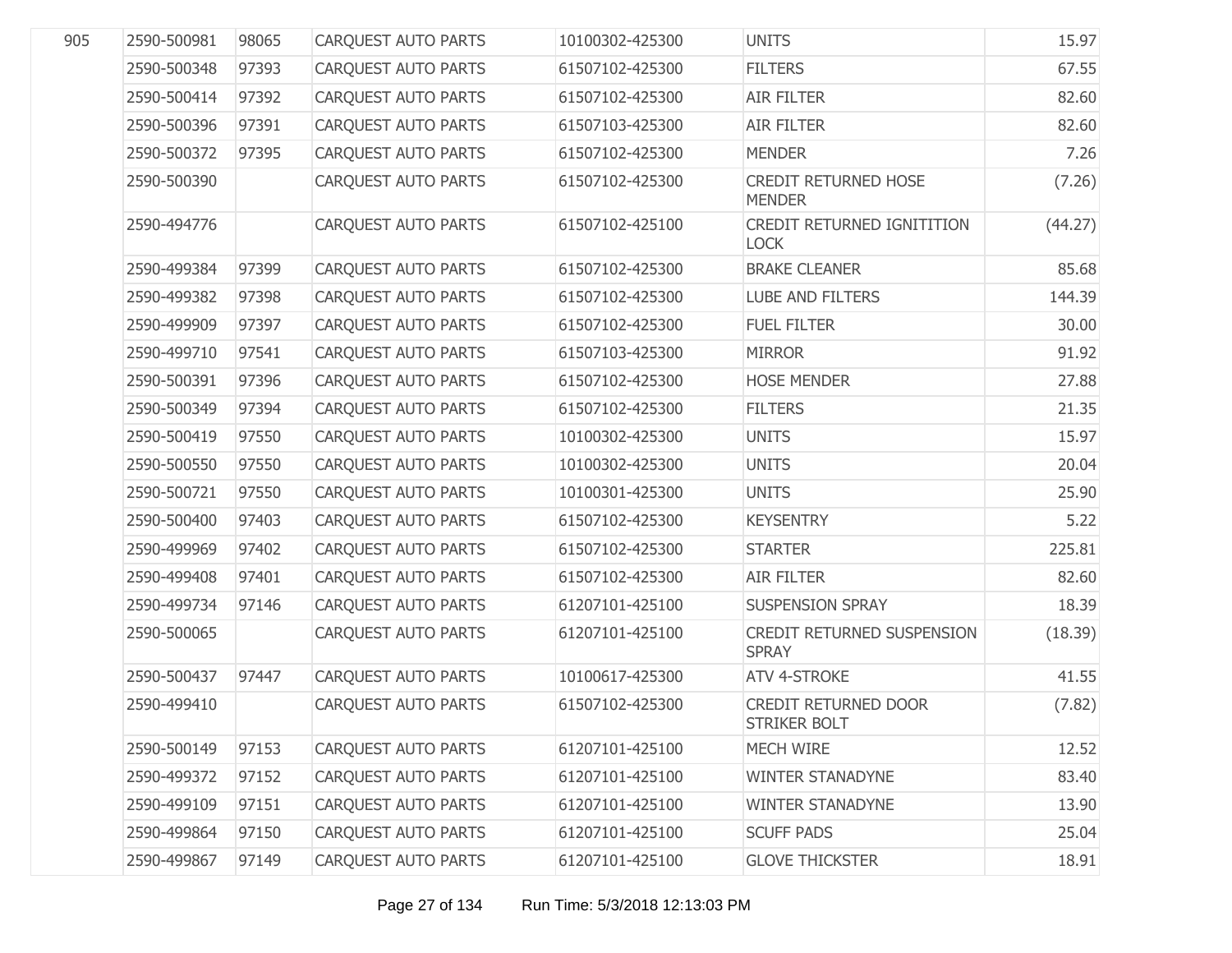| | | | | | | |
|---|---|---|---|---|---|---|
| 905 | 2590-500981 | 98065 | CARQUEST AUTO PARTS | 10100302-425300 | UNITS | 15.97 |
| | 2590-500348 | 97393 | CARQUEST AUTO PARTS | 61507102-425300 | FILTERS | 67.55 |
| | 2590-500414 | 97392 | CARQUEST AUTO PARTS | 61507102-425300 | AIR FILTER | 82.60 |
| | 2590-500396 | 97391 | CARQUEST AUTO PARTS | 61507103-425300 | AIR FILTER | 82.60 |
| | 2590-500372 | 97395 | CARQUEST AUTO PARTS | 61507102-425300 | MENDER | 7.26 |
| | 2590-500390 | | CARQUEST AUTO PARTS | 61507102-425300 | CREDIT RETURNED HOSE MENDER | (7.26) |
| | 2590-494776 | | CARQUEST AUTO PARTS | 61507102-425100 | CREDIT RETURNED IGNITITION LOCK | (44.27) |
| | 2590-499384 | 97399 | CARQUEST AUTO PARTS | 61507102-425300 | BRAKE CLEANER | 85.68 |
| | 2590-499382 | 97398 | CARQUEST AUTO PARTS | 61507102-425300 | LUBE AND FILTERS | 144.39 |
| | 2590-499909 | 97397 | CARQUEST AUTO PARTS | 61507102-425300 | FUEL FILTER | 30.00 |
| | 2590-499710 | 97541 | CARQUEST AUTO PARTS | 61507103-425300 | MIRROR | 91.92 |
| | 2590-500391 | 97396 | CARQUEST AUTO PARTS | 61507102-425300 | HOSE MENDER | 27.88 |
| | 2590-500349 | 97394 | CARQUEST AUTO PARTS | 61507102-425300 | FILTERS | 21.35 |
| | 2590-500419 | 97550 | CARQUEST AUTO PARTS | 10100302-425300 | UNITS | 15.97 |
| | 2590-500550 | 97550 | CARQUEST AUTO PARTS | 10100302-425300 | UNITS | 20.04 |
| | 2590-500721 | 97550 | CARQUEST AUTO PARTS | 10100301-425300 | UNITS | 25.90 |
| | 2590-500400 | 97403 | CARQUEST AUTO PARTS | 61507102-425300 | KEYSENTRY | 5.22 |
| | 2590-499969 | 97402 | CARQUEST AUTO PARTS | 61507102-425300 | STARTER | 225.81 |
| | 2590-499408 | 97401 | CARQUEST AUTO PARTS | 61507102-425300 | AIR FILTER | 82.60 |
| | 2590-499734 | 97146 | CARQUEST AUTO PARTS | 61207101-425100 | SUSPENSION SPRAY | 18.39 |
| | 2590-500065 | | CARQUEST AUTO PARTS | 61207101-425100 | CREDIT RETURNED SUSPENSION SPRAY | (18.39) |
| | 2590-500437 | 97447 | CARQUEST AUTO PARTS | 10100617-425300 | ATV 4-STROKE | 41.55 |
| | 2590-499410 | | CARQUEST AUTO PARTS | 61507102-425300 | CREDIT RETURNED DOOR STRIKER BOLT | (7.82) |
| | 2590-500149 | 97153 | CARQUEST AUTO PARTS | 61207101-425100 | MECH WIRE | 12.52 |
| | 2590-499372 | 97152 | CARQUEST AUTO PARTS | 61207101-425100 | WINTER STANADYNE | 83.40 |
| | 2590-499109 | 97151 | CARQUEST AUTO PARTS | 61207101-425100 | WINTER STANADYNE | 13.90 |
| | 2590-499864 | 97150 | CARQUEST AUTO PARTS | 61207101-425100 | SCUFF PADS | 25.04 |
| | 2590-499867 | 97149 | CARQUEST AUTO PARTS | 61207101-425100 | GLOVE THICKSTER | 18.91 |

Run Time: 5/3/2018 12:13:03 PM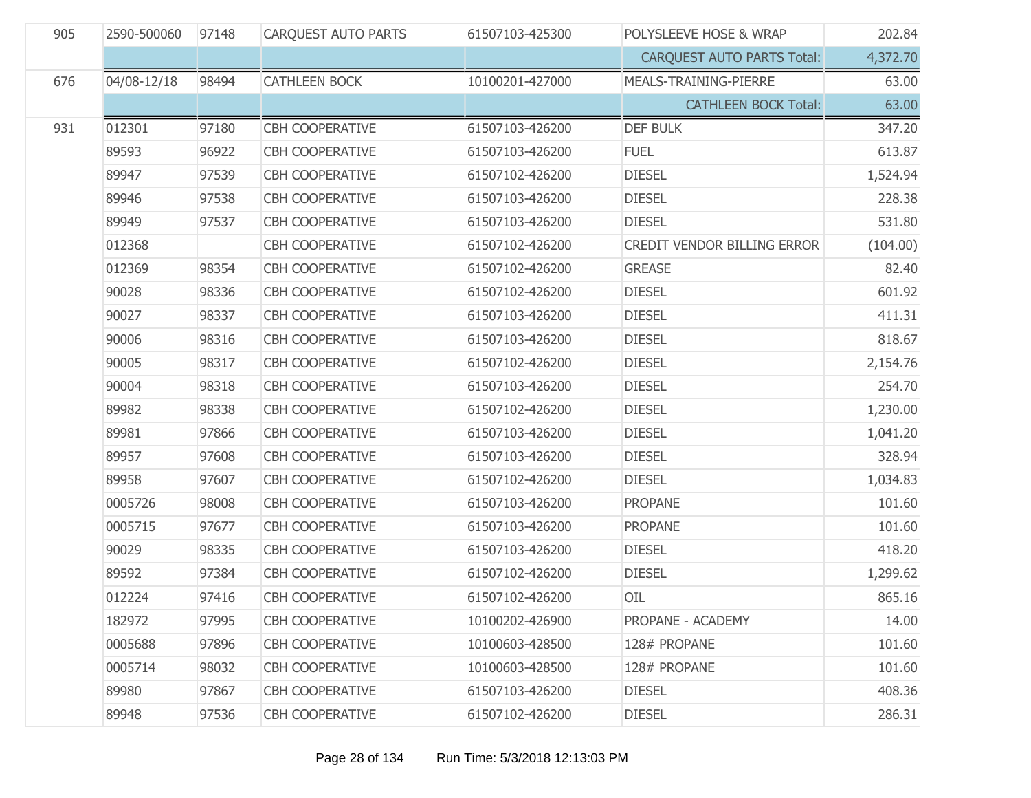| | | | | | | |
|---|---|---|---|---|---|---|
| 905 | 2590-500060 | 97148 | CARQUEST AUTO PARTS | 61507103-425300 | POLYSLEEVE HOSE & WRAP | 202.84 |
| | | | | | CARQUEST AUTO PARTS Total: | 4,372.70 |
| 676 | 04/08-12/18 | 98494 | CATHLEEN BOCK | 10100201-427000 | MEALS-TRAINING-PIERRE | 63.00 |
| | | | | | CATHLEEN BOCK Total: | 63.00 |
| 931 | 012301 | 97180 | CBH COOPERATIVE | 61507103-426200 | DEF BULK | 347.20 |
| | 89593 | 96922 | CBH COOPERATIVE | 61507103-426200 | FUEL | 613.87 |
| | 89947 | 97539 | CBH COOPERATIVE | 61507102-426200 | DIESEL | 1,524.94 |
| | 89946 | 97538 | CBH COOPERATIVE | 61507103-426200 | DIESEL | 228.38 |
| | 89949 | 97537 | CBH COOPERATIVE | 61507103-426200 | DIESEL | 531.80 |
| | 012368 | | CBH COOPERATIVE | 61507102-426200 | CREDIT VENDOR BILLING ERROR | (104.00) |
| | 012369 | 98354 | CBH COOPERATIVE | 61507102-426200 | GREASE | 82.40 |
| | 90028 | 98336 | CBH COOPERATIVE | 61507102-426200 | DIESEL | 601.92 |
| | 90027 | 98337 | CBH COOPERATIVE | 61507103-426200 | DIESEL | 411.31 |
| | 90006 | 98316 | CBH COOPERATIVE | 61507103-426200 | DIESEL | 818.67 |
| | 90005 | 98317 | CBH COOPERATIVE | 61507102-426200 | DIESEL | 2,154.76 |
| | 90004 | 98318 | CBH COOPERATIVE | 61507103-426200 | DIESEL | 254.70 |
| | 89982 | 98338 | CBH COOPERATIVE | 61507102-426200 | DIESEL | 1,230.00 |
| | 89981 | 97866 | CBH COOPERATIVE | 61507103-426200 | DIESEL | 1,041.20 |
| | 89957 | 97608 | CBH COOPERATIVE | 61507103-426200 | DIESEL | 328.94 |
| | 89958 | 97607 | CBH COOPERATIVE | 61507102-426200 | DIESEL | 1,034.83 |
| | 0005726 | 98008 | CBH COOPERATIVE | 61507103-426200 | PROPANE | 101.60 |
| | 0005715 | 97677 | CBH COOPERATIVE | 61507103-426200 | PROPANE | 101.60 |
| | 90029 | 98335 | CBH COOPERATIVE | 61507103-426200 | DIESEL | 418.20 |
| | 89592 | 97384 | CBH COOPERATIVE | 61507102-426200 | DIESEL | 1,299.62 |
| | 012224 | 97416 | CBH COOPERATIVE | 61507102-426200 | OIL | 865.16 |
| | 182972 | 97995 | CBH COOPERATIVE | 10100202-426900 | PROPANE - ACADEMY | 14.00 |
| | 0005688 | 97896 | CBH COOPERATIVE | 10100603-428500 | 128# PROPANE | 101.60 |
| | 0005714 | 98032 | CBH COOPERATIVE | 10100603-428500 | 128# PROPANE | 101.60 |
| | 89980 | 97867 | CBH COOPERATIVE | 61507103-426200 | DIESEL | 408.36 |
| | 89948 | 97536 | CBH COOPERATIVE | 61507102-426200 | DIESEL | 286.31 |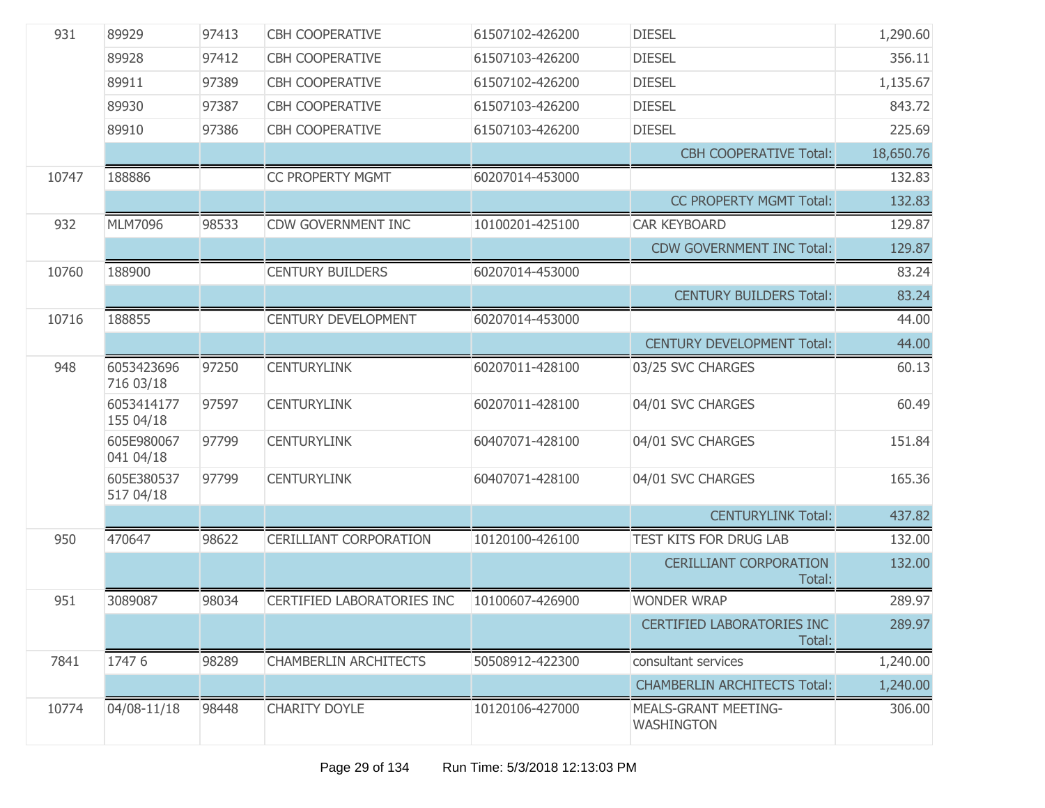| | | | | | | |
|---|---|---|---|---|---|---|
| 931 | 89929 | 97413 | CBH COOPERATIVE | 61507102-426200 | DIESEL | 1,290.60 |
| | 89928 | 97412 | CBH COOPERATIVE | 61507103-426200 | DIESEL | 356.11 |
| | 89911 | 97389 | CBH COOPERATIVE | 61507102-426200 | DIESEL | 1,135.67 |
| | 89930 | 97387 | CBH COOPERATIVE | 61507103-426200 | DIESEL | 843.72 |
| | 89910 | 97386 | CBH COOPERATIVE | 61507103-426200 | DIESEL | 225.69 |
| | | | | | CBH COOPERATIVE Total: | 18,650.76 |
| 10747 | 188886 | | CC PROPERTY MGMT | 60207014-453000 | | 132.83 |
| | | | | | CC PROPERTY MGMT Total: | 132.83 |
| 932 | MLM7096 | 98533 | CDW GOVERNMENT INC | 10100201-425100 | CAR KEYBOARD | 129.87 |
| | | | | | CDW GOVERNMENT INC Total: | 129.87 |
| 10760 | 188900 | | CENTURY BUILDERS | 60207014-453000 | | 83.24 |
| | | | | | CENTURY BUILDERS Total: | 83.24 |
| 10716 | 188855 | | CENTURY DEVELOPMENT | 60207014-453000 | | 44.00 |
| | | | | | CENTURY DEVELOPMENT Total: | 44.00 |
| 948 | 6053423696 716 03/18 | 97250 | CENTURYLINK | 60207011-428100 | 03/25 SVC CHARGES | 60.13 |
| | 6053414177 155 04/18 | 97597 | CENTURYLINK | 60207011-428100 | 04/01 SVC CHARGES | 60.49 |
| | 605E980067 041 04/18 | 97799 | CENTURYLINK | 60407071-428100 | 04/01 SVC CHARGES | 151.84 |
| | 605E380537 517 04/18 | 97799 | CENTURYLINK | 60407071-428100 | 04/01 SVC CHARGES | 165.36 |
| | | | | | CENTURYLINK Total: | 437.82 |
| 950 | 470647 | 98622 | CERILLIANT CORPORATION | 10120100-426100 | TEST KITS FOR DRUG LAB | 132.00 |
| | | | | | CERILLIANT CORPORATION Total: | 132.00 |
| 951 | 3089087 | 98034 | CERTIFIED LABORATORIES INC | 10100607-426900 | WONDER WRAP | 289.97 |
| | | | | | CERTIFIED LABORATORIES INC Total: | 289.97 |
| 7841 | 1747 6 | 98289 | CHAMBERLIN ARCHITECTS | 50508912-422300 | consultant services | 1,240.00 |
| | | | | | CHAMBERLIN ARCHITECTS Total: | 1,240.00 |
| 10774 | 04/08-11/18 | 98448 | CHARITY DOYLE | 10120106-427000 | MEALS-GRANT MEETING-WASHINGTON | 306.00 |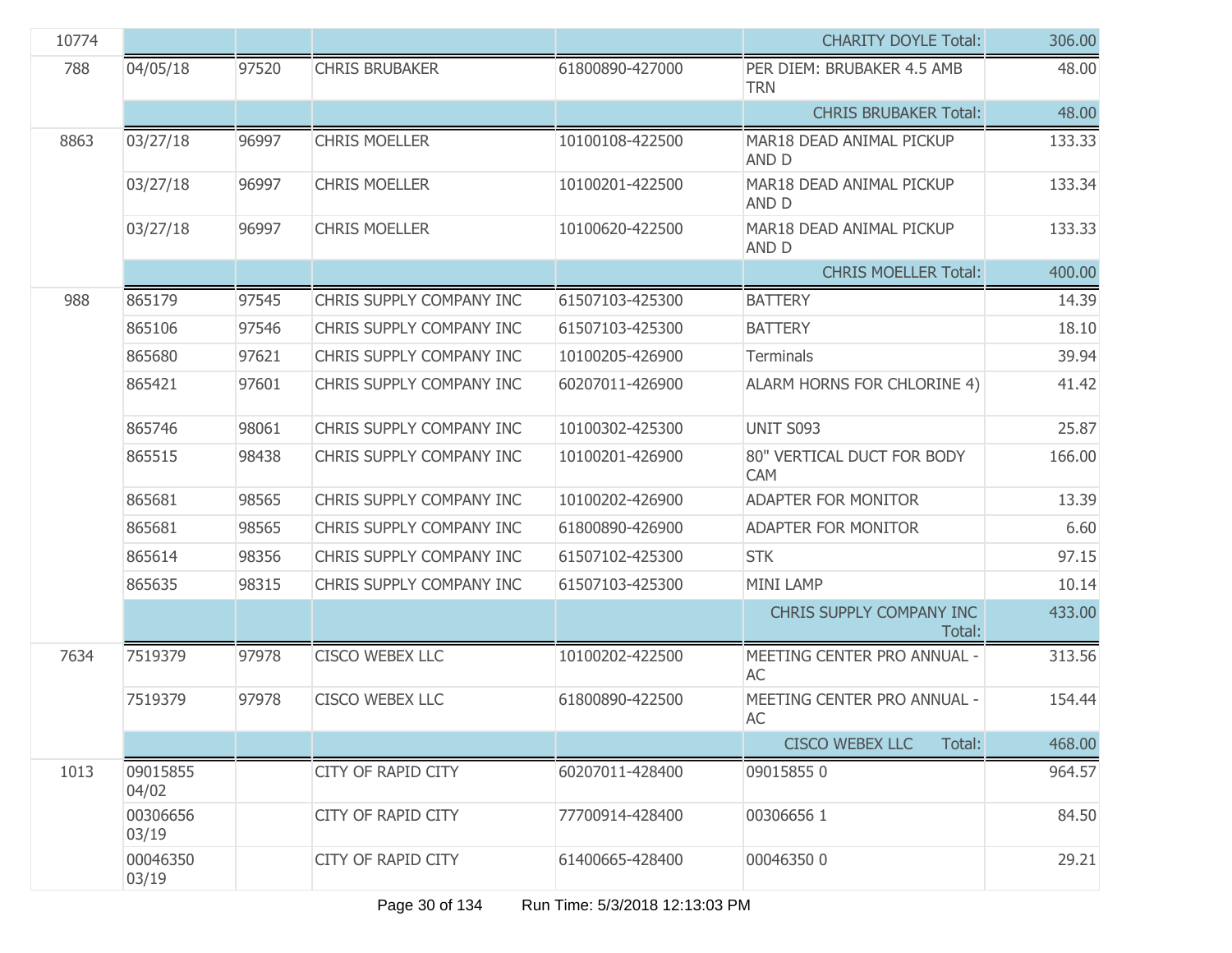| | | | | | | |
|---|---|---|---|---|---|---|
| 10774 | | | | | CHARITY DOYLE Total: | 306.00 |
| 788 | 04/05/18 | 97520 | CHRIS BRUBAKER | 61800890-427000 | PER DIEM: BRUBAKER 4.5 AMB TRN | 48.00 |
| | | | | | CHRIS BRUBAKER Total: | 48.00 |
| 8863 | 03/27/18 | 96997 | CHRIS MOELLER | 10100108-422500 | MAR18 DEAD ANIMAL PICKUP AND D | 133.33 |
| | 03/27/18 | 96997 | CHRIS MOELLER | 10100201-422500 | MAR18 DEAD ANIMAL PICKUP AND D | 133.34 |
| | 03/27/18 | 96997 | CHRIS MOELLER | 10100620-422500 | MAR18 DEAD ANIMAL PICKUP AND D | 133.33 |
| | | | | | CHRIS MOELLER Total: | 400.00 |
| 988 | 865179 | 97545 | CHRIS SUPPLY COMPANY INC | 61507103-425300 | BATTERY | 14.39 |
| | 865106 | 97546 | CHRIS SUPPLY COMPANY INC | 61507103-425300 | BATTERY | 18.10 |
| | 865680 | 97621 | CHRIS SUPPLY COMPANY INC | 10100205-426900 | Terminals | 39.94 |
| | 865421 | 97601 | CHRIS SUPPLY COMPANY INC | 60207011-426900 | ALARM HORNS FOR CHLORINE 4) | 41.42 |
| | 865746 | 98061 | CHRIS SUPPLY COMPANY INC | 10100302-425300 | UNIT S093 | 25.87 |
| | 865515 | 98438 | CHRIS SUPPLY COMPANY INC | 10100201-426900 | 80" VERTICAL DUCT FOR BODY CAM | 166.00 |
| | 865681 | 98565 | CHRIS SUPPLY COMPANY INC | 10100202-426900 | ADAPTER FOR MONITOR | 13.39 |
| | 865681 | 98565 | CHRIS SUPPLY COMPANY INC | 61800890-426900 | ADAPTER FOR MONITOR | 6.60 |
| | 865614 | 98356 | CHRIS SUPPLY COMPANY INC | 61507102-425300 | STK | 97.15 |
| | 865635 | 98315 | CHRIS SUPPLY COMPANY INC | 61507103-425300 | MINI LAMP | 10.14 |
| | | | | | CHRIS SUPPLY COMPANY INC Total: | 433.00 |
| 7634 | 7519379 | 97978 | CISCO WEBEX LLC | 10100202-422500 | MEETING CENTER PRO ANNUAL - AC | 313.56 |
| | 7519379 | 97978 | CISCO WEBEX LLC | 61800890-422500 | MEETING CENTER PRO ANNUAL - AC | 154.44 |
| | | | | | CISCO WEBEX LLC Total: | 468.00 |
| 1013 | 09015855 04/02 | | CITY OF RAPID CITY | 60207011-428400 | 09015855 0 | 964.57 |
| | 00306656 03/19 | | CITY OF RAPID CITY | 77700914-428400 | 00306656 1 | 84.50 |
| | 00046350 03/19 | | CITY OF RAPID CITY | 61400665-428400 | 00046350 0 | 29.21 |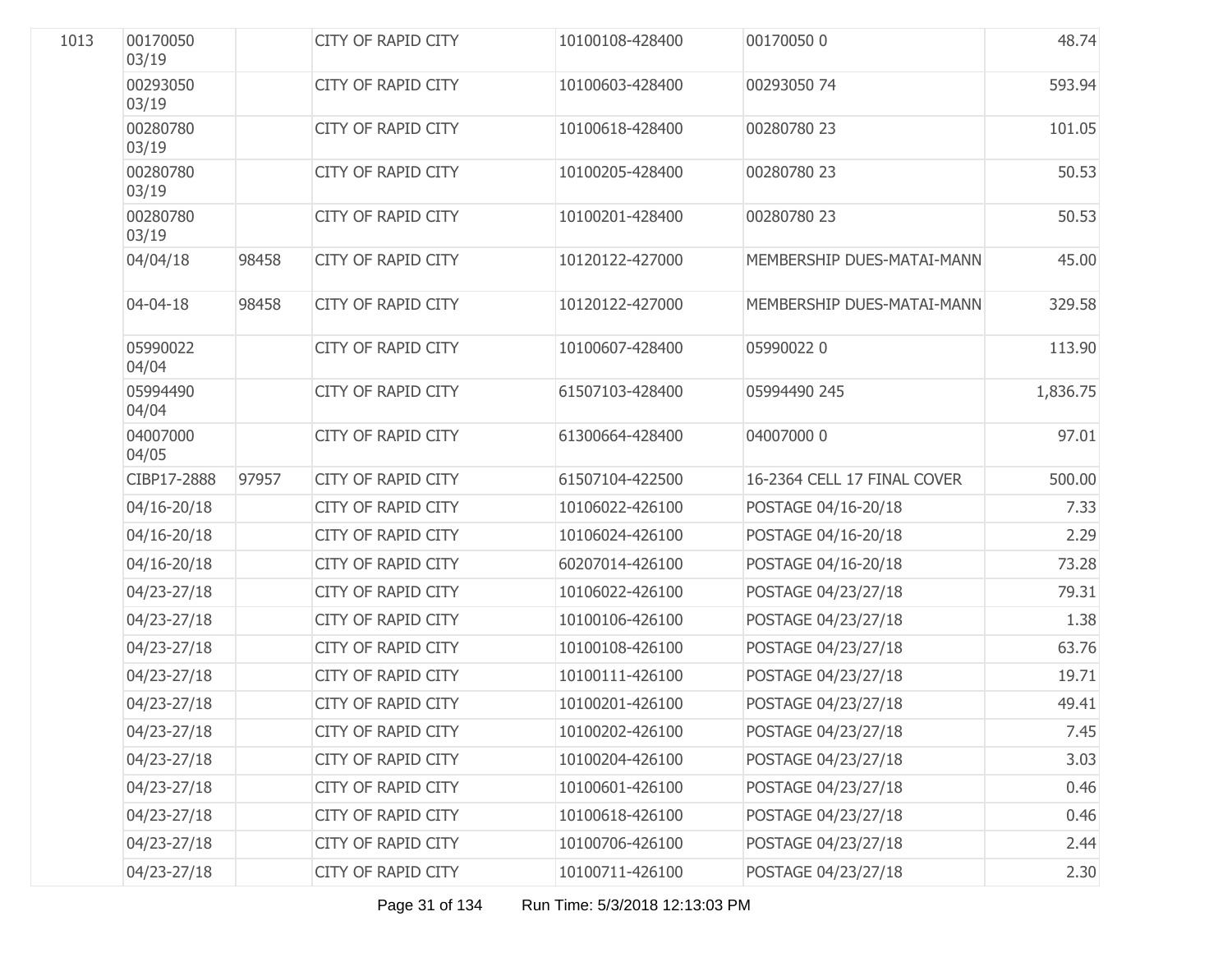| | | | | | | |
|---|---|---|---|---|---|---|
| 1013 | 00170050 03/19 | | CITY OF RAPID CITY | 10100108-428400 | 00170050 0 | 48.74 |
| | 00293050 03/19 | | CITY OF RAPID CITY | 10100603-428400 | 00293050 74 | 593.94 |
| | 00280780 03/19 | | CITY OF RAPID CITY | 10100618-428400 | 00280780 23 | 101.05 |
| | 00280780 03/19 | | CITY OF RAPID CITY | 10100205-428400 | 00280780 23 | 50.53 |
| | 00280780 03/19 | | CITY OF RAPID CITY | 10100201-428400 | 00280780 23 | 50.53 |
| | 04/04/18 | 98458 | CITY OF RAPID CITY | 10120122-427000 | MEMBERSHIP DUES-MATAI-MANN | 45.00 |
| | 04-04-18 | 98458 | CITY OF RAPID CITY | 10120122-427000 | MEMBERSHIP DUES-MATAI-MANN | 329.58 |
| | 05990022 04/04 | | CITY OF RAPID CITY | 10100607-428400 | 05990022 0 | 113.90 |
| | 05994490 04/04 | | CITY OF RAPID CITY | 61507103-428400 | 05994490 245 | 1,836.75 |
| | 04007000 04/05 | | CITY OF RAPID CITY | 61300664-428400 | 04007000 0 | 97.01 |
| | CIBP17-2888 | 97957 | CITY OF RAPID CITY | 61507104-422500 | 16-2364 CELL 17 FINAL COVER | 500.00 |
| | 04/16-20/18 | | CITY OF RAPID CITY | 10106022-426100 | POSTAGE 04/16-20/18 | 7.33 |
| | 04/16-20/18 | | CITY OF RAPID CITY | 10106024-426100 | POSTAGE 04/16-20/18 | 2.29 |
| | 04/16-20/18 | | CITY OF RAPID CITY | 60207014-426100 | POSTAGE 04/16-20/18 | 73.28 |
| | 04/23-27/18 | | CITY OF RAPID CITY | 10106022-426100 | POSTAGE 04/23/27/18 | 79.31 |
| | 04/23-27/18 | | CITY OF RAPID CITY | 10100106-426100 | POSTAGE 04/23/27/18 | 1.38 |
| | 04/23-27/18 | | CITY OF RAPID CITY | 10100108-426100 | POSTAGE 04/23/27/18 | 63.76 |
| | 04/23-27/18 | | CITY OF RAPID CITY | 10100111-426100 | POSTAGE 04/23/27/18 | 19.71 |
| | 04/23-27/18 | | CITY OF RAPID CITY | 10100201-426100 | POSTAGE 04/23/27/18 | 49.41 |
| | 04/23-27/18 | | CITY OF RAPID CITY | 10100202-426100 | POSTAGE 04/23/27/18 | 7.45 |
| | 04/23-27/18 | | CITY OF RAPID CITY | 10100204-426100 | POSTAGE 04/23/27/18 | 3.03 |
| | 04/23-27/18 | | CITY OF RAPID CITY | 10100601-426100 | POSTAGE 04/23/27/18 | 0.46 |
| | 04/23-27/18 | | CITY OF RAPID CITY | 10100618-426100 | POSTAGE 04/23/27/18 | 0.46 |
| | 04/23-27/18 | | CITY OF RAPID CITY | 10100706-426100 | POSTAGE 04/23/27/18 | 2.44 |
| | 04/23-27/18 | | CITY OF RAPID CITY | 10100711-426100 | POSTAGE 04/23/27/18 | 2.30 |

Run Time: 5/3/2018 12:13:03 PM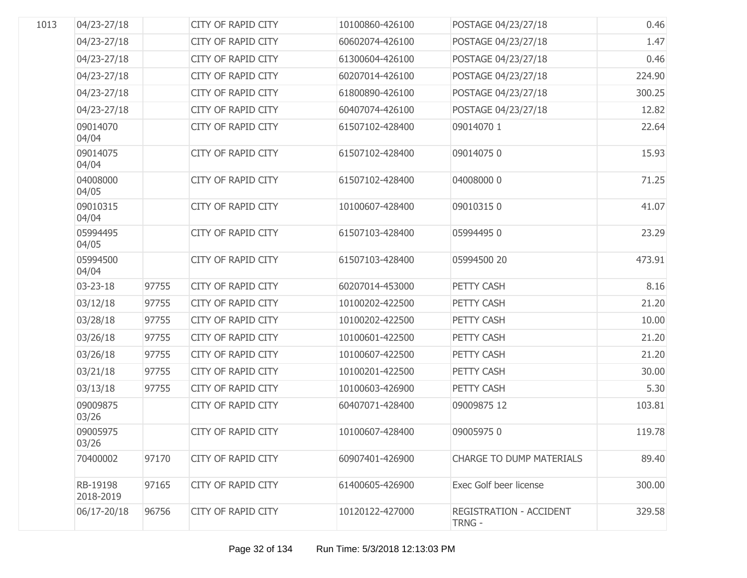| | | | | | | |
|---|---|---|---|---|---|---|
| 1013 | 04/23-27/18 | | CITY OF RAPID CITY | 10100860-426100 | POSTAGE 04/23/27/18 | 0.46 |
| | 04/23-27/18 | | CITY OF RAPID CITY | 60602074-426100 | POSTAGE 04/23/27/18 | 1.47 |
| | 04/23-27/18 | | CITY OF RAPID CITY | 61300604-426100 | POSTAGE 04/23/27/18 | 0.46 |
| | 04/23-27/18 | | CITY OF RAPID CITY | 60207014-426100 | POSTAGE 04/23/27/18 | 224.90 |
| | 04/23-27/18 | | CITY OF RAPID CITY | 61800890-426100 | POSTAGE 04/23/27/18 | 300.25 |
| | 04/23-27/18 | | CITY OF RAPID CITY | 60407074-426100 | POSTAGE 04/23/27/18 | 12.82 |
| | 09014070 04/04 | | CITY OF RAPID CITY | 61507102-428400 | 09014070 1 | 22.64 |
| | 09014075 04/04 | | CITY OF RAPID CITY | 61507102-428400 | 09014075 0 | 15.93 |
| | 04008000 04/05 | | CITY OF RAPID CITY | 61507102-428400 | 04008000 0 | 71.25 |
| | 09010315 04/04 | | CITY OF RAPID CITY | 10100607-428400 | 09010315 0 | 41.07 |
| | 05994495 04/05 | | CITY OF RAPID CITY | 61507103-428400 | 05994495 0 | 23.29 |
| | 05994500 04/04 | | CITY OF RAPID CITY | 61507103-428400 | 05994500 20 | 473.91 |
| | 03-23-18 | 97755 | CITY OF RAPID CITY | 60207014-453000 | PETTY CASH | 8.16 |
| | 03/12/18 | 97755 | CITY OF RAPID CITY | 10100202-422500 | PETTY CASH | 21.20 |
| | 03/28/18 | 97755 | CITY OF RAPID CITY | 10100202-422500 | PETTY CASH | 10.00 |
| | 03/26/18 | 97755 | CITY OF RAPID CITY | 10100601-422500 | PETTY CASH | 21.20 |
| | 03/26/18 | 97755 | CITY OF RAPID CITY | 10100607-422500 | PETTY CASH | 21.20 |
| | 03/21/18 | 97755 | CITY OF RAPID CITY | 10100201-422500 | PETTY CASH | 30.00 |
| | 03/13/18 | 97755 | CITY OF RAPID CITY | 10100603-426900 | PETTY CASH | 5.30 |
| | 09009875 03/26 | | CITY OF RAPID CITY | 60407071-428400 | 09009875 12 | 103.81 |
| | 09005975 03/26 | | CITY OF RAPID CITY | 10100607-428400 | 09005975 0 | 119.78 |
| | 70400002 | 97170 | CITY OF RAPID CITY | 60907401-426900 | CHARGE TO DUMP MATERIALS | 89.40 |
| | RB-19198 2018-2019 | 97165 | CITY OF RAPID CITY | 61400605-426900 | Exec Golf beer license | 300.00 |
| | 06/17-20/18 | 96756 | CITY OF RAPID CITY | 10120122-427000 | REGISTRATION - ACCIDENT TRNG - | 329.58 |

Run Time: 5/3/2018 12:13:03 PM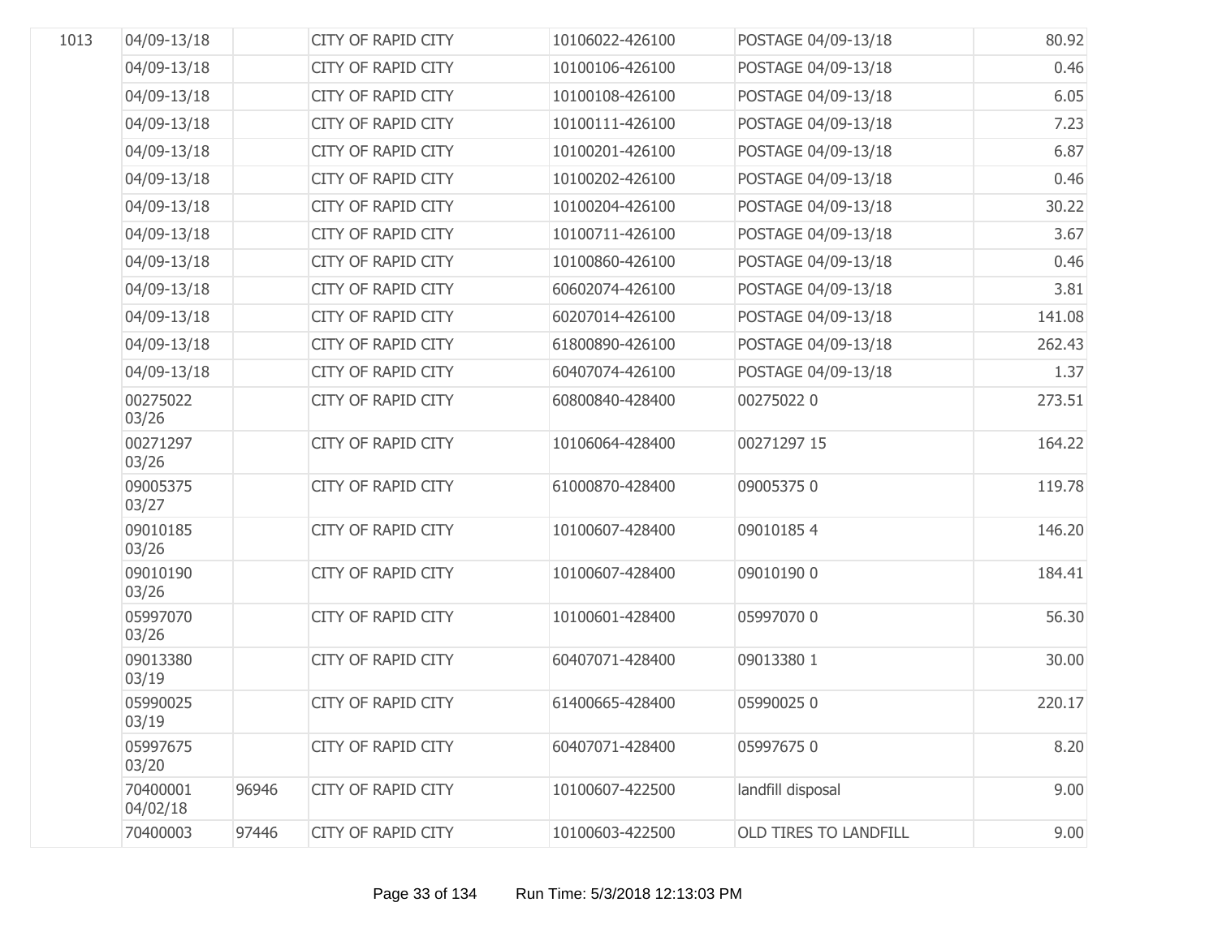| | | | | | | |
|---|---|---|---|---|---|---|
| 1013 | 04/09-13/18 | | CITY OF RAPID CITY | 10106022-426100 | POSTAGE 04/09-13/18 | 80.92 |
| | 04/09-13/18 | | CITY OF RAPID CITY | 10100106-426100 | POSTAGE 04/09-13/18 | 0.46 |
| | 04/09-13/18 | | CITY OF RAPID CITY | 10100108-426100 | POSTAGE 04/09-13/18 | 6.05 |
| | 04/09-13/18 | | CITY OF RAPID CITY | 10100111-426100 | POSTAGE 04/09-13/18 | 7.23 |
| | 04/09-13/18 | | CITY OF RAPID CITY | 10100201-426100 | POSTAGE 04/09-13/18 | 6.87 |
| | 04/09-13/18 | | CITY OF RAPID CITY | 10100202-426100 | POSTAGE 04/09-13/18 | 0.46 |
| | 04/09-13/18 | | CITY OF RAPID CITY | 10100204-426100 | POSTAGE 04/09-13/18 | 30.22 |
| | 04/09-13/18 | | CITY OF RAPID CITY | 10100711-426100 | POSTAGE 04/09-13/18 | 3.67 |
| | 04/09-13/18 | | CITY OF RAPID CITY | 10100860-426100 | POSTAGE 04/09-13/18 | 0.46 |
| | 04/09-13/18 | | CITY OF RAPID CITY | 60602074-426100 | POSTAGE 04/09-13/18 | 3.81 |
| | 04/09-13/18 | | CITY OF RAPID CITY | 60207014-426100 | POSTAGE 04/09-13/18 | 141.08 |
| | 04/09-13/18 | | CITY OF RAPID CITY | 61800890-426100 | POSTAGE 04/09-13/18 | 262.43 |
| | 04/09-13/18 | | CITY OF RAPID CITY | 60407074-426100 | POSTAGE 04/09-13/18 | 1.37 |
| | 00275022 03/26 | | CITY OF RAPID CITY | 60800840-428400 | 00275022 0 | 273.51 |
| | 00271297 03/26 | | CITY OF RAPID CITY | 10106064-428400 | 00271297 15 | 164.22 |
| | 09005375 03/27 | | CITY OF RAPID CITY | 61000870-428400 | 09005375 0 | 119.78 |
| | 09010185 03/26 | | CITY OF RAPID CITY | 10100607-428400 | 09010185 4 | 146.20 |
| | 09010190 03/26 | | CITY OF RAPID CITY | 10100607-428400 | 09010190 0 | 184.41 |
| | 05997070 03/26 | | CITY OF RAPID CITY | 10100601-428400 | 05997070 0 | 56.30 |
| | 09013380 03/19 | | CITY OF RAPID CITY | 60407071-428400 | 09013380 1 | 30.00 |
| | 05990025 03/19 | | CITY OF RAPID CITY | 61400665-428400 | 05990025 0 | 220.17 |
| | 05997675 03/20 | | CITY OF RAPID CITY | 60407071-428400 | 05997675 0 | 8.20 |
| | 70400001 04/02/18 | 96946 | CITY OF RAPID CITY | 10100607-422500 | landfill disposal | 9.00 |
| | 70400003 | 97446 | CITY OF RAPID CITY | 10100603-422500 | OLD TIRES TO LANDFILL | 9.00 |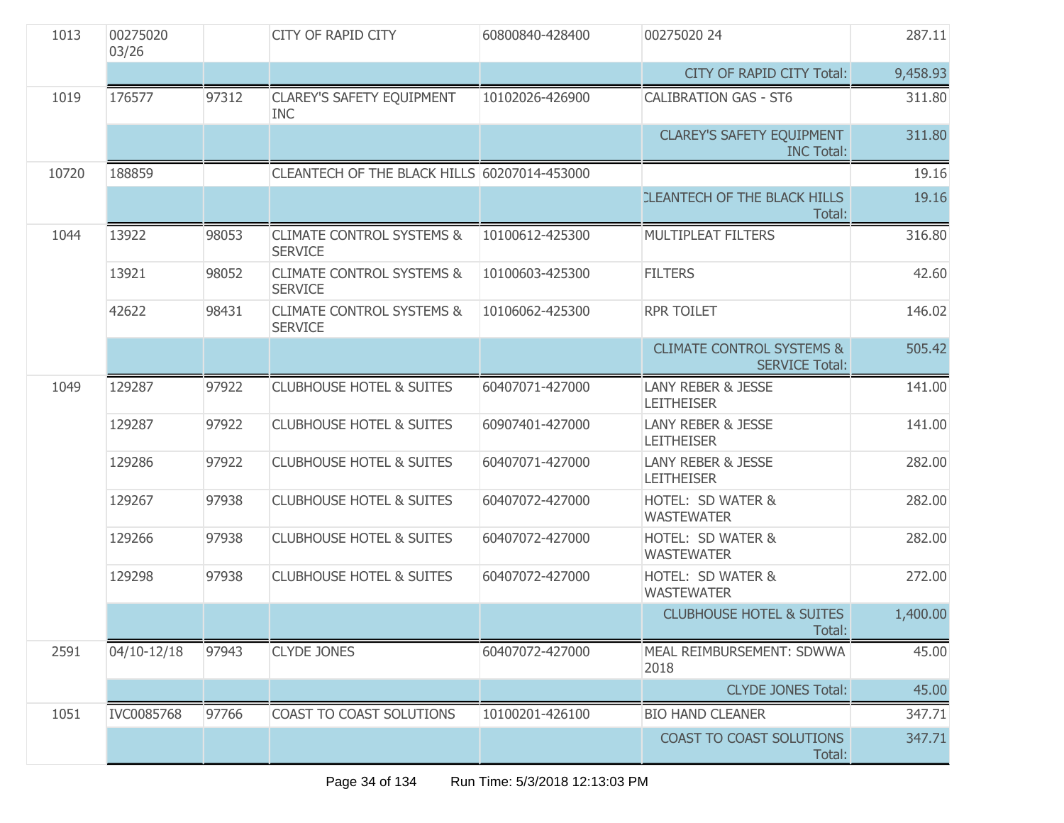| | | | | | | |
|---|---|---|---|---|---|---|
| 1013 | 00275020 03/26 | | CITY OF RAPID CITY | 60800840-428400 | 00275020 24 | 287.11 |
| | | | | | CITY OF RAPID CITY Total: | 9,458.93 |
| 1019 | 176577 | 97312 | CLAREY'S SAFETY EQUIPMENT INC | 10102026-426900 | CALIBRATION GAS - ST6 | 311.80 |
| | | | | | CLAREY'S SAFETY EQUIPMENT INC Total: | 311.80 |
| 10720 | 188859 | | CLEANTECH OF THE BLACK HILLS | 60207014-453000 | | 19.16 |
| | | | | | CLEANTECH OF THE BLACK HILLS Total: | 19.16 |
| 1044 | 13922 | 98053 | CLIMATE CONTROL SYSTEMS & SERVICE | 10100612-425300 | MULTIPLEAT FILTERS | 316.80 |
| | 13921 | 98052 | CLIMATE CONTROL SYSTEMS & SERVICE | 10100603-425300 | FILTERS | 42.60 |
| | 42622 | 98431 | CLIMATE CONTROL SYSTEMS & SERVICE | 10106062-425300 | RPR TOILET | 146.02 |
| | | | | | CLIMATE CONTROL SYSTEMS & SERVICE Total: | 505.42 |
| 1049 | 129287 | 97922 | CLUBHOUSE HOTEL & SUITES | 60407071-427000 | LANY REBER & JESSE LEITHEISER | 141.00 |
| | 129287 | 97922 | CLUBHOUSE HOTEL & SUITES | 60907401-427000 | LANY REBER & JESSE LEITHEISER | 141.00 |
| | 129286 | 97922 | CLUBHOUSE HOTEL & SUITES | 60407071-427000 | LANY REBER & JESSE LEITHEISER | 282.00 |
| | 129267 | 97938 | CLUBHOUSE HOTEL & SUITES | 60407072-427000 | HOTEL: SD WATER & WASTEWATER | 282.00 |
| | 129266 | 97938 | CLUBHOUSE HOTEL & SUITES | 60407072-427000 | HOTEL: SD WATER & WASTEWATER | 282.00 |
| | 129298 | 97938 | CLUBHOUSE HOTEL & SUITES | 60407072-427000 | HOTEL: SD WATER & WASTEWATER | 272.00 |
| | | | | | CLUBHOUSE HOTEL & SUITES Total: | 1,400.00 |
| 2591 | 04/10-12/18 | 97943 | CLYDE JONES | 60407072-427000 | MEAL REIMBURSEMENT: SDWWA 2018 | 45.00 |
| | | | | | CLYDE JONES Total: | 45.00 |
| 1051 | IVC0085768 | 97766 | COAST TO COAST SOLUTIONS | 10100201-426100 | BIO HAND CLEANER | 347.71 |
| | | | | | COAST TO COAST SOLUTIONS Total: | 347.71 |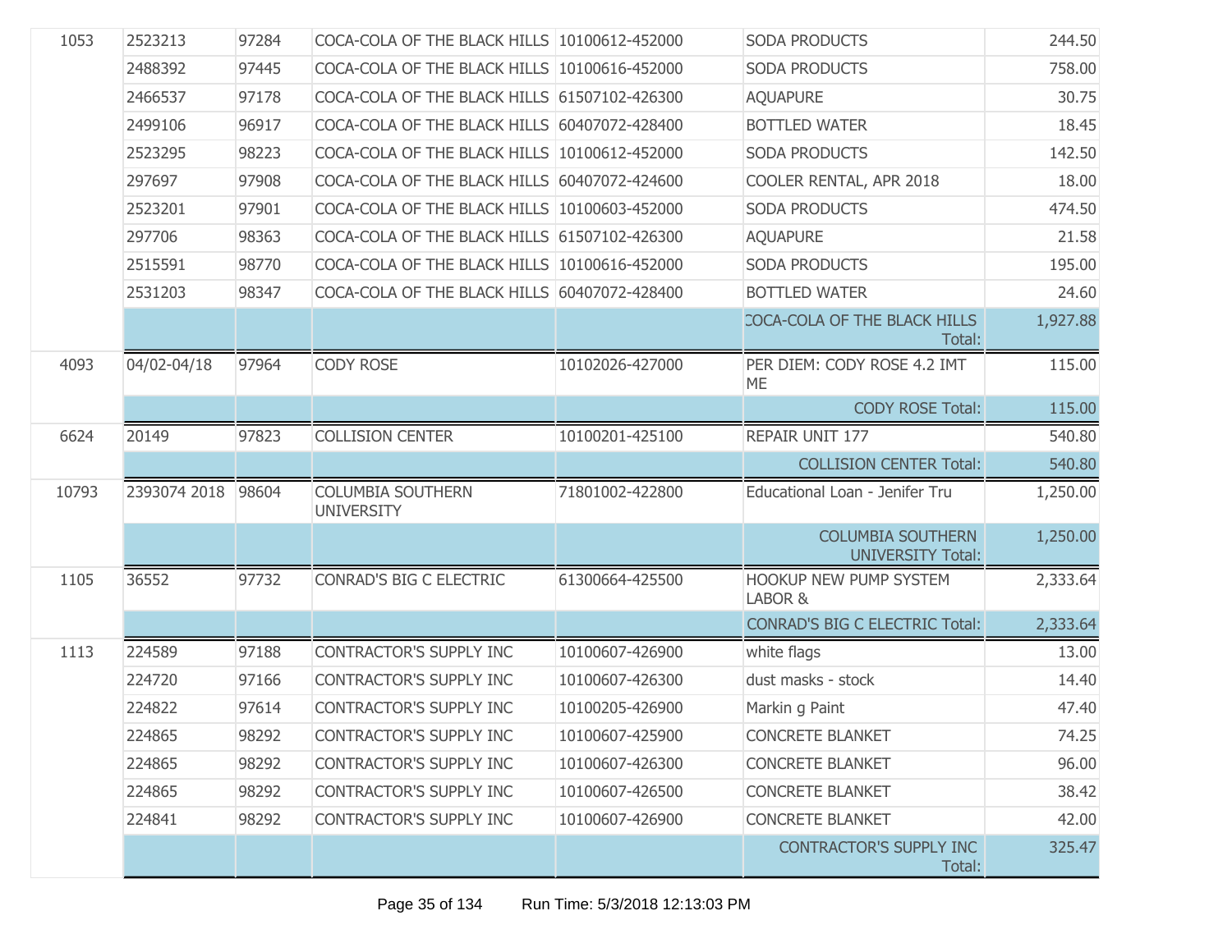| | | | | | | |
|---|---|---|---|---|---|---|
| 1053 | 2523213 | 97284 | COCA-COLA OF THE BLACK HILLS | 10100612-452000 | SODA PRODUCTS | 244.50 |
| | 2488392 | 97445 | COCA-COLA OF THE BLACK HILLS | 10100616-452000 | SODA PRODUCTS | 758.00 |
| | 2466537 | 97178 | COCA-COLA OF THE BLACK HILLS | 61507102-426300 | AQUAPURE | 30.75 |
| | 2499106 | 96917 | COCA-COLA OF THE BLACK HILLS | 60407072-428400 | BOTTLED WATER | 18.45 |
| | 2523295 | 98223 | COCA-COLA OF THE BLACK HILLS | 10100612-452000 | SODA PRODUCTS | 142.50 |
| | 297697 | 97908 | COCA-COLA OF THE BLACK HILLS | 60407072-424600 | COOLER RENTAL, APR 2018 | 18.00 |
| | 2523201 | 97901 | COCA-COLA OF THE BLACK HILLS | 10100603-452000 | SODA PRODUCTS | 474.50 |
| | 297706 | 98363 | COCA-COLA OF THE BLACK HILLS | 61507102-426300 | AQUAPURE | 21.58 |
| | 2515591 | 98770 | COCA-COLA OF THE BLACK HILLS | 10100616-452000 | SODA PRODUCTS | 195.00 |
| | 2531203 | 98347 | COCA-COLA OF THE BLACK HILLS | 60407072-428400 | BOTTLED WATER | 24.60 |
| | | | | | COCA-COLA OF THE BLACK HILLS Total: | 1,927.88 |
| 4093 | 04/02-04/18 | 97964 | CODY ROSE | 10102026-427000 | PER DIEM: CODY ROSE 4.2 IMT ME | 115.00 |
| | | | | | CODY ROSE Total: | 115.00 |
| 6624 | 20149 | 97823 | COLLISION CENTER | 10100201-425100 | REPAIR UNIT 177 | 540.80 |
| | | | | | COLLISION CENTER Total: | 540.80 |
| 10793 | 2393074 2018 | 98604 | COLUMBIA SOUTHERN UNIVERSITY | 71801002-422800 | Educational Loan - Jenifer Tru | 1,250.00 |
| | | | | | COLUMBIA SOUTHERN UNIVERSITY Total: | 1,250.00 |
| 1105 | 36552 | 97732 | CONRAD'S BIG C ELECTRIC | 61300664-425500 | HOOKUP NEW PUMP SYSTEM LABOR & | 2,333.64 |
| | | | | | CONRAD'S BIG C ELECTRIC Total: | 2,333.64 |
| 1113 | 224589 | 97188 | CONTRACTOR'S SUPPLY INC | 10100607-426900 | white flags | 13.00 |
| | 224720 | 97166 | CONTRACTOR'S SUPPLY INC | 10100607-426300 | dust masks - stock | 14.40 |
| | 224822 | 97614 | CONTRACTOR'S SUPPLY INC | 10100205-426900 | Markin g Paint | 47.40 |
| | 224865 | 98292 | CONTRACTOR'S SUPPLY INC | 10100607-425900 | CONCRETE BLANKET | 74.25 |
| | 224865 | 98292 | CONTRACTOR'S SUPPLY INC | 10100607-426300 | CONCRETE BLANKET | 96.00 |
| | 224865 | 98292 | CONTRACTOR'S SUPPLY INC | 10100607-426500 | CONCRETE BLANKET | 38.42 |
| | 224841 | 98292 | CONTRACTOR'S SUPPLY INC | 10100607-426900 | CONCRETE BLANKET | 42.00 |
| | | | | | CONTRACTOR'S SUPPLY INC Total: | 325.47 |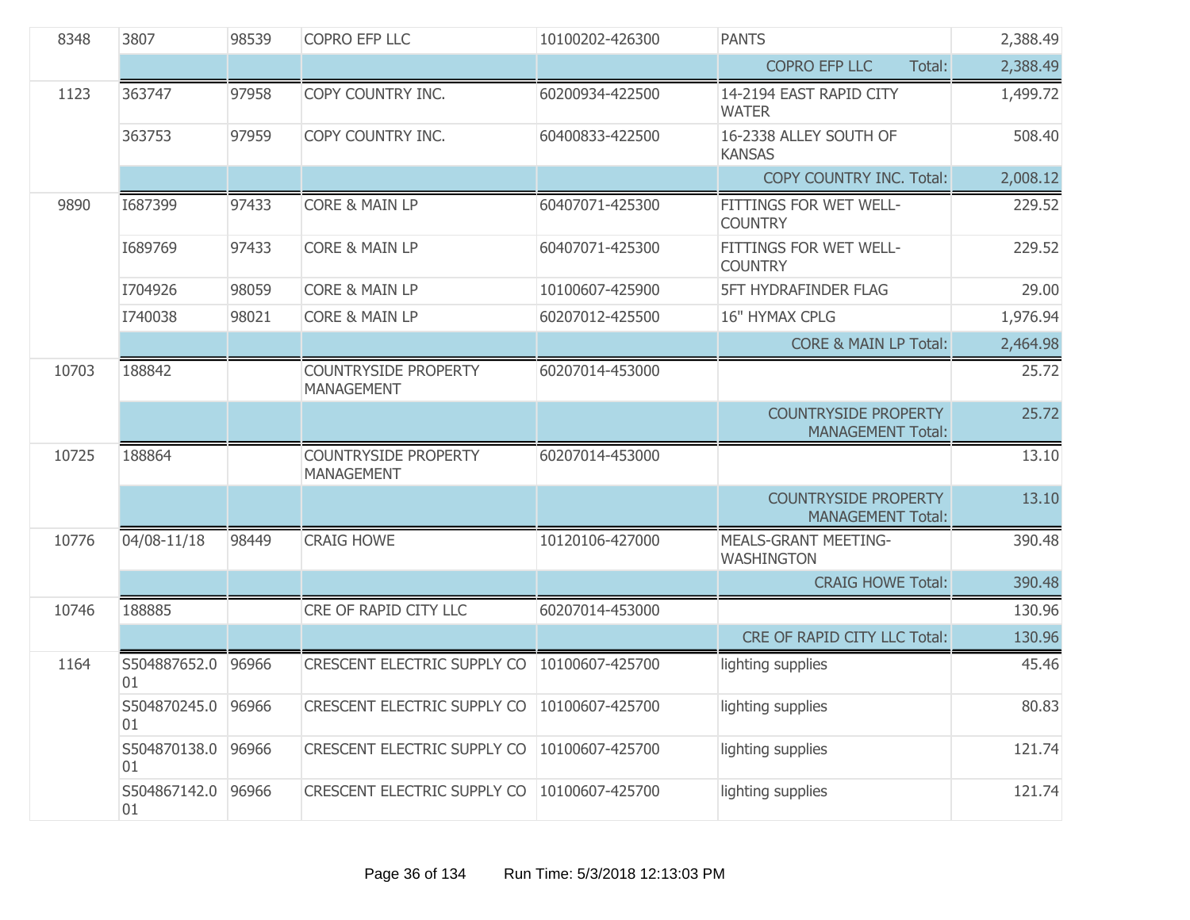| | | | | | | |
|---|---|---|---|---|---|---|
| 8348 | 3807 | 98539 | COPRO EFP LLC | 10100202-426300 | PANTS | 2,388.49 |
| | | | | | COPRO EFP LLC Total: | 2,388.49 |
| 1123 | 363747 | 97958 | COPY COUNTRY INC. | 60200934-422500 | 14-2194 EAST RAPID CITY WATER | 1,499.72 |
| | 363753 | 97959 | COPY COUNTRY INC. | 60400833-422500 | 16-2338 ALLEY SOUTH OF KANSAS | 508.40 |
| | | | | | COPY COUNTRY INC. Total: | 2,008.12 |
| 9890 | I687399 | 97433 | CORE & MAIN LP | 60407071-425300 | FITTINGS FOR WET WELL-COUNTRY | 229.52 |
| | I689769 | 97433 | CORE & MAIN LP | 60407071-425300 | FITTINGS FOR WET WELL-COUNTRY | 229.52 |
| | I704926 | 98059 | CORE & MAIN LP | 10100607-425900 | 5FT HYDRAFINDER FLAG | 29.00 |
| | I740038 | 98021 | CORE & MAIN LP | 60207012-425500 | 16" HYMAX CPLG | 1,976.94 |
| | | | | | CORE & MAIN LP Total: | 2,464.98 |
| 10703 | 188842 | | COUNTRYSIDE PROPERTY MANAGEMENT | 60207014-453000 | | 25.72 |
| | | | | | COUNTRYSIDE PROPERTY MANAGEMENT Total: | 25.72 |
| 10725 | 188864 | | COUNTRYSIDE PROPERTY MANAGEMENT | 60207014-453000 | | 13.10 |
| | | | | | COUNTRYSIDE PROPERTY MANAGEMENT Total: | 13.10 |
| 10776 | 04/08-11/18 | 98449 | CRAIG HOWE | 10120106-427000 | MEALS-GRANT MEETING-WASHINGTON | 390.48 |
| | | | | | CRAIG HOWE Total: | 390.48 |
| 10746 | 188885 | | CRE OF RAPID CITY LLC | 60207014-453000 | | 130.96 |
| | | | | | CRE OF RAPID CITY LLC Total: | 130.96 |
| 1164 | S504887652.001 | 96966 | CRESCENT ELECTRIC SUPPLY CO | 10100607-425700 | lighting supplies | 45.46 |
| | S504870245.001 | 96966 | CRESCENT ELECTRIC SUPPLY CO | 10100607-425700 | lighting supplies | 80.83 |
| | S504870138.001 | 96966 | CRESCENT ELECTRIC SUPPLY CO | 10100607-425700 | lighting supplies | 121.74 |
| | S504867142.001 | 96966 | CRESCENT ELECTRIC SUPPLY CO | 10100607-425700 | lighting supplies | 121.74 |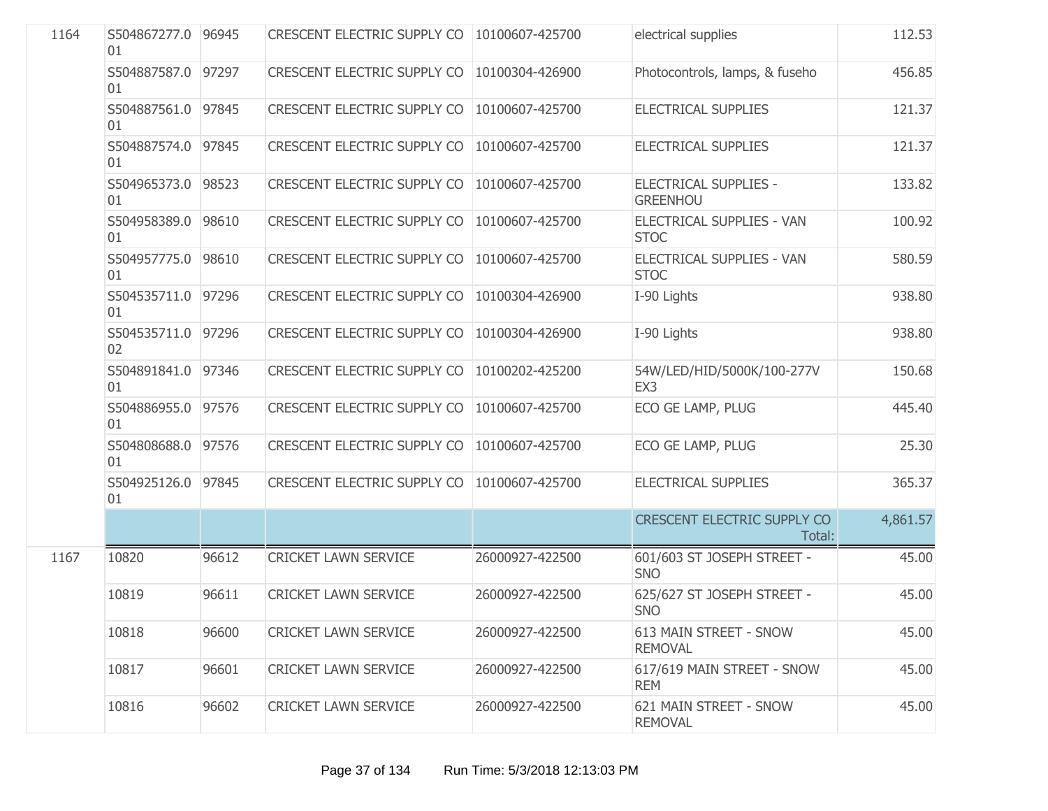| | | | | | | |
|---|---|---|---|---|---|---|
| 1164 | S504867277.001 | 96945 | CRESCENT ELECTRIC SUPPLY CO | 10100607-425700 | electrical supplies | 112.53 |
| | S504887587.001 | 97297 | CRESCENT ELECTRIC SUPPLY CO | 10100304-426900 | Photocontrols, lamps, & fuseho | 456.85 |
| | S504887561.001 | 97845 | CRESCENT ELECTRIC SUPPLY CO | 10100607-425700 | ELECTRICAL SUPPLIES | 121.37 |
| | S504887574.001 | 97845 | CRESCENT ELECTRIC SUPPLY CO | 10100607-425700 | ELECTRICAL SUPPLIES | 121.37 |
| | S504965373.001 | 98523 | CRESCENT ELECTRIC SUPPLY CO | 10100607-425700 | ELECTRICAL SUPPLIES - GREENHOU | 133.82 |
| | S504958389.001 | 98610 | CRESCENT ELECTRIC SUPPLY CO | 10100607-425700 | ELECTRICAL SUPPLIES - VAN STOC | 100.92 |
| | S504957775.001 | 98610 | CRESCENT ELECTRIC SUPPLY CO | 10100607-425700 | ELECTRICAL SUPPLIES - VAN STOC | 580.59 |
| | S504535711.001 | 97296 | CRESCENT ELECTRIC SUPPLY CO | 10100304-426900 | I-90 Lights | 938.80 |
| | S504535711.002 | 97296 | CRESCENT ELECTRIC SUPPLY CO | 10100304-426900 | I-90 Lights | 938.80 |
| | S504891841.001 | 97346 | CRESCENT ELECTRIC SUPPLY CO | 10100202-425200 | 54W/LED/HID/5000K/100-277V EX3 | 150.68 |
| | S504886955.001 | 97576 | CRESCENT ELECTRIC SUPPLY CO | 10100607-425700 | ECO GE LAMP, PLUG | 445.40 |
| | S504808688.001 | 97576 | CRESCENT ELECTRIC SUPPLY CO | 10100607-425700 | ECO GE LAMP, PLUG | 25.30 |
| | S504925126.001 | 97845 | CRESCENT ELECTRIC SUPPLY CO | 10100607-425700 | ELECTRICAL SUPPLIES | 365.37 |
| | | | | | CRESCENT ELECTRIC SUPPLY CO Total: | 4,861.57 |
| 1167 | 10820 | 96612 | CRICKET LAWN SERVICE | 26000927-422500 | 601/603 ST JOSEPH STREET - SNO | 45.00 |
| | 10819 | 96611 | CRICKET LAWN SERVICE | 26000927-422500 | 625/627 ST JOSEPH STREET - SNO | 45.00 |
| | 10818 | 96600 | CRICKET LAWN SERVICE | 26000927-422500 | 613 MAIN STREET - SNOW REMOVAL | 45.00 |
| | 10817 | 96601 | CRICKET LAWN SERVICE | 26000927-422500 | 617/619 MAIN STREET - SNOW REM | 45.00 |
| | 10816 | 96602 | CRICKET LAWN SERVICE | 26000927-422500 | 621 MAIN STREET - SNOW REMOVAL | 45.00 |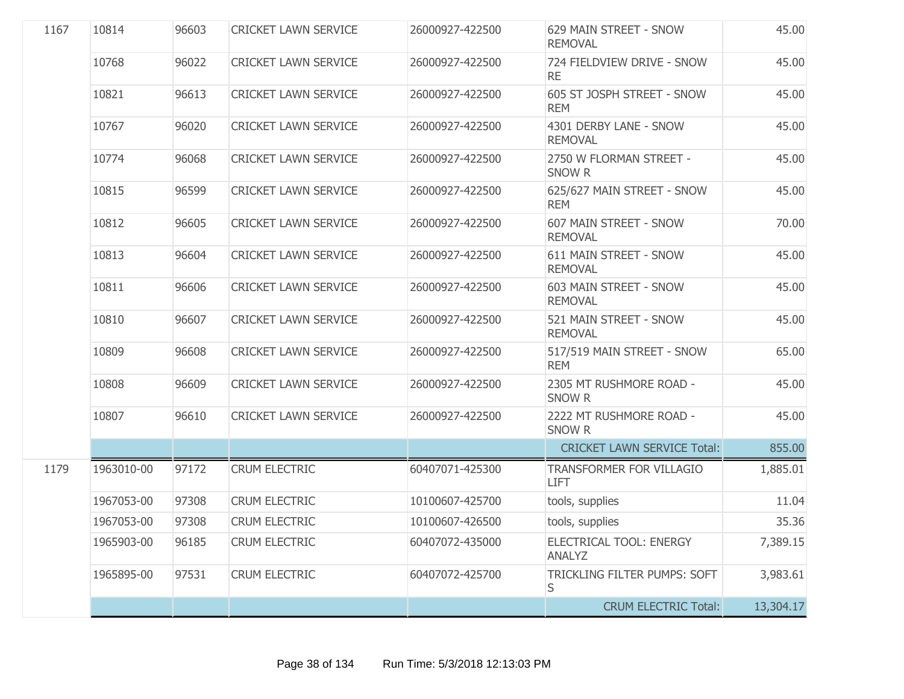| | | | | | | |
|---|---|---|---|---|---|---|
| 1167 | 10814 | 96603 | CRICKET LAWN SERVICE | 26000927-422500 | 629 MAIN STREET - SNOW REMOVAL | 45.00 |
| | 10768 | 96022 | CRICKET LAWN SERVICE | 26000927-422500 | 724 FIELDVIEW DRIVE - SNOW RE | 45.00 |
| | 10821 | 96613 | CRICKET LAWN SERVICE | 26000927-422500 | 605 ST JOSPH STREET - SNOW REM | 45.00 |
| | 10767 | 96020 | CRICKET LAWN SERVICE | 26000927-422500 | 4301 DERBY LANE - SNOW REMOVAL | 45.00 |
| | 10774 | 96068 | CRICKET LAWN SERVICE | 26000927-422500 | 2750 W FLORMAN STREET - SNOW R | 45.00 |
| | 10815 | 96599 | CRICKET LAWN SERVICE | 26000927-422500 | 625/627 MAIN STREET - SNOW REM | 45.00 |
| | 10812 | 96605 | CRICKET LAWN SERVICE | 26000927-422500 | 607 MAIN STREET - SNOW REMOVAL | 70.00 |
| | 10813 | 96604 | CRICKET LAWN SERVICE | 26000927-422500 | 611 MAIN STREET - SNOW REMOVAL | 45.00 |
| | 10811 | 96606 | CRICKET LAWN SERVICE | 26000927-422500 | 603 MAIN STREET - SNOW REMOVAL | 45.00 |
| | 10810 | 96607 | CRICKET LAWN SERVICE | 26000927-422500 | 521 MAIN STREET - SNOW REMOVAL | 45.00 |
| | 10809 | 96608 | CRICKET LAWN SERVICE | 26000927-422500 | 517/519 MAIN STREET - SNOW REM | 65.00 |
| | 10808 | 96609 | CRICKET LAWN SERVICE | 26000927-422500 | 2305 MT RUSHMORE ROAD - SNOW R | 45.00 |
| | 10807 | 96610 | CRICKET LAWN SERVICE | 26000927-422500 | 2222 MT RUSHMORE ROAD - SNOW R | 45.00 |
| | | | | | CRICKET LAWN SERVICE Total: | 855.00 |
| 1179 | 1963010-00 | 97172 | CRUM ELECTRIC | 60407071-425300 | TRANSFORMER FOR VILLAGIO LIFT | 1,885.01 |
| | 1967053-00 | 97308 | CRUM ELECTRIC | 10100607-425700 | tools, supplies | 11.04 |
| | 1967053-00 | 97308 | CRUM ELECTRIC | 10100607-426500 | tools, supplies | 35.36 |
| | 1965903-00 | 96185 | CRUM ELECTRIC | 60407072-435000 | ELECTRICAL TOOL: ENERGY ANALYZ | 7,389.15 |
| | 1965895-00 | 97531 | CRUM ELECTRIC | 60407072-425700 | TRICKLING FILTER PUMPS: SOFT S | 3,983.61 |
| | | | | | CRUM ELECTRIC Total: | 13,304.17 |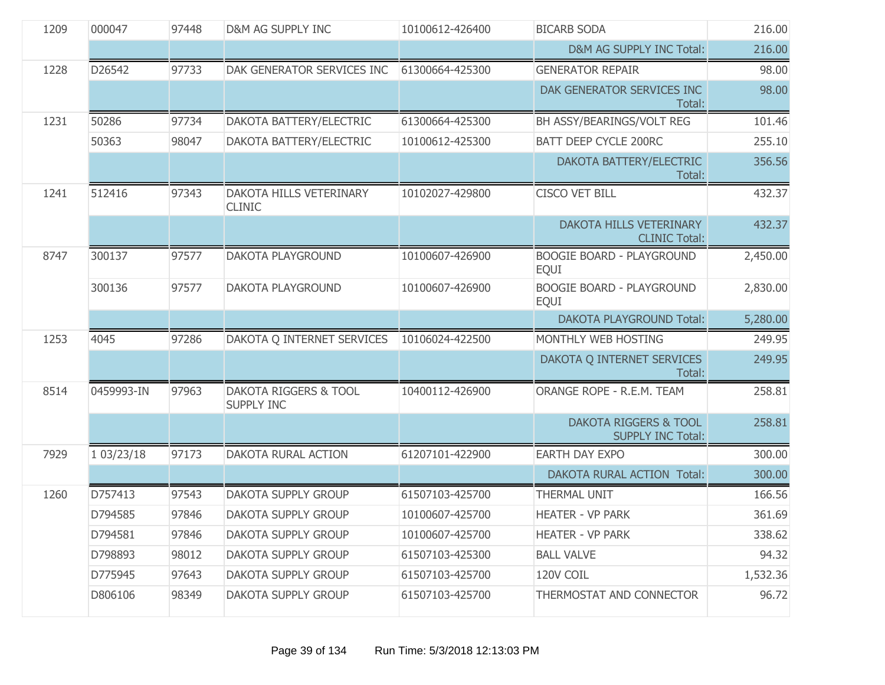| | | | | | | |
|---|---|---|---|---|---|---|
| 1209 | 000047 | 97448 | D&M AG SUPPLY INC | 10100612-426400 | BICARB SODA | 216.00 |
| | | | | | D&M AG SUPPLY INC Total: | 216.00 |
| 1228 | D26542 | 97733 | DAK GENERATOR SERVICES INC | 61300664-425300 | GENERATOR REPAIR | 98.00 |
| | | | | | DAK GENERATOR SERVICES INC Total: | 98.00 |
| 1231 | 50286 | 97734 | DAKOTA BATTERY/ELECTRIC | 61300664-425300 | BH ASSY/BEARINGS/VOLT REG | 101.46 |
| | 50363 | 98047 | DAKOTA BATTERY/ELECTRIC | 10100612-425300 | BATT DEEP CYCLE 200RC | 255.10 |
| | | | | | DAKOTA BATTERY/ELECTRIC Total: | 356.56 |
| 1241 | 512416 | 97343 | DAKOTA HILLS VETERINARY CLINIC | 10102027-429800 | CISCO VET BILL | 432.37 |
| | | | | | DAKOTA HILLS VETERINARY CLINIC Total: | 432.37 |
| 8747 | 300137 | 97577 | DAKOTA PLAYGROUND | 10100607-426900 | BOOGIE BOARD - PLAYGROUND EQUI | 2,450.00 |
| | 300136 | 97577 | DAKOTA PLAYGROUND | 10100607-426900 | BOOGIE BOARD - PLAYGROUND EQUI | 2,830.00 |
| | | | | | DAKOTA PLAYGROUND Total: | 5,280.00 |
| 1253 | 4045 | 97286 | DAKOTA Q INTERNET SERVICES | 10106024-422500 | MONTHLY WEB HOSTING | 249.95 |
| | | | | | DAKOTA Q INTERNET SERVICES Total: | 249.95 |
| 8514 | 0459993-IN | 97963 | DAKOTA RIGGERS & TOOL SUPPLY INC | 10400112-426900 | ORANGE ROPE - R.E.M. TEAM | 258.81 |
| | | | | | DAKOTA RIGGERS & TOOL SUPPLY INC Total: | 258.81 |
| 7929 | 1 03/23/18 | 97173 | DAKOTA RURAL ACTION | 61207101-422900 | EARTH DAY EXPO | 300.00 |
| | | | | | DAKOTA RURAL ACTION Total: | 300.00 |
| 1260 | D757413 | 97543 | DAKOTA SUPPLY GROUP | 61507103-425700 | THERMAL UNIT | 166.56 |
| | D794585 | 97846 | DAKOTA SUPPLY GROUP | 10100607-425700 | HEATER - VP PARK | 361.69 |
| | D794581 | 97846 | DAKOTA SUPPLY GROUP | 10100607-425700 | HEATER - VP PARK | 338.62 |
| | D798893 | 98012 | DAKOTA SUPPLY GROUP | 61507103-425300 | BALL VALVE | 94.32 |
| | D775945 | 97643 | DAKOTA SUPPLY GROUP | 61507103-425700 | 120V COIL | 1,532.36 |
| | D806106 | 98349 | DAKOTA SUPPLY GROUP | 61507103-425700 | THERMOSTAT AND CONNECTOR | 96.72 |

Run Time: 5/3/2018 12:13:03 PM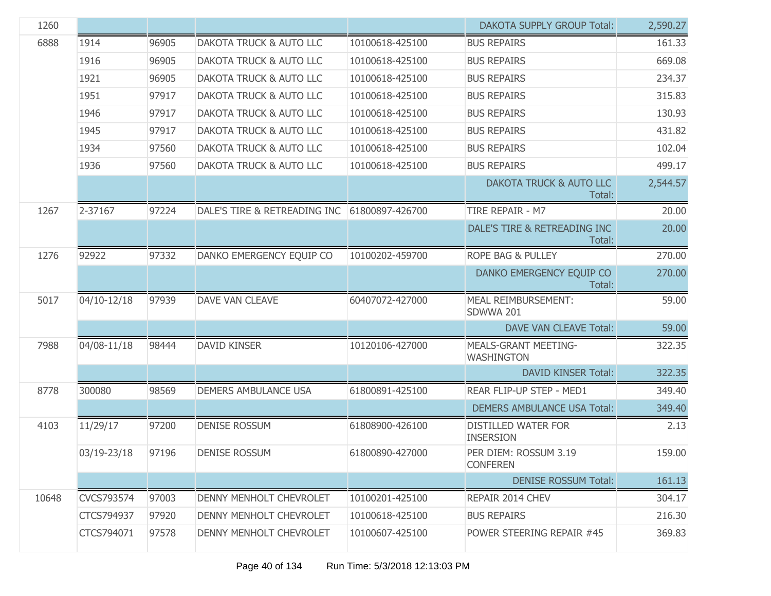| | | | | | | |
|---|---|---|---|---|---|---|
| 1260 | | | | | DAKOTA SUPPLY GROUP Total: | 2,590.27 |
| 6888 | 1914 | 96905 | DAKOTA TRUCK & AUTO LLC | 10100618-425100 | BUS REPAIRS | 161.33 |
| | 1916 | 96905 | DAKOTA TRUCK & AUTO LLC | 10100618-425100 | BUS REPAIRS | 669.08 |
| | 1921 | 96905 | DAKOTA TRUCK & AUTO LLC | 10100618-425100 | BUS REPAIRS | 234.37 |
| | 1951 | 97917 | DAKOTA TRUCK & AUTO LLC | 10100618-425100 | BUS REPAIRS | 315.83 |
| | 1946 | 97917 | DAKOTA TRUCK & AUTO LLC | 10100618-425100 | BUS REPAIRS | 130.93 |
| | 1945 | 97917 | DAKOTA TRUCK & AUTO LLC | 10100618-425100 | BUS REPAIRS | 431.82 |
| | 1934 | 97560 | DAKOTA TRUCK & AUTO LLC | 10100618-425100 | BUS REPAIRS | 102.04 |
| | 1936 | 97560 | DAKOTA TRUCK & AUTO LLC | 10100618-425100 | BUS REPAIRS | 499.17 |
| | | | | | DAKOTA TRUCK & AUTO LLC Total: | 2,544.57 |
| 1267 | 2-37167 | 97224 | DALE'S TIRE & RETREADING INC | 61800897-426700 | TIRE REPAIR - M7 | 20.00 |
| | | | | | DALE'S TIRE & RETREADING INC Total: | 20.00 |
| 1276 | 92922 | 97332 | DANKO EMERGENCY EQUIP CO | 10100202-459700 | ROPE BAG & PULLEY | 270.00 |
| | | | | | DANKO EMERGENCY EQUIP CO Total: | 270.00 |
| 5017 | 04/10-12/18 | 97939 | DAVE VAN CLEAVE | 60407072-427000 | MEAL REIMBURSEMENT: SDWWA 201 | 59.00 |
| | | | | | DAVE VAN CLEAVE Total: | 59.00 |
| 7988 | 04/08-11/18 | 98444 | DAVID KINSER | 10120106-427000 | MEALS-GRANT MEETING-WASHINGTON | 322.35 |
| | | | | | DAVID KINSER Total: | 322.35 |
| 8778 | 300080 | 98569 | DEMERS AMBULANCE USA | 61800891-425100 | REAR FLIP-UP STEP - MED1 | 349.40 |
| | | | | | DEMERS AMBULANCE USA Total: | 349.40 |
| 4103 | 11/29/17 | 97200 | DENISE ROSSUM | 61808900-426100 | DISTILLED WATER FOR INSERSION | 2.13 |
| | 03/19-23/18 | 97196 | DENISE ROSSUM | 61800890-427000 | PER DIEM: ROSSUM 3.19 CONFEREN | 159.00 |
| | | | | | DENISE ROSSUM Total: | 161.13 |
| 10648 | CVCS793574 | 97003 | DENNY MENHOLT CHEVROLET | 10100201-425100 | REPAIR 2014 CHEV | 304.17 |
| | CTCS794937 | 97920 | DENNY MENHOLT CHEVROLET | 10100618-425100 | BUS REPAIRS | 216.30 |
| | CTCS794071 | 97578 | DENNY MENHOLT CHEVROLET | 10100607-425100 | POWER STEERING REPAIR #45 | 369.83 |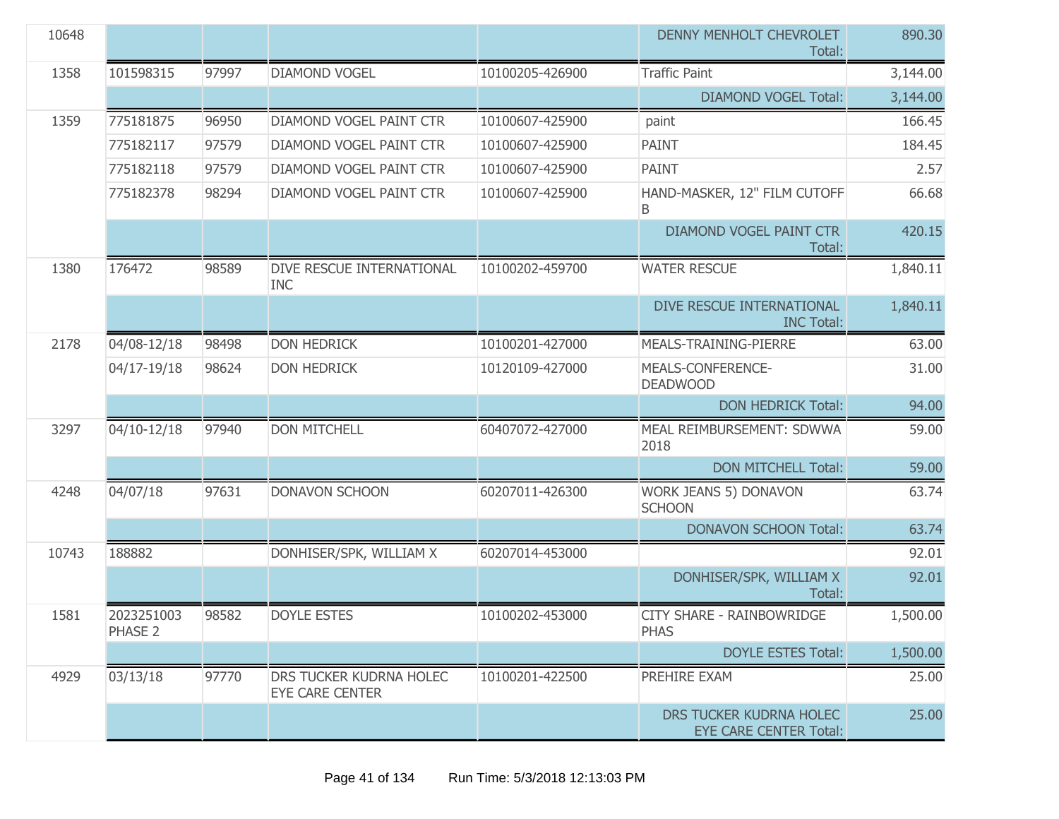| | | | | | | |
|---|---|---|---|---|---|---|
| 10648 | | | | | DENNY MENHOLT CHEVROLET Total: | 890.30 |
| 1358 | 101598315 | 97997 | DIAMOND VOGEL | 10100205-426900 | Traffic Paint | 3,144.00 |
| | | | | | DIAMOND VOGEL Total: | 3,144.00 |
| 1359 | 775181875 | 96950 | DIAMOND VOGEL PAINT CTR | 10100607-425900 | paint | 166.45 |
| | 775182117 | 97579 | DIAMOND VOGEL PAINT CTR | 10100607-425900 | PAINT | 184.45 |
| | 775182118 | 97579 | DIAMOND VOGEL PAINT CTR | 10100607-425900 | PAINT | 2.57 |
| | 775182378 | 98294 | DIAMOND VOGEL PAINT CTR | 10100607-425900 | HAND-MASKER, 12" FILM CUTOFF B | 66.68 |
| | | | | | DIAMOND VOGEL PAINT CTR Total: | 420.15 |
| 1380 | 176472 | 98589 | DIVE RESCUE INTERNATIONAL INC | 10100202-459700 | WATER RESCUE | 1,840.11 |
| | | | | | DIVE RESCUE INTERNATIONAL INC Total: | 1,840.11 |
| 2178 | 04/08-12/18 | 98498 | DON HEDRICK | 10100201-427000 | MEALS-TRAINING-PIERRE | 63.00 |
| | 04/17-19/18 | 98624 | DON HEDRICK | 10120109-427000 | MEALS-CONFERENCE-DEADWOOD | 31.00 |
| | | | | | DON HEDRICK Total: | 94.00 |
| 3297 | 04/10-12/18 | 97940 | DON MITCHELL | 60407072-427000 | MEAL REIMBURSEMENT: SDWWA 2018 | 59.00 |
| | | | | | DON MITCHELL Total: | 59.00 |
| 4248 | 04/07/18 | 97631 | DONAVON SCHOON | 60207011-426300 | WORK JEANS 5) DONAVON SCHOON | 63.74 |
| | | | | | DONAVON SCHOON Total: | 63.74 |
| 10743 | 188882 | | DONHISER/SPK, WILLIAM X | 60207014-453000 | | 92.01 |
| | | | | | DONHISER/SPK, WILLIAM X Total: | 92.01 |
| 1581 | 2023251003 PHASE 2 | 98582 | DOYLE ESTES | 10100202-453000 | CITY SHARE - RAINBOWRIDGE PHAS | 1,500.00 |
| | | | | | DOYLE ESTES Total: | 1,500.00 |
| 4929 | 03/13/18 | 97770 | DRS TUCKER KUDRNA HOLEC EYE CARE CENTER | 10100201-422500 | PREHIRE EXAM | 25.00 |
| | | | | | DRS TUCKER KUDRNA HOLEC EYE CARE CENTER Total: | 25.00 |

Run Time: 5/3/2018 12:13:03 PM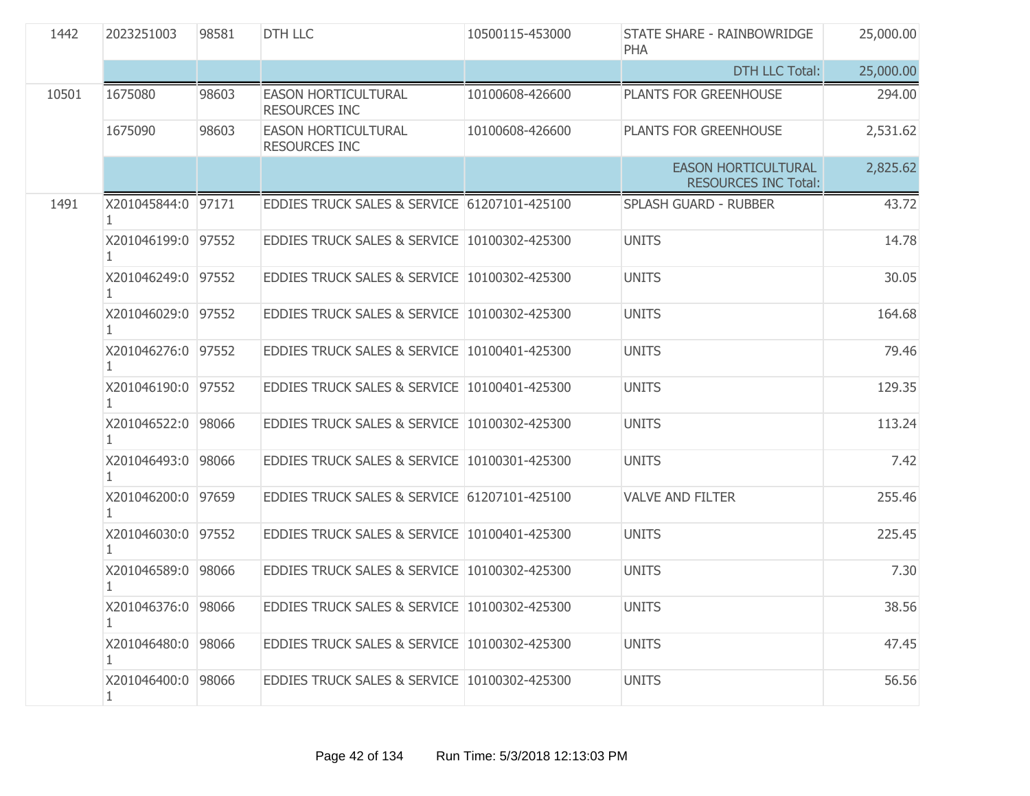| | | | | | | |
|---|---|---|---|---|---|---|
| 1442 | 2023251003 | 98581 | DTH LLC | 10500115-453000 | STATE SHARE - RAINBOWRIDGE PHA | 25,000.00 |
| | | | | | DTH LLC Total: | 25,000.00 |
| 10501 | 1675080 | 98603 | EASON HORTICULTURAL RESOURCES INC | 10100608-426600 | PLANTS FOR GREENHOUSE | 294.00 |
| | 1675090 | 98603 | EASON HORTICULTURAL RESOURCES INC | 10100608-426600 | PLANTS FOR GREENHOUSE | 2,531.62 |
| | | | | | EASON HORTICULTURAL RESOURCES INC Total: | 2,825.62 |
| 1491 | X201045844:01 | 97171 | EDDIES TRUCK SALES & SERVICE | 61207101-425100 | SPLASH GUARD - RUBBER | 43.72 |
| | X201046199:01 | 97552 | EDDIES TRUCK SALES & SERVICE | 10100302-425300 | UNITS | 14.78 |
| | X201046249:01 | 97552 | EDDIES TRUCK SALES & SERVICE | 10100302-425300 | UNITS | 30.05 |
| | X201046029:01 | 97552 | EDDIES TRUCK SALES & SERVICE | 10100302-425300 | UNITS | 164.68 |
| | X201046276:01 | 97552 | EDDIES TRUCK SALES & SERVICE | 10100401-425300 | UNITS | 79.46 |
| | X201046190:01 | 97552 | EDDIES TRUCK SALES & SERVICE | 10100401-425300 | UNITS | 129.35 |
| | X201046522:01 | 98066 | EDDIES TRUCK SALES & SERVICE | 10100302-425300 | UNITS | 113.24 |
| | X201046493:01 | 98066 | EDDIES TRUCK SALES & SERVICE | 10100301-425300 | UNITS | 7.42 |
| | X201046200:01 | 97659 | EDDIES TRUCK SALES & SERVICE | 61207101-425100 | VALVE AND FILTER | 255.46 |
| | X201046030:01 | 97552 | EDDIES TRUCK SALES & SERVICE | 10100401-425300 | UNITS | 225.45 |
| | X201046589:01 | 98066 | EDDIES TRUCK SALES & SERVICE | 10100302-425300 | UNITS | 7.30 |
| | X201046376:01 | 98066 | EDDIES TRUCK SALES & SERVICE | 10100302-425300 | UNITS | 38.56 |
| | X201046480:01 | 98066 | EDDIES TRUCK SALES & SERVICE | 10100302-425300 | UNITS | 47.45 |
| | X201046400:01 | 98066 | EDDIES TRUCK SALES & SERVICE | 10100302-425300 | UNITS | 56.56 |

Run Time: 5/3/2018 12:13:03 PM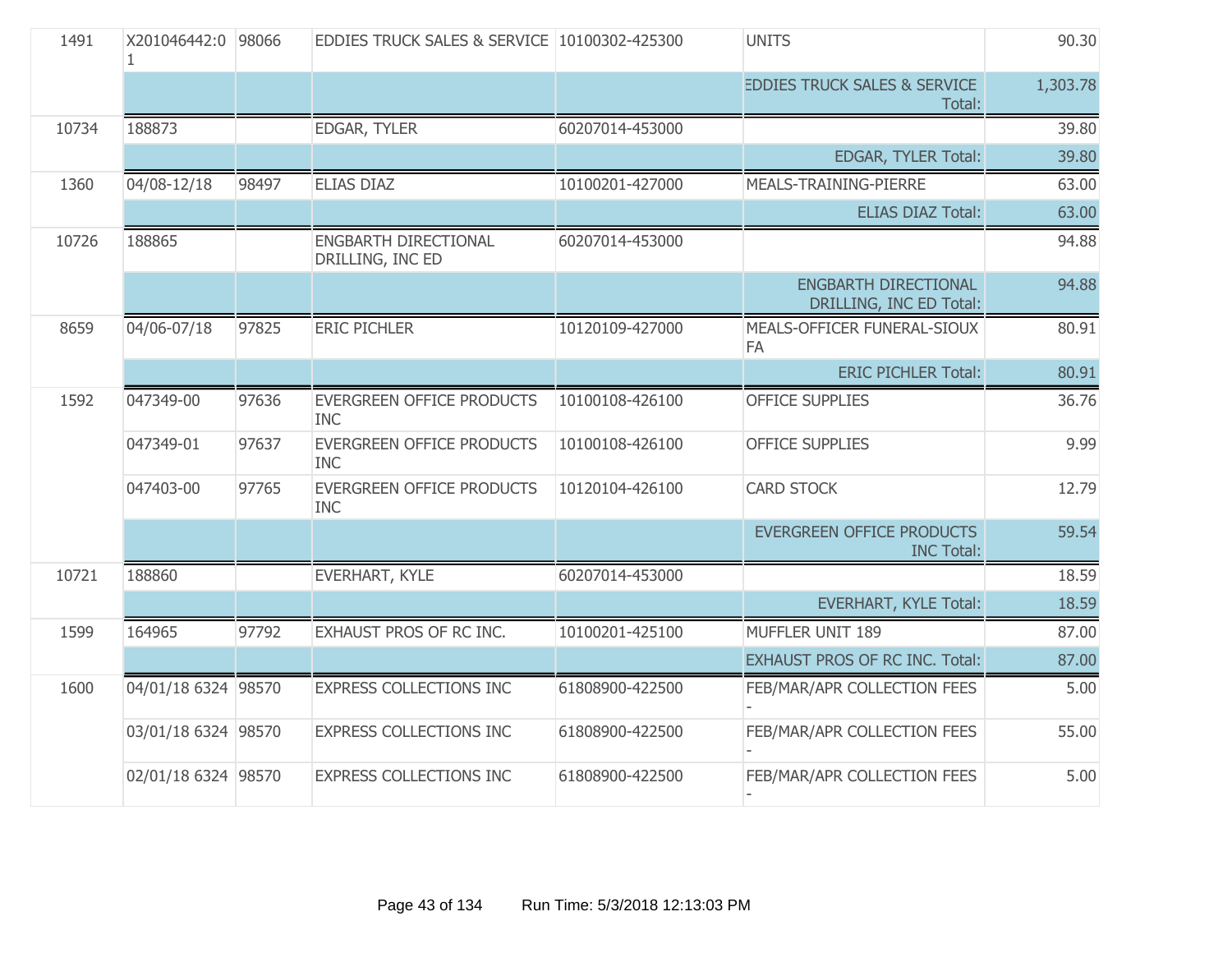| 1491 | X201046442:01 | 98066 | EDDIES TRUCK SALES & SERVICE | 10100302-425300 | UNITS | 90.30 |
|---|---|---|---|---|---|---|
| | | | | | EDDIES TRUCK SALES & SERVICE Total: | 1,303.78 |
| 10734 | 188873 | | EDGAR, TYLER | 60207014-453000 | | 39.80 |
| | | | | | EDGAR, TYLER Total: | 39.80 |
| 1360 | 04/08-12/18 | 98497 | ELIAS DIAZ | 10100201-427000 | MEALS-TRAINING-PIERRE | 63.00 |
| | | | | | ELIAS DIAZ Total: | 63.00 |
| 10726 | 188865 | | ENGBARTH DIRECTIONAL DRILLING, INC ED | 60207014-453000 | | 94.88 |
| | | | | | ENGBARTH DIRECTIONAL DRILLING, INC ED Total: | 94.88 |
| 8659 | 04/06-07/18 | 97825 | ERIC PICHLER | 10120109-427000 | MEALS-OFFICER FUNERAL-SIOUX FA | 80.91 |
| | | | | | ERIC PICHLER Total: | 80.91 |
| 1592 | 047349-00 | 97636 | EVERGREEN OFFICE PRODUCTS INC | 10100108-426100 | OFFICE SUPPLIES | 36.76 |
| | 047349-01 | 97637 | EVERGREEN OFFICE PRODUCTS INC | 10100108-426100 | OFFICE SUPPLIES | 9.99 |
| | 047403-00 | 97765 | EVERGREEN OFFICE PRODUCTS INC | 10120104-426100 | CARD STOCK | 12.79 |
| | | | | | EVERGREEN OFFICE PRODUCTS INC Total: | 59.54 |
| 10721 | 188860 | | EVERHART, KYLE | 60207014-453000 | | 18.59 |
| | | | | | EVERHART, KYLE Total: | 18.59 |
| 1599 | 164965 | 97792 | EXHAUST PROS OF RC INC. | 10100201-425100 | MUFFLER UNIT 189 | 87.00 |
| | | | | | EXHAUST PROS OF RC INC. Total: | 87.00 |
| 1600 | 04/01/18 6324 | 98570 | EXPRESS COLLECTIONS INC | 61808900-422500 | FEB/MAR/APR COLLECTION FEES - | 5.00 |
| | 03/01/18 6324 | 98570 | EXPRESS COLLECTIONS INC | 61808900-422500 | FEB/MAR/APR COLLECTION FEES - | 55.00 |
| | 02/01/18 6324 | 98570 | EXPRESS COLLECTIONS INC | 61808900-422500 | FEB/MAR/APR COLLECTION FEES - | 5.00 |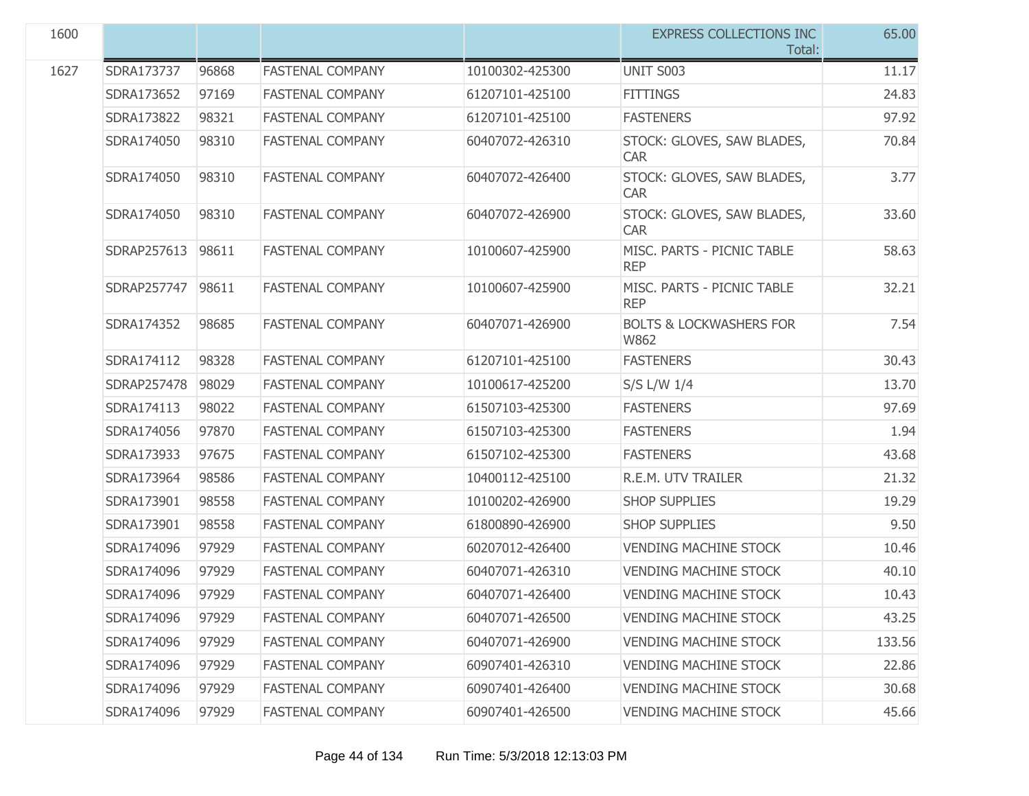| | | | | | | |
|---|---|---|---|---|---|---|
| 1600 | | | | | EXPRESS COLLECTIONS INC Total: | 65.00 |
| 1627 | SDRA173737 | 96868 | FASTENAL COMPANY | 10100302-425300 | UNIT S003 | 11.17 |
| | SDRA173652 | 97169 | FASTENAL COMPANY | 61207101-425100 | FITTINGS | 24.83 |
| | SDRA173822 | 98321 | FASTENAL COMPANY | 61207101-425100 | FASTENERS | 97.92 |
| | SDRA174050 | 98310 | FASTENAL COMPANY | 60407072-426310 | STOCK: GLOVES, SAW BLADES, CAR | 70.84 |
| | SDRA174050 | 98310 | FASTENAL COMPANY | 60407072-426400 | STOCK: GLOVES, SAW BLADES, CAR | 3.77 |
| | SDRA174050 | 98310 | FASTENAL COMPANY | 60407072-426900 | STOCK: GLOVES, SAW BLADES, CAR | 33.60 |
| | SDRAP257613 | 98611 | FASTENAL COMPANY | 10100607-425900 | MISC. PARTS - PICNIC TABLE REP | 58.63 |
| | SDRAP257747 | 98611 | FASTENAL COMPANY | 10100607-425900 | MISC. PARTS - PICNIC TABLE REP | 32.21 |
| | SDRA174352 | 98685 | FASTENAL COMPANY | 60407071-426900 | BOLTS & LOCKWASHERS FOR W862 | 7.54 |
| | SDRA174112 | 98328 | FASTENAL COMPANY | 61207101-425100 | FASTENERS | 30.43 |
| | SDRAP257478 | 98029 | FASTENAL COMPANY | 10100617-425200 | S/S L/W 1/4 | 13.70 |
| | SDRA174113 | 98022 | FASTENAL COMPANY | 61507103-425300 | FASTENERS | 97.69 |
| | SDRA174056 | 97870 | FASTENAL COMPANY | 61507103-425300 | FASTENERS | 1.94 |
| | SDRA173933 | 97675 | FASTENAL COMPANY | 61507102-425300 | FASTENERS | 43.68 |
| | SDRA173964 | 98586 | FASTENAL COMPANY | 10400112-425100 | R.E.M. UTV TRAILER | 21.32 |
| | SDRA173901 | 98558 | FASTENAL COMPANY | 10100202-426900 | SHOP SUPPLIES | 19.29 |
| | SDRA173901 | 98558 | FASTENAL COMPANY | 61800890-426900 | SHOP SUPPLIES | 9.50 |
| | SDRA174096 | 97929 | FASTENAL COMPANY | 60207012-426400 | VENDING MACHINE STOCK | 10.46 |
| | SDRA174096 | 97929 | FASTENAL COMPANY | 60407071-426310 | VENDING MACHINE STOCK | 40.10 |
| | SDRA174096 | 97929 | FASTENAL COMPANY | 60407071-426400 | VENDING MACHINE STOCK | 10.43 |
| | SDRA174096 | 97929 | FASTENAL COMPANY | 60407071-426500 | VENDING MACHINE STOCK | 43.25 |
| | SDRA174096 | 97929 | FASTENAL COMPANY | 60407071-426900 | VENDING MACHINE STOCK | 133.56 |
| | SDRA174096 | 97929 | FASTENAL COMPANY | 60907401-426310 | VENDING MACHINE STOCK | 22.86 |
| | SDRA174096 | 97929 | FASTENAL COMPANY | 60907401-426400 | VENDING MACHINE STOCK | 30.68 |
| | SDRA174096 | 97929 | FASTENAL COMPANY | 60907401-426500 | VENDING MACHINE STOCK | 45.66 |

Run Time: 5/3/2018 12:13:03 PM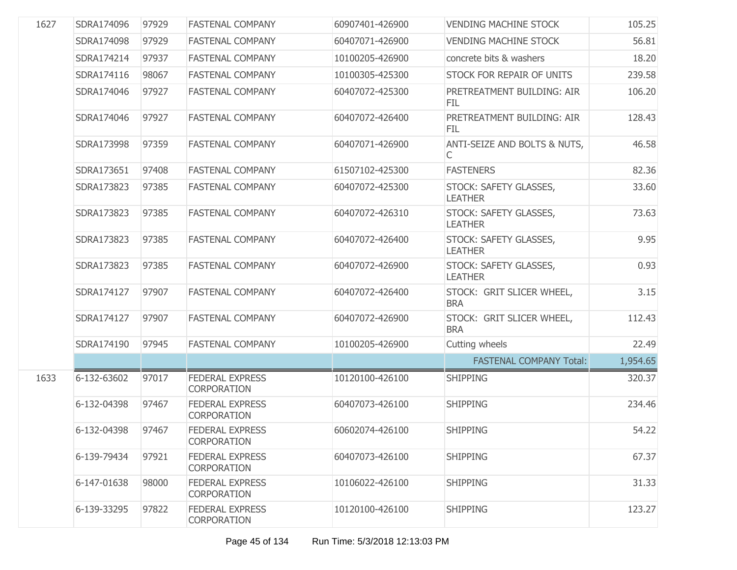| | | | | | | |
|---|---|---|---|---|---|---|
| 1627 | SDRA174096 | 97929 | FASTENAL COMPANY | 60907401-426900 | VENDING MACHINE STOCK | 105.25 |
| | SDRA174098 | 97929 | FASTENAL COMPANY | 60407071-426900 | VENDING MACHINE STOCK | 56.81 |
| | SDRA174214 | 97937 | FASTENAL COMPANY | 10100205-426900 | concrete bits & washers | 18.20 |
| | SDRA174116 | 98067 | FASTENAL COMPANY | 10100305-425300 | STOCK FOR REPAIR OF UNITS | 239.58 |
| | SDRA174046 | 97927 | FASTENAL COMPANY | 60407072-425300 | PRETREATMENT BUILDING: AIR FIL | 106.20 |
| | SDRA174046 | 97927 | FASTENAL COMPANY | 60407072-426400 | PRETREATMENT BUILDING: AIR FIL | 128.43 |
| | SDRA173998 | 97359 | FASTENAL COMPANY | 60407071-426900 | ANTI-SEIZE AND BOLTS & NUTS, C | 46.58 |
| | SDRA173651 | 97408 | FASTENAL COMPANY | 61507102-425300 | FASTENERS | 82.36 |
| | SDRA173823 | 97385 | FASTENAL COMPANY | 60407072-425300 | STOCK: SAFETY GLASSES, LEATHER | 33.60 |
| | SDRA173823 | 97385 | FASTENAL COMPANY | 60407072-426310 | STOCK: SAFETY GLASSES, LEATHER | 73.63 |
| | SDRA173823 | 97385 | FASTENAL COMPANY | 60407072-426400 | STOCK: SAFETY GLASSES, LEATHER | 9.95 |
| | SDRA173823 | 97385 | FASTENAL COMPANY | 60407072-426900 | STOCK: SAFETY GLASSES, LEATHER | 0.93 |
| | SDRA174127 | 97907 | FASTENAL COMPANY | 60407072-426400 | STOCK: GRIT SLICER WHEEL, BRA | 3.15 |
| | SDRA174127 | 97907 | FASTENAL COMPANY | 60407072-426900 | STOCK: GRIT SLICER WHEEL, BRA | 112.43 |
| | SDRA174190 | 97945 | FASTENAL COMPANY | 10100205-426900 | Cutting wheels | 22.49 |
| | | | | | FASTENAL COMPANY Total: | 1,954.65 |
| 1633 | 6-132-63602 | 97017 | FEDERAL EXPRESS CORPORATION | 10120100-426100 | SHIPPING | 320.37 |
| | 6-132-04398 | 97467 | FEDERAL EXPRESS CORPORATION | 60407073-426100 | SHIPPING | 234.46 |
| | 6-132-04398 | 97467 | FEDERAL EXPRESS CORPORATION | 60602074-426100 | SHIPPING | 54.22 |
| | 6-139-79434 | 97921 | FEDERAL EXPRESS CORPORATION | 60407073-426100 | SHIPPING | 67.37 |
| | 6-147-01638 | 98000 | FEDERAL EXPRESS CORPORATION | 10106022-426100 | SHIPPING | 31.33 |
| | 6-139-33295 | 97822 | FEDERAL EXPRESS CORPORATION | 10120100-426100 | SHIPPING | 123.27 |

Run Time: 5/3/2018 12:13:03 PM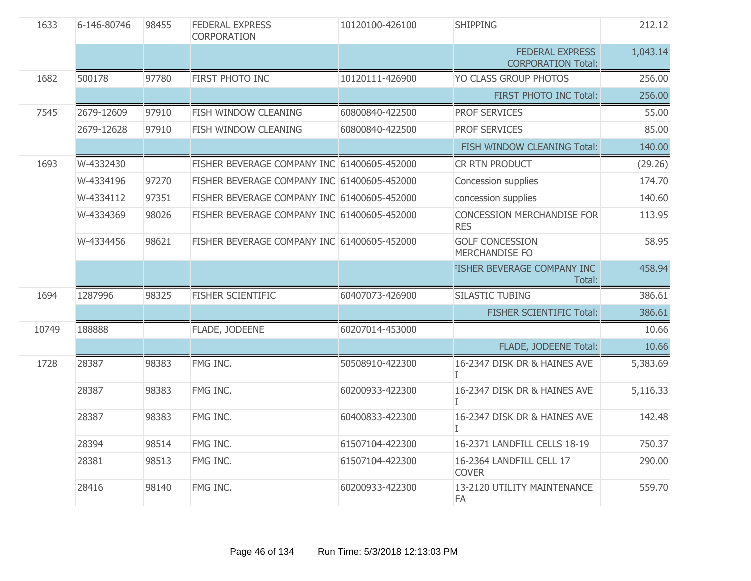| | | | | | | |
|---|---|---|---|---|---|---|
| 1633 | 6-146-80746 | 98455 | FEDERAL EXPRESS CORPORATION | 10120100-426100 | SHIPPING | 212.12 |
| | | | | | FEDERAL EXPRESS CORPORATION Total: | 1,043.14 |
| 1682 | 500178 | 97780 | FIRST PHOTO INC | 10120111-426900 | YO CLASS GROUP PHOTOS | 256.00 |
| | | | | | FIRST PHOTO INC Total: | 256.00 |
| 7545 | 2679-12609 | 97910 | FISH WINDOW CLEANING | 60800840-422500 | PROF SERVICES | 55.00 |
| | 2679-12628 | 97910 | FISH WINDOW CLEANING | 60800840-422500 | PROF SERVICES | 85.00 |
| | | | | | FISH WINDOW CLEANING Total: | 140.00 |
| 1693 | W-4332430 | | FISHER BEVERAGE COMPANY INC | 61400605-452000 | CR RTN PRODUCT | (29.26) |
| | W-4334196 | 97270 | FISHER BEVERAGE COMPANY INC | 61400605-452000 | Concession supplies | 174.70 |
| | W-4334112 | 97351 | FISHER BEVERAGE COMPANY INC | 61400605-452000 | concession supplies | 140.60 |
| | W-4334369 | 98026 | FISHER BEVERAGE COMPANY INC | 61400605-452000 | CONCESSION MERCHANDISE FOR RES | 113.95 |
| | W-4334456 | 98621 | FISHER BEVERAGE COMPANY INC | 61400605-452000 | GOLF CONCESSION MERCHANDISE FO | 58.95 |
| | | | | | FISHER BEVERAGE COMPANY INC Total: | 458.94 |
| 1694 | 1287996 | 98325 | FISHER SCIENTIFIC | 60407073-426900 | SILASTIC TUBING | 386.61 |
| | | | | | FISHER SCIENTIFIC Total: | 386.61 |
| 10749 | 188888 | | FLADE, JODEENE | 60207014-453000 | | 10.66 |
| | | | | | FLADE, JODEENE Total: | 10.66 |
| 1728 | 28387 | 98383 | FMG INC. | 50508910-422300 | 16-2347 DISK DR & HAINES AVE I | 5,383.69 |
| | 28387 | 98383 | FMG INC. | 60200933-422300 | 16-2347 DISK DR & HAINES AVE I | 5,116.33 |
| | 28387 | 98383 | FMG INC. | 60400833-422300 | 16-2347 DISK DR & HAINES AVE I | 142.48 |
| | 28394 | 98514 | FMG INC. | 61507104-422300 | 16-2371 LANDFILL CELLS 18-19 | 750.37 |
| | 28381 | 98513 | FMG INC. | 61507104-422300 | 16-2364 LANDFILL CELL 17 COVER | 290.00 |
| | 28416 | 98140 | FMG INC. | 60200933-422300 | 13-2120 UTILITY MAINTENANCE FA | 559.70 |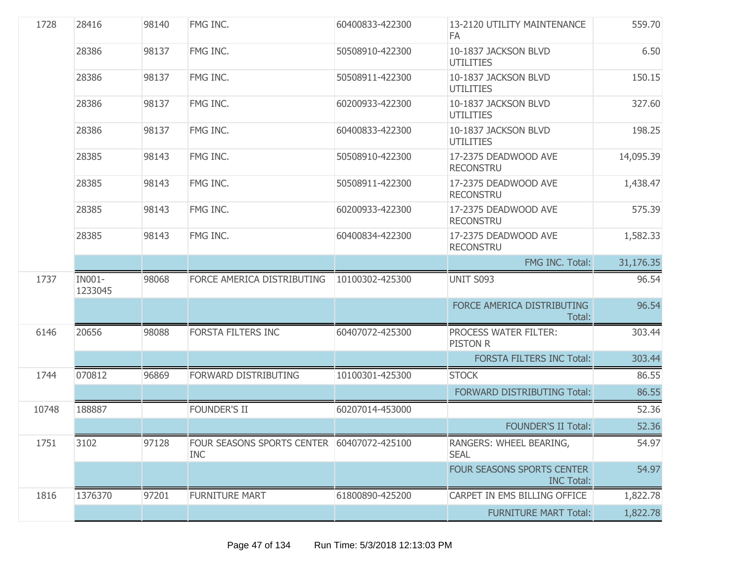| | | | | | | |
|---|---|---|---|---|---|---|
| 1728 | 28416 | 98140 | FMG INC. | 60400833-422300 | 13-2120 UTILITY MAINTENANCE FA | 559.70 |
| | 28386 | 98137 | FMG INC. | 50508910-422300 | 10-1837 JACKSON BLVD UTILITIES | 6.50 |
| | 28386 | 98137 | FMG INC. | 50508911-422300 | 10-1837 JACKSON BLVD UTILITIES | 150.15 |
| | 28386 | 98137 | FMG INC. | 60200933-422300 | 10-1837 JACKSON BLVD UTILITIES | 327.60 |
| | 28386 | 98137 | FMG INC. | 60400833-422300 | 10-1837 JACKSON BLVD UTILITIES | 198.25 |
| | 28385 | 98143 | FMG INC. | 50508910-422300 | 17-2375 DEADWOOD AVE RECONSTRU | 14,095.39 |
| | 28385 | 98143 | FMG INC. | 50508911-422300 | 17-2375 DEADWOOD AVE RECONSTRU | 1,438.47 |
| | 28385 | 98143 | FMG INC. | 60200933-422300 | 17-2375 DEADWOOD AVE RECONSTRU | 575.39 |
| | 28385 | 98143 | FMG INC. | 60400834-422300 | 17-2375 DEADWOOD AVE RECONSTRU | 1,582.33 |
| | | | | | FMG INC. Total: | 31,176.35 |
| 1737 | IN001-1233045 | 98068 | FORCE AMERICA DISTRIBUTING | 10100302-425300 | UNIT S093 | 96.54 |
| | | | | | FORCE AMERICA DISTRIBUTING Total: | 96.54 |
| 6146 | 20656 | 98088 | FORSTA FILTERS INC | 60407072-425300 | PROCESS WATER FILTER: PISTON R | 303.44 |
| | | | | | FORSTA FILTERS INC Total: | 303.44 |
| 1744 | 070812 | 96869 | FORWARD DISTRIBUTING | 10100301-425300 | STOCK | 86.55 |
| | | | | | FORWARD DISTRIBUTING Total: | 86.55 |
| 10748 | 188887 | | FOUNDER'S II | 60207014-453000 | | 52.36 |
| | | | | | FOUNDER'S II Total: | 52.36 |
| 1751 | 3102 | 97128 | FOUR SEASONS SPORTS CENTER INC | 60407072-425100 | RANGERS: WHEEL BEARING, SEAL | 54.97 |
| | | | | | FOUR SEASONS SPORTS CENTER INC Total: | 54.97 |
| 1816 | 1376370 | 97201 | FURNITURE MART | 61800890-425200 | CARPET IN EMS BILLING OFFICE | 1,822.78 |
| | | | | | FURNITURE MART Total: | 1,822.78 |

Run Time: 5/3/2018 12:13:03 PM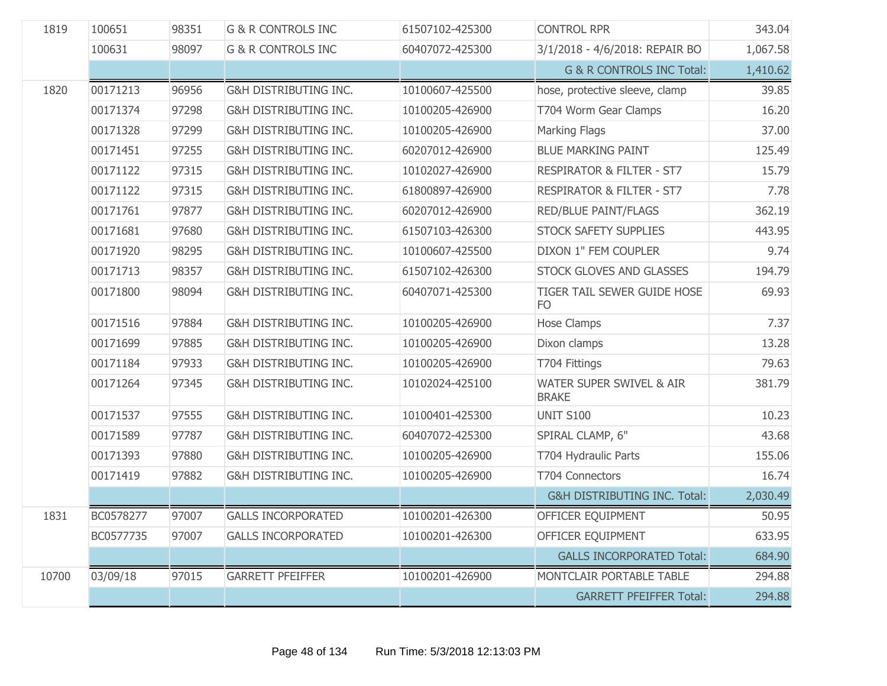| | | | | | | |
|---|---|---|---|---|---|---|
| 1819 | 100651 | 98351 | G & R CONTROLS INC | 61507102-425300 | CONTROL RPR | 343.04 |
| | 100631 | 98097 | G & R CONTROLS INC | 60407072-425300 | 3/1/2018 - 4/6/2018: REPAIR BO | 1,067.58 |
| | | | | | G & R CONTROLS INC Total: | 1,410.62 |
| 1820 | 00171213 | 96956 | G&H DISTRIBUTING INC. | 10100607-425500 | hose, protective sleeve, clamp | 39.85 |
| | 00171374 | 97298 | G&H DISTRIBUTING INC. | 10100205-426900 | T704 Worm Gear Clamps | 16.20 |
| | 00171328 | 97299 | G&H DISTRIBUTING INC. | 10100205-426900 | Marking Flags | 37.00 |
| | 00171451 | 97255 | G&H DISTRIBUTING INC. | 60207012-426900 | BLUE MARKING PAINT | 125.49 |
| | 00171122 | 97315 | G&H DISTRIBUTING INC. | 10102027-426900 | RESPIRATOR & FILTER - ST7 | 15.79 |
| | 00171122 | 97315 | G&H DISTRIBUTING INC. | 61800897-426900 | RESPIRATOR & FILTER - ST7 | 7.78 |
| | 00171761 | 97877 | G&H DISTRIBUTING INC. | 60207012-426900 | RED/BLUE PAINT/FLAGS | 362.19 |
| | 00171681 | 97680 | G&H DISTRIBUTING INC. | 61507103-426300 | STOCK SAFETY SUPPLIES | 443.95 |
| | 00171920 | 98295 | G&H DISTRIBUTING INC. | 10100607-425500 | DIXON 1" FEM COUPLER | 9.74 |
| | 00171713 | 98357 | G&H DISTRIBUTING INC. | 61507102-426300 | STOCK GLOVES AND GLASSES | 194.79 |
| | 00171800 | 98094 | G&H DISTRIBUTING INC. | 60407071-425300 | TIGER TAIL SEWER GUIDE HOSE FO | 69.93 |
| | 00171516 | 97884 | G&H DISTRIBUTING INC. | 10100205-426900 | Hose Clamps | 7.37 |
| | 00171699 | 97885 | G&H DISTRIBUTING INC. | 10100205-426900 | Dixon clamps | 13.28 |
| | 00171184 | 97933 | G&H DISTRIBUTING INC. | 10100205-426900 | T704 Fittings | 79.63 |
| | 00171264 | 97345 | G&H DISTRIBUTING INC. | 10102024-425100 | WATER SUPER SWIVEL & AIR BRAKE | 381.79 |
| | 00171537 | 97555 | G&H DISTRIBUTING INC. | 10100401-425300 | UNIT S100 | 10.23 |
| | 00171589 | 97787 | G&H DISTRIBUTING INC. | 60407072-425300 | SPIRAL CLAMP, 6" | 43.68 |
| | 00171393 | 97880 | G&H DISTRIBUTING INC. | 10100205-426900 | T704 Hydraulic Parts | 155.06 |
| | 00171419 | 97882 | G&H DISTRIBUTING INC. | 10100205-426900 | T704 Connectors | 16.74 |
| | | | | | G&H DISTRIBUTING INC. Total: | 2,030.49 |
| 1831 | BC0578277 | 97007 | GALLS INCORPORATED | 10100201-426300 | OFFICER EQUIPMENT | 50.95 |
| | BC0577735 | 97007 | GALLS INCORPORATED | 10100201-426300 | OFFICER EQUIPMENT | 633.95 |
| | | | | | GALLS INCORPORATED Total: | 684.90 |
| 10700 | 03/09/18 | 97015 | GARRETT PFEIFFER | 10100201-426900 | MONTCLAIR PORTABLE TABLE | 294.88 |
| | | | | | GARRETT PFEIFFER Total: | 294.88 |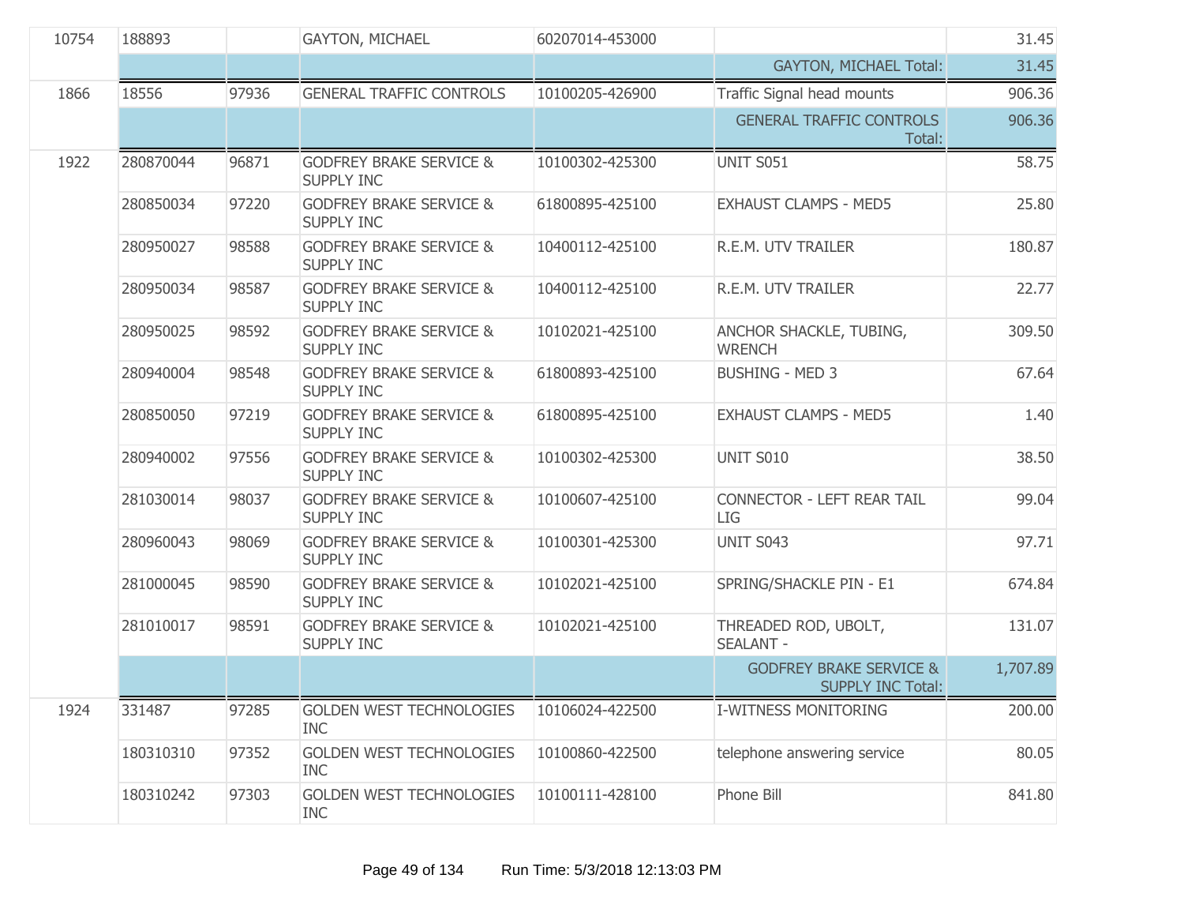| | | | | | | |
|---|---|---|---|---|---|---|
| 10754 | 188893 | | GAYTON, MICHAEL | 60207014-453000 | | 31.45 |
| | | | | | GAYTON, MICHAEL Total: | 31.45 |
| 1866 | 18556 | 97936 | GENERAL TRAFFIC CONTROLS | 10100205-426900 | Traffic Signal head mounts | 906.36 |
| | | | | | GENERAL TRAFFIC CONTROLS Total: | 906.36 |
| 1922 | 280870044 | 96871 | GODFREY BRAKE SERVICE & SUPPLY INC | 10100302-425300 | UNIT S051 | 58.75 |
| | 280850034 | 97220 | GODFREY BRAKE SERVICE & SUPPLY INC | 61800895-425100 | EXHAUST CLAMPS - MED5 | 25.80 |
| | 280950027 | 98588 | GODFREY BRAKE SERVICE & SUPPLY INC | 10400112-425100 | R.E.M. UTV TRAILER | 180.87 |
| | 280950034 | 98587 | GODFREY BRAKE SERVICE & SUPPLY INC | 10400112-425100 | R.E.M. UTV TRAILER | 22.77 |
| | 280950025 | 98592 | GODFREY BRAKE SERVICE & SUPPLY INC | 10102021-425100 | ANCHOR SHACKLE, TUBING, WRENCH | 309.50 |
| | 280940004 | 98548 | GODFREY BRAKE SERVICE & SUPPLY INC | 61800893-425100 | BUSHING - MED 3 | 67.64 |
| | 280850050 | 97219 | GODFREY BRAKE SERVICE & SUPPLY INC | 61800895-425100 | EXHAUST CLAMPS - MED5 | 1.40 |
| | 280940002 | 97556 | GODFREY BRAKE SERVICE & SUPPLY INC | 10100302-425300 | UNIT S010 | 38.50 |
| | 281030014 | 98037 | GODFREY BRAKE SERVICE & SUPPLY INC | 10100607-425100 | CONNECTOR - LEFT REAR TAIL LIG | 99.04 |
| | 280960043 | 98069 | GODFREY BRAKE SERVICE & SUPPLY INC | 10100301-425300 | UNIT S043 | 97.71 |
| | 281000045 | 98590 | GODFREY BRAKE SERVICE & SUPPLY INC | 10102021-425100 | SPRING/SHACKLE PIN - E1 | 674.84 |
| | 281010017 | 98591 | GODFREY BRAKE SERVICE & SUPPLY INC | 10102021-425100 | THREADED ROD, UBOLT, SEALANT - | 131.07 |
| | | | | | GODFREY BRAKE SERVICE & SUPPLY INC Total: | 1,707.89 |
| 1924 | 331487 | 97285 | GOLDEN WEST TECHNOLOGIES INC | 10106024-422500 | I-WITNESS MONITORING | 200.00 |
| | 180310310 | 97352 | GOLDEN WEST TECHNOLOGIES INC | 10100860-422500 | telephone answering service | 80.05 |
| | 180310242 | 97303 | GOLDEN WEST TECHNOLOGIES INC | 10100111-428100 | Phone Bill | 841.80 |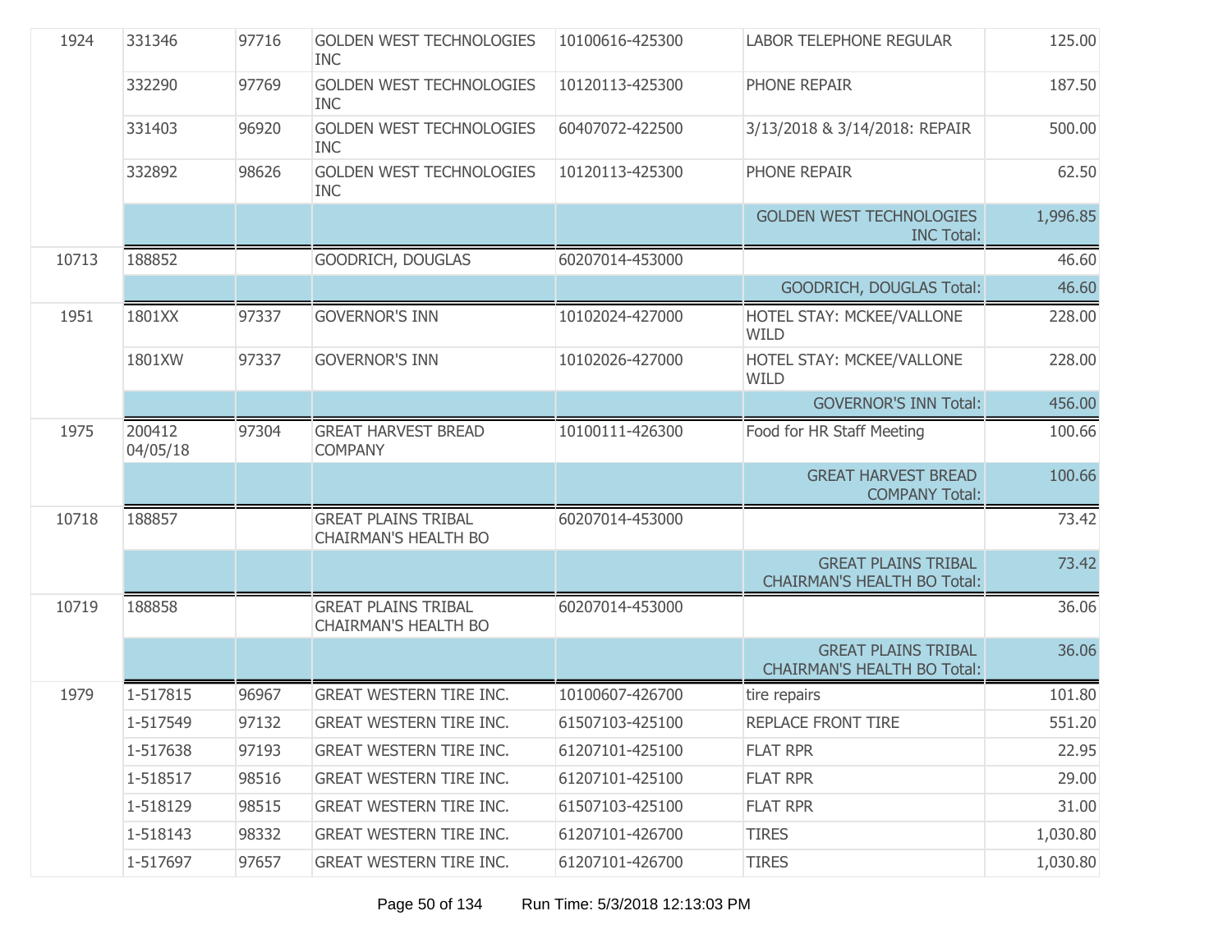| | | | | | | |
|---|---|---|---|---|---|---|
| 1924 | 331346 | 97716 | GOLDEN WEST TECHNOLOGIES INC | 10100616-425300 | LABOR TELEPHONE REGULAR | 125.00 |
| | 332290 | 97769 | GOLDEN WEST TECHNOLOGIES INC | 10120113-425300 | PHONE REPAIR | 187.50 |
| | 331403 | 96920 | GOLDEN WEST TECHNOLOGIES INC | 60407072-422500 | 3/13/2018 & 3/14/2018: REPAIR | 500.00 |
| | 332892 | 98626 | GOLDEN WEST TECHNOLOGIES INC | 10120113-425300 | PHONE REPAIR | 62.50 |
| | | | | | GOLDEN WEST TECHNOLOGIES INC Total: | 1,996.85 |
| 10713 | 188852 | | GOODRICH, DOUGLAS | 60207014-453000 | | 46.60 |
| | | | | | GOODRICH, DOUGLAS Total: | 46.60 |
| 1951 | 1801XX | 97337 | GOVERNOR'S INN | 10102024-427000 | HOTEL STAY: MCKEE/VALLONE WILD | 228.00 |
| | 1801XW | 97337 | GOVERNOR'S INN | 10102026-427000 | HOTEL STAY: MCKEE/VALLONE WILD | 228.00 |
| | | | | | GOVERNOR'S INN Total: | 456.00 |
| 1975 | 200412 04/05/18 | 97304 | GREAT HARVEST BREAD COMPANY | 10100111-426300 | Food for HR Staff Meeting | 100.66 |
| | | | | | GREAT HARVEST BREAD COMPANY Total: | 100.66 |
| 10718 | 188857 | | GREAT PLAINS TRIBAL CHAIRMAN'S HEALTH BO | 60207014-453000 | | 73.42 |
| | | | | | GREAT PLAINS TRIBAL CHAIRMAN'S HEALTH BO Total: | 73.42 |
| 10719 | 188858 | | GREAT PLAINS TRIBAL CHAIRMAN'S HEALTH BO | 60207014-453000 | | 36.06 |
| | | | | | GREAT PLAINS TRIBAL CHAIRMAN'S HEALTH BO Total: | 36.06 |
| 1979 | 1-517815 | 96967 | GREAT WESTERN TIRE INC. | 10100607-426700 | tire repairs | 101.80 |
| | 1-517549 | 97132 | GREAT WESTERN TIRE INC. | 61507103-425100 | REPLACE FRONT TIRE | 551.20 |
| | 1-517638 | 97193 | GREAT WESTERN TIRE INC. | 61207101-425100 | FLAT RPR | 22.95 |
| | 1-518517 | 98516 | GREAT WESTERN TIRE INC. | 61207101-425100 | FLAT RPR | 29.00 |
| | 1-518129 | 98515 | GREAT WESTERN TIRE INC. | 61507103-425100 | FLAT RPR | 31.00 |
| | 1-518143 | 98332 | GREAT WESTERN TIRE INC. | 61207101-426700 | TIRES | 1,030.80 |
| | 1-517697 | 97657 | GREAT WESTERN TIRE INC. | 61207101-426700 | TIRES | 1,030.80 |

Run Time: 5/3/2018 12:13:03 PM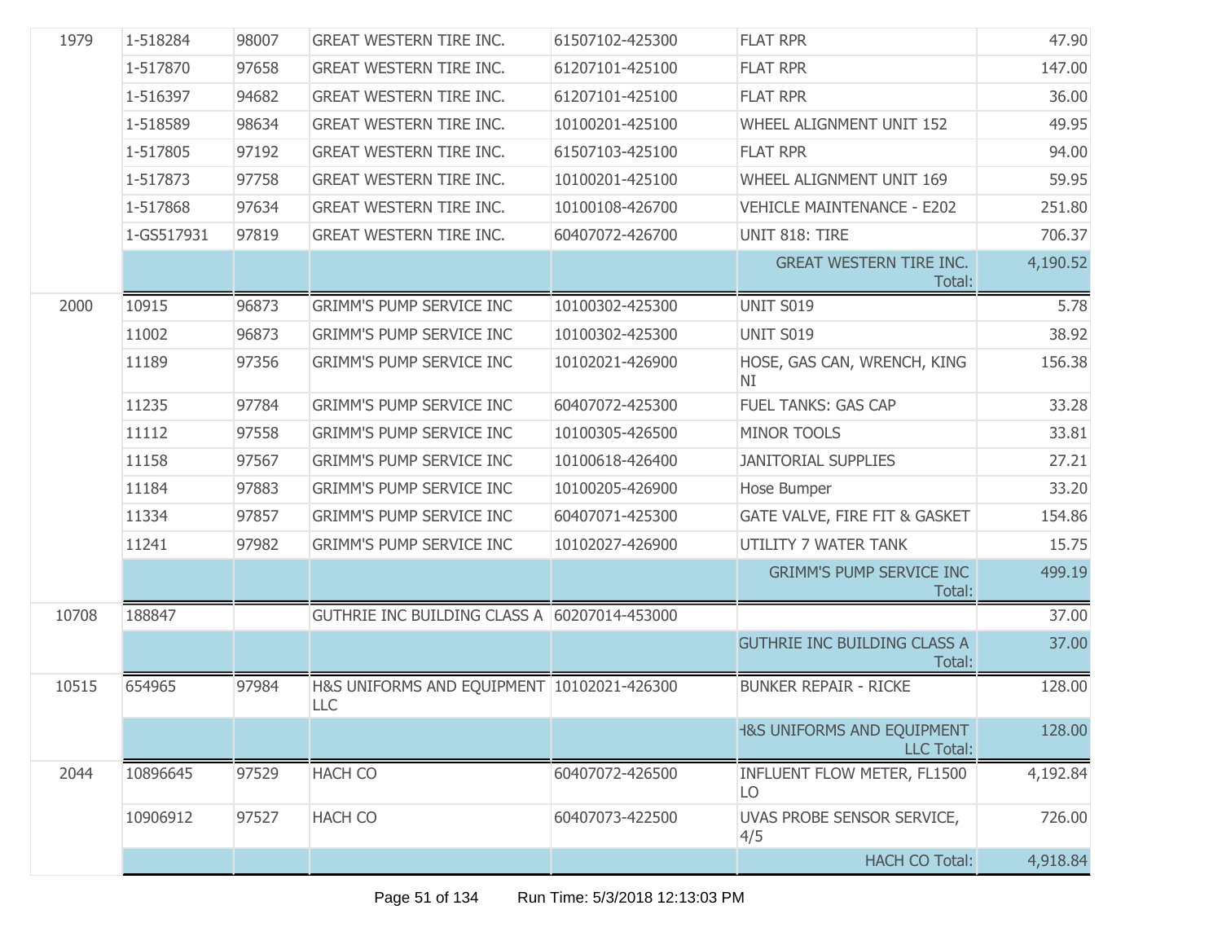| | | | | | | |
|---|---|---|---|---|---|---|
| 1979 | 1-518284 | 98007 | GREAT WESTERN TIRE INC. | 61507102-425300 | FLAT RPR | 47.90 |
| | 1-517870 | 97658 | GREAT WESTERN TIRE INC. | 61207101-425100 | FLAT RPR | 147.00 |
| | 1-516397 | 94682 | GREAT WESTERN TIRE INC. | 61207101-425100 | FLAT RPR | 36.00 |
| | 1-518589 | 98634 | GREAT WESTERN TIRE INC. | 10100201-425100 | WHEEL ALIGNMENT UNIT 152 | 49.95 |
| | 1-517805 | 97192 | GREAT WESTERN TIRE INC. | 61507103-425100 | FLAT RPR | 94.00 |
| | 1-517873 | 97758 | GREAT WESTERN TIRE INC. | 10100201-425100 | WHEEL ALIGNMENT UNIT 169 | 59.95 |
| | 1-517868 | 97634 | GREAT WESTERN TIRE INC. | 10100108-426700 | VEHICLE MAINTENANCE - E202 | 251.80 |
| | 1-GS517931 | 97819 | GREAT WESTERN TIRE INC. | 60407072-426700 | UNIT 818: TIRE | 706.37 |
| | | | | | GREAT WESTERN TIRE INC. Total: | 4,190.52 |
| 2000 | 10915 | 96873 | GRIMM'S PUMP SERVICE INC | 10100302-425300 | UNIT S019 | 5.78 |
| | 11002 | 96873 | GRIMM'S PUMP SERVICE INC | 10100302-425300 | UNIT S019 | 38.92 |
| | 11189 | 97356 | GRIMM'S PUMP SERVICE INC | 10102021-426900 | HOSE, GAS CAN, WRENCH, KING NI | 156.38 |
| | 11235 | 97784 | GRIMM'S PUMP SERVICE INC | 60407072-425300 | FUEL TANKS: GAS CAP | 33.28 |
| | 11112 | 97558 | GRIMM'S PUMP SERVICE INC | 10100305-426500 | MINOR TOOLS | 33.81 |
| | 11158 | 97567 | GRIMM'S PUMP SERVICE INC | 10100618-426400 | JANITORIAL SUPPLIES | 27.21 |
| | 11184 | 97883 | GRIMM'S PUMP SERVICE INC | 10100205-426900 | Hose Bumper | 33.20 |
| | 11334 | 97857 | GRIMM'S PUMP SERVICE INC | 60407071-425300 | GATE VALVE, FIRE FIT & GASKET | 154.86 |
| | 11241 | 97982 | GRIMM'S PUMP SERVICE INC | 10102027-426900 | UTILITY 7 WATER TANK | 15.75 |
| | | | | | GRIMM'S PUMP SERVICE INC Total: | 499.19 |
| 10708 | 188847 | | GUTHRIE INC BUILDING CLASS A | 60207014-453000 | | 37.00 |
| | | | | | GUTHRIE INC BUILDING CLASS A Total: | 37.00 |
| 10515 | 654965 | 97984 | H&S UNIFORMS AND EQUIPMENT LLC | 10102021-426300 | BUNKER REPAIR - RICKE | 128.00 |
| | | | | | H&S UNIFORMS AND EQUIPMENT LLC Total: | 128.00 |
| 2044 | 10896645 | 97529 | HACH CO | 60407072-426500 | INFLUENT FLOW METER, FL1500 LO | 4,192.84 |
| | 10906912 | 97527 | HACH CO | 60407073-422500 | UVAS PROBE SENSOR SERVICE, 4/5 | 726.00 |
| | | | | | HACH CO Total: | 4,918.84 |

Run Time: 5/3/2018 12:13:03 PM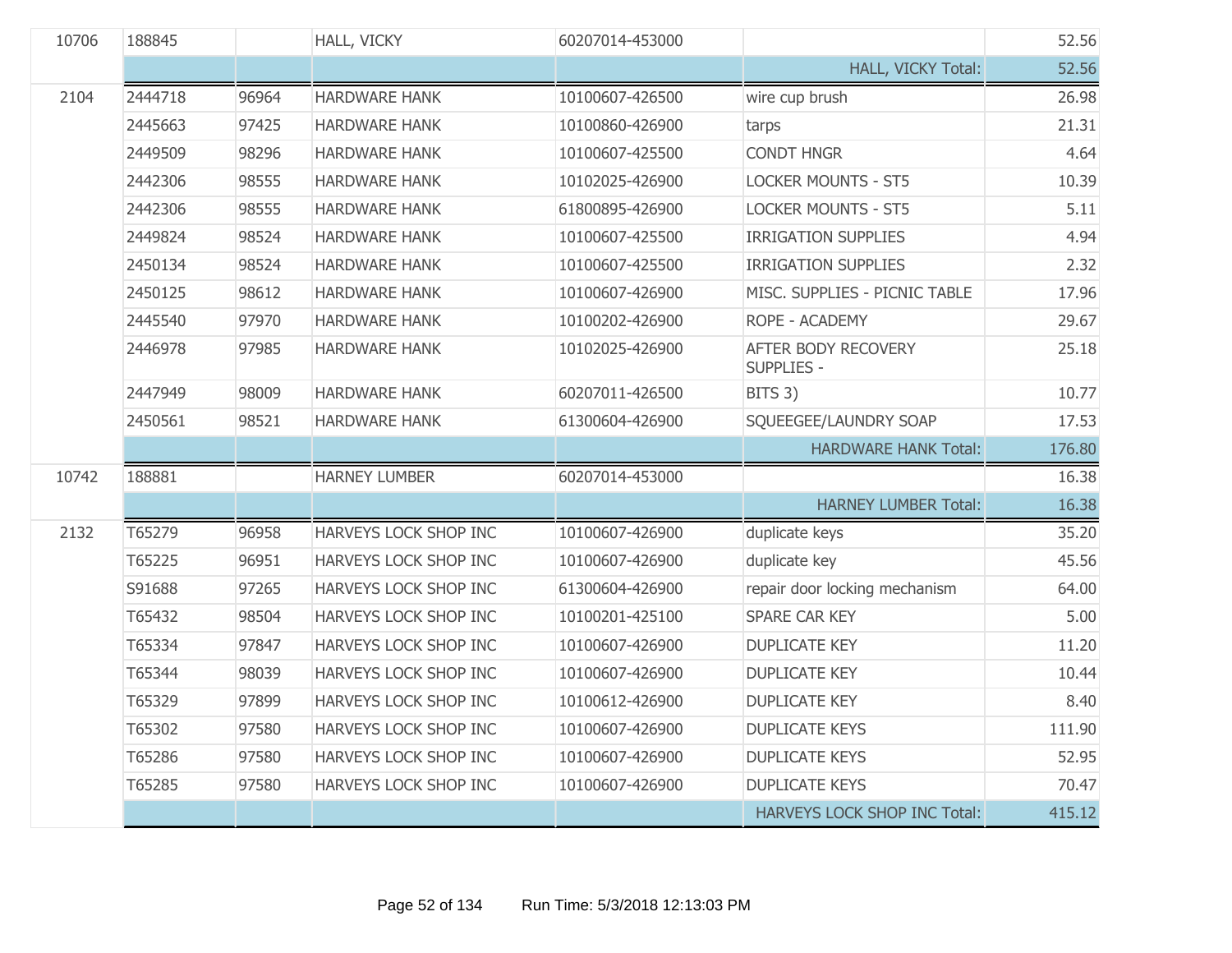| | | | | | | |
|---|---|---|---|---|---|---|
| 10706 | 188845 | | HALL, VICKY | 60207014-453000 | | 52.56 |
| | | | | | HALL, VICKY Total: | 52.56 |
| 2104 | 2444718 | 96964 | HARDWARE HANK | 10100607-426500 | wire cup brush | 26.98 |
| | 2445663 | 97425 | HARDWARE HANK | 10100860-426900 | tarps | 21.31 |
| | 2449509 | 98296 | HARDWARE HANK | 10100607-425500 | CONDT HNGR | 4.64 |
| | 2442306 | 98555 | HARDWARE HANK | 10102025-426900 | LOCKER MOUNTS - ST5 | 10.39 |
| | 2442306 | 98555 | HARDWARE HANK | 61800895-426900 | LOCKER MOUNTS - ST5 | 5.11 |
| | 2449824 | 98524 | HARDWARE HANK | 10100607-425500 | IRRIGATION SUPPLIES | 4.94 |
| | 2450134 | 98524 | HARDWARE HANK | 10100607-425500 | IRRIGATION SUPPLIES | 2.32 |
| | 2450125 | 98612 | HARDWARE HANK | 10100607-426900 | MISC. SUPPLIES - PICNIC TABLE | 17.96 |
| | 2445540 | 97970 | HARDWARE HANK | 10100202-426900 | ROPE - ACADEMY | 29.67 |
| | 2446978 | 97985 | HARDWARE HANK | 10102025-426900 | AFTER BODY RECOVERY SUPPLIES - | 25.18 |
| | 2447949 | 98009 | HARDWARE HANK | 60207011-426500 | BITS 3) | 10.77 |
| | 2450561 | 98521 | HARDWARE HANK | 61300604-426900 | SQUEEGEE/LAUNDRY SOAP | 17.53 |
| | | | | | HARDWARE HANK Total: | 176.80 |
| 10742 | 188881 | | HARNEY LUMBER | 60207014-453000 | | 16.38 |
| | | | | | HARNEY LUMBER Total: | 16.38 |
| 2132 | T65279 | 96958 | HARVEYS LOCK SHOP INC | 10100607-426900 | duplicate keys | 35.20 |
| | T65225 | 96951 | HARVEYS LOCK SHOP INC | 10100607-426900 | duplicate key | 45.56 |
| | S91688 | 97265 | HARVEYS LOCK SHOP INC | 61300604-426900 | repair door locking mechanism | 64.00 |
| | T65432 | 98504 | HARVEYS LOCK SHOP INC | 10100201-425100 | SPARE CAR KEY | 5.00 |
| | T65334 | 97847 | HARVEYS LOCK SHOP INC | 10100607-426900 | DUPLICATE KEY | 11.20 |
| | T65344 | 98039 | HARVEYS LOCK SHOP INC | 10100607-426900 | DUPLICATE KEY | 10.44 |
| | T65329 | 97899 | HARVEYS LOCK SHOP INC | 10100612-426900 | DUPLICATE KEY | 8.40 |
| | T65302 | 97580 | HARVEYS LOCK SHOP INC | 10100607-426900 | DUPLICATE KEYS | 111.90 |
| | T65286 | 97580 | HARVEYS LOCK SHOP INC | 10100607-426900 | DUPLICATE KEYS | 52.95 |
| | T65285 | 97580 | HARVEYS LOCK SHOP INC | 10100607-426900 | DUPLICATE KEYS | 70.47 |
| | | | | | HARVEYS LOCK SHOP INC Total: | 415.12 |

Run Time: 5/3/2018 12:13:03 PM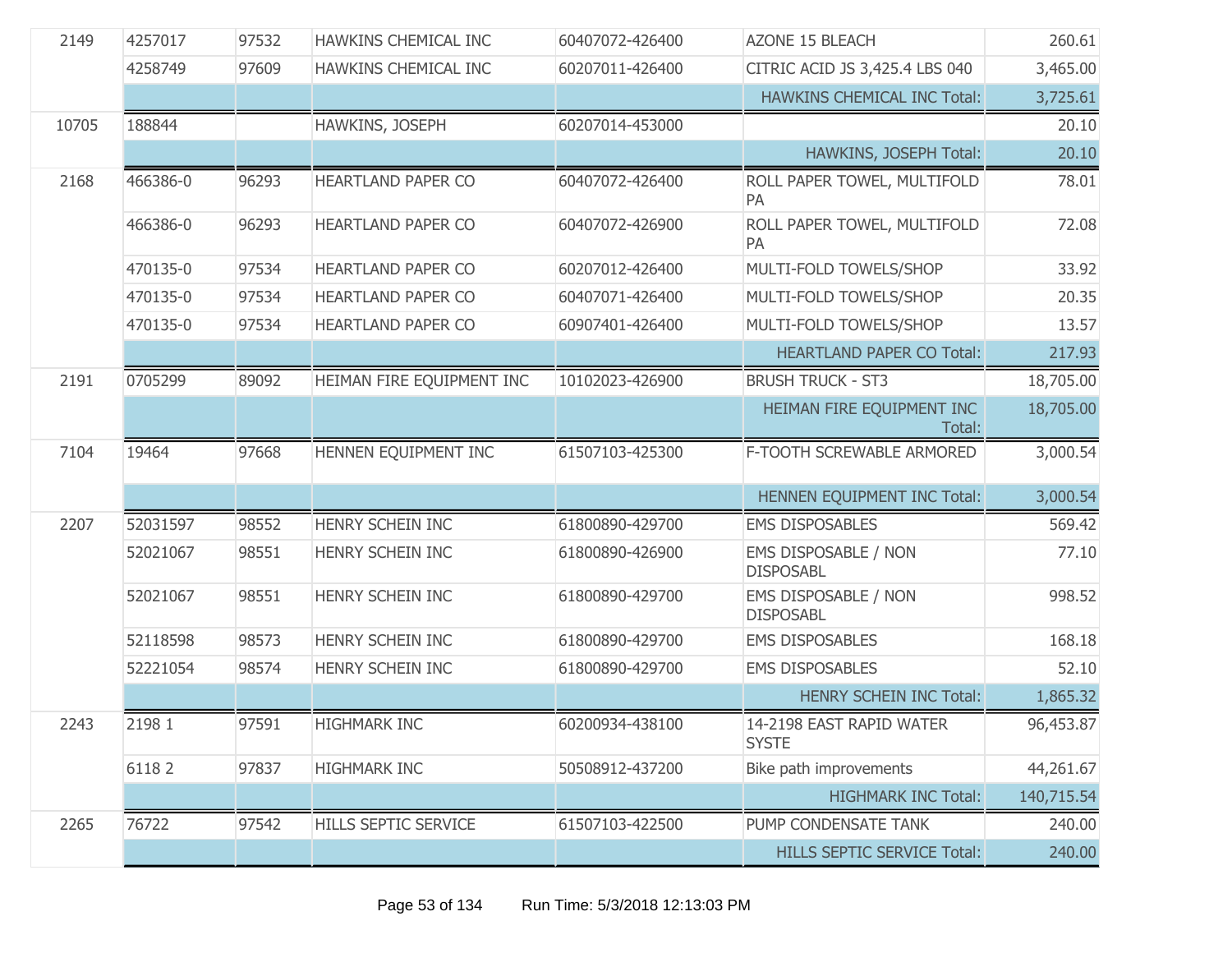| | | | | | | |
|---|---|---|---|---|---|---|
| 2149 | 4257017 | 97532 | HAWKINS CHEMICAL INC | 60407072-426400 | AZONE 15 BLEACH | 260.61 |
| | 4258749 | 97609 | HAWKINS CHEMICAL INC | 60207011-426400 | CITRIC ACID JS 3,425.4 LBS 040 | 3,465.00 |
| | | | | | HAWKINS CHEMICAL INC Total: | 3,725.61 |
| 10705 | 188844 | | HAWKINS, JOSEPH | 60207014-453000 | | 20.10 |
| | | | | | HAWKINS, JOSEPH Total: | 20.10 |
| 2168 | 466386-0 | 96293 | HEARTLAND PAPER CO | 60407072-426400 | ROLL PAPER TOWEL, MULTIFOLD PA | 78.01 |
| | 466386-0 | 96293 | HEARTLAND PAPER CO | 60407072-426900 | ROLL PAPER TOWEL, MULTIFOLD PA | 72.08 |
| | 470135-0 | 97534 | HEARTLAND PAPER CO | 60207012-426400 | MULTI-FOLD TOWELS/SHOP | 33.92 |
| | 470135-0 | 97534 | HEARTLAND PAPER CO | 60407071-426400 | MULTI-FOLD TOWELS/SHOP | 20.35 |
| | 470135-0 | 97534 | HEARTLAND PAPER CO | 60907401-426400 | MULTI-FOLD TOWELS/SHOP | 13.57 |
| | | | | | HEARTLAND PAPER CO Total: | 217.93 |
| 2191 | 0705299 | 89092 | HEIMAN FIRE EQUIPMENT INC | 10102023-426900 | BRUSH TRUCK - ST3 | 18,705.00 |
| | | | | | HEIMAN FIRE EQUIPMENT INC Total: | 18,705.00 |
| 7104 | 19464 | 97668 | HENNEN EQUIPMENT INC | 61507103-425300 | F-TOOTH SCREWABLE ARMORED | 3,000.54 |
| | | | | | HENNEN EQUIPMENT INC Total: | 3,000.54 |
| 2207 | 52031597 | 98552 | HENRY SCHEIN INC | 61800890-429700 | EMS DISPOSABLES | 569.42 |
| | 52021067 | 98551 | HENRY SCHEIN INC | 61800890-426900 | EMS DISPOSABLE / NON DISPOSABL | 77.10 |
| | 52021067 | 98551 | HENRY SCHEIN INC | 61800890-429700 | EMS DISPOSABLE / NON DISPOSABL | 998.52 |
| | 52118598 | 98573 | HENRY SCHEIN INC | 61800890-429700 | EMS DISPOSABLES | 168.18 |
| | 52221054 | 98574 | HENRY SCHEIN INC | 61800890-429700 | EMS DISPOSABLES | 52.10 |
| | | | | | HENRY SCHEIN INC Total: | 1,865.32 |
| 2243 | 2198 1 | 97591 | HIGHMARK INC | 60200934-438100 | 14-2198 EAST RAPID WATER SYSTE | 96,453.87 |
| | 6118 2 | 97837 | HIGHMARK INC | 50508912-437200 | Bike path improvements | 44,261.67 |
| | | | | | HIGHMARK INC Total: | 140,715.54 |
| 2265 | 76722 | 97542 | HILLS SEPTIC SERVICE | 61507103-422500 | PUMP CONDENSATE TANK | 240.00 |
| | | | | | HILLS SEPTIC SERVICE Total: | 240.00 |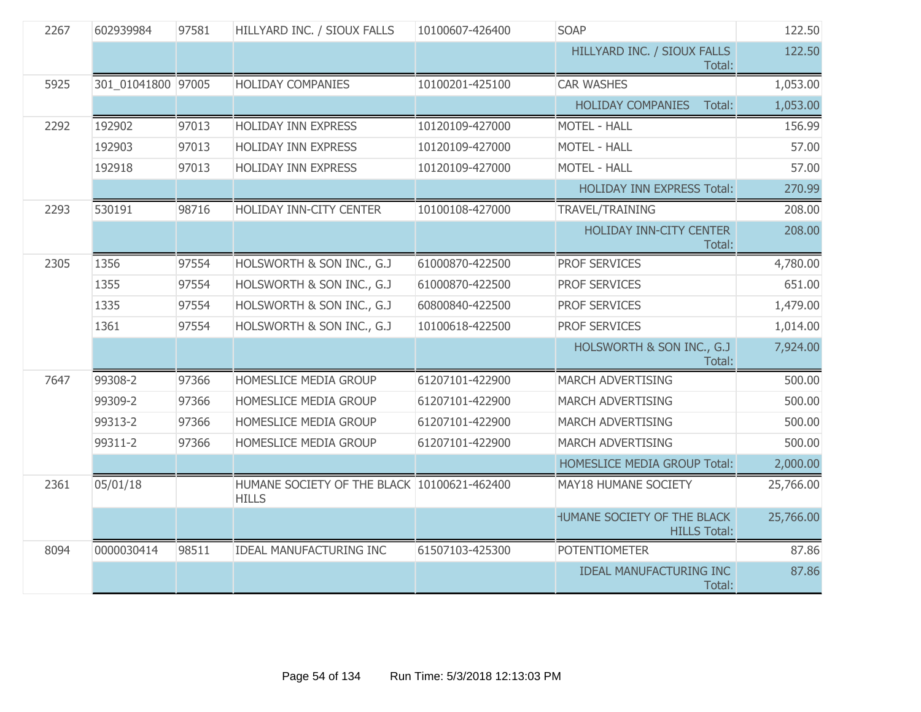| | | | | | | |
|---|---|---|---|---|---|---|
| 2267 | 602939984 | 97581 | HILLYARD INC. / SIOUX FALLS | 10100607-426400 | SOAP | 122.50 |
| | | | | | HILLYARD INC. / SIOUX FALLS Total: | 122.50 |
| 5925 | 301_01041800 | 97005 | HOLIDAY COMPANIES | 10100201-425100 | CAR WASHES | 1,053.00 |
| | | | | | HOLIDAY COMPANIES Total: | 1,053.00 |
| 2292 | 192902 | 97013 | HOLIDAY INN EXPRESS | 10120109-427000 | MOTEL - HALL | 156.99 |
| | 192903 | 97013 | HOLIDAY INN EXPRESS | 10120109-427000 | MOTEL - HALL | 57.00 |
| | 192918 | 97013 | HOLIDAY INN EXPRESS | 10120109-427000 | MOTEL - HALL | 57.00 |
| | | | | | HOLIDAY INN EXPRESS Total: | 270.99 |
| 2293 | 530191 | 98716 | HOLIDAY INN-CITY CENTER | 10100108-427000 | TRAVEL/TRAINING | 208.00 |
| | | | | | HOLIDAY INN-CITY CENTER Total: | 208.00 |
| 2305 | 1356 | 97554 | HOLSWORTH & SON INC., G.J | 61000870-422500 | PROF SERVICES | 4,780.00 |
| | 1355 | 97554 | HOLSWORTH & SON INC., G.J | 61000870-422500 | PROF SERVICES | 651.00 |
| | 1335 | 97554 | HOLSWORTH & SON INC., G.J | 60800840-422500 | PROF SERVICES | 1,479.00 |
| | 1361 | 97554 | HOLSWORTH & SON INC., G.J | 10100618-422500 | PROF SERVICES | 1,014.00 |
| | | | | | HOLSWORTH & SON INC., G.J Total: | 7,924.00 |
| 7647 | 99308-2 | 97366 | HOMESLICE MEDIA GROUP | 61207101-422900 | MARCH ADVERTISING | 500.00 |
| | 99309-2 | 97366 | HOMESLICE MEDIA GROUP | 61207101-422900 | MARCH ADVERTISING | 500.00 |
| | 99313-2 | 97366 | HOMESLICE MEDIA GROUP | 61207101-422900 | MARCH ADVERTISING | 500.00 |
| | 99311-2 | 97366 | HOMESLICE MEDIA GROUP | 61207101-422900 | MARCH ADVERTISING | 500.00 |
| | | | | | HOMESLICE MEDIA GROUP Total: | 2,000.00 |
| 2361 | 05/01/18 | | HUMANE SOCIETY OF THE BLACK HILLS | 10100621-462400 | MAY18 HUMANE SOCIETY | 25,766.00 |
| | | | | | HUMANE SOCIETY OF THE BLACK HILLS Total: | 25,766.00 |
| 8094 | 0000030414 | 98511 | IDEAL MANUFACTURING INC | 61507103-425300 | POTENTIOMETER | 87.86 |
| | | | | | IDEAL MANUFACTURING INC Total: | 87.86 |

Run Time: 5/3/2018 12:13:03 PM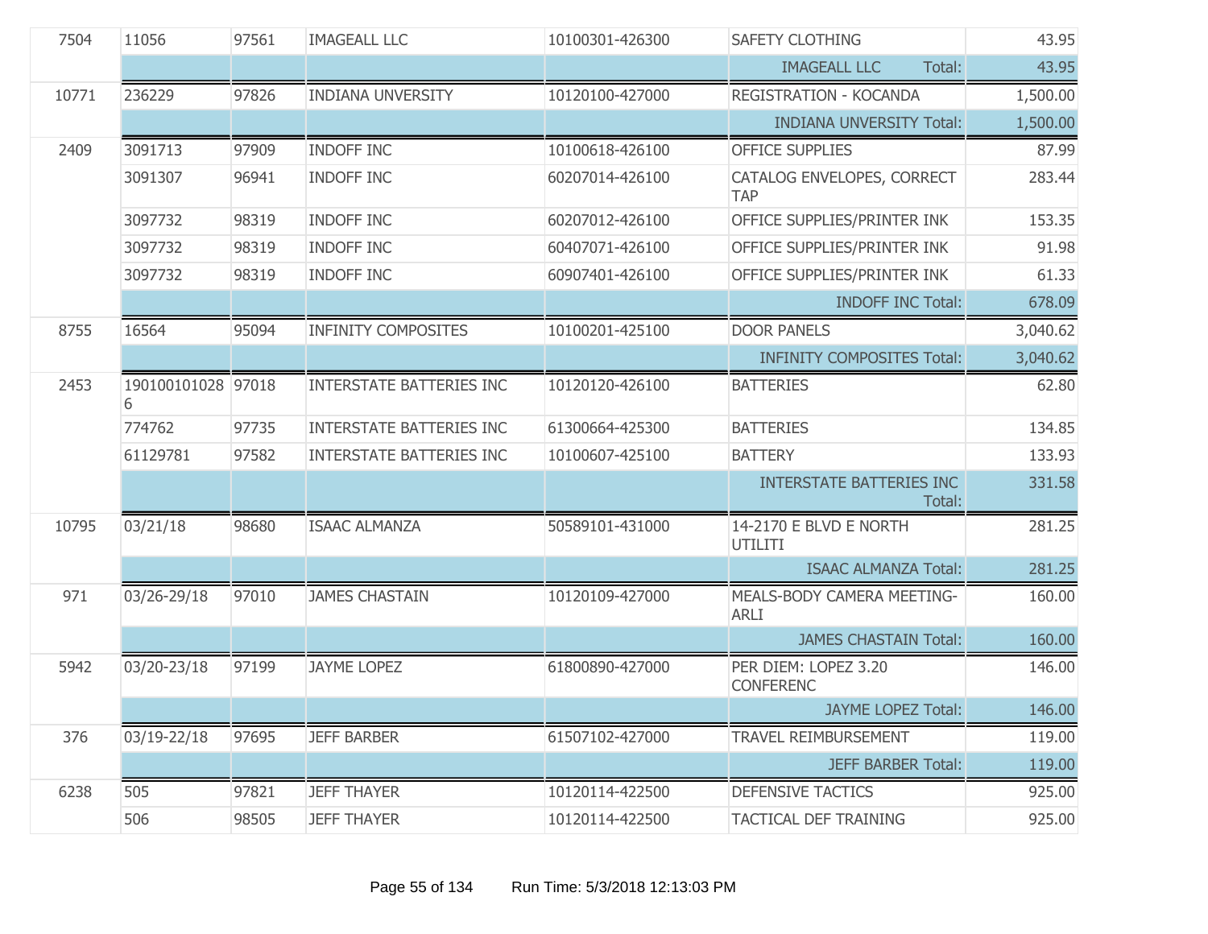| | | | | | | |
|---|---|---|---|---|---|---|
| 7504 | 11056 | 97561 | IMAGEALL LLC | 10100301-426300 | SAFETY CLOTHING | 43.95 |
| | | | | | IMAGEALL LLC Total: | 43.95 |
| 10771 | 236229 | 97826 | INDIANA UNVERSITY | 10120100-427000 | REGISTRATION - KOCANDA | 1,500.00 |
| | | | | | INDIANA UNVERSITY Total: | 1,500.00 |
| 2409 | 3091713 | 97909 | INDOFF INC | 10100618-426100 | OFFICE SUPPLIES | 87.99 |
| | 3091307 | 96941 | INDOFF INC | 60207014-426100 | CATALOG ENVELOPES, CORRECT TAP | 283.44 |
| | 3097732 | 98319 | INDOFF INC | 60207012-426100 | OFFICE SUPPLIES/PRINTER INK | 153.35 |
| | 3097732 | 98319 | INDOFF INC | 60407071-426100 | OFFICE SUPPLIES/PRINTER INK | 91.98 |
| | 3097732 | 98319 | INDOFF INC | 60907401-426100 | OFFICE SUPPLIES/PRINTER INK | 61.33 |
| | | | | | INDOFF INC Total: | 678.09 |
| 8755 | 16564 | 95094 | INFINITY COMPOSITES | 10100201-425100 | DOOR PANELS | 3,040.62 |
| | | | | | INFINITY COMPOSITES Total: | 3,040.62 |
| 2453 | 1901001010286 | 97018 | INTERSTATE BATTERIES INC | 10120120-426100 | BATTERIES | 62.80 |
| | 774762 | 97735 | INTERSTATE BATTERIES INC | 61300664-425300 | BATTERIES | 134.85 |
| | 61129781 | 97582 | INTERSTATE BATTERIES INC | 10100607-425100 | BATTERY | 133.93 |
| | | | | | INTERSTATE BATTERIES INC Total: | 331.58 |
| 10795 | 03/21/18 | 98680 | ISAAC ALMANZA | 50589101-431000 | 14-2170 E BLVD E NORTH UTILITI | 281.25 |
| | | | | | ISAAC ALMANZA Total: | 281.25 |
| 971 | 03/26-29/18 | 97010 | JAMES CHASTAIN | 10120109-427000 | MEALS-BODY CAMERA MEETING-ARLI | 160.00 |
| | | | | | JAMES CHASTAIN Total: | 160.00 |
| 5942 | 03/20-23/18 | 97199 | JAYME LOPEZ | 61800890-427000 | PER DIEM: LOPEZ 3.20 CONFERENC | 146.00 |
| | | | | | JAYME LOPEZ Total: | 146.00 |
| 376 | 03/19-22/18 | 97695 | JEFF BARBER | 61507102-427000 | TRAVEL REIMBURSEMENT | 119.00 |
| | | | | | JEFF BARBER Total: | 119.00 |
| 6238 | 505 | 97821 | JEFF THAYER | 10120114-422500 | DEFENSIVE TACTICS | 925.00 |
| | 506 | 98505 | JEFF THAYER | 10120114-422500 | TACTICAL DEF TRAINING | 925.00 |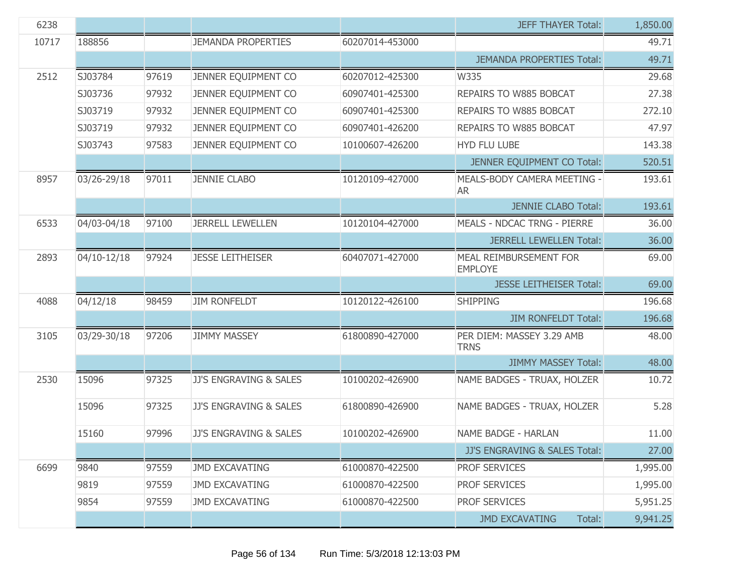| | | | | | | |
|---|---|---|---|---|---|---|
| 6238 | | | | | JEFF THAYER Total: | 1,850.00 |
| 10717 | 188856 | | JEMANDA PROPERTIES | 60207014-453000 | | 49.71 |
| | | | | | JEMANDA PROPERTIES Total: | 49.71 |
| 2512 | SJ03784 | 97619 | JENNER EQUIPMENT CO | 60207012-425300 | W335 | 29.68 |
| | SJ03736 | 97932 | JENNER EQUIPMENT CO | 60907401-425300 | REPAIRS TO W885 BOBCAT | 27.38 |
| | SJ03719 | 97932 | JENNER EQUIPMENT CO | 60907401-425300 | REPAIRS TO W885 BOBCAT | 272.10 |
| | SJ03719 | 97932 | JENNER EQUIPMENT CO | 60907401-426200 | REPAIRS TO W885 BOBCAT | 47.97 |
| | SJ03743 | 97583 | JENNER EQUIPMENT CO | 10100607-426200 | HYD FLU LUBE | 143.38 |
| | | | | | JENNER EQUIPMENT CO Total: | 520.51 |
| 8957 | 03/26-29/18 | 97011 | JENNIE CLABO | 10120109-427000 | MEALS-BODY CAMERA MEETING - AR | 193.61 |
| | | | | | JENNIE CLABO Total: | 193.61 |
| 6533 | 04/03-04/18 | 97100 | JERRELL LEWELLEN | 10120104-427000 | MEALS - NDCAC TRNG - PIERRE | 36.00 |
| | | | | | JERRELL LEWELLEN Total: | 36.00 |
| 2893 | 04/10-12/18 | 97924 | JESSE LEITHEISER | 60407071-427000 | MEAL REIMBURSEMENT FOR EMPLOYE | 69.00 |
| | | | | | JESSE LEITHEISER Total: | 69.00 |
| 4088 | 04/12/18 | 98459 | JIM RONFELDT | 10120122-426100 | SHIPPING | 196.68 |
| | | | | | JIM RONFELDT Total: | 196.68 |
| 3105 | 03/29-30/18 | 97206 | JIMMY MASSEY | 61800890-427000 | PER DIEM: MASSEY 3.29 AMB TRNS | 48.00 |
| | | | | | JIMMY MASSEY Total: | 48.00 |
| 2530 | 15096 | 97325 | JJ'S ENGRAVING & SALES | 10100202-426900 | NAME BADGES - TRUAX, HOLZER | 10.72 |
| | 15096 | 97325 | JJ'S ENGRAVING & SALES | 61800890-426900 | NAME BADGES - TRUAX, HOLZER | 5.28 |
| | 15160 | 97996 | JJ'S ENGRAVING & SALES | 10100202-426900 | NAME BADGE - HARLAN | 11.00 |
| | | | | | JJ'S ENGRAVING & SALES Total: | 27.00 |
| 6699 | 9840 | 97559 | JMD EXCAVATING | 61000870-422500 | PROF SERVICES | 1,995.00 |
| | 9819 | 97559 | JMD EXCAVATING | 61000870-422500 | PROF SERVICES | 1,995.00 |
| | 9854 | 97559 | JMD EXCAVATING | 61000870-422500 | PROF SERVICES | 5,951.25 |
| | | | | | JMD EXCAVATING Total: | 9,941.25 |

Run Time: 5/3/2018 12:13:03 PM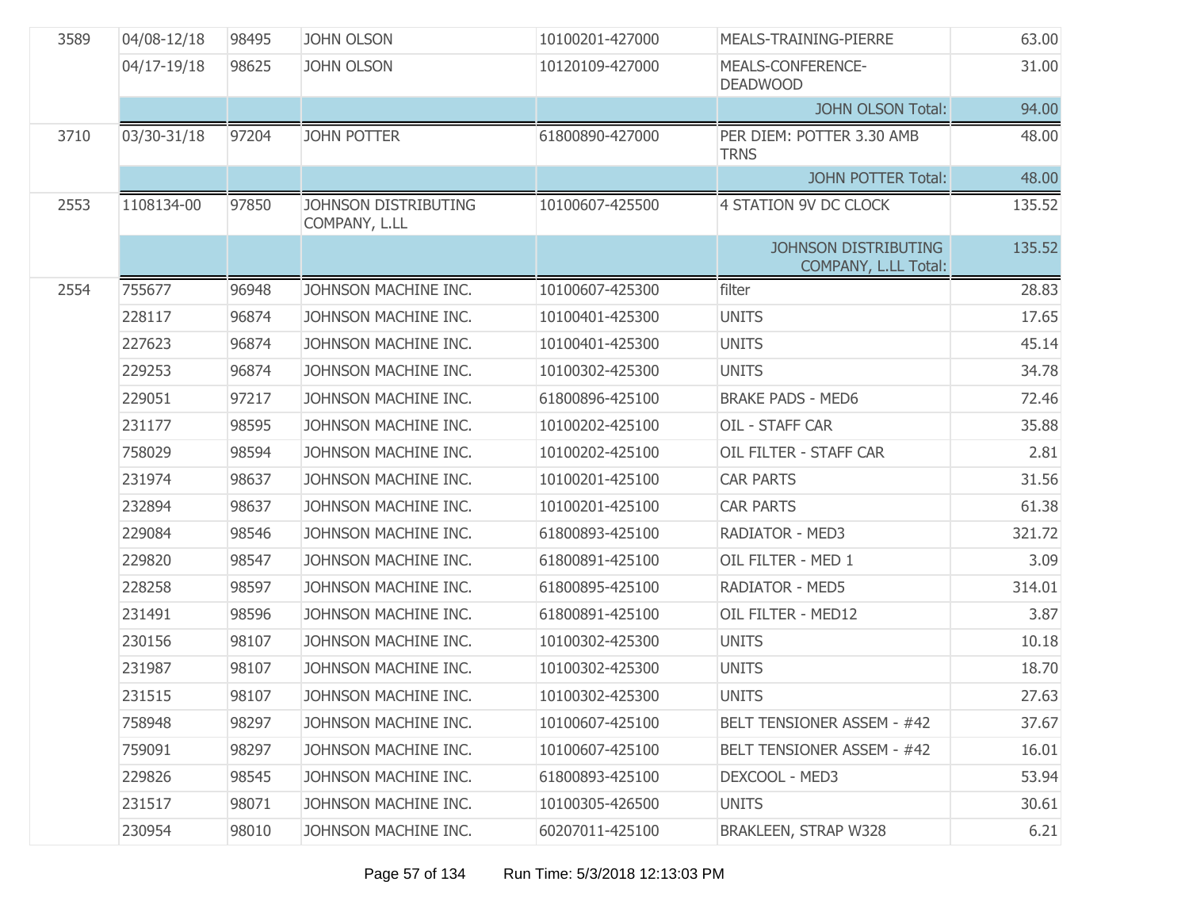| | | | | | | |
|---|---|---|---|---|---|---|
| 3589 | 04/08-12/18 | 98495 | JOHN OLSON | 10100201-427000 | MEALS-TRAINING-PIERRE | 63.00 |
| | 04/17-19/18 | 98625 | JOHN OLSON | 10120109-427000 | MEALS-CONFERENCE-DEADWOOD | 31.00 |
| | | | | | JOHN OLSON Total: | 94.00 |
| 3710 | 03/30-31/18 | 97204 | JOHN POTTER | 61800890-427000 | PER DIEM: POTTER 3.30 AMB TRNS | 48.00 |
| | | | | | JOHN POTTER Total: | 48.00 |
| 2553 | 1108134-00 | 97850 | JOHNSON DISTRIBUTING COMPANY, L.LL | 10100607-425500 | 4 STATION 9V DC CLOCK | 135.52 |
| | | | | | JOHNSON DISTRIBUTING COMPANY, L.LL Total: | 135.52 |
| 2554 | 755677 | 96948 | JOHNSON MACHINE INC. | 10100607-425300 | filter | 28.83 |
| | 228117 | 96874 | JOHNSON MACHINE INC. | 10100401-425300 | UNITS | 17.65 |
| | 227623 | 96874 | JOHNSON MACHINE INC. | 10100401-425300 | UNITS | 45.14 |
| | 229253 | 96874 | JOHNSON MACHINE INC. | 10100302-425300 | UNITS | 34.78 |
| | 229051 | 97217 | JOHNSON MACHINE INC. | 61800896-425100 | BRAKE PADS - MED6 | 72.46 |
| | 231177 | 98595 | JOHNSON MACHINE INC. | 10100202-425100 | OIL - STAFF CAR | 35.88 |
| | 758029 | 98594 | JOHNSON MACHINE INC. | 10100202-425100 | OIL FILTER - STAFF CAR | 2.81 |
| | 231974 | 98637 | JOHNSON MACHINE INC. | 10100201-425100 | CAR PARTS | 31.56 |
| | 232894 | 98637 | JOHNSON MACHINE INC. | 10100201-425100 | CAR PARTS | 61.38 |
| | 229084 | 98546 | JOHNSON MACHINE INC. | 61800893-425100 | RADIATOR - MED3 | 321.72 |
| | 229820 | 98547 | JOHNSON MACHINE INC. | 61800891-425100 | OIL FILTER - MED 1 | 3.09 |
| | 228258 | 98597 | JOHNSON MACHINE INC. | 61800895-425100 | RADIATOR - MED5 | 314.01 |
| | 231491 | 98596 | JOHNSON MACHINE INC. | 61800891-425100 | OIL FILTER - MED12 | 3.87 |
| | 230156 | 98107 | JOHNSON MACHINE INC. | 10100302-425300 | UNITS | 10.18 |
| | 231987 | 98107 | JOHNSON MACHINE INC. | 10100302-425300 | UNITS | 18.70 |
| | 231515 | 98107 | JOHNSON MACHINE INC. | 10100302-425300 | UNITS | 27.63 |
| | 758948 | 98297 | JOHNSON MACHINE INC. | 10100607-425100 | BELT TENSIONER ASSEM - #42 | 37.67 |
| | 759091 | 98297 | JOHNSON MACHINE INC. | 10100607-425100 | BELT TENSIONER ASSEM - #42 | 16.01 |
| | 229826 | 98545 | JOHNSON MACHINE INC. | 61800893-425100 | DEXCOOL - MED3 | 53.94 |
| | 231517 | 98071 | JOHNSON MACHINE INC. | 10100305-426500 | UNITS | 30.61 |
| | 230954 | 98010 | JOHNSON MACHINE INC. | 60207011-425100 | BRAKLEEN, STRAP W328 | 6.21 |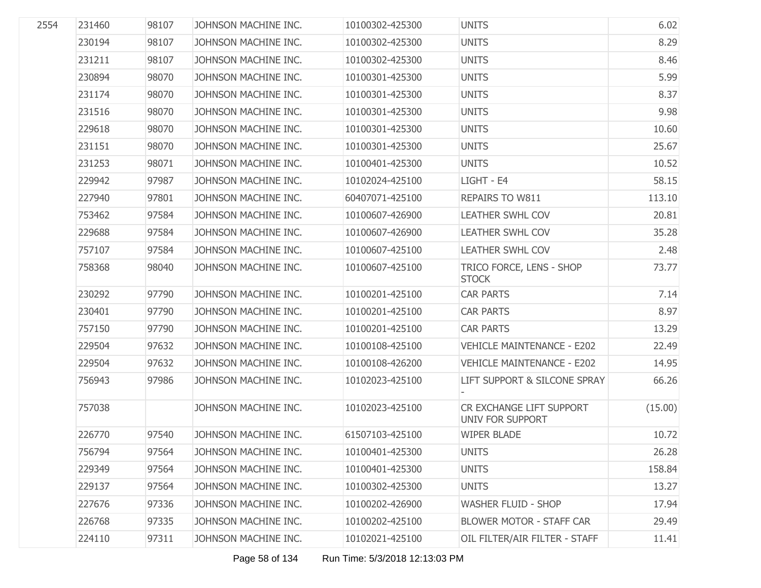| | | | | | | |
|---|---|---|---|---|---|---|
| 2554 | 231460 | 98107 | JOHNSON MACHINE INC. | 10100302-425300 | UNITS | 6.02 |
| | 230194 | 98107 | JOHNSON MACHINE INC. | 10100302-425300 | UNITS | 8.29 |
| | 231211 | 98107 | JOHNSON MACHINE INC. | 10100302-425300 | UNITS | 8.46 |
| | 230894 | 98070 | JOHNSON MACHINE INC. | 10100301-425300 | UNITS | 5.99 |
| | 231174 | 98070 | JOHNSON MACHINE INC. | 10100301-425300 | UNITS | 8.37 |
| | 231516 | 98070 | JOHNSON MACHINE INC. | 10100301-425300 | UNITS | 9.98 |
| | 229618 | 98070 | JOHNSON MACHINE INC. | 10100301-425300 | UNITS | 10.60 |
| | 231151 | 98070 | JOHNSON MACHINE INC. | 10100301-425300 | UNITS | 25.67 |
| | 231253 | 98071 | JOHNSON MACHINE INC. | 10100401-425300 | UNITS | 10.52 |
| | 229942 | 97987 | JOHNSON MACHINE INC. | 10102024-425100 | LIGHT - E4 | 58.15 |
| | 227940 | 97801 | JOHNSON MACHINE INC. | 60407071-425100 | REPAIRS TO W811 | 113.10 |
| | 753462 | 97584 | JOHNSON MACHINE INC. | 10100607-426900 | LEATHER SWHL COV | 20.81 |
| | 229688 | 97584 | JOHNSON MACHINE INC. | 10100607-426900 | LEATHER SWHL COV | 35.28 |
| | 757107 | 97584 | JOHNSON MACHINE INC. | 10100607-425100 | LEATHER SWHL COV | 2.48 |
| | 758368 | 98040 | JOHNSON MACHINE INC. | 10100607-425100 | TRICO FORCE, LENS - SHOP STOCK | 73.77 |
| | 230292 | 97790 | JOHNSON MACHINE INC. | 10100201-425100 | CAR PARTS | 7.14 |
| | 230401 | 97790 | JOHNSON MACHINE INC. | 10100201-425100 | CAR PARTS | 8.97 |
| | 757150 | 97790 | JOHNSON MACHINE INC. | 10100201-425100 | CAR PARTS | 13.29 |
| | 229504 | 97632 | JOHNSON MACHINE INC. | 10100108-425100 | VEHICLE MAINTENANCE - E202 | 22.49 |
| | 229504 | 97632 | JOHNSON MACHINE INC. | 10100108-426200 | VEHICLE MAINTENANCE - E202 | 14.95 |
| | 756943 | 97986 | JOHNSON MACHINE INC. | 10102023-425100 | LIFT SUPPORT & SILCONE SPRAY - | 66.26 |
| | 757038 | | JOHNSON MACHINE INC. | 10102023-425100 | CR EXCHANGE LIFT SUPPORT UNIV FOR SUPPORT | (15.00) |
| | 226770 | 97540 | JOHNSON MACHINE INC. | 61507103-425100 | WIPER BLADE | 10.72 |
| | 756794 | 97564 | JOHNSON MACHINE INC. | 10100401-425300 | UNITS | 26.28 |
| | 229349 | 97564 | JOHNSON MACHINE INC. | 10100401-425300 | UNITS | 158.84 |
| | 229137 | 97564 | JOHNSON MACHINE INC. | 10100302-425300 | UNITS | 13.27 |
| | 227676 | 97336 | JOHNSON MACHINE INC. | 10100202-426900 | WASHER FLUID - SHOP | 17.94 |
| | 226768 | 97335 | JOHNSON MACHINE INC. | 10100202-425100 | BLOWER MOTOR - STAFF CAR | 29.49 |
| | 224110 | 97311 | JOHNSON MACHINE INC. | 10102021-425100 | OIL FILTER/AIR FILTER - STAFF | 11.41 |

Run Time: 5/3/2018 12:13:03 PM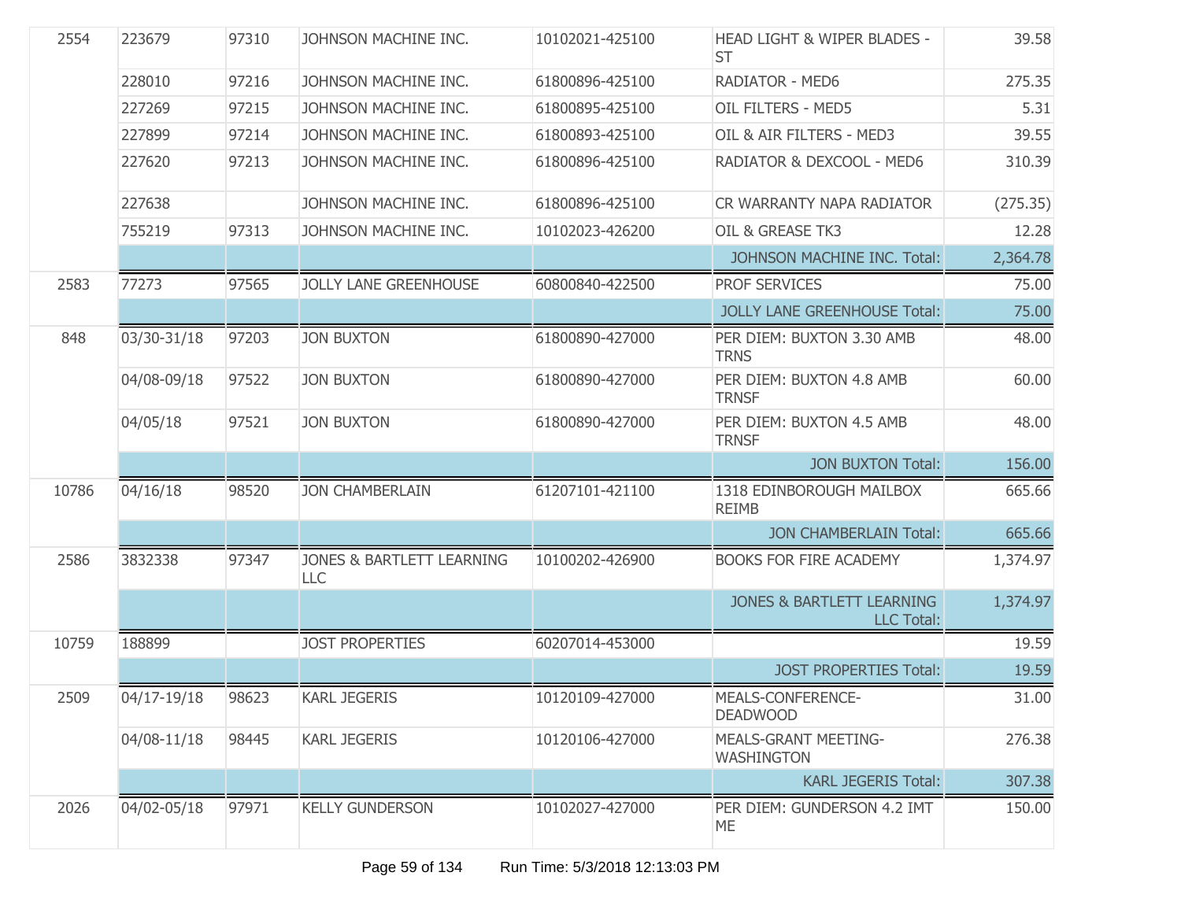| | | | | | | |
|---|---|---|---|---|---|---|
| 2554 | 223679 | 97310 | JOHNSON MACHINE INC. | 10102021-425100 | HEAD LIGHT & WIPER BLADES - ST | 39.58 |
| | 228010 | 97216 | JOHNSON MACHINE INC. | 61800896-425100 | RADIATOR - MED6 | 275.35 |
| | 227269 | 97215 | JOHNSON MACHINE INC. | 61800895-425100 | OIL FILTERS - MED5 | 5.31 |
| | 227899 | 97214 | JOHNSON MACHINE INC. | 61800893-425100 | OIL & AIR FILTERS - MED3 | 39.55 |
| | 227620 | 97213 | JOHNSON MACHINE INC. | 61800896-425100 | RADIATOR & DEXCOOL - MED6 | 310.39 |
| | 227638 | | JOHNSON MACHINE INC. | 61800896-425100 | CR WARRANTY NAPA RADIATOR | (275.35) |
| | 755219 | 97313 | JOHNSON MACHINE INC. | 10102023-426200 | OIL & GREASE TK3 | 12.28 |
| | | | | | JOHNSON MACHINE INC. Total: | 2,364.78 |
| 2583 | 77273 | 97565 | JOLLY LANE GREENHOUSE | 60800840-422500 | PROF SERVICES | 75.00 |
| | | | | | JOLLY LANE GREENHOUSE Total: | 75.00 |
| 848 | 03/30-31/18 | 97203 | JON BUXTON | 61800890-427000 | PER DIEM: BUXTON 3.30 AMB TRNS | 48.00 |
| | 04/08-09/18 | 97522 | JON BUXTON | 61800890-427000 | PER DIEM: BUXTON 4.8 AMB TRNSF | 60.00 |
| | 04/05/18 | 97521 | JON BUXTON | 61800890-427000 | PER DIEM: BUXTON 4.5 AMB TRNSF | 48.00 |
| | | | | | JON BUXTON Total: | 156.00 |
| 10786 | 04/16/18 | 98520 | JON CHAMBERLAIN | 61207101-421100 | 1318 EDINBOROUGH MAILBOX REIMB | 665.66 |
| | | | | | JON CHAMBERLAIN Total: | 665.66 |
| 2586 | 3832338 | 97347 | JONES & BARTLETT LEARNING LLC | 10100202-426900 | BOOKS FOR FIRE ACADEMY | 1,374.97 |
| | | | | | JONES & BARTLETT LEARNING LLC Total: | 1,374.97 |
| 10759 | 188899 | | JOST PROPERTIES | 60207014-453000 | | 19.59 |
| | | | | | JOST PROPERTIES Total: | 19.59 |
| 2509 | 04/17-19/18 | 98623 | KARL JEGERIS | 10120109-427000 | MEALS-CONFERENCE-DEADWOOD | 31.00 |
| | 04/08-11/18 | 98445 | KARL JEGERIS | 10120106-427000 | MEALS-GRANT MEETING-WASHINGTON | 276.38 |
| | | | | | KARL JEGERIS Total: | 307.38 |
| 2026 | 04/02-05/18 | 97971 | KELLY GUNDERSON | 10102027-427000 | PER DIEM: GUNDERSON 4.2 IMT ME | 150.00 |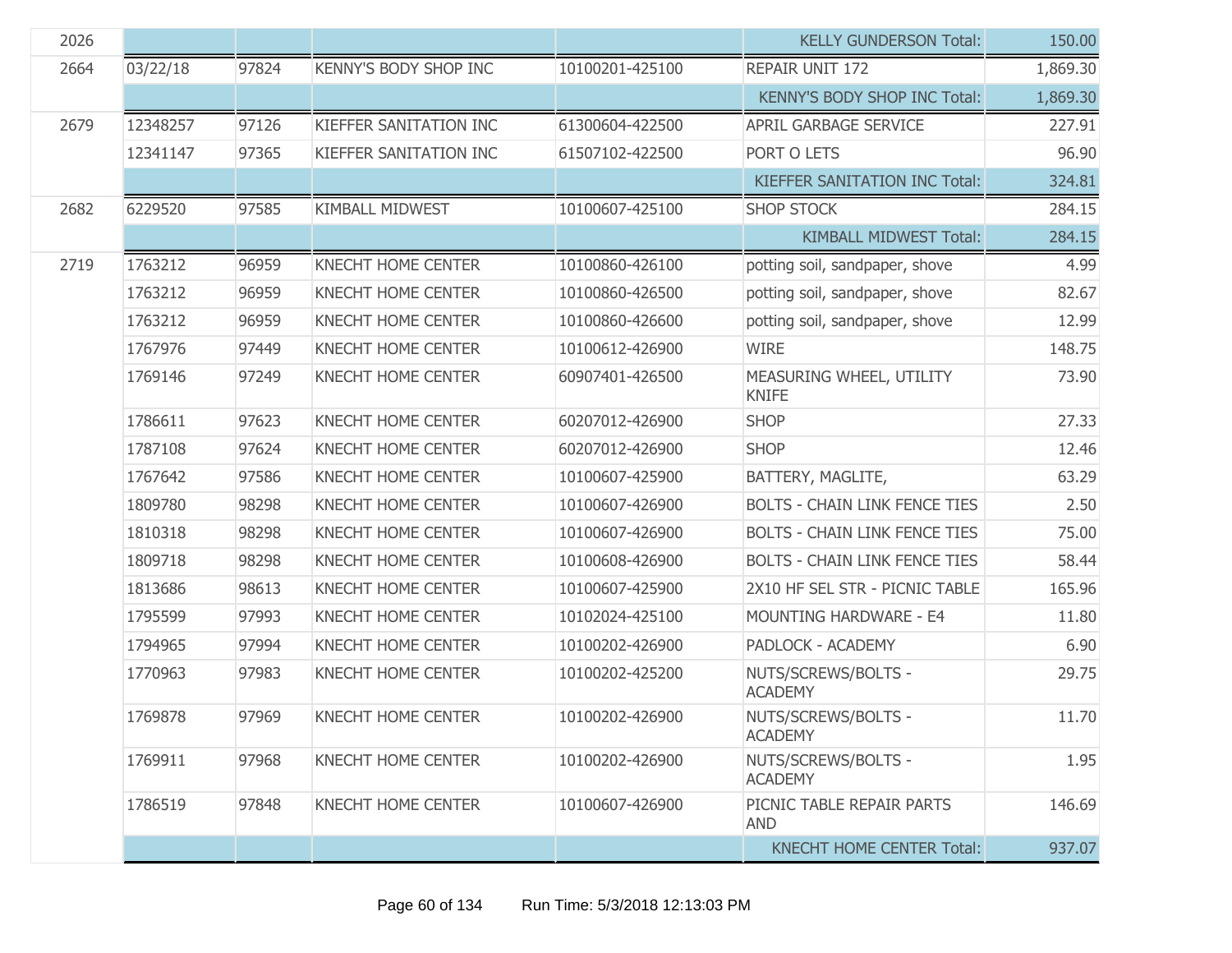| | | | | | | |
|---|---|---|---|---|---|---|
| 2026 | | | | | KELLY GUNDERSON Total: | 150.00 |
| 2664 | 03/22/18 | 97824 | KENNY'S BODY SHOP INC | 10100201-425100 | REPAIR UNIT 172 | 1,869.30 |
| | | | | | KENNY'S BODY SHOP INC Total: | 1,869.30 |
| 2679 | 12348257 | 97126 | KIEFFER SANITATION INC | 61300604-422500 | APRIL GARBAGE SERVICE | 227.91 |
| | 12341147 | 97365 | KIEFFER SANITATION INC | 61507102-422500 | PORT O LETS | 96.90 |
| | | | | | KIEFFER SANITATION INC Total: | 324.81 |
| 2682 | 6229520 | 97585 | KIMBALL MIDWEST | 10100607-425100 | SHOP STOCK | 284.15 |
| | | | | | KIMBALL MIDWEST Total: | 284.15 |
| 2719 | 1763212 | 96959 | KNECHT HOME CENTER | 10100860-426100 | potting soil, sandpaper, shove | 4.99 |
| | 1763212 | 96959 | KNECHT HOME CENTER | 10100860-426500 | potting soil, sandpaper, shove | 82.67 |
| | 1763212 | 96959 | KNECHT HOME CENTER | 10100860-426600 | potting soil, sandpaper, shove | 12.99 |
| | 1767976 | 97449 | KNECHT HOME CENTER | 10100612-426900 | WIRE | 148.75 |
| | 1769146 | 97249 | KNECHT HOME CENTER | 60907401-426500 | MEASURING WHEEL, UTILITY KNIFE | 73.90 |
| | 1786611 | 97623 | KNECHT HOME CENTER | 60207012-426900 | SHOP | 27.33 |
| | 1787108 | 97624 | KNECHT HOME CENTER | 60207012-426900 | SHOP | 12.46 |
| | 1767642 | 97586 | KNECHT HOME CENTER | 10100607-425900 | BATTERY, MAGLITE, | 63.29 |
| | 1809780 | 98298 | KNECHT HOME CENTER | 10100607-426900 | BOLTS - CHAIN LINK FENCE TIES | 2.50 |
| | 1810318 | 98298 | KNECHT HOME CENTER | 10100607-426900 | BOLTS - CHAIN LINK FENCE TIES | 75.00 |
| | 1809718 | 98298 | KNECHT HOME CENTER | 10100608-426900 | BOLTS - CHAIN LINK FENCE TIES | 58.44 |
| | 1813686 | 98613 | KNECHT HOME CENTER | 10100607-425900 | 2X10 HF SEL STR - PICNIC TABLE | 165.96 |
| | 1795599 | 97993 | KNECHT HOME CENTER | 10102024-425100 | MOUNTING HARDWARE - E4 | 11.80 |
| | 1794965 | 97994 | KNECHT HOME CENTER | 10100202-426900 | PADLOCK - ACADEMY | 6.90 |
| | 1770963 | 97983 | KNECHT HOME CENTER | 10100202-425200 | NUTS/SCREWS/BOLTS - ACADEMY | 29.75 |
| | 1769878 | 97969 | KNECHT HOME CENTER | 10100202-426900 | NUTS/SCREWS/BOLTS - ACADEMY | 11.70 |
| | 1769911 | 97968 | KNECHT HOME CENTER | 10100202-426900 | NUTS/SCREWS/BOLTS - ACADEMY | 1.95 |
| | 1786519 | 97848 | KNECHT HOME CENTER | 10100607-426900 | PICNIC TABLE REPAIR PARTS AND | 146.69 |
| | | | | | KNECHT HOME CENTER Total: | 937.07 |

Run Time: 5/3/2018 12:13:03 PM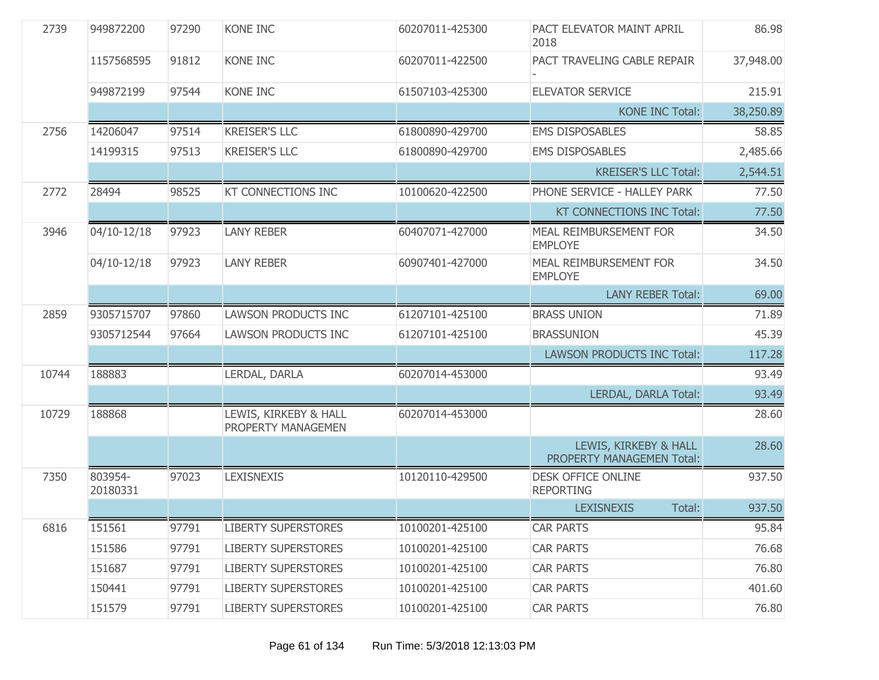| | | | | | | |
|---|---|---|---|---|---|---|
| 2739 | 949872200 | 97290 | KONE INC | 60207011-425300 | PACT ELEVATOR MAINT APRIL 2018 | 86.98 |
| | 1157568595 | 91812 | KONE INC | 60207011-422500 | PACT TRAVELING CABLE REPAIR - | 37,948.00 |
| | 949872199 | 97544 | KONE INC | 61507103-425300 | ELEVATOR SERVICE | 215.91 |
| | | | | | KONE INC Total: | 38,250.89 |
| 2756 | 14206047 | 97514 | KREISER'S LLC | 61800890-429700 | EMS DISPOSABLES | 58.85 |
| | 14199315 | 97513 | KREISER'S LLC | 61800890-429700 | EMS DISPOSABLES | 2,485.66 |
| | | | | | KREISER'S LLC Total: | 2,544.51 |
| 2772 | 28494 | 98525 | KT CONNECTIONS INC | 10100620-422500 | PHONE SERVICE - HALLEY PARK | 77.50 |
| | | | | | KT CONNECTIONS INC Total: | 77.50 |
| 3946 | 04/10-12/18 | 97923 | LANY REBER | 60407071-427000 | MEAL REIMBURSEMENT FOR EMPLOYE | 34.50 |
| | 04/10-12/18 | 97923 | LANY REBER | 60907401-427000 | MEAL REIMBURSEMENT FOR EMPLOYE | 34.50 |
| | | | | | LANY REBER Total: | 69.00 |
| 2859 | 9305715707 | 97860 | LAWSON PRODUCTS INC | 61207101-425100 | BRASS UNION | 71.89 |
| | 9305712544 | 97664 | LAWSON PRODUCTS INC | 61207101-425100 | BRASSUNION | 45.39 |
| | | | | | LAWSON PRODUCTS INC Total: | 117.28 |
| 10744 | 188883 | | LERDAL, DARLA | 60207014-453000 | | 93.49 |
| | | | | | LERDAL, DARLA Total: | 93.49 |
| 10729 | 188868 | | LEWIS, KIRKEBY & HALL PROPERTY MANAGEMEN | 60207014-453000 | | 28.60 |
| | | | | | LEWIS, KIRKEBY & HALL PROPERTY MANAGEMEN Total: | 28.60 |
| 7350 | 803954-20180331 | 97023 | LEXISNEXIS | 10120110-429500 | DESK OFFICE ONLINE REPORTING | 937.50 |
| | | | | | LEXISNEXIS Total: | 937.50 |
| 6816 | 151561 | 97791 | LIBERTY SUPERSTORES | 10100201-425100 | CAR PARTS | 95.84 |
| | 151586 | 97791 | LIBERTY SUPERSTORES | 10100201-425100 | CAR PARTS | 76.68 |
| | 151687 | 97791 | LIBERTY SUPERSTORES | 10100201-425100 | CAR PARTS | 76.80 |
| | 150441 | 97791 | LIBERTY SUPERSTORES | 10100201-425100 | CAR PARTS | 401.60 |
| | 151579 | 97791 | LIBERTY SUPERSTORES | 10100201-425100 | CAR PARTS | 76.80 |

Run Time: 5/3/2018 12:13:03 PM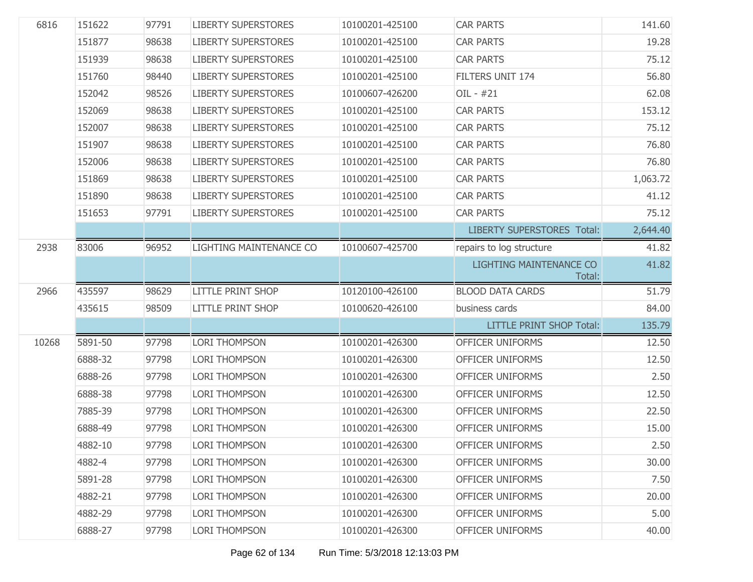| | | | | | | |
|---|---|---|---|---|---|---|
| 6816 | 151622 | 97791 | LIBERTY SUPERSTORES | 10100201-425100 | CAR PARTS | 141.60 |
| | 151877 | 98638 | LIBERTY SUPERSTORES | 10100201-425100 | CAR PARTS | 19.28 |
| | 151939 | 98638 | LIBERTY SUPERSTORES | 10100201-425100 | CAR PARTS | 75.12 |
| | 151760 | 98440 | LIBERTY SUPERSTORES | 10100201-425100 | FILTERS UNIT 174 | 56.80 |
| | 152042 | 98526 | LIBERTY SUPERSTORES | 10100607-426200 | OIL - #21 | 62.08 |
| | 152069 | 98638 | LIBERTY SUPERSTORES | 10100201-425100 | CAR PARTS | 153.12 |
| | 152007 | 98638 | LIBERTY SUPERSTORES | 10100201-425100 | CAR PARTS | 75.12 |
| | 151907 | 98638 | LIBERTY SUPERSTORES | 10100201-425100 | CAR PARTS | 76.80 |
| | 152006 | 98638 | LIBERTY SUPERSTORES | 10100201-425100 | CAR PARTS | 76.80 |
| | 151869 | 98638 | LIBERTY SUPERSTORES | 10100201-425100 | CAR PARTS | 1,063.72 |
| | 151890 | 98638 | LIBERTY SUPERSTORES | 10100201-425100 | CAR PARTS | 41.12 |
| | 151653 | 97791 | LIBERTY SUPERSTORES | 10100201-425100 | CAR PARTS | 75.12 |
| | | | | | LIBERTY SUPERSTORES Total: | 2,644.40 |
| 2938 | 83006 | 96952 | LIGHTING MAINTENANCE CO | 10100607-425700 | repairs to log structure | 41.82 |
| | | | | | LIGHTING MAINTENANCE CO Total: | 41.82 |
| 2966 | 435597 | 98629 | LITTLE PRINT SHOP | 10120100-426100 | BLOOD DATA CARDS | 51.79 |
| | 435615 | 98509 | LITTLE PRINT SHOP | 10100620-426100 | business cards | 84.00 |
| | | | | | LITTLE PRINT SHOP Total: | 135.79 |
| 10268 | 5891-50 | 97798 | LORI THOMPSON | 10100201-426300 | OFFICER UNIFORMS | 12.50 |
| | 6888-32 | 97798 | LORI THOMPSON | 10100201-426300 | OFFICER UNIFORMS | 12.50 |
| | 6888-26 | 97798 | LORI THOMPSON | 10100201-426300 | OFFICER UNIFORMS | 2.50 |
| | 6888-38 | 97798 | LORI THOMPSON | 10100201-426300 | OFFICER UNIFORMS | 12.50 |
| | 7885-39 | 97798 | LORI THOMPSON | 10100201-426300 | OFFICER UNIFORMS | 22.50 |
| | 6888-49 | 97798 | LORI THOMPSON | 10100201-426300 | OFFICER UNIFORMS | 15.00 |
| | 4882-10 | 97798 | LORI THOMPSON | 10100201-426300 | OFFICER UNIFORMS | 2.50 |
| | 4882-4 | 97798 | LORI THOMPSON | 10100201-426300 | OFFICER UNIFORMS | 30.00 |
| | 5891-28 | 97798 | LORI THOMPSON | 10100201-426300 | OFFICER UNIFORMS | 7.50 |
| | 4882-21 | 97798 | LORI THOMPSON | 10100201-426300 | OFFICER UNIFORMS | 20.00 |
| | 4882-29 | 97798 | LORI THOMPSON | 10100201-426300 | OFFICER UNIFORMS | 5.00 |
| | 6888-27 | 97798 | LORI THOMPSON | 10100201-426300 | OFFICER UNIFORMS | 40.00 |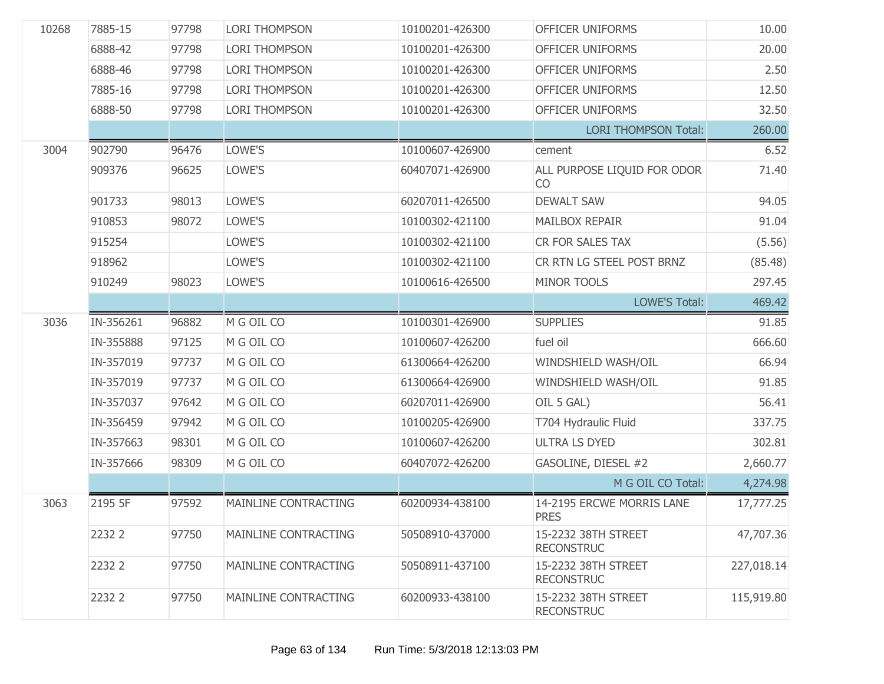| | | | | | | |
|---|---|---|---|---|---|---|
| 10268 | 7885-15 | 97798 | LORI THOMPSON | 10100201-426300 | OFFICER UNIFORMS | 10.00 |
| | 6888-42 | 97798 | LORI THOMPSON | 10100201-426300 | OFFICER UNIFORMS | 20.00 |
| | 6888-46 | 97798 | LORI THOMPSON | 10100201-426300 | OFFICER UNIFORMS | 2.50 |
| | 7885-16 | 97798 | LORI THOMPSON | 10100201-426300 | OFFICER UNIFORMS | 12.50 |
| | 6888-50 | 97798 | LORI THOMPSON | 10100201-426300 | OFFICER UNIFORMS | 32.50 |
| | | | | | LORI THOMPSON Total: | 260.00 |
| 3004 | 902790 | 96476 | LOWE'S | 10100607-426900 | cement | 6.52 |
| | 909376 | 96625 | LOWE'S | 60407071-426900 | ALL PURPOSE LIQUID FOR ODOR CO | 71.40 |
| | 901733 | 98013 | LOWE'S | 60207011-426500 | DEWALT SAW | 94.05 |
| | 910853 | 98072 | LOWE'S | 10100302-421100 | MAILBOX REPAIR | 91.04 |
| | 915254 | | LOWE'S | 10100302-421100 | CR FOR SALES TAX | (5.56) |
| | 918962 | | LOWE'S | 10100302-421100 | CR RTN LG STEEL POST BRNZ | (85.48) |
| | 910249 | 98023 | LOWE'S | 10100616-426500 | MINOR TOOLS | 297.45 |
| | | | | | LOWE'S Total: | 469.42 |
| 3036 | IN-356261 | 96882 | M G OIL CO | 10100301-426900 | SUPPLIES | 91.85 |
| | IN-355888 | 97125 | M G OIL CO | 10100607-426200 | fuel oil | 666.60 |
| | IN-357019 | 97737 | M G OIL CO | 61300664-426200 | WINDSHIELD WASH/OIL | 66.94 |
| | IN-357019 | 97737 | M G OIL CO | 61300664-426900 | WINDSHIELD WASH/OIL | 91.85 |
| | IN-357037 | 97642 | M G OIL CO | 60207011-426900 | OIL 5 GAL) | 56.41 |
| | IN-356459 | 97942 | M G OIL CO | 10100205-426900 | T704 Hydraulic Fluid | 337.75 |
| | IN-357663 | 98301 | M G OIL CO | 10100607-426200 | ULTRA LS DYED | 302.81 |
| | IN-357666 | 98309 | M G OIL CO | 60407072-426200 | GASOLINE, DIESEL #2 | 2,660.77 |
| | | | | | M G OIL CO Total: | 4,274.98 |
| 3063 | 2195 5F | 97592 | MAINLINE CONTRACTING | 60200934-438100 | 14-2195 ERCWE MORRIS LANE PRES | 17,777.25 |
| | 2232 2 | 97750 | MAINLINE CONTRACTING | 50508910-437000 | 15-2232 38TH STREET RECONSTRUC | 47,707.36 |
| | 2232 2 | 97750 | MAINLINE CONTRACTING | 50508911-437100 | 15-2232 38TH STREET RECONSTRUC | 227,018.14 |
| | 2232 2 | 97750 | MAINLINE CONTRACTING | 60200933-438100 | 15-2232 38TH STREET RECONSTRUC | 115,919.80 |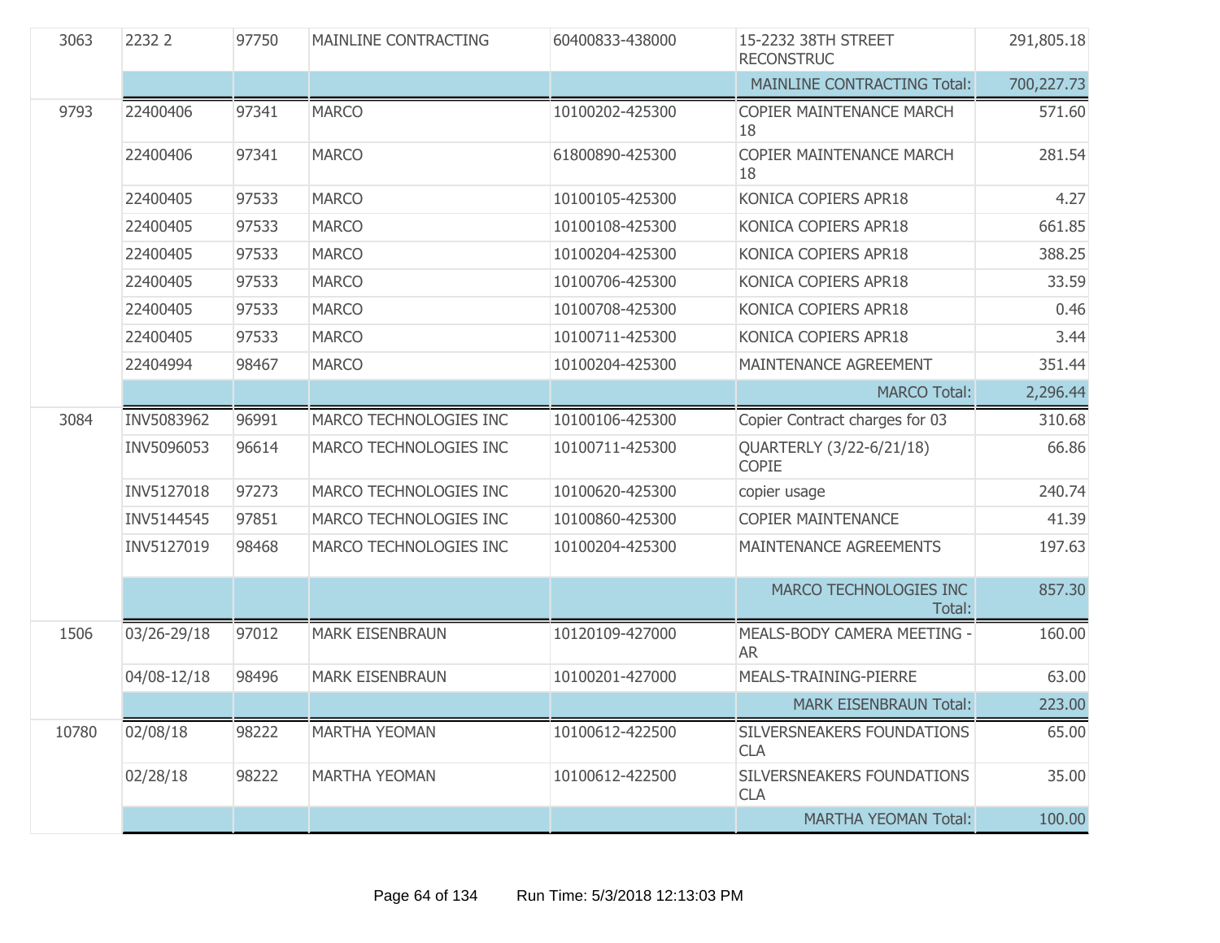| | | | | | | |
|---|---|---|---|---|---|---|
| 3063 | 2232 2 | 97750 | MAINLINE CONTRACTING | 60400833-438000 | 15-2232 38TH STREET RECONSTRUC | 291,805.18 |
| | | | | | MAINLINE CONTRACTING Total: | 700,227.73 |
| 9793 | 22400406 | 97341 | MARCO | 10100202-425300 | COPIER MAINTENANCE MARCH 18 | 571.60 |
| | 22400406 | 97341 | MARCO | 61800890-425300 | COPIER MAINTENANCE MARCH 18 | 281.54 |
| | 22400405 | 97533 | MARCO | 10100105-425300 | KONICA COPIERS APR18 | 4.27 |
| | 22400405 | 97533 | MARCO | 10100108-425300 | KONICA COPIERS APR18 | 661.85 |
| | 22400405 | 97533 | MARCO | 10100204-425300 | KONICA COPIERS APR18 | 388.25 |
| | 22400405 | 97533 | MARCO | 10100706-425300 | KONICA COPIERS APR18 | 33.59 |
| | 22400405 | 97533 | MARCO | 10100708-425300 | KONICA COPIERS APR18 | 0.46 |
| | 22400405 | 97533 | MARCO | 10100711-425300 | KONICA COPIERS APR18 | 3.44 |
| | 22404994 | 98467 | MARCO | 10100204-425300 | MAINTENANCE AGREEMENT | 351.44 |
| | | | | | MARCO Total: | 2,296.44 |
| 3084 | INV5083962 | 96991 | MARCO TECHNOLOGIES INC | 10100106-425300 | Copier Contract charges for 03 | 310.68 |
| | INV5096053 | 96614 | MARCO TECHNOLOGIES INC | 10100711-425300 | QUARTERLY (3/22-6/21/18) COPIE | 66.86 |
| | INV5127018 | 97273 | MARCO TECHNOLOGIES INC | 10100620-425300 | copier usage | 240.74 |
| | INV5144545 | 97851 | MARCO TECHNOLOGIES INC | 10100860-425300 | COPIER MAINTENANCE | 41.39 |
| | INV5127019 | 98468 | MARCO TECHNOLOGIES INC | 10100204-425300 | MAINTENANCE AGREEMENTS | 197.63 |
| | | | | | MARCO TECHNOLOGIES INC Total: | 857.30 |
| 1506 | 03/26-29/18 | 97012 | MARK EISENBRAUN | 10120109-427000 | MEALS-BODY CAMERA MEETING - AR | 160.00 |
| | 04/08-12/18 | 98496 | MARK EISENBRAUN | 10100201-427000 | MEALS-TRAINING-PIERRE | 63.00 |
| | | | | | MARK EISENBRAUN Total: | 223.00 |
| 10780 | 02/08/18 | 98222 | MARTHA YEOMAN | 10100612-422500 | SILVERSNEAKERS FOUNDATIONS CLA | 65.00 |
| | 02/28/18 | 98222 | MARTHA YEOMAN | 10100612-422500 | SILVERSNEAKERS FOUNDATIONS CLA | 35.00 |
| | | | | | MARTHA YEOMAN Total: | 100.00 |

Run Time: 5/3/2018 12:13:03 PM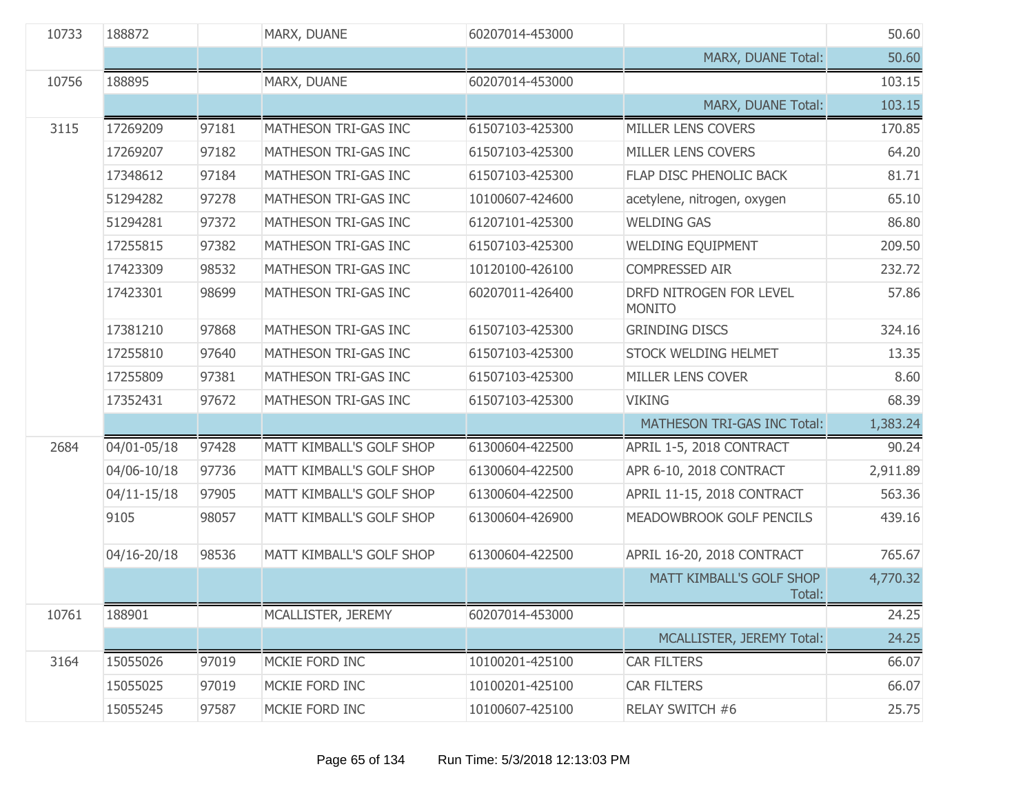| | | | | | | |
|---|---|---|---|---|---|---|
| 10733 | 188872 | | MARX, DUANE | 60207014-453000 | | 50.60 |
| | | | | | MARX, DUANE Total: | 50.60 |
| 10756 | 188895 | | MARX, DUANE | 60207014-453000 | | 103.15 |
| | | | | | MARX, DUANE Total: | 103.15 |
| 3115 | 17269209 | 97181 | MATHESON TRI-GAS INC | 61507103-425300 | MILLER LENS COVERS | 170.85 |
| | 17269207 | 97182 | MATHESON TRI-GAS INC | 61507103-425300 | MILLER LENS COVERS | 64.20 |
| | 17348612 | 97184 | MATHESON TRI-GAS INC | 61507103-425300 | FLAP DISC PHENOLIC BACK | 81.71 |
| | 51294282 | 97278 | MATHESON TRI-GAS INC | 10100607-424600 | acetylene, nitrogen, oxygen | 65.10 |
| | 51294281 | 97372 | MATHESON TRI-GAS INC | 61207101-425300 | WELDING GAS | 86.80 |
| | 17255815 | 97382 | MATHESON TRI-GAS INC | 61507103-425300 | WELDING EQUIPMENT | 209.50 |
| | 17423309 | 98532 | MATHESON TRI-GAS INC | 10120100-426100 | COMPRESSED AIR | 232.72 |
| | 17423301 | 98699 | MATHESON TRI-GAS INC | 60207011-426400 | DRFD NITROGEN FOR LEVEL MONITO | 57.86 |
| | 17381210 | 97868 | MATHESON TRI-GAS INC | 61507103-425300 | GRINDING DISCS | 324.16 |
| | 17255810 | 97640 | MATHESON TRI-GAS INC | 61507103-425300 | STOCK WELDING HELMET | 13.35 |
| | 17255809 | 97381 | MATHESON TRI-GAS INC | 61507103-425300 | MILLER LENS COVER | 8.60 |
| | 17352431 | 97672 | MATHESON TRI-GAS INC | 61507103-425300 | VIKING | 68.39 |
| | | | | | MATHESON TRI-GAS INC Total: | 1,383.24 |
| 2684 | 04/01-05/18 | 97428 | MATT KIMBALL'S GOLF SHOP | 61300604-422500 | APRIL 1-5, 2018 CONTRACT | 90.24 |
| | 04/06-10/18 | 97736 | MATT KIMBALL'S GOLF SHOP | 61300604-422500 | APR 6-10, 2018 CONTRACT | 2,911.89 |
| | 04/11-15/18 | 97905 | MATT KIMBALL'S GOLF SHOP | 61300604-422500 | APRIL 11-15, 2018 CONTRACT | 563.36 |
| | 9105 | 98057 | MATT KIMBALL'S GOLF SHOP | 61300604-426900 | MEADOWBROOK GOLF PENCILS | 439.16 |
| | 04/16-20/18 | 98536 | MATT KIMBALL'S GOLF SHOP | 61300604-422500 | APRIL 16-20, 2018 CONTRACT | 765.67 |
| | | | | | MATT KIMBALL'S GOLF SHOP Total: | 4,770.32 |
| 10761 | 188901 | | MCALLISTER, JEREMY | 60207014-453000 | | 24.25 |
| | | | | | MCALLISTER, JEREMY Total: | 24.25 |
| 3164 | 15055026 | 97019 | MCKIE FORD INC | 10100201-425100 | CAR FILTERS | 66.07 |
| | 15055025 | 97019 | MCKIE FORD INC | 10100201-425100 | CAR FILTERS | 66.07 |
| | 15055245 | 97587 | MCKIE FORD INC | 10100607-425100 | RELAY SWITCH #6 | 25.75 |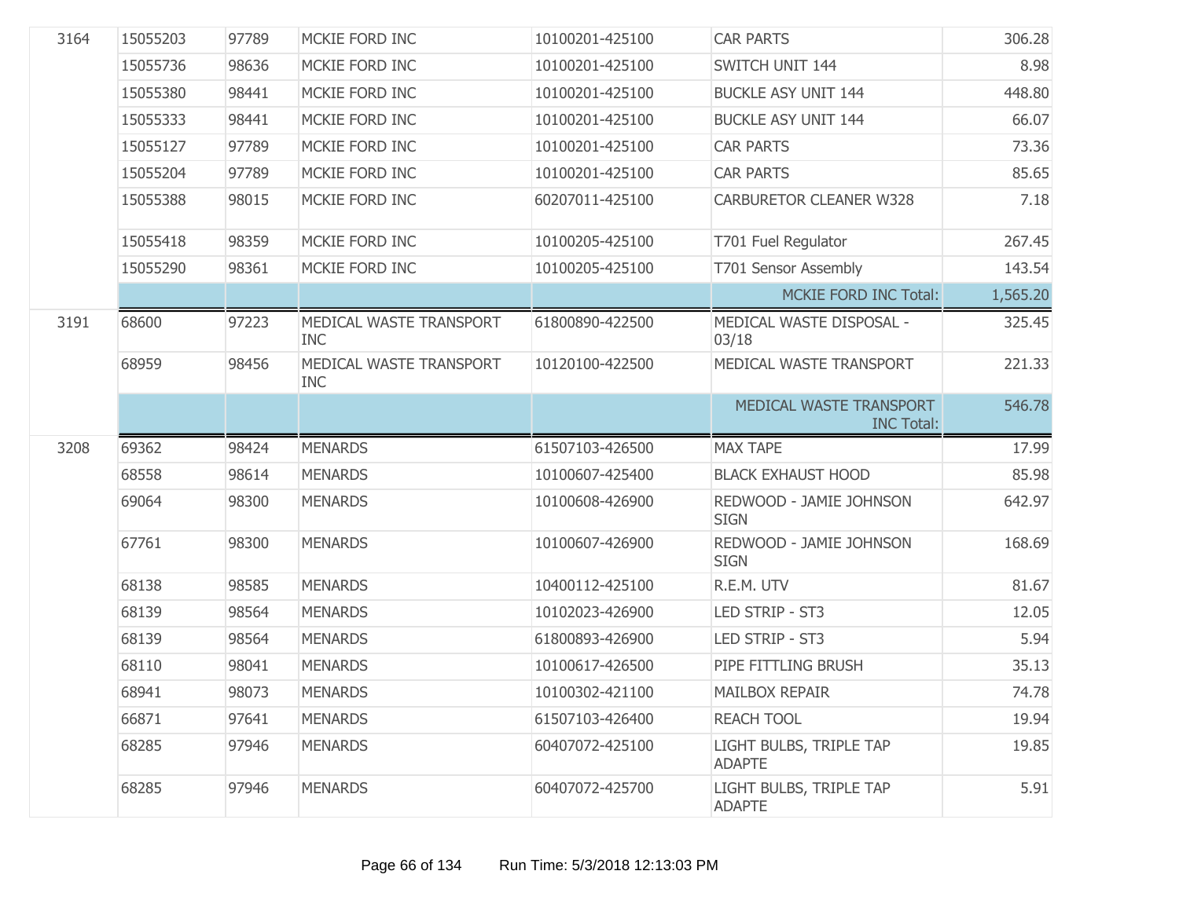| | | | | | | |
|---|---|---|---|---|---|---|
| 3164 | 15055203 | 97789 | MCKIE FORD INC | 10100201-425100 | CAR PARTS | 306.28 |
| | 15055736 | 98636 | MCKIE FORD INC | 10100201-425100 | SWITCH UNIT 144 | 8.98 |
| | 15055380 | 98441 | MCKIE FORD INC | 10100201-425100 | BUCKLE ASY UNIT 144 | 448.80 |
| | 15055333 | 98441 | MCKIE FORD INC | 10100201-425100 | BUCKLE ASY UNIT 144 | 66.07 |
| | 15055127 | 97789 | MCKIE FORD INC | 10100201-425100 | CAR PARTS | 73.36 |
| | 15055204 | 97789 | MCKIE FORD INC | 10100201-425100 | CAR PARTS | 85.65 |
| | 15055388 | 98015 | MCKIE FORD INC | 60207011-425100 | CARBURETOR CLEANER W328 | 7.18 |
| | 15055418 | 98359 | MCKIE FORD INC | 10100205-425100 | T701 Fuel Regulator | 267.45 |
| | 15055290 | 98361 | MCKIE FORD INC | 10100205-425100 | T701 Sensor Assembly | 143.54 |
| | | | | | MCKIE FORD INC Total: | 1,565.20 |
| 3191 | 68600 | 97223 | MEDICAL WASTE TRANSPORT INC | 61800890-422500 | MEDICAL WASTE DISPOSAL - 03/18 | 325.45 |
| | 68959 | 98456 | MEDICAL WASTE TRANSPORT INC | 10120100-422500 | MEDICAL WASTE TRANSPORT | 221.33 |
| | | | | | MEDICAL WASTE TRANSPORT INC Total: | 546.78 |
| 3208 | 69362 | 98424 | MENARDS | 61507103-426500 | MAX TAPE | 17.99 |
| | 68558 | 98614 | MENARDS | 10100607-425400 | BLACK EXHAUST HOOD | 85.98 |
| | 69064 | 98300 | MENARDS | 10100608-426900 | REDWOOD - JAMIE JOHNSON SIGN | 642.97 |
| | 67761 | 98300 | MENARDS | 10100607-426900 | REDWOOD - JAMIE JOHNSON SIGN | 168.69 |
| | 68138 | 98585 | MENARDS | 10400112-425100 | R.E.M. UTV | 81.67 |
| | 68139 | 98564 | MENARDS | 10102023-426900 | LED STRIP - ST3 | 12.05 |
| | 68139 | 98564 | MENARDS | 61800893-426900 | LED STRIP - ST3 | 5.94 |
| | 68110 | 98041 | MENARDS | 10100617-426500 | PIPE FITTLING BRUSH | 35.13 |
| | 68941 | 98073 | MENARDS | 10100302-421100 | MAILBOX REPAIR | 74.78 |
| | 66871 | 97641 | MENARDS | 61507103-426400 | REACH TOOL | 19.94 |
| | 68285 | 97946 | MENARDS | 60407072-425100 | LIGHT BULBS, TRIPLE TAP ADAPTE | 19.85 |
| | 68285 | 97946 | MENARDS | 60407072-425700 | LIGHT BULBS, TRIPLE TAP ADAPTE | 5.91 |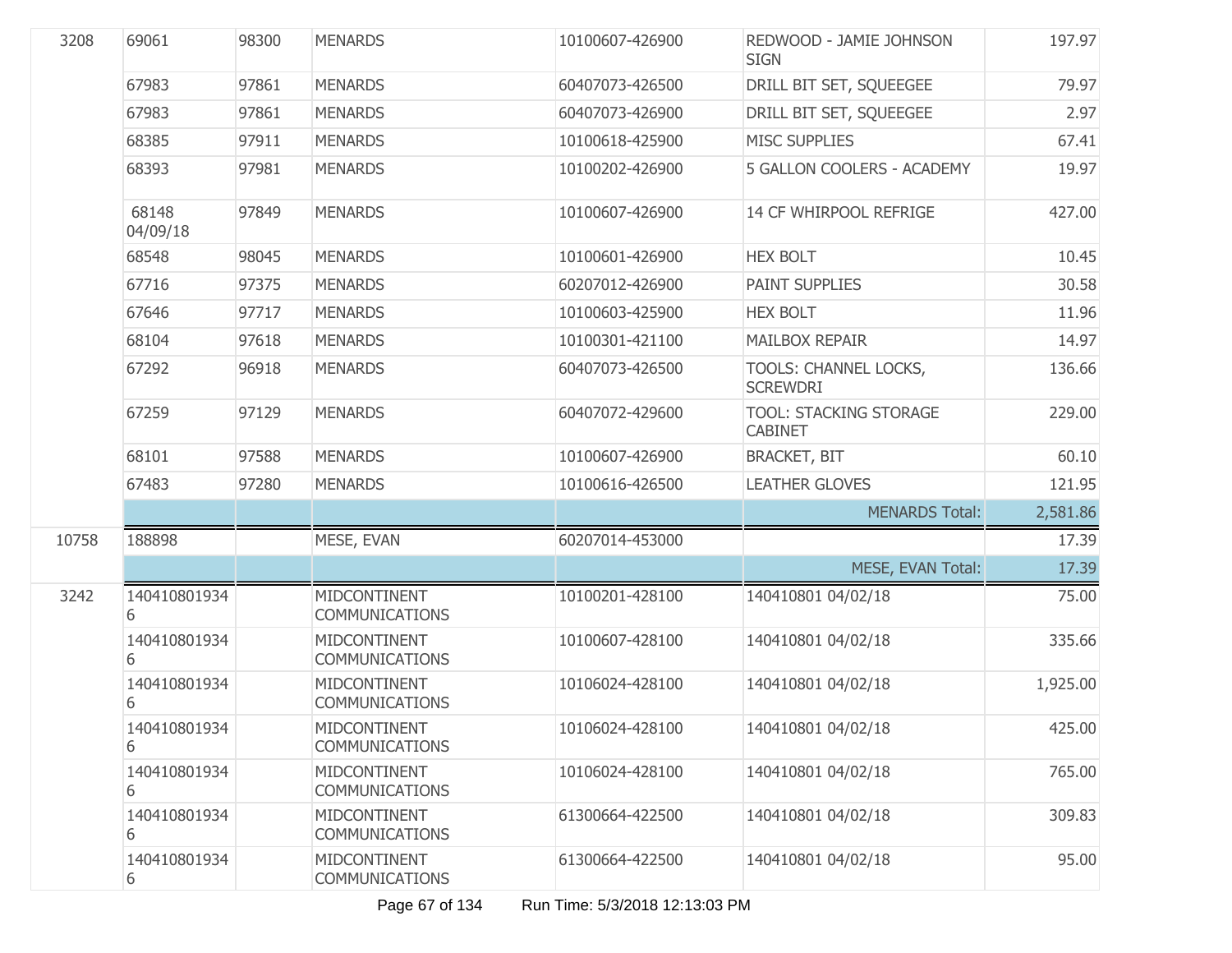| | | | | | | |
|---|---|---|---|---|---|---|
| 3208 | 69061 | 98300 | MENARDS | 10100607-426900 | REDWOOD - JAMIE JOHNSON SIGN | 197.97 |
| | 67983 | 97861 | MENARDS | 60407073-426500 | DRILL BIT SET, SQUEEGEE | 79.97 |
| | 67983 | 97861 | MENARDS | 60407073-426900 | DRILL BIT SET, SQUEEGEE | 2.97 |
| | 68385 | 97911 | MENARDS | 10100618-425900 | MISC SUPPLIES | 67.41 |
| | 68393 | 97981 | MENARDS | 10100202-426900 | 5 GALLON COOLERS - ACADEMY | 19.97 |
| | 68148 04/09/18 | 97849 | MENARDS | 10100607-426900 | 14 CF WHIRPOOL REFRIGE | 427.00 |
| | 68548 | 98045 | MENARDS | 10100601-426900 | HEX BOLT | 10.45 |
| | 67716 | 97375 | MENARDS | 60207012-426900 | PAINT SUPPLIES | 30.58 |
| | 67646 | 97717 | MENARDS | 10100603-425900 | HEX BOLT | 11.96 |
| | 68104 | 97618 | MENARDS | 10100301-421100 | MAILBOX REPAIR | 14.97 |
| | 67292 | 96918 | MENARDS | 60407073-426500 | TOOLS: CHANNEL LOCKS, SCREWDRI | 136.66 |
| | 67259 | 97129 | MENARDS | 60407072-429600 | TOOL: STACKING STORAGE CABINET | 229.00 |
| | 68101 | 97588 | MENARDS | 10100607-426900 | BRACKET, BIT | 60.10 |
| | 67483 | 97280 | MENARDS | 10100616-426500 | LEATHER GLOVES | 121.95 |
| | | | | | MENARDS Total: | 2,581.86 |
| 10758 | 188898 | | MESE, EVAN | 60207014-453000 | | 17.39 |
| | | | | | MESE, EVAN Total: | 17.39 |
| 3242 | 1404108019346 | | MIDCONTINENT COMMUNICATIONS | 10100201-428100 | 140410801 04/02/18 | 75.00 |
| | 1404108019346 | | MIDCONTINENT COMMUNICATIONS | 10100607-428100 | 140410801 04/02/18 | 335.66 |
| | 1404108019346 | | MIDCONTINENT COMMUNICATIONS | 10106024-428100 | 140410801 04/02/18 | 1,925.00 |
| | 1404108019346 | | MIDCONTINENT COMMUNICATIONS | 10106024-428100 | 140410801 04/02/18 | 425.00 |
| | 1404108019346 | | MIDCONTINENT COMMUNICATIONS | 10106024-428100 | 140410801 04/02/18 | 765.00 |
| | 1404108019346 | | MIDCONTINENT COMMUNICATIONS | 61300664-422500 | 140410801 04/02/18 | 309.83 |
| | 1404108019346 | | MIDCONTINENT COMMUNICATIONS | 61300664-422500 | 140410801 04/02/18 | 95.00 |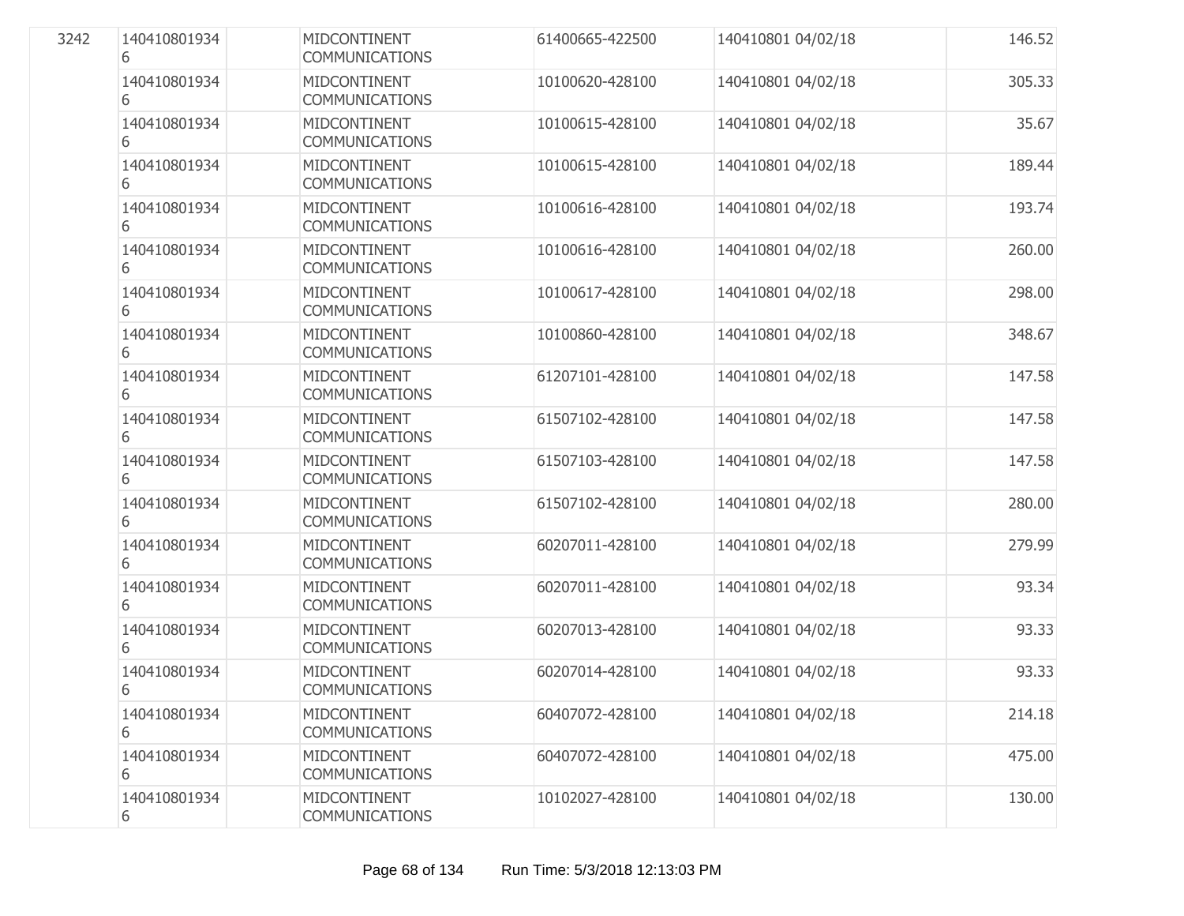| | | | | | | |
|---|---|---|---|---|---|---|
| 3242 | 1404108019346 | | MIDCONTINENT COMMUNICATIONS | 61400665-422500 | 140410801 04/02/18 | 146.52 |
| | 1404108019346 | | MIDCONTINENT COMMUNICATIONS | 10100620-428100 | 140410801 04/02/18 | 305.33 |
| | 1404108019346 | | MIDCONTINENT COMMUNICATIONS | 10100615-428100 | 140410801 04/02/18 | 35.67 |
| | 1404108019346 | | MIDCONTINENT COMMUNICATIONS | 10100615-428100 | 140410801 04/02/18 | 189.44 |
| | 1404108019346 | | MIDCONTINENT COMMUNICATIONS | 10100616-428100 | 140410801 04/02/18 | 193.74 |
| | 1404108019346 | | MIDCONTINENT COMMUNICATIONS | 10100616-428100 | 140410801 04/02/18 | 260.00 |
| | 1404108019346 | | MIDCONTINENT COMMUNICATIONS | 10100617-428100 | 140410801 04/02/18 | 298.00 |
| | 1404108019346 | | MIDCONTINENT COMMUNICATIONS | 10100860-428100 | 140410801 04/02/18 | 348.67 |
| | 1404108019346 | | MIDCONTINENT COMMUNICATIONS | 61207101-428100 | 140410801 04/02/18 | 147.58 |
| | 1404108019346 | | MIDCONTINENT COMMUNICATIONS | 61507102-428100 | 140410801 04/02/18 | 147.58 |
| | 1404108019346 | | MIDCONTINENT COMMUNICATIONS | 61507103-428100 | 140410801 04/02/18 | 147.58 |
| | 1404108019346 | | MIDCONTINENT COMMUNICATIONS | 61507102-428100 | 140410801 04/02/18 | 280.00 |
| | 1404108019346 | | MIDCONTINENT COMMUNICATIONS | 60207011-428100 | 140410801 04/02/18 | 279.99 |
| | 1404108019346 | | MIDCONTINENT COMMUNICATIONS | 60207011-428100 | 140410801 04/02/18 | 93.34 |
| | 1404108019346 | | MIDCONTINENT COMMUNICATIONS | 60207013-428100 | 140410801 04/02/18 | 93.33 |
| | 1404108019346 | | MIDCONTINENT COMMUNICATIONS | 60207014-428100 | 140410801 04/02/18 | 93.33 |
| | 1404108019346 | | MIDCONTINENT COMMUNICATIONS | 60407072-428100 | 140410801 04/02/18 | 214.18 |
| | 1404108019346 | | MIDCONTINENT COMMUNICATIONS | 60407072-428100 | 140410801 04/02/18 | 475.00 |
| | 1404108019346 | | MIDCONTINENT COMMUNICATIONS | 10102027-428100 | 140410801 04/02/18 | 130.00 |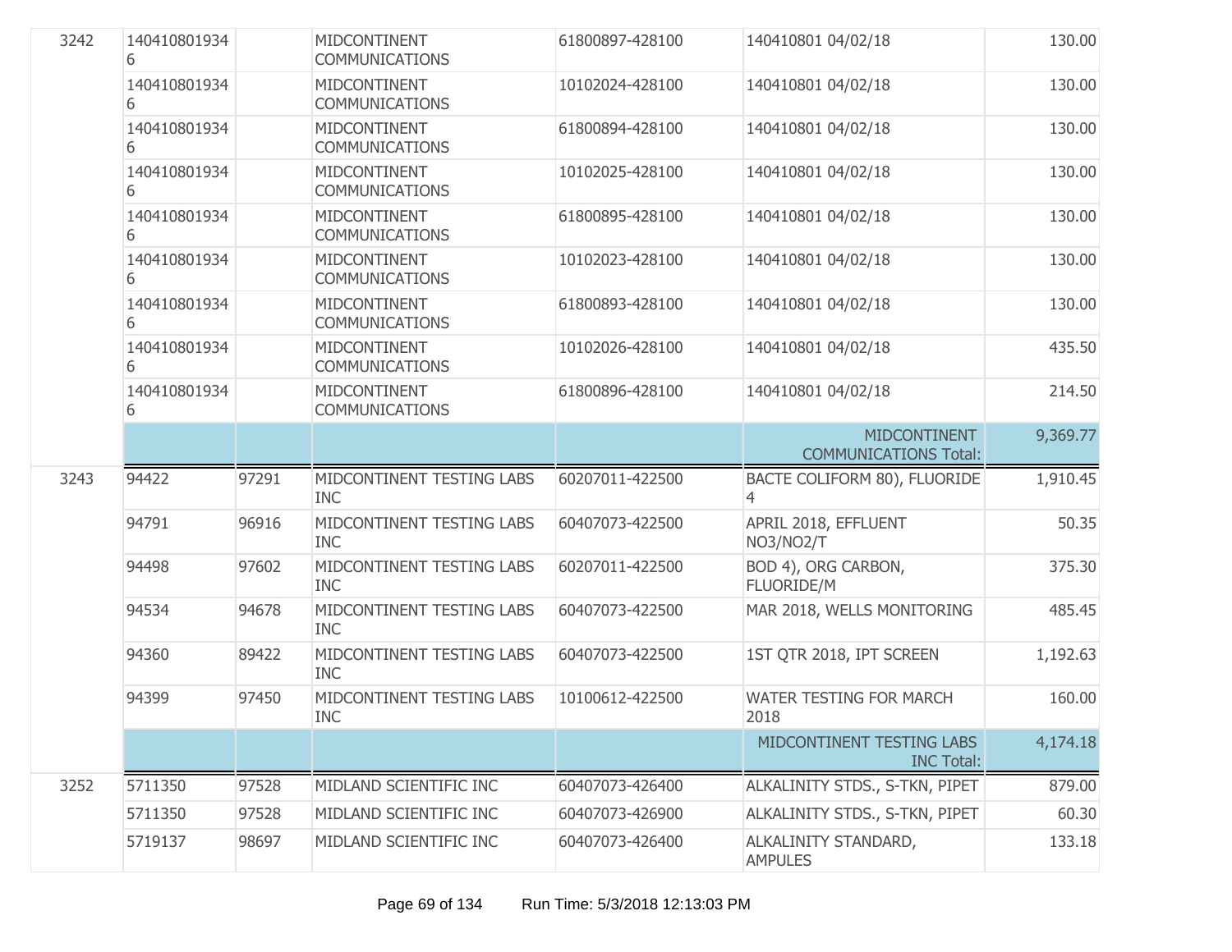| | | | | | | |
|---|---|---|---|---|---|---|
| 3242 | 1404108019346 | | MIDCONTINENT COMMUNICATIONS | 61800897-428100 | 140410801 04/02/18 | 130.00 |
| | 1404108019346 | | MIDCONTINENT COMMUNICATIONS | 10102024-428100 | 140410801 04/02/18 | 130.00 |
| | 1404108019346 | | MIDCONTINENT COMMUNICATIONS | 61800894-428100 | 140410801 04/02/18 | 130.00 |
| | 1404108019346 | | MIDCONTINENT COMMUNICATIONS | 10102025-428100 | 140410801 04/02/18 | 130.00 |
| | 1404108019346 | | MIDCONTINENT COMMUNICATIONS | 61800895-428100 | 140410801 04/02/18 | 130.00 |
| | 1404108019346 | | MIDCONTINENT COMMUNICATIONS | 10102023-428100 | 140410801 04/02/18 | 130.00 |
| | 1404108019346 | | MIDCONTINENT COMMUNICATIONS | 61800893-428100 | 140410801 04/02/18 | 130.00 |
| | 1404108019346 | | MIDCONTINENT COMMUNICATIONS | 10102026-428100 | 140410801 04/02/18 | 435.50 |
| | 1404108019346 | | MIDCONTINENT COMMUNICATIONS | 61800896-428100 | 140410801 04/02/18 | 214.50 |
| | | | | | MIDCONTINENT COMMUNICATIONS Total: | 9,369.77 |
| 3243 | 94422 | 97291 | MIDCONTINENT TESTING LABS INC | 60207011-422500 | BACTE COLIFORM 80), FLUORIDE 4 | 1,910.45 |
| | 94791 | 96916 | MIDCONTINENT TESTING LABS INC | 60407073-422500 | APRIL 2018, EFFLUENT NO3/NO2/T | 50.35 |
| | 94498 | 97602 | MIDCONTINENT TESTING LABS INC | 60207011-422500 | BOD 4), ORG CARBON, FLUORIDE/M | 375.30 |
| | 94534 | 94678 | MIDCONTINENT TESTING LABS INC | 60407073-422500 | MAR 2018, WELLS MONITORING | 485.45 |
| | 94360 | 89422 | MIDCONTINENT TESTING LABS INC | 60407073-422500 | 1ST QTR 2018, IPT SCREEN | 1,192.63 |
| | 94399 | 97450 | MIDCONTINENT TESTING LABS INC | 10100612-422500 | WATER TESTING FOR MARCH 2018 | 160.00 |
| | | | | | MIDCONTINENT TESTING LABS INC Total: | 4,174.18 |
| 3252 | 5711350 | 97528 | MIDLAND SCIENTIFIC INC | 60407073-426400 | ALKALINITY STDS., S-TKN, PIPET | 879.00 |
| | 5711350 | 97528 | MIDLAND SCIENTIFIC INC | 60407073-426900 | ALKALINITY STDS., S-TKN, PIPET | 60.30 |
| | 5719137 | 98697 | MIDLAND SCIENTIFIC INC | 60407073-426400 | ALKALINITY STANDARD, AMPULES | 133.18 |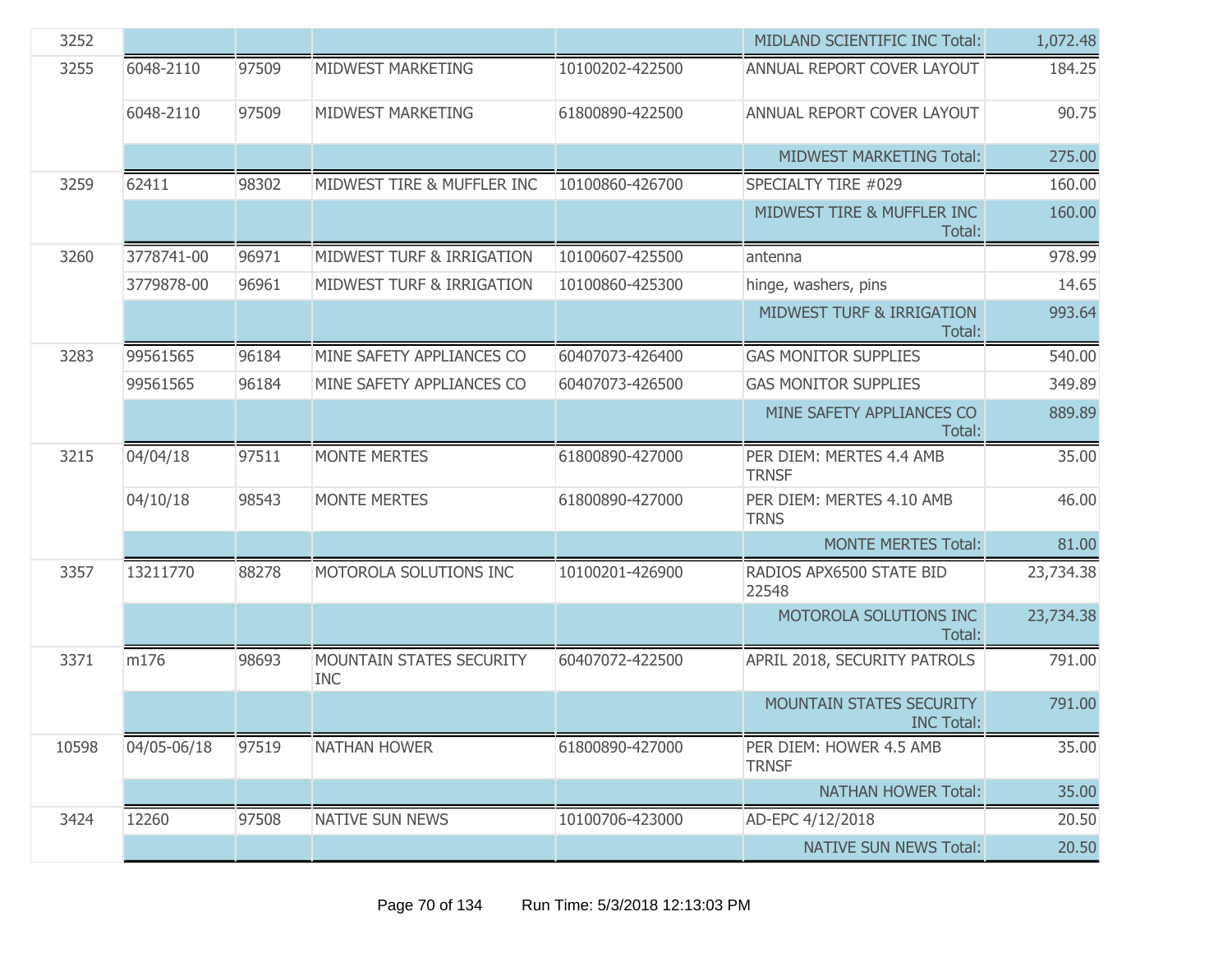| | | | | | | |
|---|---|---|---|---|---|---|
| 3252 | | | | | MIDLAND SCIENTIFIC INC Total: | 1,072.48 |
| 3255 | 6048-2110 | 97509 | MIDWEST MARKETING | 10100202-422500 | ANNUAL REPORT COVER LAYOUT | 184.25 |
| | 6048-2110 | 97509 | MIDWEST MARKETING | 61800890-422500 | ANNUAL REPORT COVER LAYOUT | 90.75 |
| | | | | | MIDWEST MARKETING Total: | 275.00 |
| 3259 | 62411 | 98302 | MIDWEST TIRE & MUFFLER INC | 10100860-426700 | SPECIALTY TIRE #029 | 160.00 |
| | | | | | MIDWEST TIRE & MUFFLER INC Total: | 160.00 |
| 3260 | 3778741-00 | 96971 | MIDWEST TURF & IRRIGATION | 10100607-425500 | antenna | 978.99 |
| | 3779878-00 | 96961 | MIDWEST TURF & IRRIGATION | 10100860-425300 | hinge, washers, pins | 14.65 |
| | | | | | MIDWEST TURF & IRRIGATION Total: | 993.64 |
| 3283 | 99561565 | 96184 | MINE SAFETY APPLIANCES CO | 60407073-426400 | GAS MONITOR SUPPLIES | 540.00 |
| | 99561565 | 96184 | MINE SAFETY APPLIANCES CO | 60407073-426500 | GAS MONITOR SUPPLIES | 349.89 |
| | | | | | MINE SAFETY APPLIANCES CO Total: | 889.89 |
| 3215 | 04/04/18 | 97511 | MONTE MERTES | 61800890-427000 | PER DIEM: MERTES 4.4 AMB TRNSF | 35.00 |
| | 04/10/18 | 98543 | MONTE MERTES | 61800890-427000 | PER DIEM: MERTES 4.10 AMB TRNS | 46.00 |
| | | | | | MONTE MERTES Total: | 81.00 |
| 3357 | 13211770 | 88278 | MOTOROLA SOLUTIONS INC | 10100201-426900 | RADIOS APX6500 STATE BID 22548 | 23,734.38 |
| | | | | | MOTOROLA SOLUTIONS INC Total: | 23,734.38 |
| 3371 | m176 | 98693 | MOUNTAIN STATES SECURITY INC | 60407072-422500 | APRIL 2018, SECURITY PATROLS | 791.00 |
| | | | | | MOUNTAIN STATES SECURITY INC Total: | 791.00 |
| 10598 | 04/05-06/18 | 97519 | NATHAN HOWER | 61800890-427000 | PER DIEM: HOWER 4.5 AMB TRNSF | 35.00 |
| | | | | | NATHAN HOWER Total: | 35.00 |
| 3424 | 12260 | 97508 | NATIVE SUN NEWS | 10100706-423000 | AD-EPC 4/12/2018 | 20.50 |
| | | | | | NATIVE SUN NEWS Total: | 20.50 |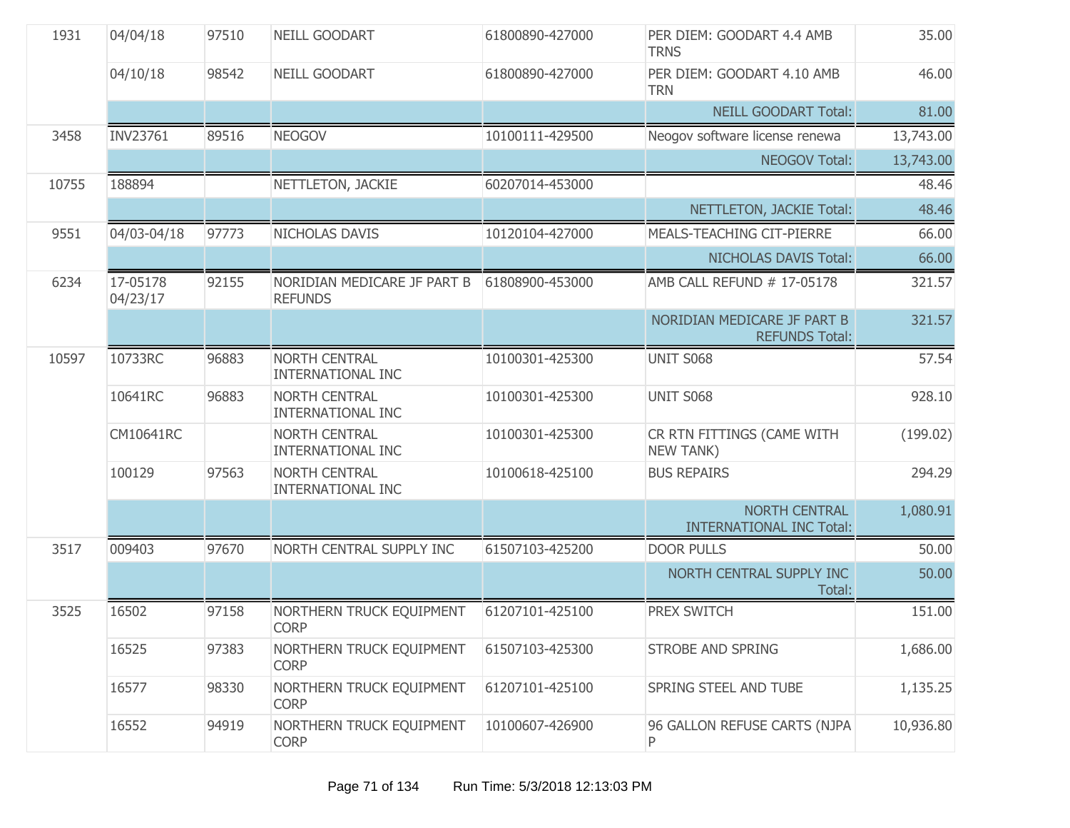| | | | | | | |
|---|---|---|---|---|---|---|
| 1931 | 04/04/18 | 97510 | NEILL GOODART | 61800890-427000 | PER DIEM: GOODART 4.4 AMB TRNS | 35.00 |
| | 04/10/18 | 98542 | NEILL GOODART | 61800890-427000 | PER DIEM: GOODART 4.10 AMB TRN | 46.00 |
| | | | | | NEILL GOODART Total: | 81.00 |
| 3458 | INV23761 | 89516 | NEOGOV | 10100111-429500 | Neogov software license renewa | 13,743.00 |
| | | | | | NEOGOV Total: | 13,743.00 |
| 10755 | 188894 | | NETTLETON, JACKIE | 60207014-453000 | | 48.46 |
| | | | | | NETTLETON, JACKIE Total: | 48.46 |
| 9551 | 04/03-04/18 | 97773 | NICHOLAS DAVIS | 10120104-427000 | MEALS-TEACHING CIT-PIERRE | 66.00 |
| | | | | | NICHOLAS DAVIS Total: | 66.00 |
| 6234 | 17-05178 04/23/17 | 92155 | NORIDIAN MEDICARE JF PART B REFUNDS | 61808900-453000 | AMB CALL REFUND # 17-05178 | 321.57 |
| | | | | | NORIDIAN MEDICARE JF PART B REFUNDS Total: | 321.57 |
| 10597 | 10733RC | 96883 | NORTH CENTRAL INTERNATIONAL INC | 10100301-425300 | UNIT S068 | 57.54 |
| | 10641RC | 96883 | NORTH CENTRAL INTERNATIONAL INC | 10100301-425300 | UNIT S068 | 928.10 |
| | CM10641RC | | NORTH CENTRAL INTERNATIONAL INC | 10100301-425300 | CR RTN FITTINGS (CAME WITH NEW TANK) | (199.02) |
| | 100129 | 97563 | NORTH CENTRAL INTERNATIONAL INC | 10100618-425100 | BUS REPAIRS | 294.29 |
| | | | | | NORTH CENTRAL INTERNATIONAL INC Total: | 1,080.91 |
| 3517 | 009403 | 97670 | NORTH CENTRAL SUPPLY INC | 61507103-425200 | DOOR PULLS | 50.00 |
| | | | | | NORTH CENTRAL SUPPLY INC Total: | 50.00 |
| 3525 | 16502 | 97158 | NORTHERN TRUCK EQUIPMENT CORP | 61207101-425100 | PREX SWITCH | 151.00 |
| | 16525 | 97383 | NORTHERN TRUCK EQUIPMENT CORP | 61507103-425300 | STROBE AND SPRING | 1,686.00 |
| | 16577 | 98330 | NORTHERN TRUCK EQUIPMENT CORP | 61207101-425100 | SPRING STEEL AND TUBE | 1,135.25 |
| | 16552 | 94919 | NORTHERN TRUCK EQUIPMENT CORP | 10100607-426900 | 96 GALLON REFUSE CARTS (NJPA P | 10,936.80 |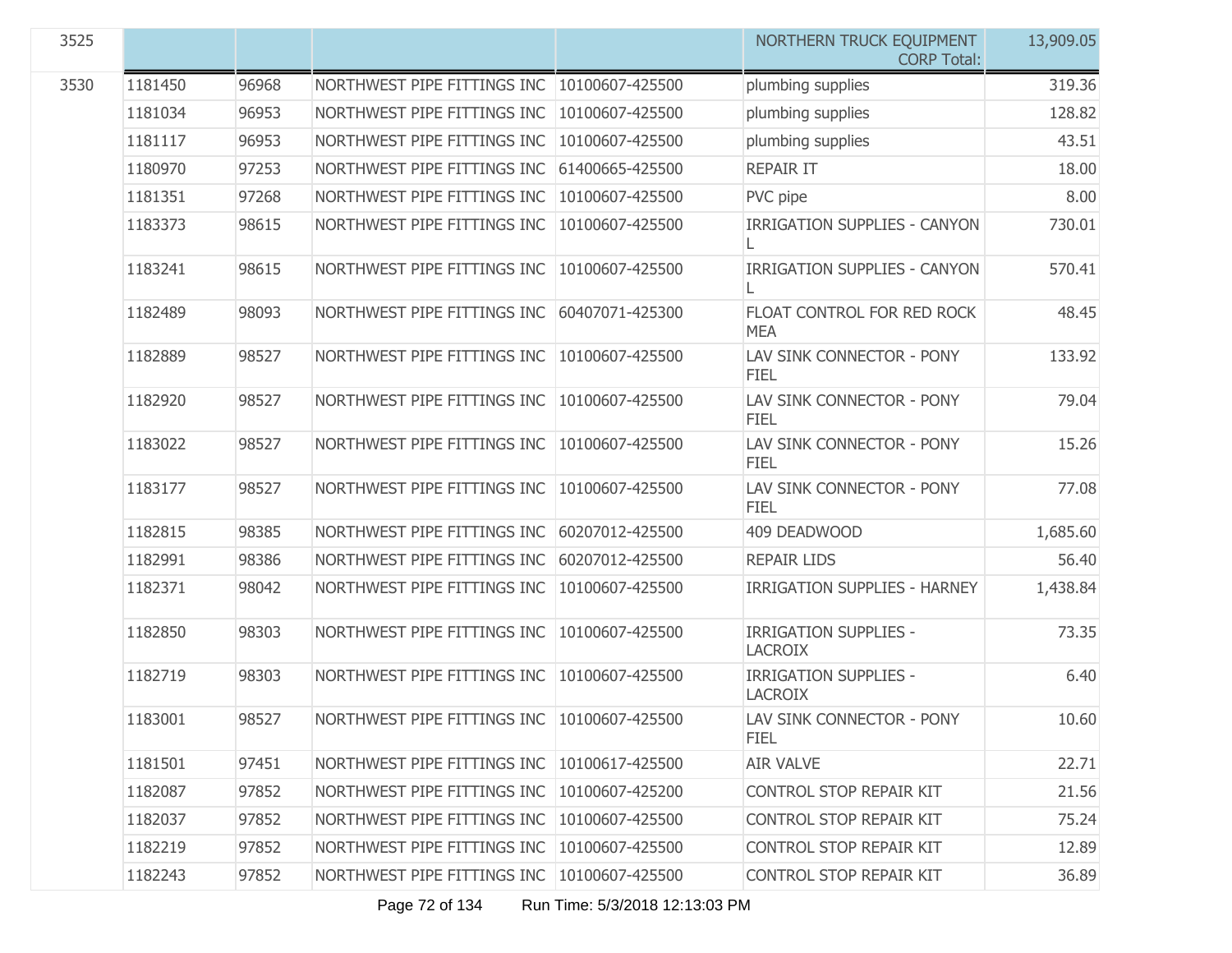| | | | | | | |
|---|---|---|---|---|---|---|
| 3525 | | | | | NORTHERN TRUCK EQUIPMENT CORP Total: | 13,909.05 |
| 3530 | 1181450 | 96968 | NORTHWEST PIPE FITTINGS INC | 10100607-425500 | plumbing supplies | 319.36 |
| | 1181034 | 96953 | NORTHWEST PIPE FITTINGS INC | 10100607-425500 | plumbing supplies | 128.82 |
| | 1181117 | 96953 | NORTHWEST PIPE FITTINGS INC | 10100607-425500 | plumbing supplies | 43.51 |
| | 1180970 | 97253 | NORTHWEST PIPE FITTINGS INC | 61400665-425500 | REPAIR IT | 18.00 |
| | 1181351 | 97268 | NORTHWEST PIPE FITTINGS INC | 10100607-425500 | PVC pipe | 8.00 |
| | 1183373 | 98615 | NORTHWEST PIPE FITTINGS INC | 10100607-425500 | IRRIGATION SUPPLIES - CANYON L | 730.01 |
| | 1183241 | 98615 | NORTHWEST PIPE FITTINGS INC | 10100607-425500 | IRRIGATION SUPPLIES - CANYON L | 570.41 |
| | 1182489 | 98093 | NORTHWEST PIPE FITTINGS INC | 60407071-425300 | FLOAT CONTROL FOR RED ROCK MEA | 48.45 |
| | 1182889 | 98527 | NORTHWEST PIPE FITTINGS INC | 10100607-425500 | LAV SINK CONNECTOR - PONY FIEL | 133.92 |
| | 1182920 | 98527 | NORTHWEST PIPE FITTINGS INC | 10100607-425500 | LAV SINK CONNECTOR - PONY FIEL | 79.04 |
| | 1183022 | 98527 | NORTHWEST PIPE FITTINGS INC | 10100607-425500 | LAV SINK CONNECTOR - PONY FIEL | 15.26 |
| | 1183177 | 98527 | NORTHWEST PIPE FITTINGS INC | 10100607-425500 | LAV SINK CONNECTOR - PONY FIEL | 77.08 |
| | 1182815 | 98385 | NORTHWEST PIPE FITTINGS INC | 60207012-425500 | 409 DEADWOOD | 1,685.60 |
| | 1182991 | 98386 | NORTHWEST PIPE FITTINGS INC | 60207012-425500 | REPAIR LIDS | 56.40 |
| | 1182371 | 98042 | NORTHWEST PIPE FITTINGS INC | 10100607-425500 | IRRIGATION SUPPLIES - HARNEY | 1,438.84 |
| | 1182850 | 98303 | NORTHWEST PIPE FITTINGS INC | 10100607-425500 | IRRIGATION SUPPLIES - LACROIX | 73.35 |
| | 1182719 | 98303 | NORTHWEST PIPE FITTINGS INC | 10100607-425500 | IRRIGATION SUPPLIES - LACROIX | 6.40 |
| | 1183001 | 98527 | NORTHWEST PIPE FITTINGS INC | 10100607-425500 | LAV SINK CONNECTOR - PONY FIEL | 10.60 |
| | 1181501 | 97451 | NORTHWEST PIPE FITTINGS INC | 10100617-425500 | AIR VALVE | 22.71 |
| | 1182087 | 97852 | NORTHWEST PIPE FITTINGS INC | 10100607-425200 | CONTROL STOP REPAIR KIT | 21.56 |
| | 1182037 | 97852 | NORTHWEST PIPE FITTINGS INC | 10100607-425500 | CONTROL STOP REPAIR KIT | 75.24 |
| | 1182219 | 97852 | NORTHWEST PIPE FITTINGS INC | 10100607-425500 | CONTROL STOP REPAIR KIT | 12.89 |
| | 1182243 | 97852 | NORTHWEST PIPE FITTINGS INC | 10100607-425500 | CONTROL STOP REPAIR KIT | 36.89 |

Run Time: 5/3/2018 12:13:03 PM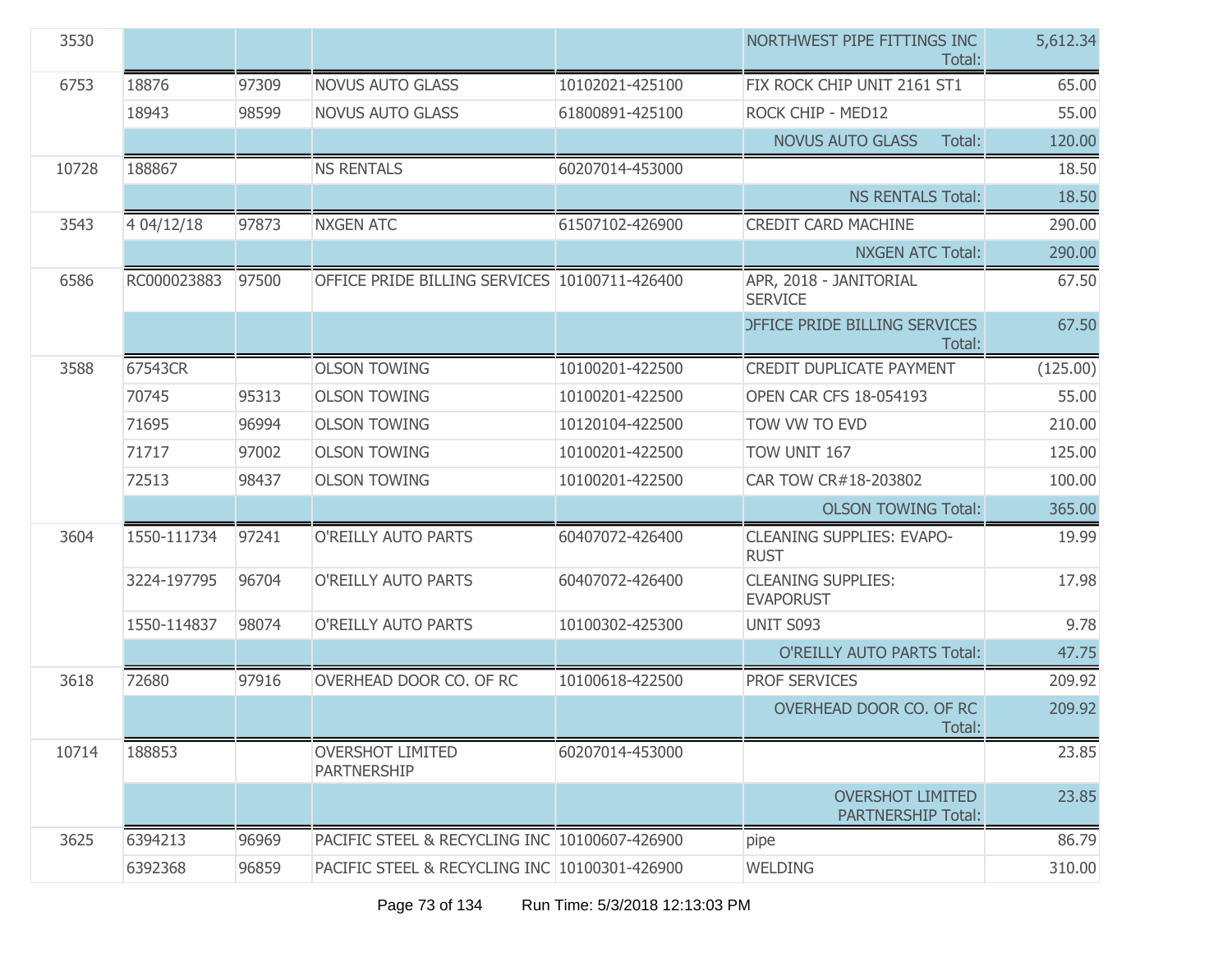| | | | | | | |
|---|---|---|---|---|---|---|
| 3530 | | | | | NORTHWEST PIPE FITTINGS INC Total: | 5,612.34 |
| 6753 | 18876 | 97309 | NOVUS AUTO GLASS | 10102021-425100 | FIX ROCK CHIP UNIT 2161 ST1 | 65.00 |
| | 18943 | 98599 | NOVUS AUTO GLASS | 61800891-425100 | ROCK CHIP - MED12 | 55.00 |
| | | | | | NOVUS AUTO GLASS Total: | 120.00 |
| 10728 | 188867 | | NS RENTALS | 60207014-453000 | | 18.50 |
| | | | | | NS RENTALS Total: | 18.50 |
| 3543 | 4 04/12/18 | 97873 | NXGEN ATC | 61507102-426900 | CREDIT CARD MACHINE | 290.00 |
| | | | | | NXGEN ATC Total: | 290.00 |
| 6586 | RC000023883 | 97500 | OFFICE PRIDE BILLING SERVICES | 10100711-426400 | APR, 2018 - JANITORIAL SERVICE | 67.50 |
| | | | | | OFFICE PRIDE BILLING SERVICES Total: | 67.50 |
| 3588 | 67543CR | | OLSON TOWING | 10100201-422500 | CREDIT DUPLICATE PAYMENT | (125.00) |
| | 70745 | 95313 | OLSON TOWING | 10100201-422500 | OPEN CAR CFS 18-054193 | 55.00 |
| | 71695 | 96994 | OLSON TOWING | 10120104-422500 | TOW VW TO EVD | 210.00 |
| | 71717 | 97002 | OLSON TOWING | 10100201-422500 | TOW UNIT 167 | 125.00 |
| | 72513 | 98437 | OLSON TOWING | 10100201-422500 | CAR TOW CR#18-203802 | 100.00 |
| | | | | | OLSON TOWING Total: | 365.00 |
| 3604 | 1550-111734 | 97241 | O'REILLY AUTO PARTS | 60407072-426400 | CLEANING SUPPLIES: EVAPO-RUST | 19.99 |
| | 3224-197795 | 96704 | O'REILLY AUTO PARTS | 60407072-426400 | CLEANING SUPPLIES: EVAPORUST | 17.98 |
| | 1550-114837 | 98074 | O'REILLY AUTO PARTS | 10100302-425300 | UNIT S093 | 9.78 |
| | | | | | O'REILLY AUTO PARTS Total: | 47.75 |
| 3618 | 72680 | 97916 | OVERHEAD DOOR CO. OF RC | 10100618-422500 | PROF SERVICES | 209.92 |
| | | | | | OVERHEAD DOOR CO. OF RC Total: | 209.92 |
| 10714 | 188853 | | OVERSHOT LIMITED PARTNERSHIP | 60207014-453000 | | 23.85 |
| | | | | | OVERSHOT LIMITED PARTNERSHIP Total: | 23.85 |
| 3625 | 6394213 | 96969 | PACIFIC STEEL & RECYCLING INC | 10100607-426900 | pipe | 86.79 |
| | 6392368 | 96859 | PACIFIC STEEL & RECYCLING INC | 10100301-426900 | WELDING | 310.00 |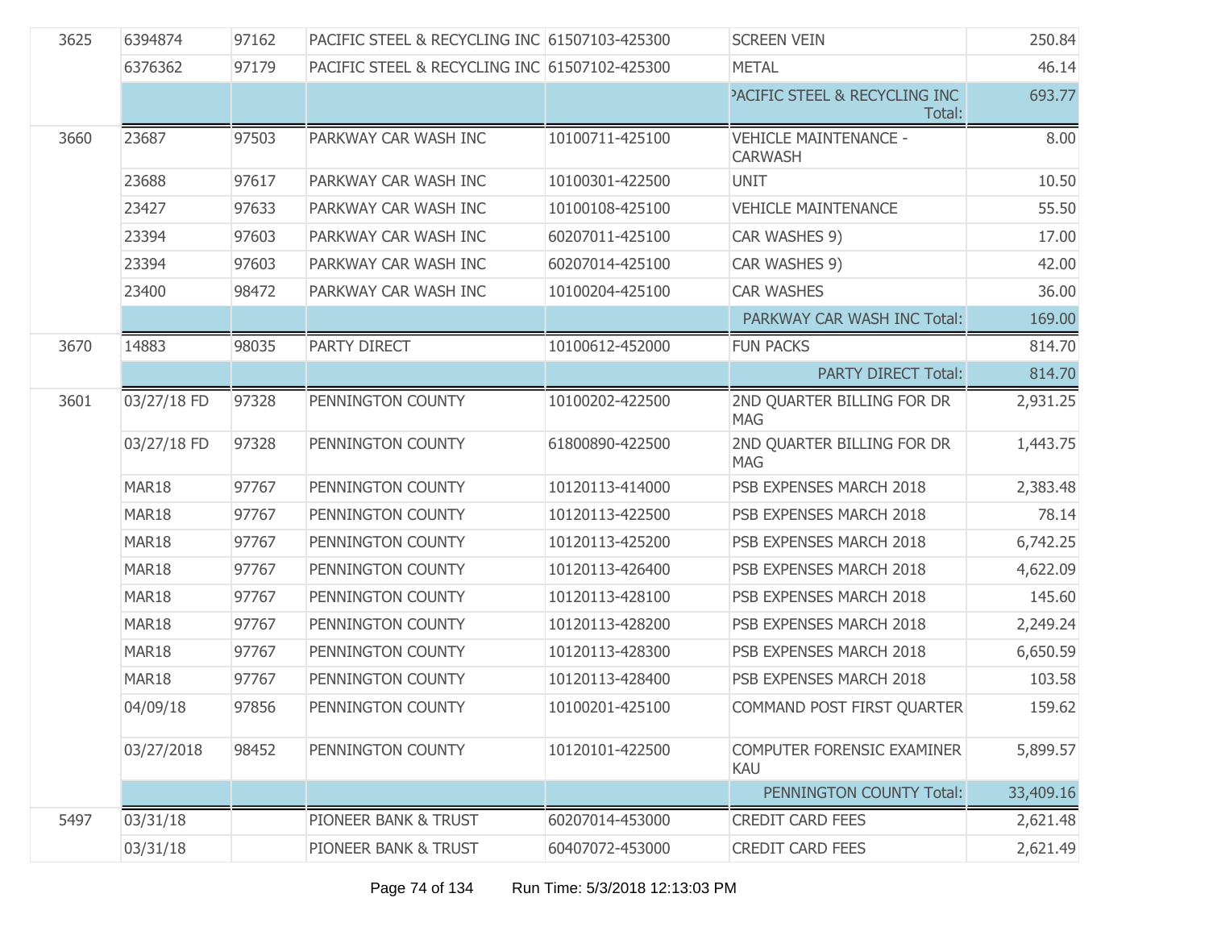| | | | | | | |
|---|---|---|---|---|---|---|
| 3625 | 6394874 | 97162 | PACIFIC STEEL & RECYCLING INC | 61507103-425300 | SCREEN VEIN | 250.84 |
| | 6376362 | 97179 | PACIFIC STEEL & RECYCLING INC | 61507102-425300 | METAL | 46.14 |
| | | | | | PACIFIC STEEL & RECYCLING INC Total: | 693.77 |
| 3660 | 23687 | 97503 | PARKWAY CAR WASH INC | 10100711-425100 | VEHICLE MAINTENANCE - CARWASH | 8.00 |
| | 23688 | 97617 | PARKWAY CAR WASH INC | 10100301-422500 | UNIT | 10.50 |
| | 23427 | 97633 | PARKWAY CAR WASH INC | 10100108-425100 | VEHICLE MAINTENANCE | 55.50 |
| | 23394 | 97603 | PARKWAY CAR WASH INC | 60207011-425100 | CAR WASHES 9) | 17.00 |
| | 23394 | 97603 | PARKWAY CAR WASH INC | 60207014-425100 | CAR WASHES 9) | 42.00 |
| | 23400 | 98472 | PARKWAY CAR WASH INC | 10100204-425100 | CAR WASHES | 36.00 |
| | | | | | PARKWAY CAR WASH INC Total: | 169.00 |
| 3670 | 14883 | 98035 | PARTY DIRECT | 10100612-452000 | FUN PACKS | 814.70 |
| | | | | | PARTY DIRECT Total: | 814.70 |
| 3601 | 03/27/18 FD | 97328 | PENNINGTON COUNTY | 10100202-422500 | 2ND QUARTER BILLING FOR DR MAG | 2,931.25 |
| | 03/27/18 FD | 97328 | PENNINGTON COUNTY | 61800890-422500 | 2ND QUARTER BILLING FOR DR MAG | 1,443.75 |
| | MAR18 | 97767 | PENNINGTON COUNTY | 10120113-414000 | PSB EXPENSES MARCH 2018 | 2,383.48 |
| | MAR18 | 97767 | PENNINGTON COUNTY | 10120113-422500 | PSB EXPENSES MARCH 2018 | 78.14 |
| | MAR18 | 97767 | PENNINGTON COUNTY | 10120113-425200 | PSB EXPENSES MARCH 2018 | 6,742.25 |
| | MAR18 | 97767 | PENNINGTON COUNTY | 10120113-426400 | PSB EXPENSES MARCH 2018 | 4,622.09 |
| | MAR18 | 97767 | PENNINGTON COUNTY | 10120113-428100 | PSB EXPENSES MARCH 2018 | 145.60 |
| | MAR18 | 97767 | PENNINGTON COUNTY | 10120113-428200 | PSB EXPENSES MARCH 2018 | 2,249.24 |
| | MAR18 | 97767 | PENNINGTON COUNTY | 10120113-428300 | PSB EXPENSES MARCH 2018 | 6,650.59 |
| | MAR18 | 97767 | PENNINGTON COUNTY | 10120113-428400 | PSB EXPENSES MARCH 2018 | 103.58 |
| | 04/09/18 | 97856 | PENNINGTON COUNTY | 10100201-425100 | COMMAND POST FIRST QUARTER | 159.62 |
| | 03/27/2018 | 98452 | PENNINGTON COUNTY | 10120101-422500 | COMPUTER FORENSIC EXAMINER KAU | 5,899.57 |
| | | | | | PENNINGTON COUNTY Total: | 33,409.16 |
| 5497 | 03/31/18 | | PIONEER BANK & TRUST | 60207014-453000 | CREDIT CARD FEES | 2,621.48 |
| | 03/31/18 | | PIONEER BANK & TRUST | 60407072-453000 | CREDIT CARD FEES | 2,621.49 |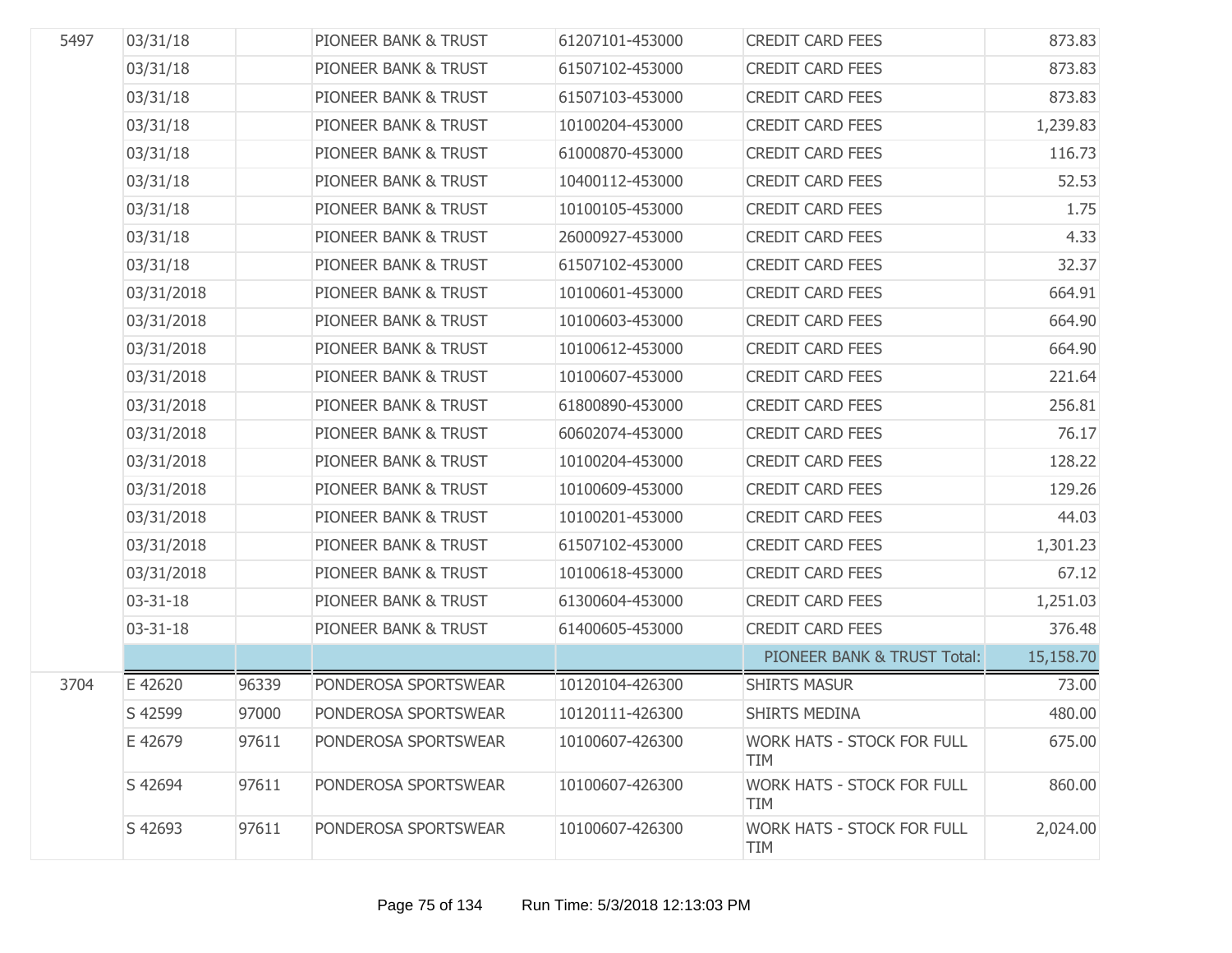| | | | | | | |
|---|---|---|---|---|---|---|
| 5497 | 03/31/18 | | PIONEER BANK & TRUST | 61207101-453000 | CREDIT CARD FEES | 873.83 |
| | 03/31/18 | | PIONEER BANK & TRUST | 61507102-453000 | CREDIT CARD FEES | 873.83 |
| | 03/31/18 | | PIONEER BANK & TRUST | 61507103-453000 | CREDIT CARD FEES | 873.83 |
| | 03/31/18 | | PIONEER BANK & TRUST | 10100204-453000 | CREDIT CARD FEES | 1,239.83 |
| | 03/31/18 | | PIONEER BANK & TRUST | 61000870-453000 | CREDIT CARD FEES | 116.73 |
| | 03/31/18 | | PIONEER BANK & TRUST | 10400112-453000 | CREDIT CARD FEES | 52.53 |
| | 03/31/18 | | PIONEER BANK & TRUST | 10100105-453000 | CREDIT CARD FEES | 1.75 |
| | 03/31/18 | | PIONEER BANK & TRUST | 26000927-453000 | CREDIT CARD FEES | 4.33 |
| | 03/31/18 | | PIONEER BANK & TRUST | 61507102-453000 | CREDIT CARD FEES | 32.37 |
| | 03/31/2018 | | PIONEER BANK & TRUST | 10100601-453000 | CREDIT CARD FEES | 664.91 |
| | 03/31/2018 | | PIONEER BANK & TRUST | 10100603-453000 | CREDIT CARD FEES | 664.90 |
| | 03/31/2018 | | PIONEER BANK & TRUST | 10100612-453000 | CREDIT CARD FEES | 664.90 |
| | 03/31/2018 | | PIONEER BANK & TRUST | 10100607-453000 | CREDIT CARD FEES | 221.64 |
| | 03/31/2018 | | PIONEER BANK & TRUST | 61800890-453000 | CREDIT CARD FEES | 256.81 |
| | 03/31/2018 | | PIONEER BANK & TRUST | 60602074-453000 | CREDIT CARD FEES | 76.17 |
| | 03/31/2018 | | PIONEER BANK & TRUST | 10100204-453000 | CREDIT CARD FEES | 128.22 |
| | 03/31/2018 | | PIONEER BANK & TRUST | 10100609-453000 | CREDIT CARD FEES | 129.26 |
| | 03/31/2018 | | PIONEER BANK & TRUST | 10100201-453000 | CREDIT CARD FEES | 44.03 |
| | 03/31/2018 | | PIONEER BANK & TRUST | 61507102-453000 | CREDIT CARD FEES | 1,301.23 |
| | 03/31/2018 | | PIONEER BANK & TRUST | 10100618-453000 | CREDIT CARD FEES | 67.12 |
| | 03-31-18 | | PIONEER BANK & TRUST | 61300604-453000 | CREDIT CARD FEES | 1,251.03 |
| | 03-31-18 | | PIONEER BANK & TRUST | 61400605-453000 | CREDIT CARD FEES | 376.48 |
| | | | | | PIONEER BANK & TRUST Total: | 15,158.70 |
| 3704 | E 42620 | 96339 | PONDEROSA SPORTSWEAR | 10120104-426300 | SHIRTS MASUR | 73.00 |
| | S 42599 | 97000 | PONDEROSA SPORTSWEAR | 10120111-426300 | SHIRTS MEDINA | 480.00 |
| | E 42679 | 97611 | PONDEROSA SPORTSWEAR | 10100607-426300 | WORK HATS - STOCK FOR FULL TIM | 675.00 |
| | S 42694 | 97611 | PONDEROSA SPORTSWEAR | 10100607-426300 | WORK HATS - STOCK FOR FULL TIM | 860.00 |
| | S 42693 | 97611 | PONDEROSA SPORTSWEAR | 10100607-426300 | WORK HATS - STOCK FOR FULL TIM | 2,024.00 |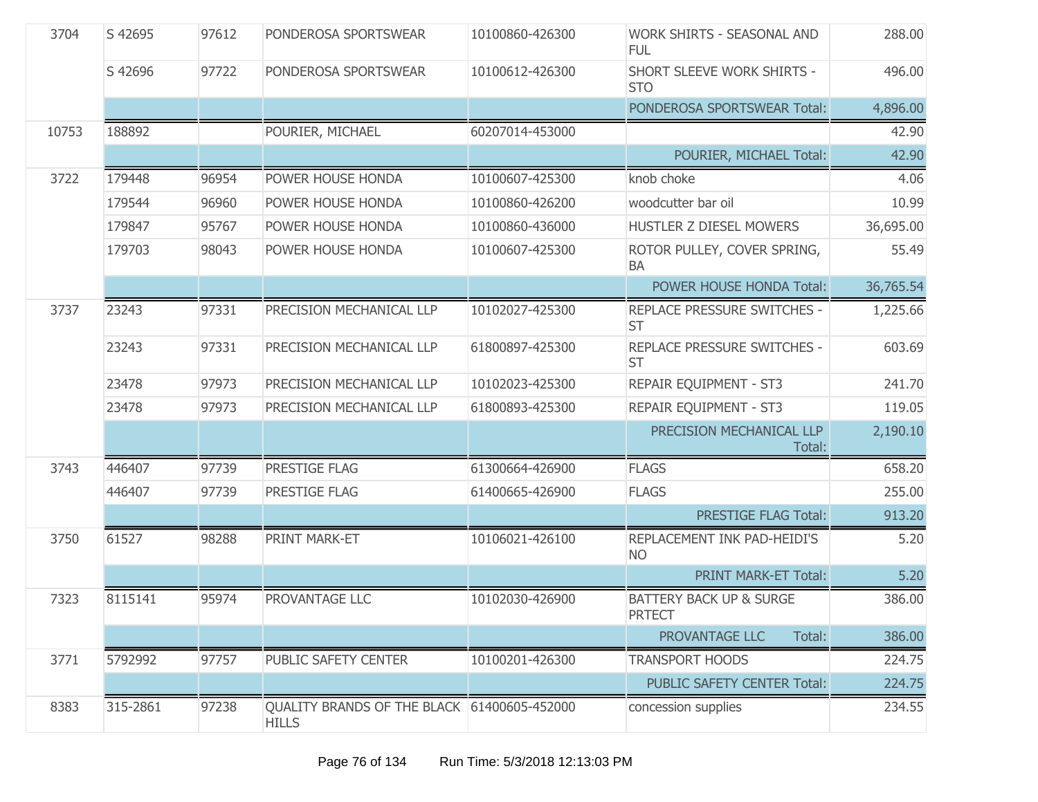| | | | | | | |
|---|---|---|---|---|---|---|
| 3704 | S 42695 | 97612 | PONDEROSA SPORTSWEAR | 10100860-426300 | WORK SHIRTS - SEASONAL AND FUL | 288.00 |
| | S 42696 | 97722 | PONDEROSA SPORTSWEAR | 10100612-426300 | SHORT SLEEVE WORK SHIRTS - STO | 496.00 |
| | | | | | PONDEROSA SPORTSWEAR Total: | 4,896.00 |
| 10753 | 188892 | | POURIER, MICHAEL | 60207014-453000 | | 42.90 |
| | | | | | POURIER, MICHAEL Total: | 42.90 |
| 3722 | 179448 | 96954 | POWER HOUSE HONDA | 10100607-425300 | knob choke | 4.06 |
| | 179544 | 96960 | POWER HOUSE HONDA | 10100860-426200 | woodcutter bar oil | 10.99 |
| | 179847 | 95767 | POWER HOUSE HONDA | 10100860-436000 | HUSTLER Z DIESEL MOWERS | 36,695.00 |
| | 179703 | 98043 | POWER HOUSE HONDA | 10100607-425300 | ROTOR PULLEY, COVER SPRING, BA | 55.49 |
| | | | | | POWER HOUSE HONDA Total: | 36,765.54 |
| 3737 | 23243 | 97331 | PRECISION MECHANICAL LLP | 10102027-425300 | REPLACE PRESSURE SWITCHES - ST | 1,225.66 |
| | 23243 | 97331 | PRECISION MECHANICAL LLP | 61800897-425300 | REPLACE PRESSURE SWITCHES - ST | 603.69 |
| | 23478 | 97973 | PRECISION MECHANICAL LLP | 10102023-425300 | REPAIR EQUIPMENT - ST3 | 241.70 |
| | 23478 | 97973 | PRECISION MECHANICAL LLP | 61800893-425300 | REPAIR EQUIPMENT - ST3 | 119.05 |
| | | | | | PRECISION MECHANICAL LLP Total: | 2,190.10 |
| 3743 | 446407 | 97739 | PRESTIGE FLAG | 61300664-426900 | FLAGS | 658.20 |
| | 446407 | 97739 | PRESTIGE FLAG | 61400665-426900 | FLAGS | 255.00 |
| | | | | | PRESTIGE FLAG Total: | 913.20 |
| 3750 | 61527 | 98288 | PRINT MARK-ET | 10106021-426100 | REPLACEMENT INK PAD-HEIDI'S NO | 5.20 |
| | | | | | PRINT MARK-ET Total: | 5.20 |
| 7323 | 8115141 | 95974 | PROVANTAGE LLC | 10102030-426900 | BATTERY BACK UP & SURGE PRTECT | 386.00 |
| | | | | | PROVANTAGE LLC Total: | 386.00 |
| 3771 | 5792992 | 97757 | PUBLIC SAFETY CENTER | 10100201-426300 | TRANSPORT HOODS | 224.75 |
| | | | | | PUBLIC SAFETY CENTER Total: | 224.75 |
| 8383 | 315-2861 | 97238 | QUALITY BRANDS OF THE BLACK HILLS | 61400605-452000 | concession supplies | 234.55 |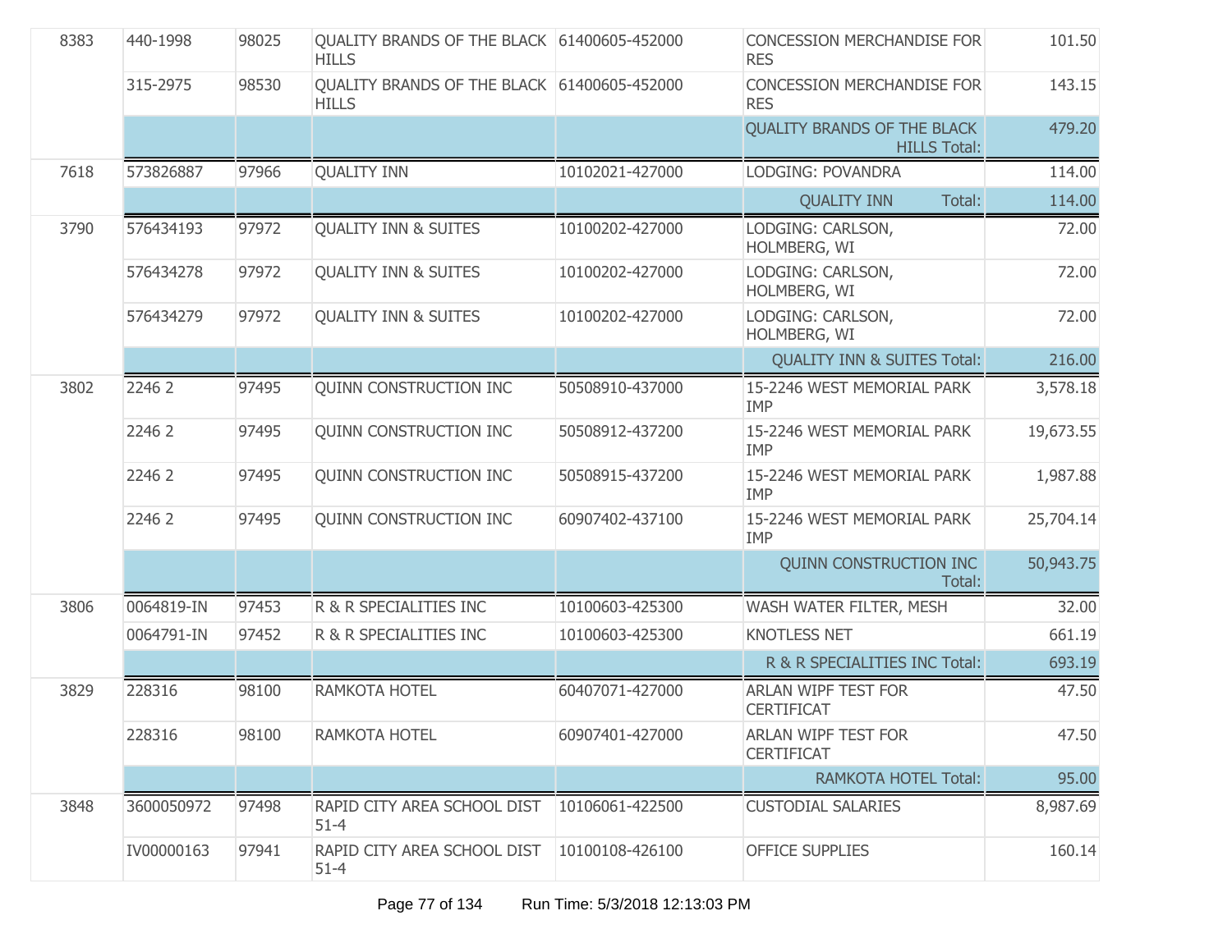| | | | | | | |
|---|---|---|---|---|---|---|
| 8383 | 440-1998 | 98025 | QUALITY BRANDS OF THE BLACK HILLS | 61400605-452000 | CONCESSION MERCHANDISE FOR RES | 101.50 |
| | 315-2975 | 98530 | QUALITY BRANDS OF THE BLACK HILLS | 61400605-452000 | CONCESSION MERCHANDISE FOR RES | 143.15 |
| | | | | | QUALITY BRANDS OF THE BLACK HILLS Total: | 479.20 |
| 7618 | 573826887 | 97966 | QUALITY INN | 10102021-427000 | LODGING: POVANDRA | 114.00 |
| | | | | | QUALITY INN Total: | 114.00 |
| 3790 | 576434193 | 97972 | QUALITY INN & SUITES | 10100202-427000 | LODGING: CARLSON, HOLMBERG, WI | 72.00 |
| | 576434278 | 97972 | QUALITY INN & SUITES | 10100202-427000 | LODGING: CARLSON, HOLMBERG, WI | 72.00 |
| | 576434279 | 97972 | QUALITY INN & SUITES | 10100202-427000 | LODGING: CARLSON, HOLMBERG, WI | 72.00 |
| | | | | | QUALITY INN & SUITES Total: | 216.00 |
| 3802 | 2246 2 | 97495 | QUINN CONSTRUCTION INC | 50508910-437000 | 15-2246 WEST MEMORIAL PARK IMP | 3,578.18 |
| | 2246 2 | 97495 | QUINN CONSTRUCTION INC | 50508912-437200 | 15-2246 WEST MEMORIAL PARK IMP | 19,673.55 |
| | 2246 2 | 97495 | QUINN CONSTRUCTION INC | 50508915-437200 | 15-2246 WEST MEMORIAL PARK IMP | 1,987.88 |
| | 2246 2 | 97495 | QUINN CONSTRUCTION INC | 60907402-437100 | 15-2246 WEST MEMORIAL PARK IMP | 25,704.14 |
| | | | | | QUINN CONSTRUCTION INC Total: | 50,943.75 |
| 3806 | 0064819-IN | 97453 | R & R SPECIALITIES INC | 10100603-425300 | WASH WATER FILTER, MESH | 32.00 |
| | 0064791-IN | 97452 | R & R SPECIALITIES INC | 10100603-425300 | KNOTLESS NET | 661.19 |
| | | | | | R & R SPECIALITIES INC Total: | 693.19 |
| 3829 | 228316 | 98100 | RAMKOTA HOTEL | 60407071-427000 | ARLAN WIPF TEST FOR CERTIFICAT | 47.50 |
| | 228316 | 98100 | RAMKOTA HOTEL | 60907401-427000 | ARLAN WIPF TEST FOR CERTIFICAT | 47.50 |
| | | | | | RAMKOTA HOTEL Total: | 95.00 |
| 3848 | 3600050972 | 97498 | RAPID CITY AREA SCHOOL DIST 51-4 | 10106061-422500 | CUSTODIAL SALARIES | 8,987.69 |
| | IV00000163 | 97941 | RAPID CITY AREA SCHOOL DIST 51-4 | 10100108-426100 | OFFICE SUPPLIES | 160.14 |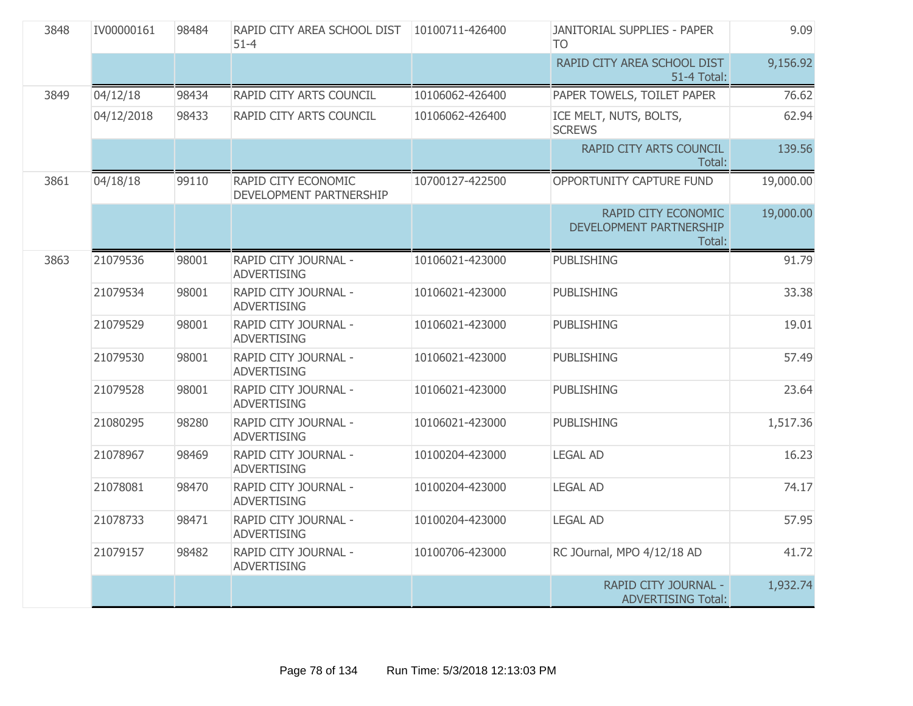| | | | | | | |
|---|---|---|---|---|---|---|
| 3848 | IV00000161 | 98484 | RAPID CITY AREA SCHOOL DIST 51-4 | 10100711-426400 | JANITORIAL SUPPLIES - PAPER TO | 9.09 |
| | | | | | RAPID CITY AREA SCHOOL DIST 51-4 Total: | 9,156.92 |
| 3849 | 04/12/18 | 98434 | RAPID CITY ARTS COUNCIL | 10106062-426400 | PAPER TOWELS, TOILET PAPER | 76.62 |
| | 04/12/2018 | 98433 | RAPID CITY ARTS COUNCIL | 10106062-426400 | ICE MELT, NUTS, BOLTS, SCREWS | 62.94 |
| | | | | | RAPID CITY ARTS COUNCIL Total: | 139.56 |
| 3861 | 04/18/18 | 99110 | RAPID CITY ECONOMIC DEVELOPMENT PARTNERSHIP | 10700127-422500 | OPPORTUNITY CAPTURE FUND | 19,000.00 |
| | | | | | RAPID CITY ECONOMIC DEVELOPMENT PARTNERSHIP Total: | 19,000.00 |
| 3863 | 21079536 | 98001 | RAPID CITY JOURNAL - ADVERTISING | 10106021-423000 | PUBLISHING | 91.79 |
| | 21079534 | 98001 | RAPID CITY JOURNAL - ADVERTISING | 10106021-423000 | PUBLISHING | 33.38 |
| | 21079529 | 98001 | RAPID CITY JOURNAL - ADVERTISING | 10106021-423000 | PUBLISHING | 19.01 |
| | 21079530 | 98001 | RAPID CITY JOURNAL - ADVERTISING | 10106021-423000 | PUBLISHING | 57.49 |
| | 21079528 | 98001 | RAPID CITY JOURNAL - ADVERTISING | 10106021-423000 | PUBLISHING | 23.64 |
| | 21080295 | 98280 | RAPID CITY JOURNAL - ADVERTISING | 10106021-423000 | PUBLISHING | 1,517.36 |
| | 21078967 | 98469 | RAPID CITY JOURNAL - ADVERTISING | 10100204-423000 | LEGAL AD | 16.23 |
| | 21078081 | 98470 | RAPID CITY JOURNAL - ADVERTISING | 10100204-423000 | LEGAL AD | 74.17 |
| | 21078733 | 98471 | RAPID CITY JOURNAL - ADVERTISING | 10100204-423000 | LEGAL AD | 57.95 |
| | 21079157 | 98482 | RAPID CITY JOURNAL - ADVERTISING | 10100706-423000 | RC JOurnal, MPO 4/12/18 AD | 41.72 |
| | | | | | RAPID CITY JOURNAL - ADVERTISING Total: | 1,932.74 |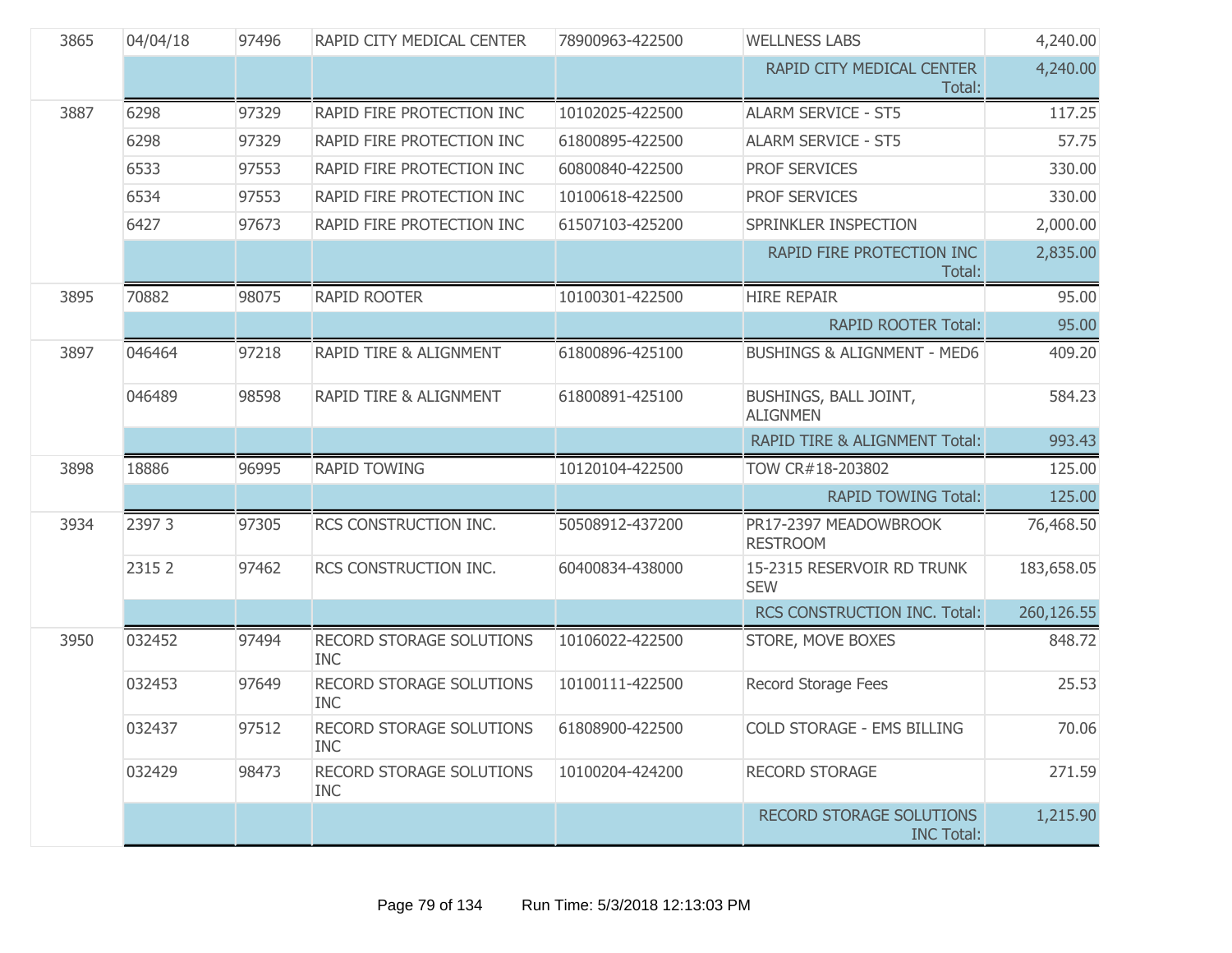| | | | | | | |
|---|---|---|---|---|---|---|
| 3865 | 04/04/18 | 97496 | RAPID CITY MEDICAL CENTER | 78900963-422500 | WELLNESS LABS | 4,240.00 |
| | | | | | RAPID CITY MEDICAL CENTER Total: | 4,240.00 |
| 3887 | 6298 | 97329 | RAPID FIRE PROTECTION INC | 10102025-422500 | ALARM SERVICE - ST5 | 117.25 |
| | 6298 | 97329 | RAPID FIRE PROTECTION INC | 61800895-422500 | ALARM SERVICE - ST5 | 57.75 |
| | 6533 | 97553 | RAPID FIRE PROTECTION INC | 60800840-422500 | PROF SERVICES | 330.00 |
| | 6534 | 97553 | RAPID FIRE PROTECTION INC | 10100618-422500 | PROF SERVICES | 330.00 |
| | 6427 | 97673 | RAPID FIRE PROTECTION INC | 61507103-425200 | SPRINKLER INSPECTION | 2,000.00 |
| | | | | | RAPID FIRE PROTECTION INC Total: | 2,835.00 |
| 3895 | 70882 | 98075 | RAPID ROOTER | 10100301-422500 | HIRE REPAIR | 95.00 |
| | | | | | RAPID ROOTER Total: | 95.00 |
| 3897 | 046464 | 97218 | RAPID TIRE & ALIGNMENT | 61800896-425100 | BUSHINGS & ALIGNMENT - MED6 | 409.20 |
| | 046489 | 98598 | RAPID TIRE & ALIGNMENT | 61800891-425100 | BUSHINGS, BALL JOINT, ALIGNMEN | 584.23 |
| | | | | | RAPID TIRE & ALIGNMENT Total: | 993.43 |
| 3898 | 18886 | 96995 | RAPID TOWING | 10120104-422500 | TOW CR#18-203802 | 125.00 |
| | | | | | RAPID TOWING Total: | 125.00 |
| 3934 | 2397 3 | 97305 | RCS CONSTRUCTION INC. | 50508912-437200 | PR17-2397 MEADOWBROOK RESTROOM | 76,468.50 |
| | 2315 2 | 97462 | RCS CONSTRUCTION INC. | 60400834-438000 | 15-2315 RESERVOIR RD TRUNK SEW | 183,658.05 |
| | | | | | RCS CONSTRUCTION INC. Total: | 260,126.55 |
| 3950 | 032452 | 97494 | RECORD STORAGE SOLUTIONS INC | 10106022-422500 | STORE, MOVE BOXES | 848.72 |
| | 032453 | 97649 | RECORD STORAGE SOLUTIONS INC | 10100111-422500 | Record Storage Fees | 25.53 |
| | 032437 | 97512 | RECORD STORAGE SOLUTIONS INC | 61808900-422500 | COLD STORAGE - EMS BILLING | 70.06 |
| | 032429 | 98473 | RECORD STORAGE SOLUTIONS INC | 10100204-424200 | RECORD STORAGE | 271.59 |
| | | | | | RECORD STORAGE SOLUTIONS INC Total: | 1,215.90 |

Run Time: 5/3/2018 12:13:03 PM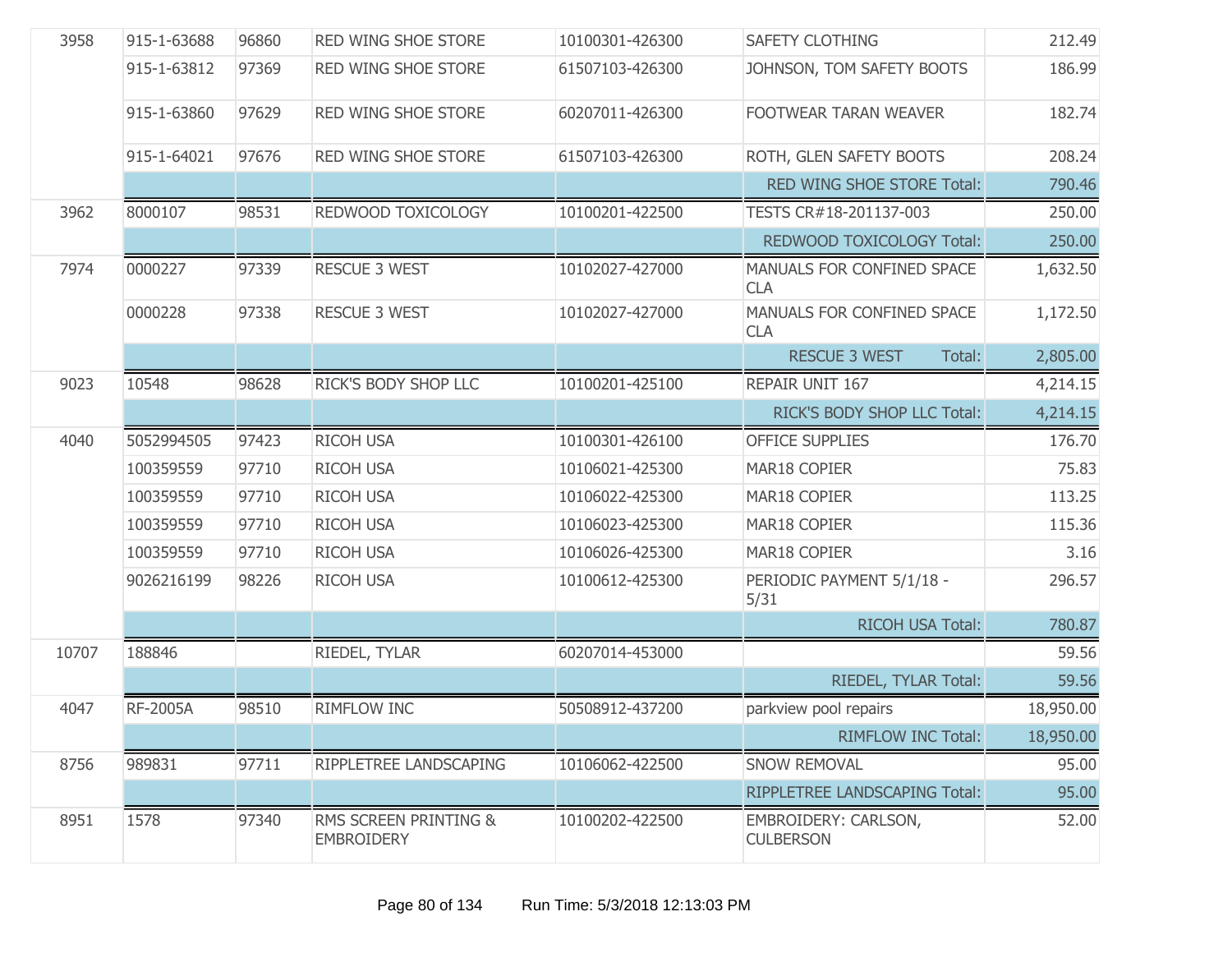| | | | | | | |
|---|---|---|---|---|---|---|
| 3958 | 915-1-63688 | 96860 | RED WING SHOE STORE | 10100301-426300 | SAFETY CLOTHING | 212.49 |
| | 915-1-63812 | 97369 | RED WING SHOE STORE | 61507103-426300 | JOHNSON, TOM SAFETY BOOTS | 186.99 |
| | 915-1-63860 | 97629 | RED WING SHOE STORE | 60207011-426300 | FOOTWEAR TARAN WEAVER | 182.74 |
| | 915-1-64021 | 97676 | RED WING SHOE STORE | 61507103-426300 | ROTH, GLEN SAFETY BOOTS | 208.24 |
| | | | | | RED WING SHOE STORE Total: | 790.46 |
| 3962 | 8000107 | 98531 | REDWOOD TOXICOLOGY | 10100201-422500 | TESTS CR#18-201137-003 | 250.00 |
| | | | | | REDWOOD TOXICOLOGY Total: | 250.00 |
| 7974 | 0000227 | 97339 | RESCUE 3 WEST | 10102027-427000 | MANUALS FOR CONFINED SPACE CLA | 1,632.50 |
| | 0000228 | 97338 | RESCUE 3 WEST | 10102027-427000 | MANUALS FOR CONFINED SPACE CLA | 1,172.50 |
| | | | | | RESCUE 3 WEST Total: | 2,805.00 |
| 9023 | 10548 | 98628 | RICK'S BODY SHOP LLC | 10100201-425100 | REPAIR UNIT 167 | 4,214.15 |
| | | | | | RICK'S BODY SHOP LLC Total: | 4,214.15 |
| 4040 | 5052994505 | 97423 | RICOH USA | 10100301-426100 | OFFICE SUPPLIES | 176.70 |
| | 100359559 | 97710 | RICOH USA | 10106021-425300 | MAR18 COPIER | 75.83 |
| | 100359559 | 97710 | RICOH USA | 10106022-425300 | MAR18 COPIER | 113.25 |
| | 100359559 | 97710 | RICOH USA | 10106023-425300 | MAR18 COPIER | 115.36 |
| | 100359559 | 97710 | RICOH USA | 10106026-425300 | MAR18 COPIER | 3.16 |
| | 9026216199 | 98226 | RICOH USA | 10100612-425300 | PERIODIC PAYMENT 5/1/18 - 5/31 | 296.57 |
| | | | | | RICOH USA Total: | 780.87 |
| 10707 | 188846 | | RIEDEL, TYLAR | 60207014-453000 | | 59.56 |
| | | | | | RIEDEL, TYLAR Total: | 59.56 |
| 4047 | RF-2005A | 98510 | RIMFLOW INC | 50508912-437200 | parkview pool repairs | 18,950.00 |
| | | | | | RIMFLOW INC Total: | 18,950.00 |
| 8756 | 989831 | 97711 | RIPPLETREE LANDSCAPING | 10106062-422500 | SNOW REMOVAL | 95.00 |
| | | | | | RIPPLETREE LANDSCAPING Total: | 95.00 |
| 8951 | 1578 | 97340 | RMS SCREEN PRINTING & EMBROIDERY | 10100202-422500 | EMBROIDERY: CARLSON, CULBERSON | 52.00 |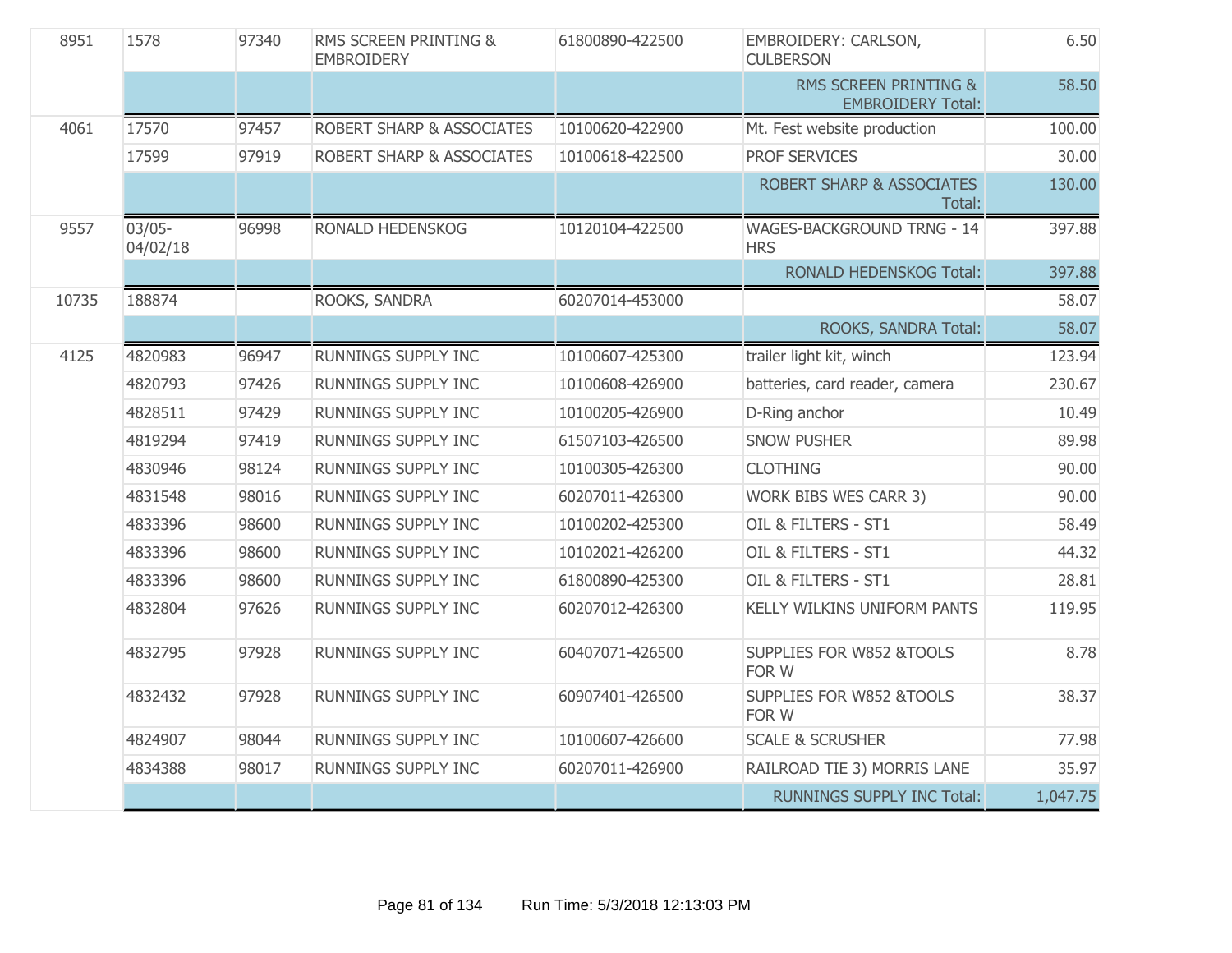| | | | | | | |
|---|---|---|---|---|---|---|
| 8951 | 1578 | 97340 | RMS SCREEN PRINTING & EMBROIDERY | 61800890-422500 | EMBROIDERY: CARLSON, CULBERSON | 6.50 |
| | | | | | RMS SCREEN PRINTING & EMBROIDERY Total: | 58.50 |
| 4061 | 17570 | 97457 | ROBERT SHARP & ASSOCIATES | 10100620-422900 | Mt. Fest website production | 100.00 |
| | 17599 | 97919 | ROBERT SHARP & ASSOCIATES | 10100618-422500 | PROF SERVICES | 30.00 |
| | | | | | ROBERT SHARP & ASSOCIATES Total: | 130.00 |
| 9557 | 03/05-04/02/18 | 96998 | RONALD HEDENSKOG | 10120104-422500 | WAGES-BACKGROUND TRNG - 14 HRS | 397.88 |
| | | | | | RONALD HEDENSKOG Total: | 397.88 |
| 10735 | 188874 | | ROOKS, SANDRA | 60207014-453000 | | 58.07 |
| | | | | | ROOKS, SANDRA Total: | 58.07 |
| 4125 | 4820983 | 96947 | RUNNINGS SUPPLY INC | 10100607-425300 | trailer light kit, winch | 123.94 |
| | 4820793 | 97426 | RUNNINGS SUPPLY INC | 10100608-426900 | batteries, card reader, camera | 230.67 |
| | 4828511 | 97429 | RUNNINGS SUPPLY INC | 10100205-426900 | D-Ring anchor | 10.49 |
| | 4819294 | 97419 | RUNNINGS SUPPLY INC | 61507103-426500 | SNOW PUSHER | 89.98 |
| | 4830946 | 98124 | RUNNINGS SUPPLY INC | 10100305-426300 | CLOTHING | 90.00 |
| | 4831548 | 98016 | RUNNINGS SUPPLY INC | 60207011-426300 | WORK BIBS WES CARR 3) | 90.00 |
| | 4833396 | 98600 | RUNNINGS SUPPLY INC | 10100202-425300 | OIL & FILTERS - ST1 | 58.49 |
| | 4833396 | 98600 | RUNNINGS SUPPLY INC | 10102021-426200 | OIL & FILTERS - ST1 | 44.32 |
| | 4833396 | 98600 | RUNNINGS SUPPLY INC | 61800890-425300 | OIL & FILTERS - ST1 | 28.81 |
| | 4832804 | 97626 | RUNNINGS SUPPLY INC | 60207012-426300 | KELLY WILKINS UNIFORM PANTS | 119.95 |
| | 4832795 | 97928 | RUNNINGS SUPPLY INC | 60407071-426500 | SUPPLIES FOR W852 &TOOLS FOR W | 8.78 |
| | 4832432 | 97928 | RUNNINGS SUPPLY INC | 60907401-426500 | SUPPLIES FOR W852 &TOOLS FOR W | 38.37 |
| | 4824907 | 98044 | RUNNINGS SUPPLY INC | 10100607-426600 | SCALE & SCRUSHER | 77.98 |
| | 4834388 | 98017 | RUNNINGS SUPPLY INC | 60207011-426900 | RAILROAD TIE 3) MORRIS LANE | 35.97 |
| | | | | | RUNNINGS SUPPLY INC Total: | 1,047.75 |

Run Time: 5/3/2018 12:13:03 PM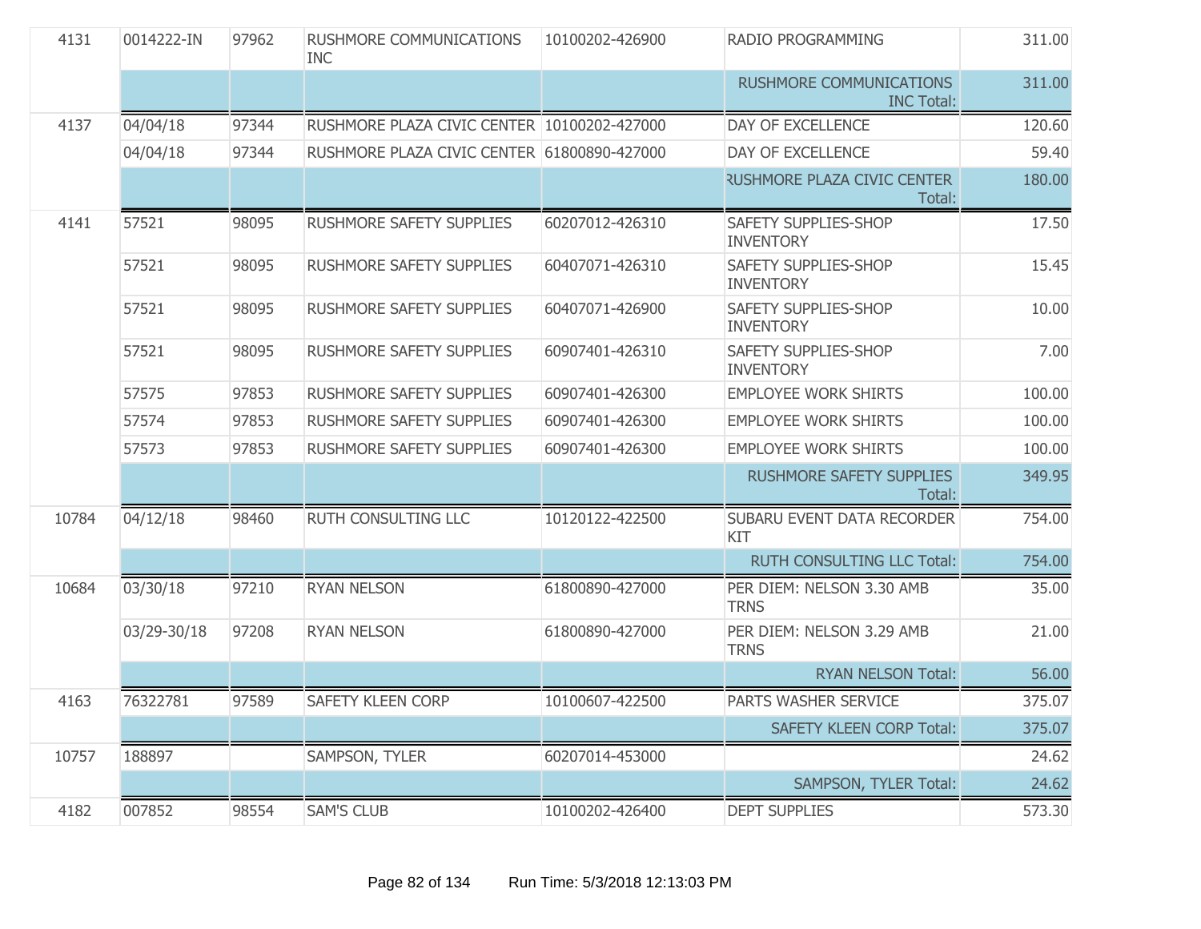| | | | | | | |
|---|---|---|---|---|---|---|
| 4131 | 0014222-IN | 97962 | RUSHMORE COMMUNICATIONS INC | 10100202-426900 | RADIO PROGRAMMING | 311.00 |
| | | | | | RUSHMORE COMMUNICATIONS INC Total: | 311.00 |
| 4137 | 04/04/18 | 97344 | RUSHMORE PLAZA CIVIC CENTER | 10100202-427000 | DAY OF EXCELLENCE | 120.60 |
| | 04/04/18 | 97344 | RUSHMORE PLAZA CIVIC CENTER | 61800890-427000 | DAY OF EXCELLENCE | 59.40 |
| | | | | | RUSHMORE PLAZA CIVIC CENTER Total: | 180.00 |
| 4141 | 57521 | 98095 | RUSHMORE SAFETY SUPPLIES | 60207012-426310 | SAFETY SUPPLIES-SHOP INVENTORY | 17.50 |
| | 57521 | 98095 | RUSHMORE SAFETY SUPPLIES | 60407071-426310 | SAFETY SUPPLIES-SHOP INVENTORY | 15.45 |
| | 57521 | 98095 | RUSHMORE SAFETY SUPPLIES | 60407071-426900 | SAFETY SUPPLIES-SHOP INVENTORY | 10.00 |
| | 57521 | 98095 | RUSHMORE SAFETY SUPPLIES | 60907401-426310 | SAFETY SUPPLIES-SHOP INVENTORY | 7.00 |
| | 57575 | 97853 | RUSHMORE SAFETY SUPPLIES | 60907401-426300 | EMPLOYEE WORK SHIRTS | 100.00 |
| | 57574 | 97853 | RUSHMORE SAFETY SUPPLIES | 60907401-426300 | EMPLOYEE WORK SHIRTS | 100.00 |
| | 57573 | 97853 | RUSHMORE SAFETY SUPPLIES | 60907401-426300 | EMPLOYEE WORK SHIRTS | 100.00 |
| | | | | | RUSHMORE SAFETY SUPPLIES Total: | 349.95 |
| 10784 | 04/12/18 | 98460 | RUTH CONSULTING LLC | 10120122-422500 | SUBARU EVENT DATA RECORDER KIT | 754.00 |
| | | | | | RUTH CONSULTING LLC Total: | 754.00 |
| 10684 | 03/30/18 | 97210 | RYAN NELSON | 61800890-427000 | PER DIEM: NELSON 3.30 AMB TRNS | 35.00 |
| | 03/29-30/18 | 97208 | RYAN NELSON | 61800890-427000 | PER DIEM: NELSON 3.29 AMB TRNS | 21.00 |
| | | | | | RYAN NELSON Total: | 56.00 |
| 4163 | 76322781 | 97589 | SAFETY KLEEN CORP | 10100607-422500 | PARTS WASHER SERVICE | 375.07 |
| | | | | | SAFETY KLEEN CORP Total: | 375.07 |
| 10757 | 188897 | | SAMPSON, TYLER | 60207014-453000 | | 24.62 |
| | | | | | SAMPSON, TYLER Total: | 24.62 |
| 4182 | 007852 | 98554 | SAM'S CLUB | 10100202-426400 | DEPT SUPPLIES | 573.30 |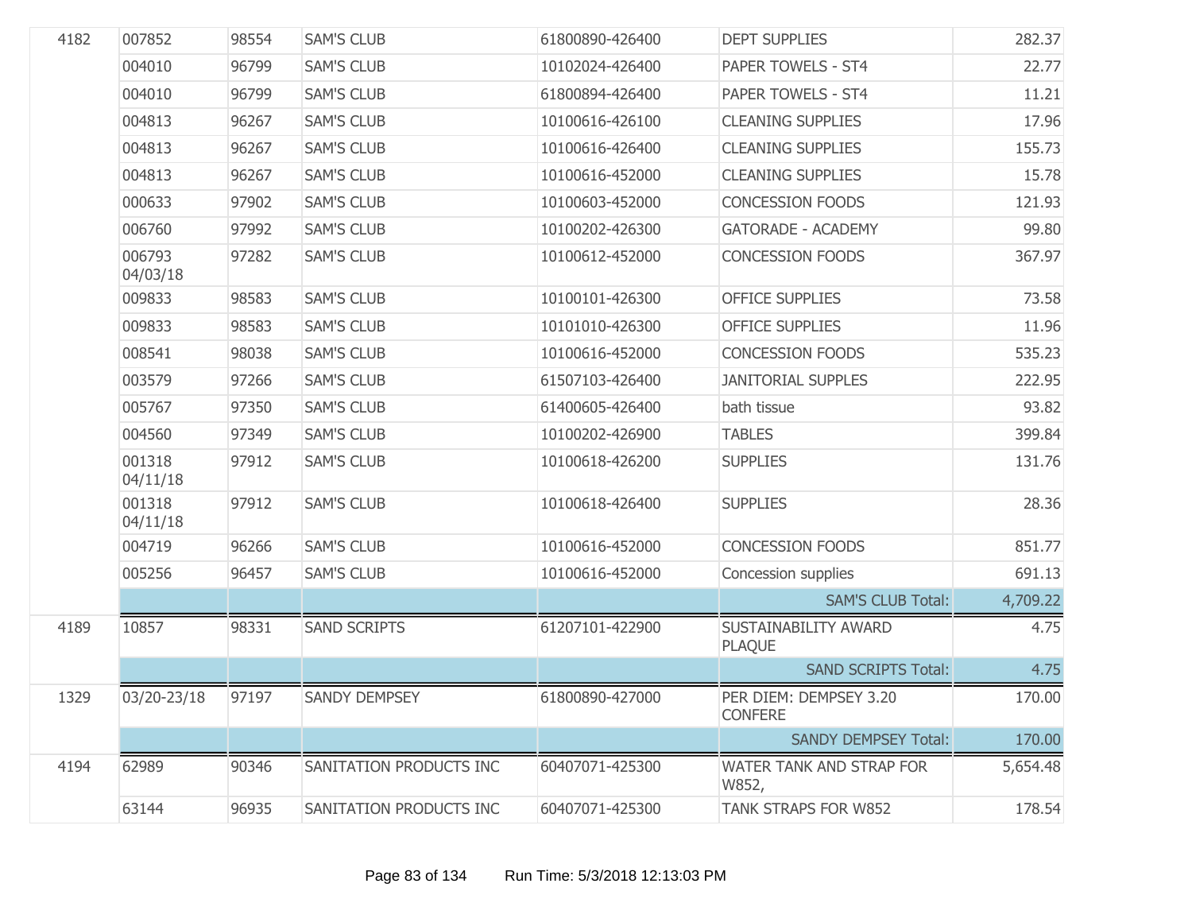| | | | | | | |
|---|---|---|---|---|---|---|
| 4182 | 007852 | 98554 | SAM'S CLUB | 61800890-426400 | DEPT SUPPLIES | 282.37 |
| | 004010 | 96799 | SAM'S CLUB | 10102024-426400 | PAPER TOWELS - ST4 | 22.77 |
| | 004010 | 96799 | SAM'S CLUB | 61800894-426400 | PAPER TOWELS - ST4 | 11.21 |
| | 004813 | 96267 | SAM'S CLUB | 10100616-426100 | CLEANING SUPPLIES | 17.96 |
| | 004813 | 96267 | SAM'S CLUB | 10100616-426400 | CLEANING SUPPLIES | 155.73 |
| | 004813 | 96267 | SAM'S CLUB | 10100616-452000 | CLEANING SUPPLIES | 15.78 |
| | 000633 | 97902 | SAM'S CLUB | 10100603-452000 | CONCESSION FOODS | 121.93 |
| | 006760 | 97992 | SAM'S CLUB | 10100202-426300 | GATORADE - ACADEMY | 99.80 |
| | 006793 04/03/18 | 97282 | SAM'S CLUB | 10100612-452000 | CONCESSION FOODS | 367.97 |
| | 009833 | 98583 | SAM'S CLUB | 10100101-426300 | OFFICE SUPPLIES | 73.58 |
| | 009833 | 98583 | SAM'S CLUB | 10101010-426300 | OFFICE SUPPLIES | 11.96 |
| | 008541 | 98038 | SAM'S CLUB | 10100616-452000 | CONCESSION FOODS | 535.23 |
| | 003579 | 97266 | SAM'S CLUB | 61507103-426400 | JANITORIAL SUPPLES | 222.95 |
| | 005767 | 97350 | SAM'S CLUB | 61400605-426400 | bath tissue | 93.82 |
| | 004560 | 97349 | SAM'S CLUB | 10100202-426900 | TABLES | 399.84 |
| | 001318 04/11/18 | 97912 | SAM'S CLUB | 10100618-426200 | SUPPLIES | 131.76 |
| | 001318 04/11/18 | 97912 | SAM'S CLUB | 10100618-426400 | SUPPLIES | 28.36 |
| | 004719 | 96266 | SAM'S CLUB | 10100616-452000 | CONCESSION FOODS | 851.77 |
| | 005256 | 96457 | SAM'S CLUB | 10100616-452000 | Concession supplies | 691.13 |
| | | | | | SAM'S CLUB Total: | 4,709.22 |
| 4189 | 10857 | 98331 | SAND SCRIPTS | 61207101-422900 | SUSTAINABILITY AWARD PLAQUE | 4.75 |
| | | | | | SAND SCRIPTS Total: | 4.75 |
| 1329 | 03/20-23/18 | 97197 | SANDY DEMPSEY | 61800890-427000 | PER DIEM: DEMPSEY 3.20 CONFERE | 170.00 |
| | | | | | SANDY DEMPSEY Total: | 170.00 |
| 4194 | 62989 | 90346 | SANITATION PRODUCTS INC | 60407071-425300 | WATER TANK AND STRAP FOR W852, | 5,654.48 |
| | 63144 | 96935 | SANITATION PRODUCTS INC | 60407071-425300 | TANK STRAPS FOR W852 | 178.54 |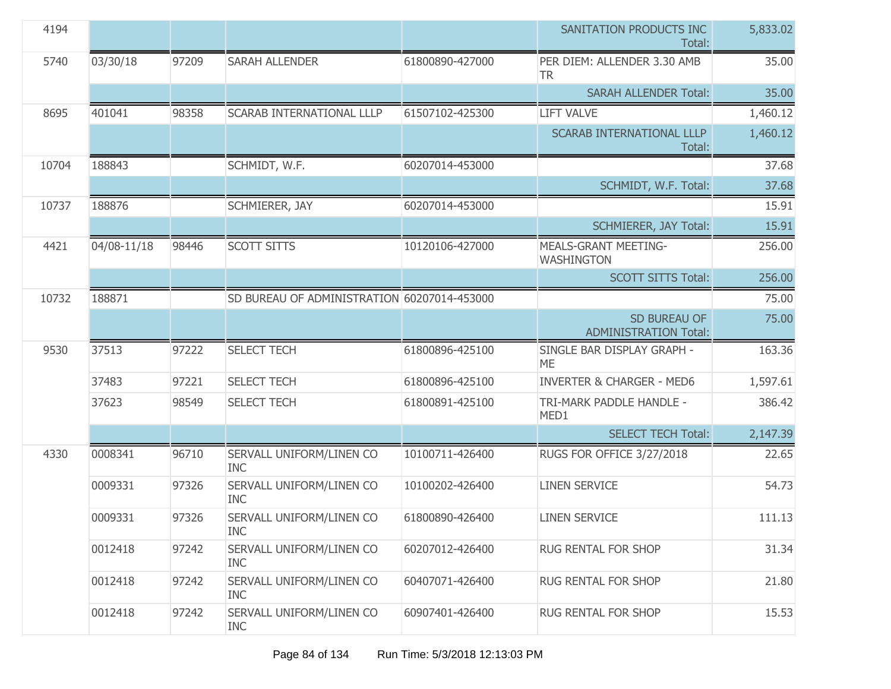| | | | | | | |
|---|---|---|---|---|---|---|
| 4194 | | | | | SANITATION PRODUCTS INC Total: | 5,833.02 |
| 5740 | 03/30/18 | 97209 | SARAH ALLENDER | 61800890-427000 | PER DIEM: ALLENDER 3.30 AMB TR | 35.00 |
| | | | | | SARAH ALLENDER Total: | 35.00 |
| 8695 | 401041 | 98358 | SCARAB INTERNATIONAL LLLP | 61507102-425300 | LIFT VALVE | 1,460.12 |
| | | | | | SCARAB INTERNATIONAL LLLP Total: | 1,460.12 |
| 10704 | 188843 | | SCHMIDT, W.F. | 60207014-453000 | | 37.68 |
| | | | | | SCHMIDT, W.F. Total: | 37.68 |
| 10737 | 188876 | | SCHMIERER, JAY | 60207014-453000 | | 15.91 |
| | | | | | SCHMIERER, JAY Total: | 15.91 |
| 4421 | 04/08-11/18 | 98446 | SCOTT SITTS | 10120106-427000 | MEALS-GRANT MEETING-WASHINGTON | 256.00 |
| | | | | | SCOTT SITTS Total: | 256.00 |
| 10732 | 188871 | | SD BUREAU OF ADMINISTRATION | 60207014-453000 | | 75.00 |
| | | | | | SD BUREAU OF ADMINISTRATION Total: | 75.00 |
| 9530 | 37513 | 97222 | SELECT TECH | 61800896-425100 | SINGLE BAR DISPLAY GRAPH - ME | 163.36 |
| | 37483 | 97221 | SELECT TECH | 61800896-425100 | INVERTER & CHARGER - MED6 | 1,597.61 |
| | 37623 | 98549 | SELECT TECH | 61800891-425100 | TRI-MARK PADDLE HANDLE - MED1 | 386.42 |
| | | | | | SELECT TECH Total: | 2,147.39 |
| 4330 | 0008341 | 96710 | SERVALL UNIFORM/LINEN CO INC | 10100711-426400 | RUGS FOR OFFICE 3/27/2018 | 22.65 |
| | 0009331 | 97326 | SERVALL UNIFORM/LINEN CO INC | 10100202-426400 | LINEN SERVICE | 54.73 |
| | 0009331 | 97326 | SERVALL UNIFORM/LINEN CO INC | 61800890-426400 | LINEN SERVICE | 111.13 |
| | 0012418 | 97242 | SERVALL UNIFORM/LINEN CO INC | 60207012-426400 | RUG RENTAL FOR SHOP | 31.34 |
| | 0012418 | 97242 | SERVALL UNIFORM/LINEN CO INC | 60407071-426400 | RUG RENTAL FOR SHOP | 21.80 |
| | 0012418 | 97242 | SERVALL UNIFORM/LINEN CO INC | 60907401-426400 | RUG RENTAL FOR SHOP | 15.53 |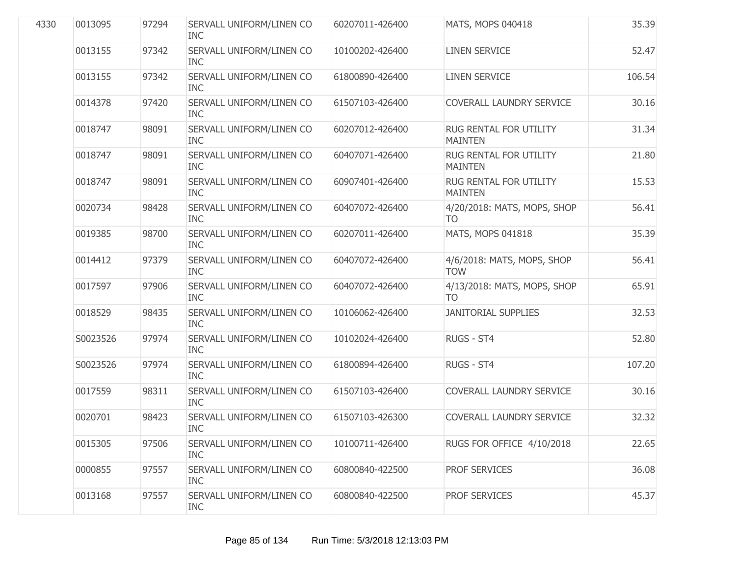| | | | | | | |
|---|---|---|---|---|---|---|
| 4330 | 0013095 | 97294 | SERVALL UNIFORM/LINEN CO INC | 60207011-426400 | MATS, MOPS 040418 | 35.39 |
| | 0013155 | 97342 | SERVALL UNIFORM/LINEN CO INC | 10100202-426400 | LINEN SERVICE | 52.47 |
| | 0013155 | 97342 | SERVALL UNIFORM/LINEN CO INC | 61800890-426400 | LINEN SERVICE | 106.54 |
| | 0014378 | 97420 | SERVALL UNIFORM/LINEN CO INC | 61507103-426400 | COVERALL LAUNDRY SERVICE | 30.16 |
| | 0018747 | 98091 | SERVALL UNIFORM/LINEN CO INC | 60207012-426400 | RUG RENTAL FOR UTILITY MAINTEN | 31.34 |
| | 0018747 | 98091 | SERVALL UNIFORM/LINEN CO INC | 60407071-426400 | RUG RENTAL FOR UTILITY MAINTEN | 21.80 |
| | 0018747 | 98091 | SERVALL UNIFORM/LINEN CO INC | 60907401-426400 | RUG RENTAL FOR UTILITY MAINTEN | 15.53 |
| | 0020734 | 98428 | SERVALL UNIFORM/LINEN CO INC | 60407072-426400 | 4/20/2018: MATS, MOPS, SHOP TO | 56.41 |
| | 0019385 | 98700 | SERVALL UNIFORM/LINEN CO INC | 60207011-426400 | MATS, MOPS 041818 | 35.39 |
| | 0014412 | 97379 | SERVALL UNIFORM/LINEN CO INC | 60407072-426400 | 4/6/2018: MATS, MOPS, SHOP TOW | 56.41 |
| | 0017597 | 97906 | SERVALL UNIFORM/LINEN CO INC | 60407072-426400 | 4/13/2018: MATS, MOPS, SHOP TO | 65.91 |
| | 0018529 | 98435 | SERVALL UNIFORM/LINEN CO INC | 10106062-426400 | JANITORIAL SUPPLIES | 32.53 |
| | S0023526 | 97974 | SERVALL UNIFORM/LINEN CO INC | 10102024-426400 | RUGS - ST4 | 52.80 |
| | S0023526 | 97974 | SERVALL UNIFORM/LINEN CO INC | 61800894-426400 | RUGS - ST4 | 107.20 |
| | 0017559 | 98311 | SERVALL UNIFORM/LINEN CO INC | 61507103-426400 | COVERALL LAUNDRY SERVICE | 30.16 |
| | 0020701 | 98423 | SERVALL UNIFORM/LINEN CO INC | 61507103-426300 | COVERALL LAUNDRY SERVICE | 32.32 |
| | 0015305 | 97506 | SERVALL UNIFORM/LINEN CO INC | 10100711-426400 | RUGS FOR OFFICE 4/10/2018 | 22.65 |
| | 0000855 | 97557 | SERVALL UNIFORM/LINEN CO INC | 60800840-422500 | PROF SERVICES | 36.08 |
| | 0013168 | 97557 | SERVALL UNIFORM/LINEN CO INC | 60800840-422500 | PROF SERVICES | 45.37 |

Run Time: 5/3/2018 12:13:03 PM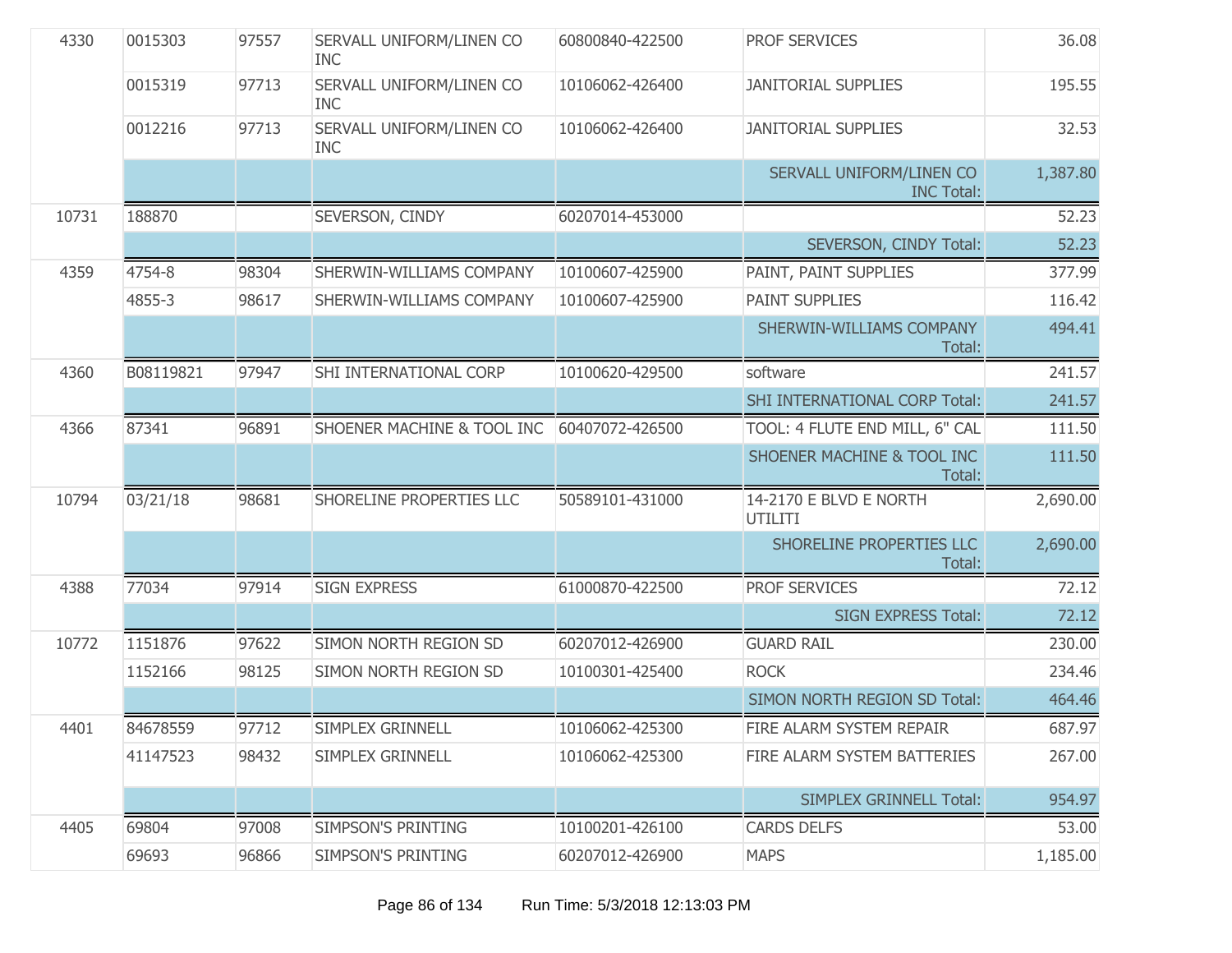| | | | | | | |
|---|---|---|---|---|---|---|
| 4330 | 0015303 | 97557 | SERVALL UNIFORM/LINEN CO INC | 60800840-422500 | PROF SERVICES | 36.08 |
| | 0015319 | 97713 | SERVALL UNIFORM/LINEN CO INC | 10106062-426400 | JANITORIAL SUPPLIES | 195.55 |
| | 0012216 | 97713 | SERVALL UNIFORM/LINEN CO INC | 10106062-426400 | JANITORIAL SUPPLIES | 32.53 |
| | | | | | SERVALL UNIFORM/LINEN CO INC Total: | 1,387.80 |
| 10731 | 188870 | | SEVERSON, CINDY | 60207014-453000 | | 52.23 |
| | | | | | SEVERSON, CINDY Total: | 52.23 |
| 4359 | 4754-8 | 98304 | SHERWIN-WILLIAMS COMPANY | 10100607-425900 | PAINT, PAINT SUPPLIES | 377.99 |
| | 4855-3 | 98617 | SHERWIN-WILLIAMS COMPANY | 10100607-425900 | PAINT SUPPLIES | 116.42 |
| | | | | | SHERWIN-WILLIAMS COMPANY Total: | 494.41 |
| 4360 | B08119821 | 97947 | SHI INTERNATIONAL CORP | 10100620-429500 | software | 241.57 |
| | | | | | SHI INTERNATIONAL CORP Total: | 241.57 |
| 4366 | 87341 | 96891 | SHOENER MACHINE & TOOL INC | 60407072-426500 | TOOL: 4 FLUTE END MILL, 6" CAL | 111.50 |
| | | | | | SHOENER MACHINE & TOOL INC Total: | 111.50 |
| 10794 | 03/21/18 | 98681 | SHORELINE PROPERTIES LLC | 50589101-431000 | 14-2170 E BLVD E NORTH UTILITI | 2,690.00 |
| | | | | | SHORELINE PROPERTIES LLC Total: | 2,690.00 |
| 4388 | 77034 | 97914 | SIGN EXPRESS | 61000870-422500 | PROF SERVICES | 72.12 |
| | | | | | SIGN EXPRESS Total: | 72.12 |
| 10772 | 1151876 | 97622 | SIMON NORTH REGION SD | 60207012-426900 | GUARD RAIL | 230.00 |
| | 1152166 | 98125 | SIMON NORTH REGION SD | 10100301-425400 | ROCK | 234.46 |
| | | | | | SIMON NORTH REGION SD Total: | 464.46 |
| 4401 | 84678559 | 97712 | SIMPLEX GRINNELL | 10106062-425300 | FIRE ALARM SYSTEM REPAIR | 687.97 |
| | 41147523 | 98432 | SIMPLEX GRINNELL | 10106062-425300 | FIRE ALARM SYSTEM BATTERIES | 267.00 |
| | | | | | SIMPLEX GRINNELL Total: | 954.97 |
| 4405 | 69804 | 97008 | SIMPSON'S PRINTING | 10100201-426100 | CARDS DELFS | 53.00 |
| | 69693 | 96866 | SIMPSON'S PRINTING | 60207012-426900 | MAPS | 1,185.00 |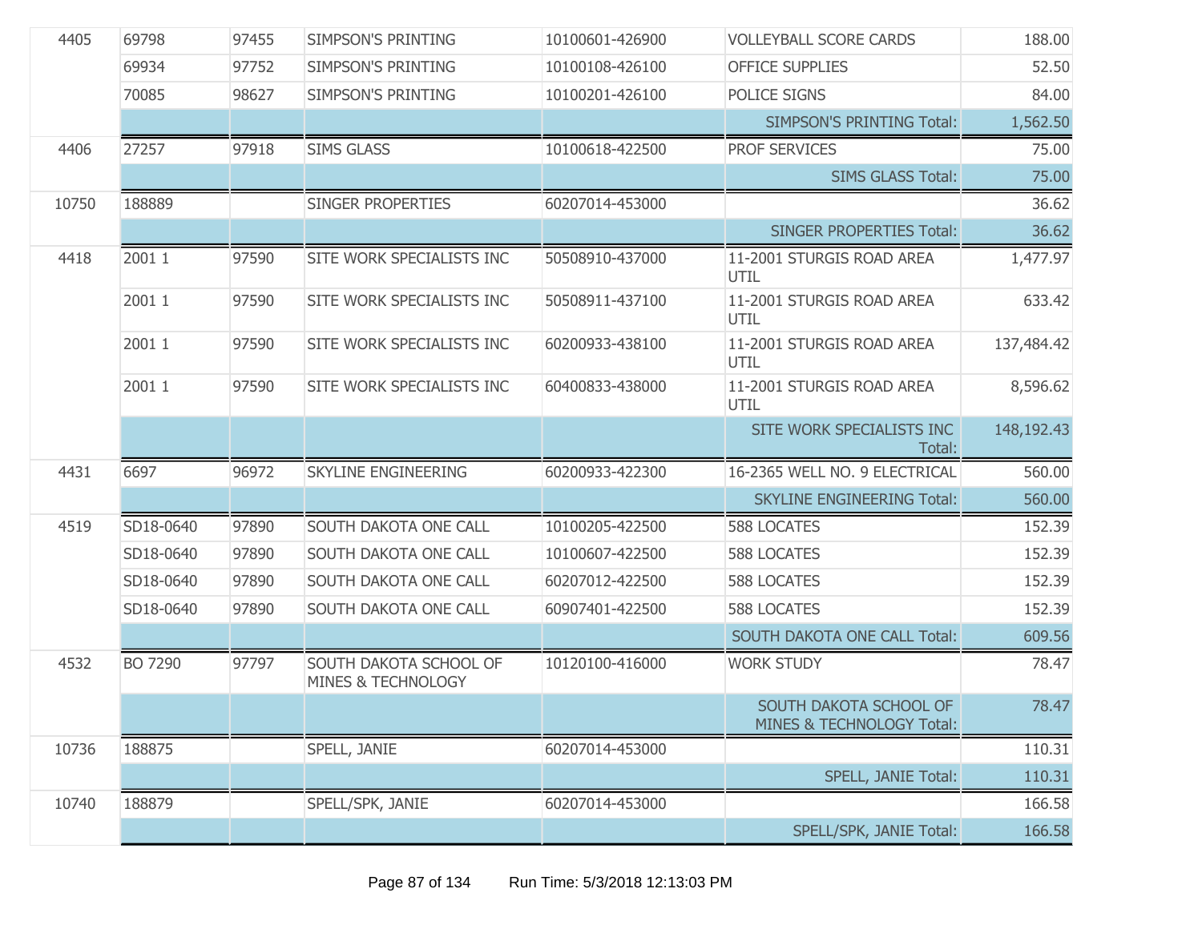| | | | | | | |
|---|---|---|---|---|---|---|
| 4405 | 69798 | 97455 | SIMPSON'S PRINTING | 10100601-426900 | VOLLEYBALL SCORE CARDS | 188.00 |
| | 69934 | 97752 | SIMPSON'S PRINTING | 10100108-426100 | OFFICE SUPPLIES | 52.50 |
| | 70085 | 98627 | SIMPSON'S PRINTING | 10100201-426100 | POLICE SIGNS | 84.00 |
| | | | | | SIMPSON'S PRINTING Total: | 1,562.50 |
| 4406 | 27257 | 97918 | SIMS GLASS | 10100618-422500 | PROF SERVICES | 75.00 |
| | | | | | SIMS GLASS Total: | 75.00 |
| 10750 | 188889 | | SINGER PROPERTIES | 60207014-453000 | | 36.62 |
| | | | | | SINGER PROPERTIES Total: | 36.62 |
| 4418 | 2001 1 | 97590 | SITE WORK SPECIALISTS INC | 50508910-437000 | 11-2001 STURGIS ROAD AREA UTIL | 1,477.97 |
| | 2001 1 | 97590 | SITE WORK SPECIALISTS INC | 50508911-437100 | 11-2001 STURGIS ROAD AREA UTIL | 633.42 |
| | 2001 1 | 97590 | SITE WORK SPECIALISTS INC | 60200933-438100 | 11-2001 STURGIS ROAD AREA UTIL | 137,484.42 |
| | 2001 1 | 97590 | SITE WORK SPECIALISTS INC | 60400833-438000 | 11-2001 STURGIS ROAD AREA UTIL | 8,596.62 |
| | | | | | SITE WORK SPECIALISTS INC Total: | 148,192.43 |
| 4431 | 6697 | 96972 | SKYLINE ENGINEERING | 60200933-422300 | 16-2365 WELL NO. 9 ELECTRICAL | 560.00 |
| | | | | | SKYLINE ENGINEERING Total: | 560.00 |
| 4519 | SD18-0640 | 97890 | SOUTH DAKOTA ONE CALL | 10100205-422500 | 588 LOCATES | 152.39 |
| | SD18-0640 | 97890 | SOUTH DAKOTA ONE CALL | 10100607-422500 | 588 LOCATES | 152.39 |
| | SD18-0640 | 97890 | SOUTH DAKOTA ONE CALL | 60207012-422500 | 588 LOCATES | 152.39 |
| | SD18-0640 | 97890 | SOUTH DAKOTA ONE CALL | 60907401-422500 | 588 LOCATES | 152.39 |
| | | | | | SOUTH DAKOTA ONE CALL Total: | 609.56 |
| 4532 | BO 7290 | 97797 | SOUTH DAKOTA SCHOOL OF MINES & TECHNOLOGY | 10120100-416000 | WORK STUDY | 78.47 |
| | | | | | SOUTH DAKOTA SCHOOL OF MINES & TECHNOLOGY Total: | 78.47 |
| 10736 | 188875 | | SPELL, JANIE | 60207014-453000 | | 110.31 |
| | | | | | SPELL, JANIE Total: | 110.31 |
| 10740 | 188879 | | SPELL/SPK, JANIE | 60207014-453000 | | 166.58 |
| | | | | | SPELL/SPK, JANIE Total: | 166.58 |

Run Time: 5/3/2018 12:13:03 PM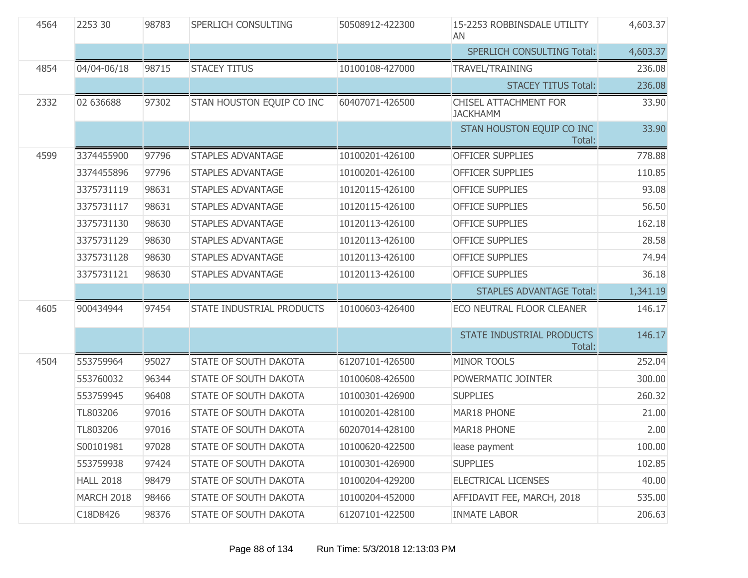| | | | | | | |
|---|---|---|---|---|---|---|
| 4564 | 2253 30 | 98783 | SPERLICH CONSULTING | 50508912-422300 | 15-2253 ROBBINSDALE UTILITY AN | 4,603.37 |
| | | | | | SPERLICH CONSULTING Total: | 4,603.37 |
| 4854 | 04/04-06/18 | 98715 | STACEY TITUS | 10100108-427000 | TRAVEL/TRAINING | 236.08 |
| | | | | | STACEY TITUS Total: | 236.08 |
| 2332 | 02 636688 | 97302 | STAN HOUSTON EQUIP CO INC | 60407071-426500 | CHISEL ATTACHMENT FOR JACKHAMM | 33.90 |
| | | | | | STAN HOUSTON EQUIP CO INC Total: | 33.90 |
| 4599 | 3374455900 | 97796 | STAPLES ADVANTAGE | 10100201-426100 | OFFICER SUPPLIES | 778.88 |
| | 3374455896 | 97796 | STAPLES ADVANTAGE | 10100201-426100 | OFFICER SUPPLIES | 110.85 |
| | 3375731119 | 98631 | STAPLES ADVANTAGE | 10120115-426100 | OFFICE SUPPLIES | 93.08 |
| | 3375731117 | 98631 | STAPLES ADVANTAGE | 10120115-426100 | OFFICE SUPPLIES | 56.50 |
| | 3375731130 | 98630 | STAPLES ADVANTAGE | 10120113-426100 | OFFICE SUPPLIES | 162.18 |
| | 3375731129 | 98630 | STAPLES ADVANTAGE | 10120113-426100 | OFFICE SUPPLIES | 28.58 |
| | 3375731128 | 98630 | STAPLES ADVANTAGE | 10120113-426100 | OFFICE SUPPLIES | 74.94 |
| | 3375731121 | 98630 | STAPLES ADVANTAGE | 10120113-426100 | OFFICE SUPPLIES | 36.18 |
| | | | | | STAPLES ADVANTAGE Total: | 1,341.19 |
| 4605 | 900434944 | 97454 | STATE INDUSTRIAL PRODUCTS | 10100603-426400 | ECO NEUTRAL FLOOR CLEANER | 146.17 |
| | | | | | STATE INDUSTRIAL PRODUCTS Total: | 146.17 |
| 4504 | 553759964 | 95027 | STATE OF SOUTH DAKOTA | 61207101-426500 | MINOR TOOLS | 252.04 |
| | 553760032 | 96344 | STATE OF SOUTH DAKOTA | 10100608-426500 | POWERMATIC JOINTER | 300.00 |
| | 553759945 | 96408 | STATE OF SOUTH DAKOTA | 10100301-426900 | SUPPLIES | 260.32 |
| | TL803206 | 97016 | STATE OF SOUTH DAKOTA | 10100201-428100 | MAR18 PHONE | 21.00 |
| | TL803206 | 97016 | STATE OF SOUTH DAKOTA | 60207014-428100 | MAR18 PHONE | 2.00 |
| | S00101981 | 97028 | STATE OF SOUTH DAKOTA | 10100620-422500 | lease payment | 100.00 |
| | 553759938 | 97424 | STATE OF SOUTH DAKOTA | 10100301-426900 | SUPPLIES | 102.85 |
| | HALL 2018 | 98479 | STATE OF SOUTH DAKOTA | 10100204-429200 | ELECTRICAL LICENSES | 40.00 |
| | MARCH 2018 | 98466 | STATE OF SOUTH DAKOTA | 10100204-452000 | AFFIDAVIT FEE, MARCH, 2018 | 535.00 |
| | C18D8426 | 98376 | STATE OF SOUTH DAKOTA | 61207101-422500 | INMATE LABOR | 206.63 |

Run Time: 5/3/2018 12:13:03 PM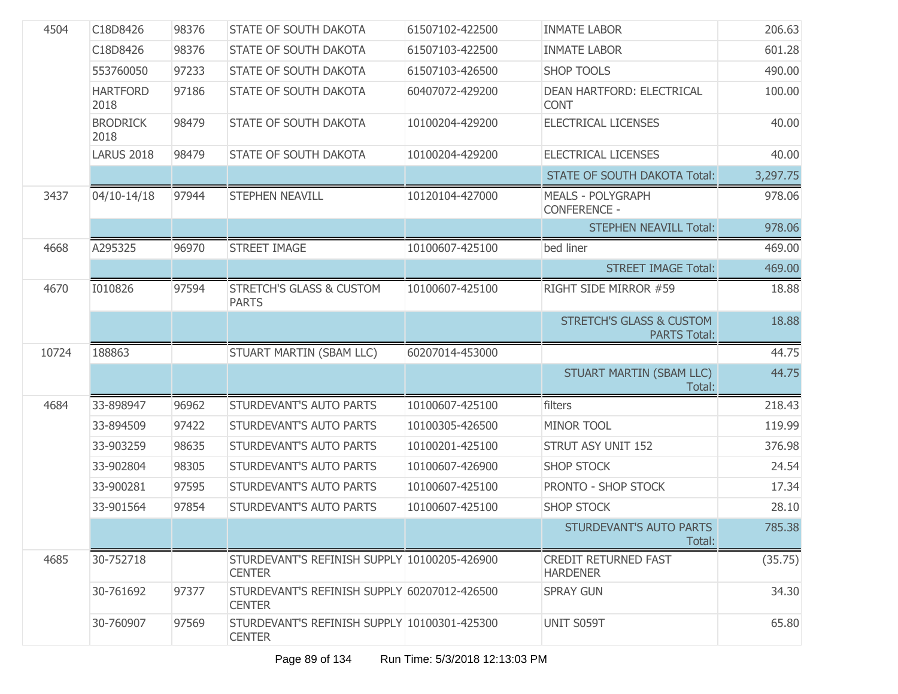| | | | | | | |
|---|---|---|---|---|---|---|
| 4504 | C18D8426 | 98376 | STATE OF SOUTH DAKOTA | 61507102-422500 | INMATE LABOR | 206.63 |
| | C18D8426 | 98376 | STATE OF SOUTH DAKOTA | 61507103-422500 | INMATE LABOR | 601.28 |
| | 553760050 | 97233 | STATE OF SOUTH DAKOTA | 61507103-426500 | SHOP TOOLS | 490.00 |
| | HARTFORD 2018 | 97186 | STATE OF SOUTH DAKOTA | 60407072-429200 | DEAN HARTFORD: ELECTRICAL CONT | 100.00 |
| | BRODRICK 2018 | 98479 | STATE OF SOUTH DAKOTA | 10100204-429200 | ELECTRICAL LICENSES | 40.00 |
| | LARUS 2018 | 98479 | STATE OF SOUTH DAKOTA | 10100204-429200 | ELECTRICAL LICENSES | 40.00 |
| | | | | | STATE OF SOUTH DAKOTA Total: | 3,297.75 |
| 3437 | 04/10-14/18 | 97944 | STEPHEN NEAVILL | 10120104-427000 | MEALS - POLYGRAPH CONFERENCE - | 978.06 |
| | | | | | STEPHEN NEAVILL Total: | 978.06 |
| 4668 | A295325 | 96970 | STREET IMAGE | 10100607-425100 | bed liner | 469.00 |
| | | | | | STREET IMAGE Total: | 469.00 |
| 4670 | I010826 | 97594 | STRETCH'S GLASS & CUSTOM PARTS | 10100607-425100 | RIGHT SIDE MIRROR #59 | 18.88 |
| | | | | | STRETCH'S GLASS & CUSTOM PARTS Total: | 18.88 |
| 10724 | 188863 | | STUART MARTIN (SBAM LLC) | 60207014-453000 | | 44.75 |
| | | | | | STUART MARTIN (SBAM LLC) Total: | 44.75 |
| 4684 | 33-898947 | 96962 | STURDEVANT'S AUTO PARTS | 10100607-425100 | filters | 218.43 |
| | 33-894509 | 97422 | STURDEVANT'S AUTO PARTS | 10100305-426500 | MINOR TOOL | 119.99 |
| | 33-903259 | 98635 | STURDEVANT'S AUTO PARTS | 10100201-425100 | STRUT ASY UNIT 152 | 376.98 |
| | 33-902804 | 98305 | STURDEVANT'S AUTO PARTS | 10100607-426900 | SHOP STOCK | 24.54 |
| | 33-900281 | 97595 | STURDEVANT'S AUTO PARTS | 10100607-425100 | PRONTO - SHOP STOCK | 17.34 |
| | 33-901564 | 97854 | STURDEVANT'S AUTO PARTS | 10100607-425100 | SHOP STOCK | 28.10 |
| | | | | | STURDEVANT'S AUTO PARTS Total: | 785.38 |
| 4685 | 30-752718 | | STURDEVANT'S REFINISH SUPPLY CENTER | 10100205-426900 | CREDIT RETURNED FAST HARDENER | (35.75) |
| | 30-761692 | 97377 | STURDEVANT'S REFINISH SUPPLY CENTER | 60207012-426500 | SPRAY GUN | 34.30 |
| | 30-760907 | 97569 | STURDEVANT'S REFINISH SUPPLY CENTER | 10100301-425300 | UNIT S059T | 65.80 |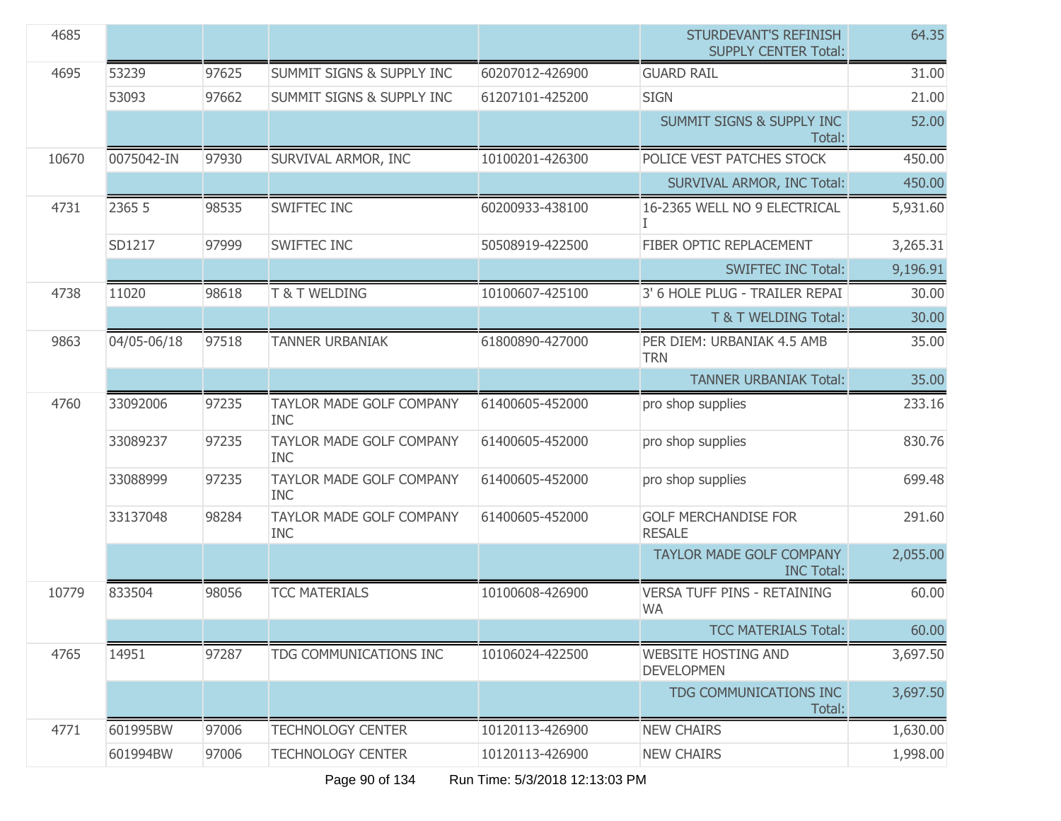| | | | | | | |
|---|---|---|---|---|---|---|
| 4685 | | | | | STURDEVANT'S REFINISH SUPPLY CENTER Total: | 64.35 |
| 4695 | 53239 | 97625 | SUMMIT SIGNS & SUPPLY INC | 60207012-426900 | GUARD RAIL | 31.00 |
| | 53093 | 97662 | SUMMIT SIGNS & SUPPLY INC | 61207101-425200 | SIGN | 21.00 |
| | | | | | SUMMIT SIGNS & SUPPLY INC Total: | 52.00 |
| 10670 | 0075042-IN | 97930 | SURVIVAL ARMOR, INC | 10100201-426300 | POLICE VEST PATCHES STOCK | 450.00 |
| | | | | | SURVIVAL ARMOR, INC Total: | 450.00 |
| 4731 | 2365 5 | 98535 | SWIFTEC INC | 60200933-438100 | 16-2365 WELL NO 9 ELECTRICAL I | 5,931.60 |
| | SD1217 | 97999 | SWIFTEC INC | 50508919-422500 | FIBER OPTIC REPLACEMENT | 3,265.31 |
| | | | | | SWIFTEC INC Total: | 9,196.91 |
| 4738 | 11020 | 98618 | T & T WELDING | 10100607-425100 | 3' 6 HOLE PLUG - TRAILER REPAI | 30.00 |
| | | | | | T & T WELDING Total: | 30.00 |
| 9863 | 04/05-06/18 | 97518 | TANNER URBANIAK | 61800890-427000 | PER DIEM: URBANIAK 4.5 AMB TRN | 35.00 |
| | | | | | TANNER URBANIAK Total: | 35.00 |
| 4760 | 33092006 | 97235 | TAYLOR MADE GOLF COMPANY INC | 61400605-452000 | pro shop supplies | 233.16 |
| | 33089237 | 97235 | TAYLOR MADE GOLF COMPANY INC | 61400605-452000 | pro shop supplies | 830.76 |
| | 33088999 | 97235 | TAYLOR MADE GOLF COMPANY INC | 61400605-452000 | pro shop supplies | 699.48 |
| | 33137048 | 98284 | TAYLOR MADE GOLF COMPANY INC | 61400605-452000 | GOLF MERCHANDISE FOR RESALE | 291.60 |
| | | | | | TAYLOR MADE GOLF COMPANY INC Total: | 2,055.00 |
| 10779 | 833504 | 98056 | TCC MATERIALS | 10100608-426900 | VERSA TUFF PINS - RETAINING WA | 60.00 |
| | | | | | TCC MATERIALS Total: | 60.00 |
| 4765 | 14951 | 97287 | TDG COMMUNICATIONS INC | 10106024-422500 | WEBSITE HOSTING AND DEVELOPMEN | 3,697.50 |
| | | | | | TDG COMMUNICATIONS INC Total: | 3,697.50 |
| 4771 | 601995BW | 97006 | TECHNOLOGY CENTER | 10120113-426900 | NEW CHAIRS | 1,630.00 |
| | 601994BW | 97006 | TECHNOLOGY CENTER | 10120113-426900 | NEW CHAIRS | 1,998.00 |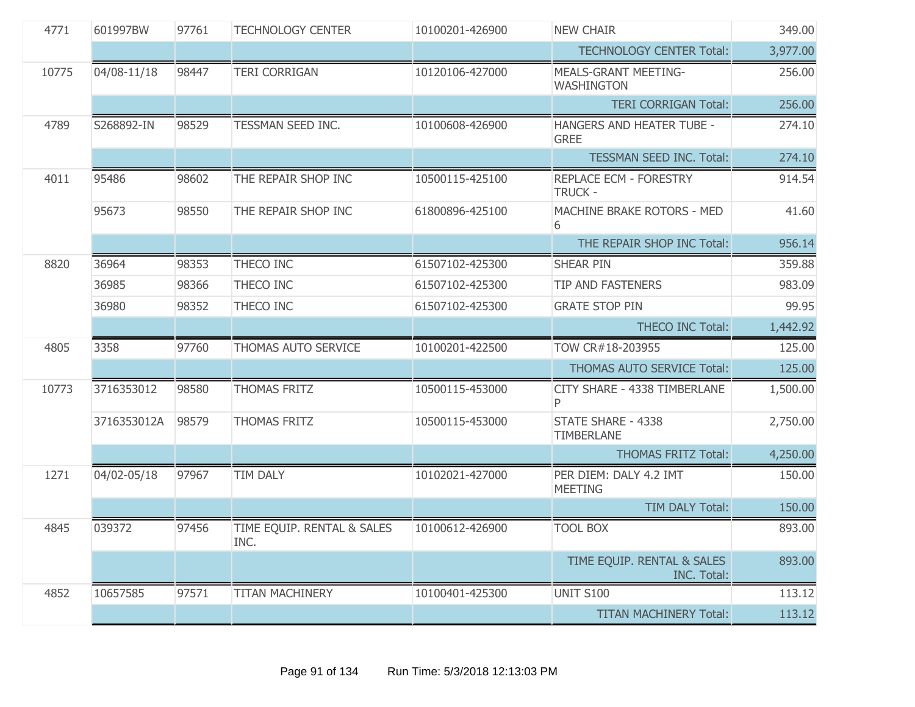| | | | | | | |
|---|---|---|---|---|---|---|
| 4771 | 601997BW | 97761 | TECHNOLOGY CENTER | 10100201-426900 | NEW CHAIR | 349.00 |
| | | | | | TECHNOLOGY CENTER Total: | 3,977.00 |
| 10775 | 04/08-11/18 | 98447 | TERI CORRIGAN | 10120106-427000 | MEALS-GRANT MEETING-WASHINGTON | 256.00 |
| | | | | | TERI CORRIGAN Total: | 256.00 |
| 4789 | S268892-IN | 98529 | TESSMAN SEED INC. | 10100608-426900 | HANGERS AND HEATER TUBE - GREE | 274.10 |
| | | | | | TESSMAN SEED INC. Total: | 274.10 |
| 4011 | 95486 | 98602 | THE REPAIR SHOP INC | 10500115-425100 | REPLACE ECM - FORESTRY TRUCK - | 914.54 |
| | 95673 | 98550 | THE REPAIR SHOP INC | 61800896-425100 | MACHINE BRAKE ROTORS - MED 6 | 41.60 |
| | | | | | THE REPAIR SHOP INC Total: | 956.14 |
| 8820 | 36964 | 98353 | THECO INC | 61507102-425300 | SHEAR PIN | 359.88 |
| | 36985 | 98366 | THECO INC | 61507102-425300 | TIP AND FASTENERS | 983.09 |
| | 36980 | 98352 | THECO INC | 61507102-425300 | GRATE STOP PIN | 99.95 |
| | | | | | THECO INC Total: | 1,442.92 |
| 4805 | 3358 | 97760 | THOMAS AUTO SERVICE | 10100201-422500 | TOW CR#18-203955 | 125.00 |
| | | | | | THOMAS AUTO SERVICE Total: | 125.00 |
| 10773 | 3716353012 | 98580 | THOMAS FRITZ | 10500115-453000 | CITY SHARE - 4338 TIMBERLANE P | 1,500.00 |
| | 3716353012A | 98579 | THOMAS FRITZ | 10500115-453000 | STATE SHARE - 4338 TIMBERLANE | 2,750.00 |
| | | | | | THOMAS FRITZ Total: | 4,250.00 |
| 1271 | 04/02-05/18 | 97967 | TIM DALY | 10102021-427000 | PER DIEM: DALY 4.2 IMT MEETING | 150.00 |
| | | | | | TIM DALY Total: | 150.00 |
| 4845 | 039372 | 97456 | TIME EQUIP. RENTAL & SALES INC. | 10100612-426900 | TOOL BOX | 893.00 |
| | | | | | TIME EQUIP. RENTAL & SALES INC. Total: | 893.00 |
| 4852 | 10657585 | 97571 | TITAN MACHINERY | 10100401-425300 | UNIT S100 | 113.12 |
| | | | | | TITAN MACHINERY Total: | 113.12 |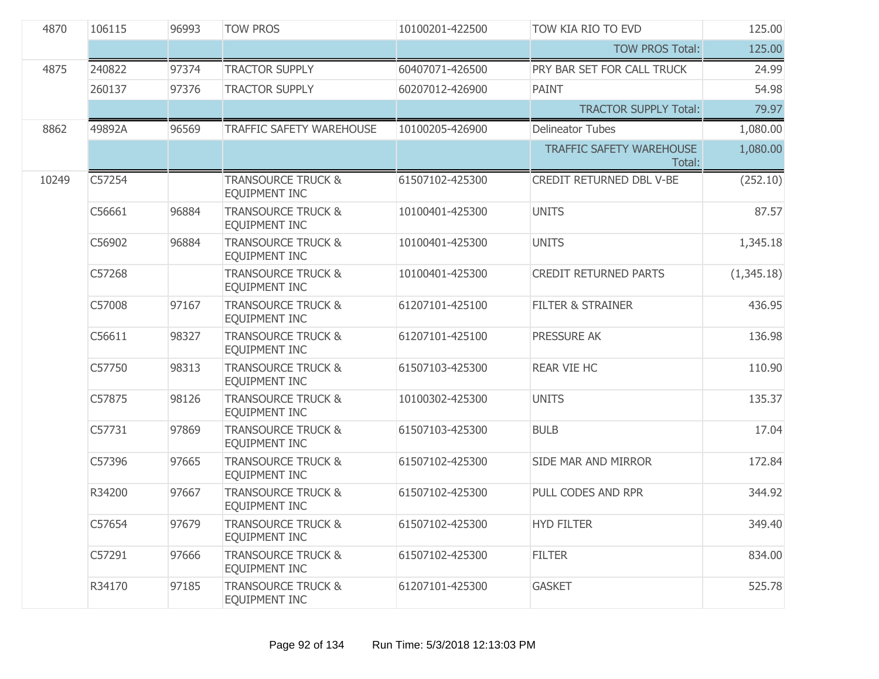| | | | | | | |
|---|---|---|---|---|---|---|
| 4870 | 106115 | 96993 | TOW PROS | 10100201-422500 | TOW KIA RIO TO EVD | 125.00 |
| | | | | | TOW PROS Total: | 125.00 |
| 4875 | 240822 | 97374 | TRACTOR SUPPLY | 60407071-426500 | PRY BAR SET FOR CALL TRUCK | 24.99 |
| | 260137 | 97376 | TRACTOR SUPPLY | 60207012-426900 | PAINT | 54.98 |
| | | | | | TRACTOR SUPPLY Total: | 79.97 |
| 8862 | 49892A | 96569 | TRAFFIC SAFETY WAREHOUSE | 10100205-426900 | Delineator Tubes | 1,080.00 |
| | | | | | TRAFFIC SAFETY WAREHOUSE Total: | 1,080.00 |
| 10249 | C57254 | | TRANSOURCE TRUCK & EQUIPMENT INC | 61507102-425300 | CREDIT RETURNED DBL V-BE | (252.10) |
| | C56661 | 96884 | TRANSOURCE TRUCK & EQUIPMENT INC | 10100401-425300 | UNITS | 87.57 |
| | C56902 | 96884 | TRANSOURCE TRUCK & EQUIPMENT INC | 10100401-425300 | UNITS | 1,345.18 |
| | C57268 | | TRANSOURCE TRUCK & EQUIPMENT INC | 10100401-425300 | CREDIT RETURNED PARTS | (1,345.18) |
| | C57008 | 97167 | TRANSOURCE TRUCK & EQUIPMENT INC | 61207101-425100 | FILTER & STRAINER | 436.95 |
| | C56611 | 98327 | TRANSOURCE TRUCK & EQUIPMENT INC | 61207101-425100 | PRESSURE AK | 136.98 |
| | C57750 | 98313 | TRANSOURCE TRUCK & EQUIPMENT INC | 61507103-425300 | REAR VIE HC | 110.90 |
| | C57875 | 98126 | TRANSOURCE TRUCK & EQUIPMENT INC | 10100302-425300 | UNITS | 135.37 |
| | C57731 | 97869 | TRANSOURCE TRUCK & EQUIPMENT INC | 61507103-425300 | BULB | 17.04 |
| | C57396 | 97665 | TRANSOURCE TRUCK & EQUIPMENT INC | 61507102-425300 | SIDE MAR AND MIRROR | 172.84 |
| | R34200 | 97667 | TRANSOURCE TRUCK & EQUIPMENT INC | 61507102-425300 | PULL CODES AND RPR | 344.92 |
| | C57654 | 97679 | TRANSOURCE TRUCK & EQUIPMENT INC | 61507102-425300 | HYD FILTER | 349.40 |
| | C57291 | 97666 | TRANSOURCE TRUCK & EQUIPMENT INC | 61507102-425300 | FILTER | 834.00 |
| | R34170 | 97185 | TRANSOURCE TRUCK & EQUIPMENT INC | 61207101-425300 | GASKET | 525.78 |

Run Time: 5/3/2018 12:13:03 PM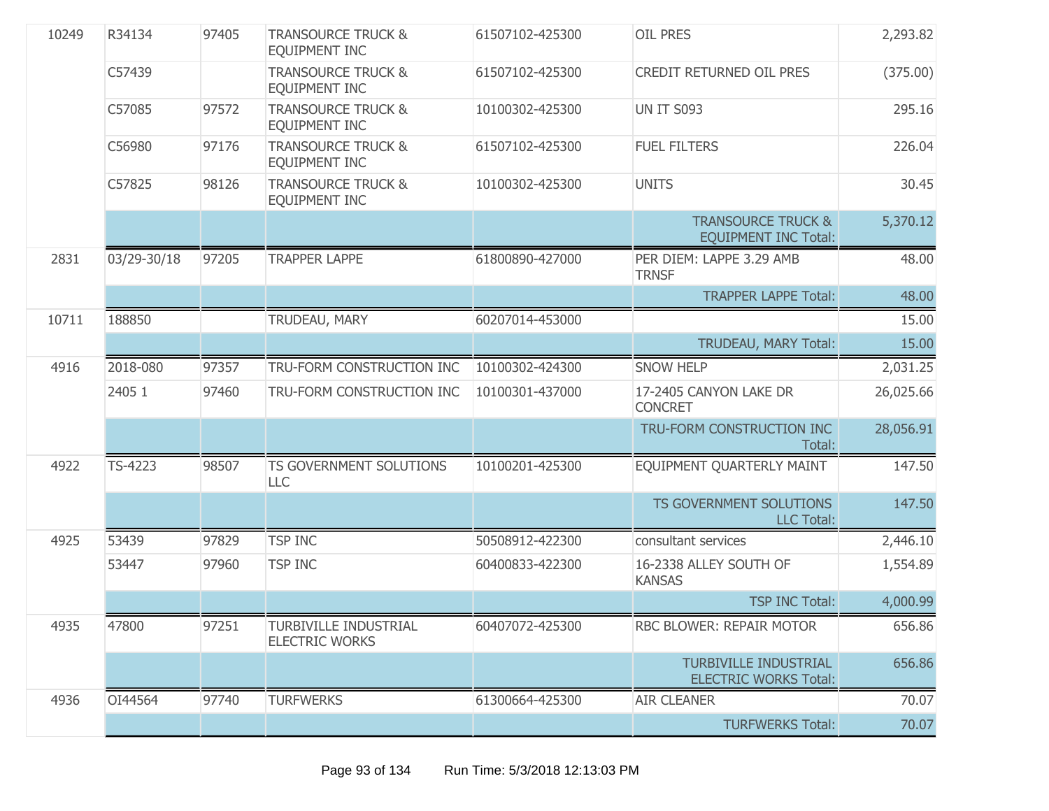| | | | | | | |
|---|---|---|---|---|---|---|
| 10249 | R34134 | 97405 | TRANSOURCE TRUCK & EQUIPMENT INC | 61507102-425300 | OIL PRES | 2,293.82 |
| | C57439 | | TRANSOURCE TRUCK & EQUIPMENT INC | 61507102-425300 | CREDIT RETURNED OIL PRES | (375.00) |
| | C57085 | 97572 | TRANSOURCE TRUCK & EQUIPMENT INC | 10100302-425300 | UN IT S093 | 295.16 |
| | C56980 | 97176 | TRANSOURCE TRUCK & EQUIPMENT INC | 61507102-425300 | FUEL FILTERS | 226.04 |
| | C57825 | 98126 | TRANSOURCE TRUCK & EQUIPMENT INC | 10100302-425300 | UNITS | 30.45 |
| | | | | | TRANSOURCE TRUCK & EQUIPMENT INC Total: | 5,370.12 |
| 2831 | 03/29-30/18 | 97205 | TRAPPER LAPPE | 61800890-427000 | PER DIEM: LAPPE 3.29 AMB TRNSF | 48.00 |
| | | | | | TRAPPER LAPPE Total: | 48.00 |
| 10711 | 188850 | | TRUDEAU, MARY | 60207014-453000 | | 15.00 |
| | | | | | TRUDEAU, MARY Total: | 15.00 |
| 4916 | 2018-080 | 97357 | TRU-FORM CONSTRUCTION INC | 10100302-424300 | SNOW HELP | 2,031.25 |
| | 2405 1 | 97460 | TRU-FORM CONSTRUCTION INC | 10100301-437000 | 17-2405 CANYON LAKE DR CONCRET | 26,025.66 |
| | | | | | TRU-FORM CONSTRUCTION INC Total: | 28,056.91 |
| 4922 | TS-4223 | 98507 | TS GOVERNMENT SOLUTIONS LLC | 10100201-425300 | EQUIPMENT QUARTERLY MAINT | 147.50 |
| | | | | | TS GOVERNMENT SOLUTIONS LLC Total: | 147.50 |
| 4925 | 53439 | 97829 | TSP INC | 50508912-422300 | consultant services | 2,446.10 |
| | 53447 | 97960 | TSP INC | 60400833-422300 | 16-2338 ALLEY SOUTH OF KANSAS | 1,554.89 |
| | | | | | TSP INC Total: | 4,000.99 |
| 4935 | 47800 | 97251 | TURBIVILLE INDUSTRIAL ELECTRIC WORKS | 60407072-425300 | RBC BLOWER: REPAIR MOTOR | 656.86 |
| | | | | | TURBIVILLE INDUSTRIAL ELECTRIC WORKS Total: | 656.86 |
| 4936 | OI44564 | 97740 | TURFWERKS | 61300664-425300 | AIR CLEANER | 70.07 |
| | | | | | TURFWERKS Total: | 70.07 |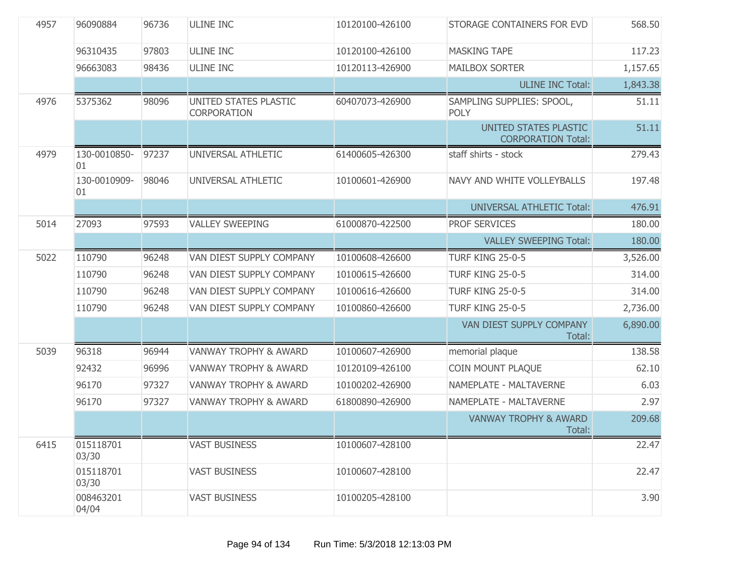| | | | | | | |
|---|---|---|---|---|---|---|
| 4957 | 96090884 | 96736 | ULINE INC | 10120100-426100 | STORAGE CONTAINERS FOR EVD | 568.50 |
| | 96310435 | 97803 | ULINE INC | 10120100-426100 | MASKING TAPE | 117.23 |
| | 96663083 | 98436 | ULINE INC | 10120113-426900 | MAILBOX SORTER | 1,157.65 |
| | | | | | ULINE INC Total: | 1,843.38 |
| 4976 | 5375362 | 98096 | UNITED STATES PLASTIC CORPORATION | 60407073-426900 | SAMPLING SUPPLIES: SPOOL, POLY | 51.11 |
| | | | | | UNITED STATES PLASTIC CORPORATION Total: | 51.11 |
| 4979 | 130-0010850-01 | 97237 | UNIVERSAL ATHLETIC | 61400605-426300 | staff shirts - stock | 279.43 |
| | 130-0010909-01 | 98046 | UNIVERSAL ATHLETIC | 10100601-426900 | NAVY AND WHITE VOLLEYBALLS | 197.48 |
| | | | | | UNIVERSAL ATHLETIC Total: | 476.91 |
| 5014 | 27093 | 97593 | VALLEY SWEEPING | 61000870-422500 | PROF SERVICES | 180.00 |
| | | | | | VALLEY SWEEPING Total: | 180.00 |
| 5022 | 110790 | 96248 | VAN DIEST SUPPLY COMPANY | 10100608-426600 | TURF KING 25-0-5 | 3,526.00 |
| | 110790 | 96248 | VAN DIEST SUPPLY COMPANY | 10100615-426600 | TURF KING 25-0-5 | 314.00 |
| | 110790 | 96248 | VAN DIEST SUPPLY COMPANY | 10100616-426600 | TURF KING 25-0-5 | 314.00 |
| | 110790 | 96248 | VAN DIEST SUPPLY COMPANY | 10100860-426600 | TURF KING 25-0-5 | 2,736.00 |
| | | | | | VAN DIEST SUPPLY COMPANY Total: | 6,890.00 |
| 5039 | 96318 | 96944 | VANWAY TROPHY & AWARD | 10100607-426900 | memorial plaque | 138.58 |
| | 92432 | 96996 | VANWAY TROPHY & AWARD | 10120109-426100 | COIN MOUNT PLAQUE | 62.10 |
| | 96170 | 97327 | VANWAY TROPHY & AWARD | 10100202-426900 | NAMEPLATE - MALTAVERNE | 6.03 |
| | 96170 | 97327 | VANWAY TROPHY & AWARD | 61800890-426900 | NAMEPLATE - MALTAVERNE | 2.97 |
| | | | | | VANWAY TROPHY & AWARD Total: | 209.68 |
| 6415 | 015118701 03/30 | | VAST BUSINESS | 10100607-428100 | | 22.47 |
| | 015118701 03/30 | | VAST BUSINESS | 10100607-428100 | | 22.47 |
| | 008463201 04/04 | | VAST BUSINESS | 10100205-428100 | | 3.90 |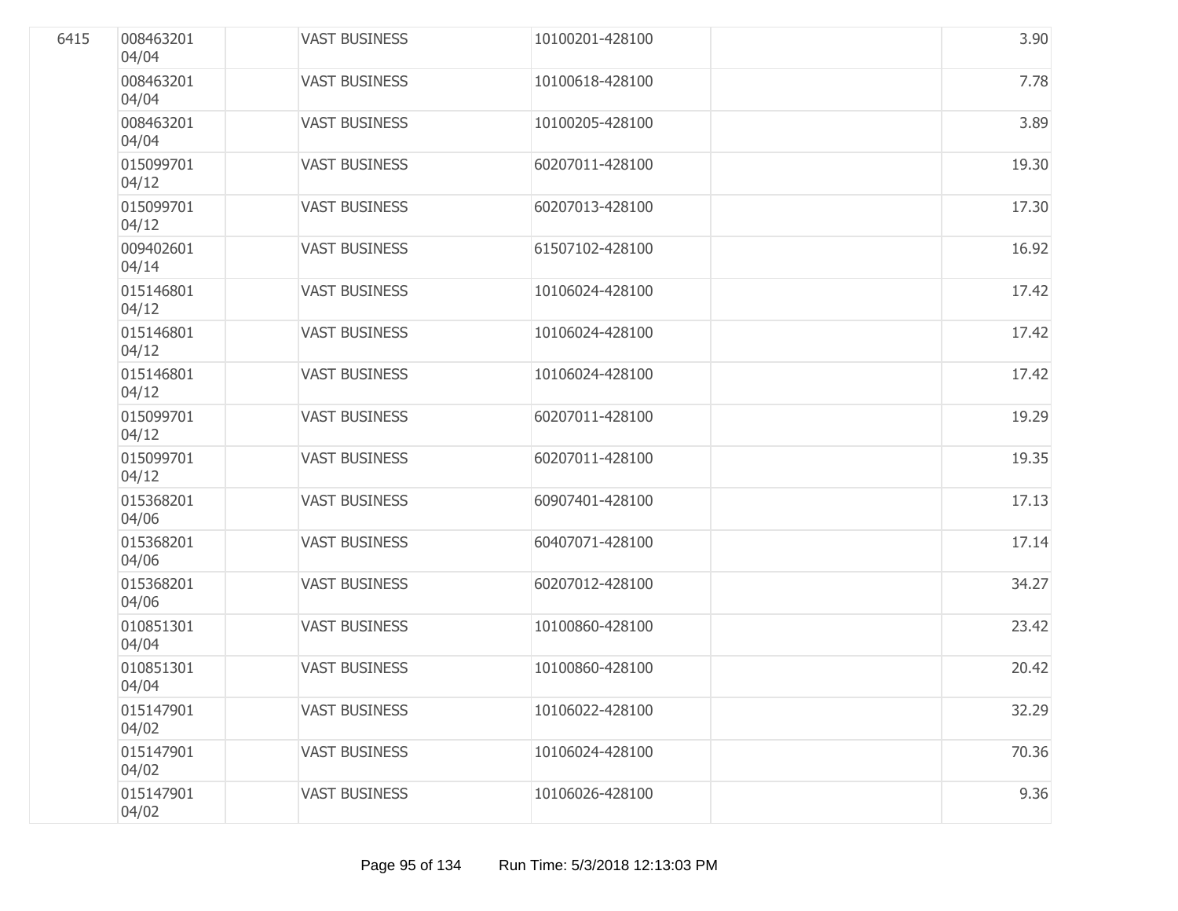| | | | | | | |
|---|---|---|---|---|---|---|
| 6415 | 008463201 04/04 | | VAST BUSINESS | 10100201-428100 | | 3.90 |
| | 008463201 04/04 | | VAST BUSINESS | 10100618-428100 | | 7.78 |
| | 008463201 04/04 | | VAST BUSINESS | 10100205-428100 | | 3.89 |
| | 015099701 04/12 | | VAST BUSINESS | 60207011-428100 | | 19.30 |
| | 015099701 04/12 | | VAST BUSINESS | 60207013-428100 | | 17.30 |
| | 009402601 04/14 | | VAST BUSINESS | 61507102-428100 | | 16.92 |
| | 015146801 04/12 | | VAST BUSINESS | 10106024-428100 | | 17.42 |
| | 015146801 04/12 | | VAST BUSINESS | 10106024-428100 | | 17.42 |
| | 015146801 04/12 | | VAST BUSINESS | 10106024-428100 | | 17.42 |
| | 015099701 04/12 | | VAST BUSINESS | 60207011-428100 | | 19.29 |
| | 015099701 04/12 | | VAST BUSINESS | 60207011-428100 | | 19.35 |
| | 015368201 04/06 | | VAST BUSINESS | 60907401-428100 | | 17.13 |
| | 015368201 04/06 | | VAST BUSINESS | 60407071-428100 | | 17.14 |
| | 015368201 04/06 | | VAST BUSINESS | 60207012-428100 | | 34.27 |
| | 010851301 04/04 | | VAST BUSINESS | 10100860-428100 | | 23.42 |
| | 010851301 04/04 | | VAST BUSINESS | 10100860-428100 | | 20.42 |
| | 015147901 04/02 | | VAST BUSINESS | 10106022-428100 | | 32.29 |
| | 015147901 04/02 | | VAST BUSINESS | 10106024-428100 | | 70.36 |
| | 015147901 04/02 | | VAST BUSINESS | 10106026-428100 | | 9.36 |

Run Time: 5/3/2018 12:13:03 PM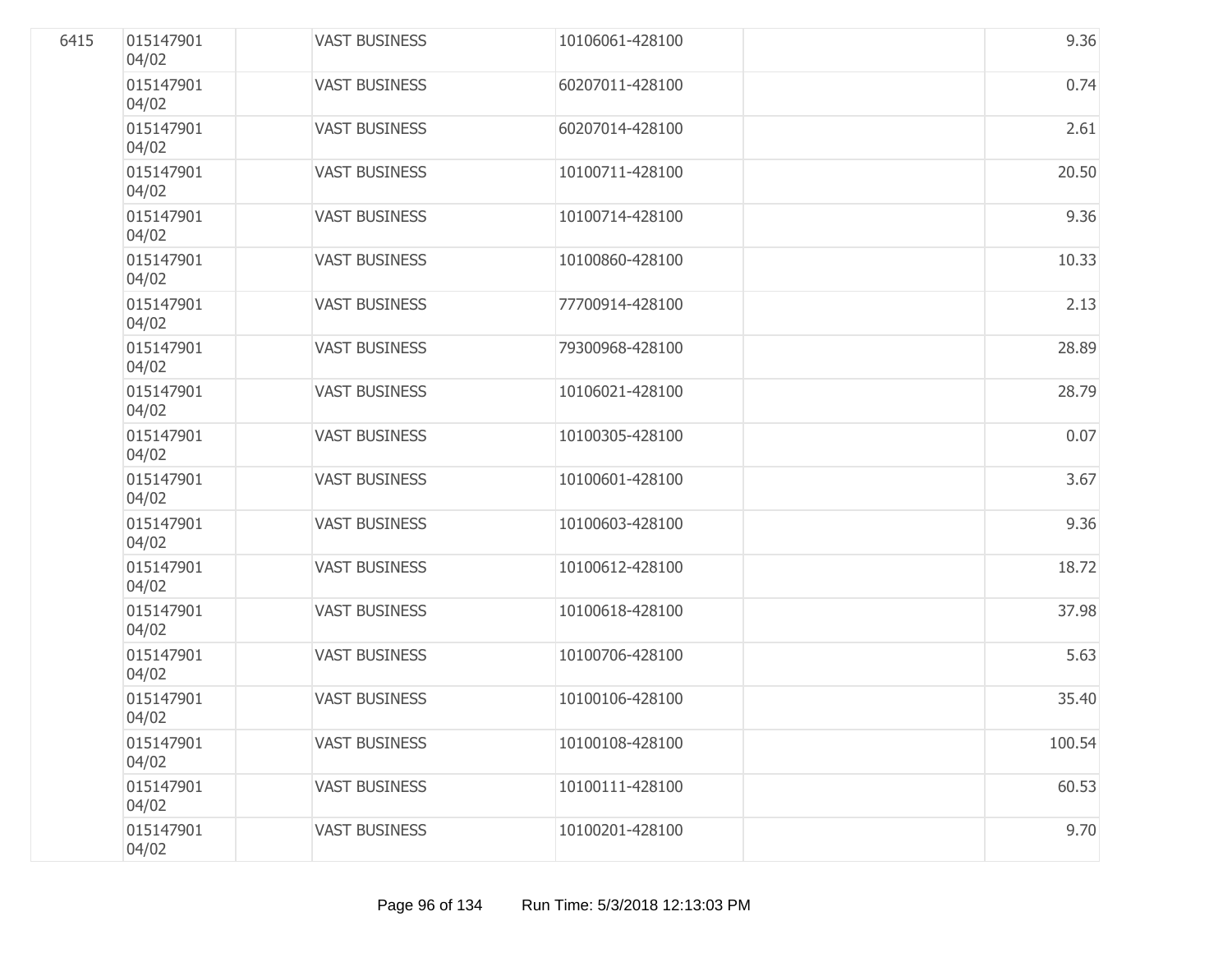| | | | | | | |
|---|---|---|---|---|---|---|
| 6415 | 015147901 04/02 | | VAST BUSINESS | 10106061-428100 | | 9.36 |
| | 015147901 04/02 | | VAST BUSINESS | 60207011-428100 | | 0.74 |
| | 015147901 04/02 | | VAST BUSINESS | 60207014-428100 | | 2.61 |
| | 015147901 04/02 | | VAST BUSINESS | 10100711-428100 | | 20.50 |
| | 015147901 04/02 | | VAST BUSINESS | 10100714-428100 | | 9.36 |
| | 015147901 04/02 | | VAST BUSINESS | 10100860-428100 | | 10.33 |
| | 015147901 04/02 | | VAST BUSINESS | 77700914-428100 | | 2.13 |
| | 015147901 04/02 | | VAST BUSINESS | 79300968-428100 | | 28.89 |
| | 015147901 04/02 | | VAST BUSINESS | 10106021-428100 | | 28.79 |
| | 015147901 04/02 | | VAST BUSINESS | 10100305-428100 | | 0.07 |
| | 015147901 04/02 | | VAST BUSINESS | 10100601-428100 | | 3.67 |
| | 015147901 04/02 | | VAST BUSINESS | 10100603-428100 | | 9.36 |
| | 015147901 04/02 | | VAST BUSINESS | 10100612-428100 | | 18.72 |
| | 015147901 04/02 | | VAST BUSINESS | 10100618-428100 | | 37.98 |
| | 015147901 04/02 | | VAST BUSINESS | 10100706-428100 | | 5.63 |
| | 015147901 04/02 | | VAST BUSINESS | 10100106-428100 | | 35.40 |
| | 015147901 04/02 | | VAST BUSINESS | 10100108-428100 | | 100.54 |
| | 015147901 04/02 | | VAST BUSINESS | 10100111-428100 | | 60.53 |
| | 015147901 04/02 | | VAST BUSINESS | 10100201-428100 | | 9.70 |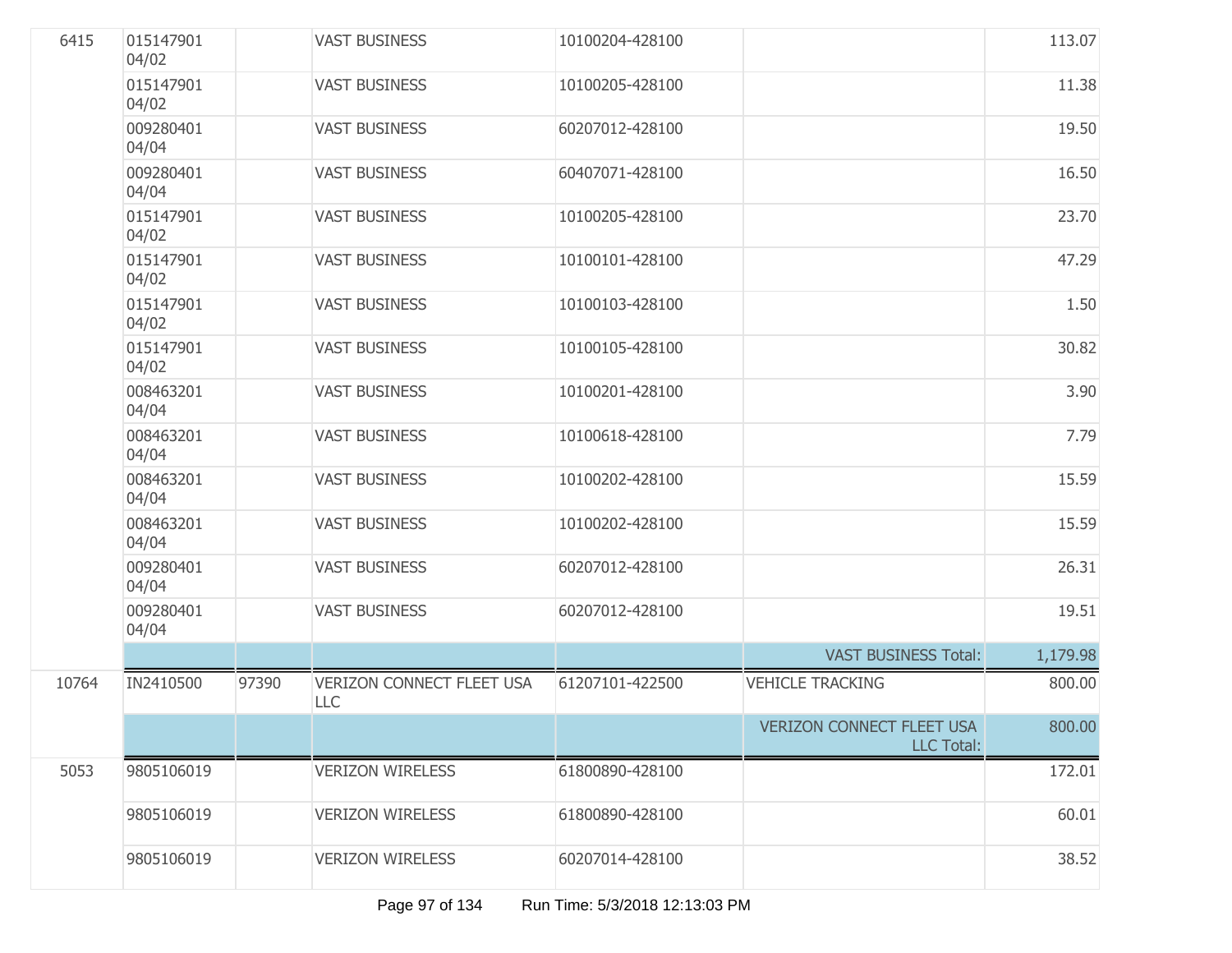| | | | | | | |
|---|---|---|---|---|---|---|
| 6415 | 015147901 04/02 | | VAST BUSINESS | 10100204-428100 | | 113.07 |
| | 015147901 04/02 | | VAST BUSINESS | 10100205-428100 | | 11.38 |
| | 009280401 04/04 | | VAST BUSINESS | 60207012-428100 | | 19.50 |
| | 009280401 04/04 | | VAST BUSINESS | 60407071-428100 | | 16.50 |
| | 015147901 04/02 | | VAST BUSINESS | 10100205-428100 | | 23.70 |
| | 015147901 04/02 | | VAST BUSINESS | 10100101-428100 | | 47.29 |
| | 015147901 04/02 | | VAST BUSINESS | 10100103-428100 | | 1.50 |
| | 015147901 04/02 | | VAST BUSINESS | 10100105-428100 | | 30.82 |
| | 008463201 04/04 | | VAST BUSINESS | 10100201-428100 | | 3.90 |
| | 008463201 04/04 | | VAST BUSINESS | 10100618-428100 | | 7.79 |
| | 008463201 04/04 | | VAST BUSINESS | 10100202-428100 | | 15.59 |
| | 008463201 04/04 | | VAST BUSINESS | 10100202-428100 | | 15.59 |
| | 009280401 04/04 | | VAST BUSINESS | 60207012-428100 | | 26.31 |
| | 009280401 04/04 | | VAST BUSINESS | 60207012-428100 | | 19.51 |
| | | | | | VAST BUSINESS Total: | 1,179.98 |
| 10764 | IN2410500 | 97390 | VERIZON CONNECT FLEET USA LLC | 61207101-422500 | VEHICLE TRACKING | 800.00 |
| | | | | | VERIZON CONNECT FLEET USA LLC Total: | 800.00 |
| 5053 | 9805106019 | | VERIZON WIRELESS | 61800890-428100 | | 172.01 |
| | 9805106019 | | VERIZON WIRELESS | 61800890-428100 | | 60.01 |
| | 9805106019 | | VERIZON WIRELESS | 60207014-428100 | | 38.52 |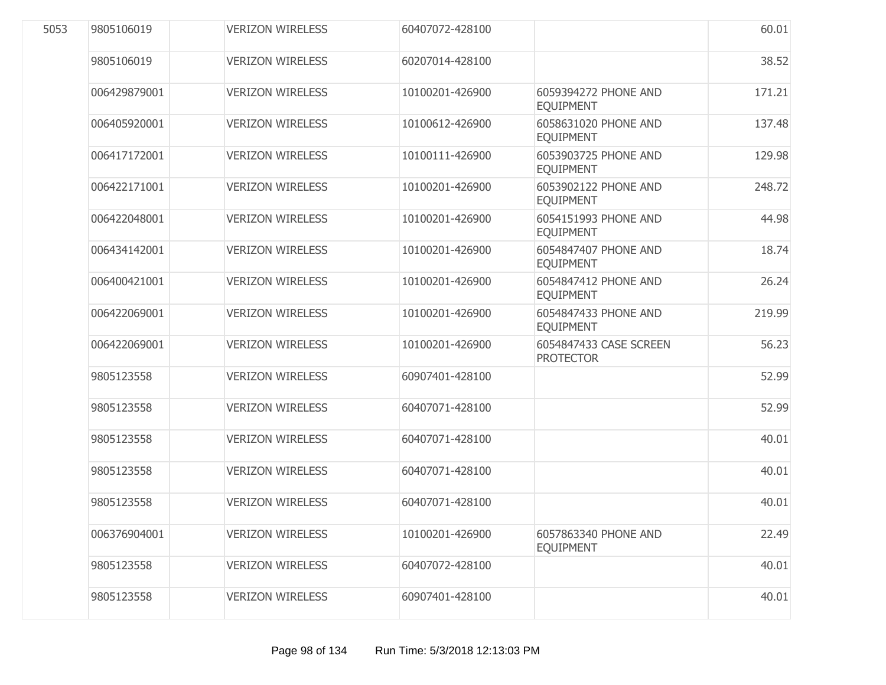| | | | | | | |
|---|---|---|---|---|---|---|
| 5053 | 9805106019 | | VERIZON WIRELESS | 60407072-428100 | | 60.01 |
| | 9805106019 | | VERIZON WIRELESS | 60207014-428100 | | 38.52 |
| | 006429879001 | | VERIZON WIRELESS | 10100201-426900 | 6059394272 PHONE AND EQUIPMENT | 171.21 |
| | 006405920001 | | VERIZON WIRELESS | 10100612-426900 | 6058631020 PHONE AND EQUIPMENT | 137.48 |
| | 006417172001 | | VERIZON WIRELESS | 10100111-426900 | 6053903725 PHONE AND EQUIPMENT | 129.98 |
| | 006422171001 | | VERIZON WIRELESS | 10100201-426900 | 6053902122 PHONE AND EQUIPMENT | 248.72 |
| | 006422048001 | | VERIZON WIRELESS | 10100201-426900 | 6054151993 PHONE AND EQUIPMENT | 44.98 |
| | 006434142001 | | VERIZON WIRELESS | 10100201-426900 | 6054847407 PHONE AND EQUIPMENT | 18.74 |
| | 006400421001 | | VERIZON WIRELESS | 10100201-426900 | 6054847412 PHONE AND EQUIPMENT | 26.24 |
| | 006422069001 | | VERIZON WIRELESS | 10100201-426900 | 6054847433 PHONE AND EQUIPMENT | 219.99 |
| | 006422069001 | | VERIZON WIRELESS | 10100201-426900 | 6054847433 CASE SCREEN PROTECTOR | 56.23 |
| | 9805123558 | | VERIZON WIRELESS | 60907401-428100 | | 52.99 |
| | 9805123558 | | VERIZON WIRELESS | 60407071-428100 | | 52.99 |
| | 9805123558 | | VERIZON WIRELESS | 60407071-428100 | | 40.01 |
| | 9805123558 | | VERIZON WIRELESS | 60407071-428100 | | 40.01 |
| | 9805123558 | | VERIZON WIRELESS | 60407071-428100 | | 40.01 |
| | 006376904001 | | VERIZON WIRELESS | 10100201-426900 | 6057863340 PHONE AND EQUIPMENT | 22.49 |
| | 9805123558 | | VERIZON WIRELESS | 60407072-428100 | | 40.01 |
| | 9805123558 | | VERIZON WIRELESS | 60907401-428100 | | 40.01 |

Run Time: 5/3/2018 12:13:03 PM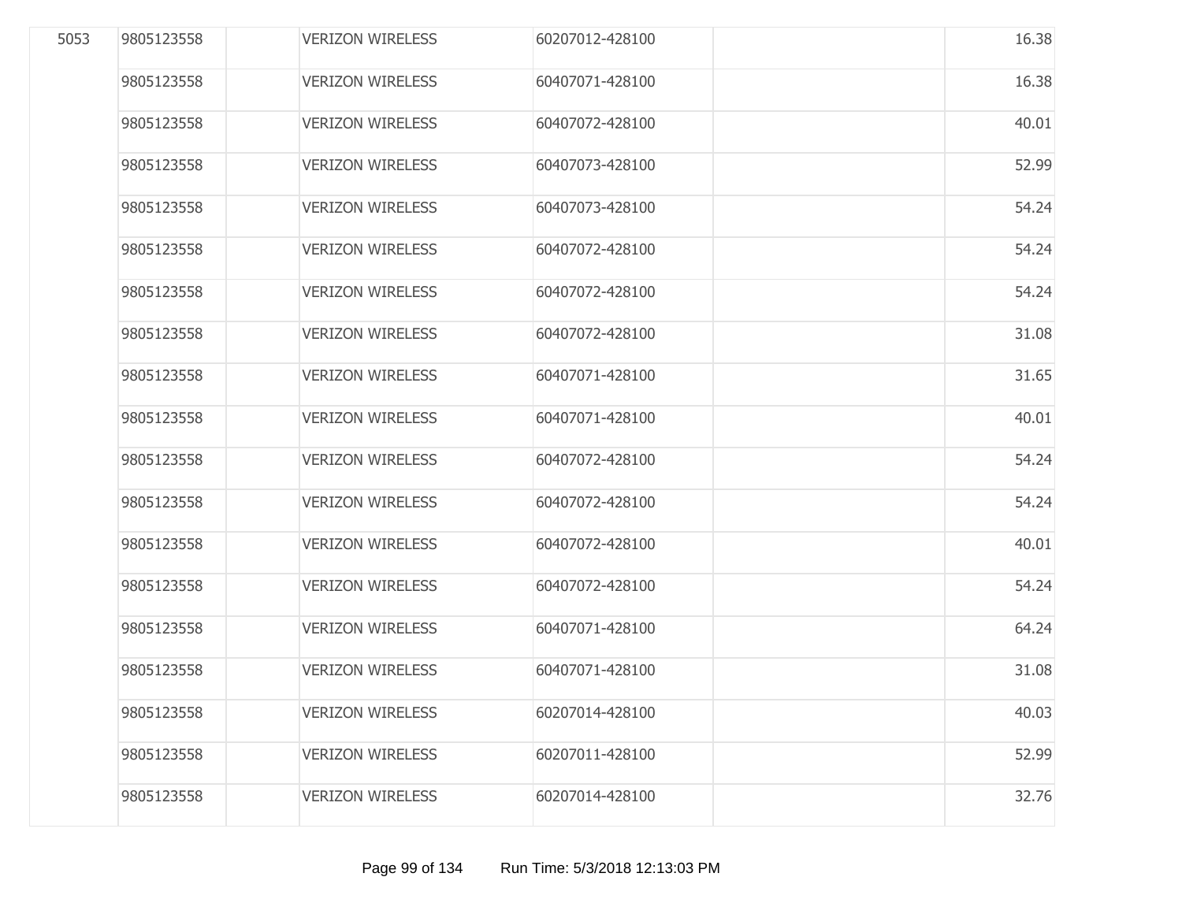| | | | | | | |
|---|---|---|---|---|---|---|
| 5053 | 9805123558 | | VERIZON WIRELESS | 60207012-428100 | | 16.38 |
| | 9805123558 | | VERIZON WIRELESS | 60407071-428100 | | 16.38 |
| | 9805123558 | | VERIZON WIRELESS | 60407072-428100 | | 40.01 |
| | 9805123558 | | VERIZON WIRELESS | 60407073-428100 | | 52.99 |
| | 9805123558 | | VERIZON WIRELESS | 60407073-428100 | | 54.24 |
| | 9805123558 | | VERIZON WIRELESS | 60407072-428100 | | 54.24 |
| | 9805123558 | | VERIZON WIRELESS | 60407072-428100 | | 54.24 |
| | 9805123558 | | VERIZON WIRELESS | 60407072-428100 | | 31.08 |
| | 9805123558 | | VERIZON WIRELESS | 60407071-428100 | | 31.65 |
| | 9805123558 | | VERIZON WIRELESS | 60407071-428100 | | 40.01 |
| | 9805123558 | | VERIZON WIRELESS | 60407072-428100 | | 54.24 |
| | 9805123558 | | VERIZON WIRELESS | 60407072-428100 | | 54.24 |
| | 9805123558 | | VERIZON WIRELESS | 60407072-428100 | | 40.01 |
| | 9805123558 | | VERIZON WIRELESS | 60407072-428100 | | 54.24 |
| | 9805123558 | | VERIZON WIRELESS | 60407071-428100 | | 64.24 |
| | 9805123558 | | VERIZON WIRELESS | 60407071-428100 | | 31.08 |
| | 9805123558 | | VERIZON WIRELESS | 60207014-428100 | | 40.03 |
| | 9805123558 | | VERIZON WIRELESS | 60207011-428100 | | 52.99 |
| | 9805123558 | | VERIZON WIRELESS | 60207014-428100 | | 32.76 |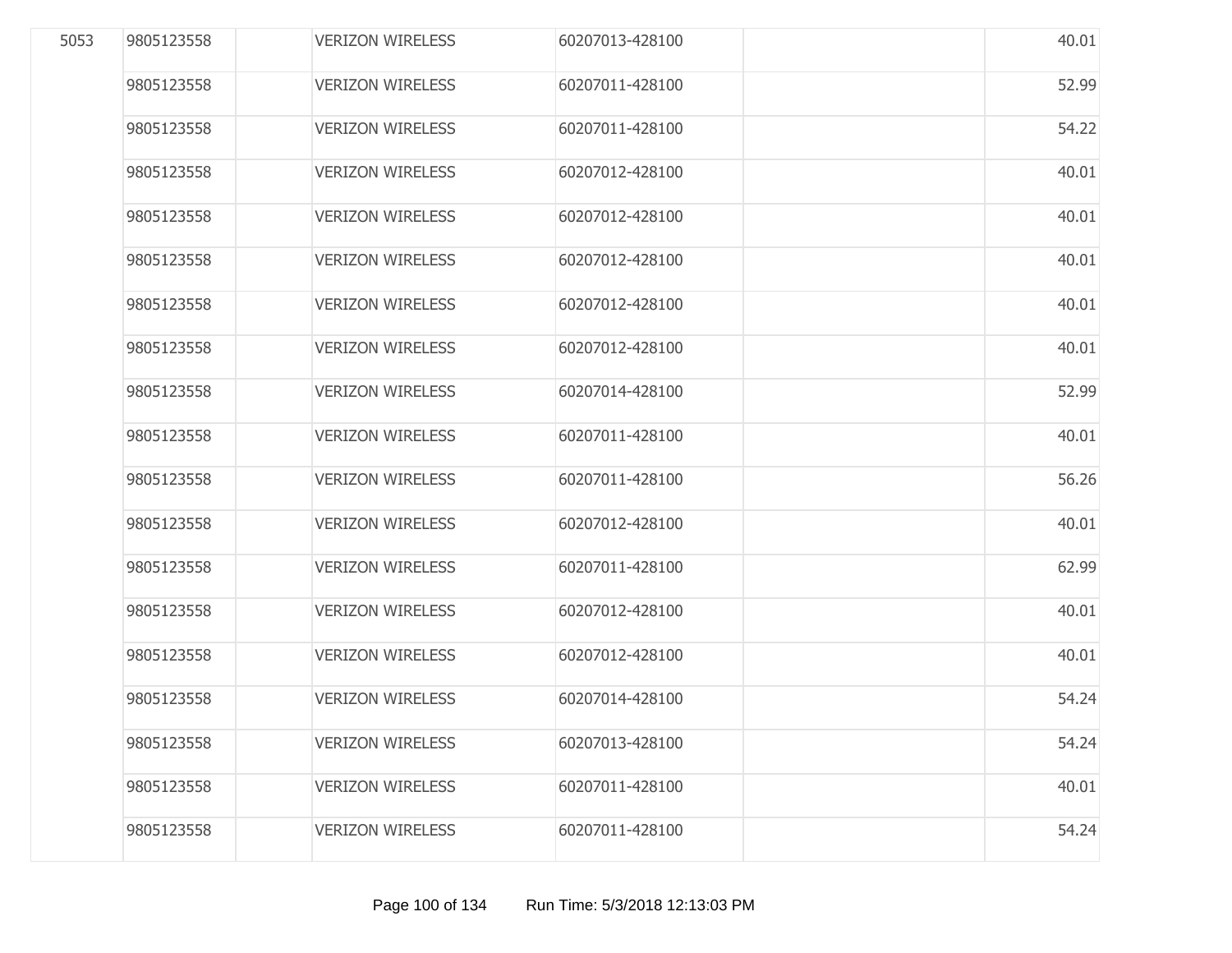| | | | | | | |
|---|---|---|---|---|---|---|
| 5053 | 9805123558 | | VERIZON WIRELESS | 60207013-428100 | | 40.01 |
| | 9805123558 | | VERIZON WIRELESS | 60207011-428100 | | 52.99 |
| | 9805123558 | | VERIZON WIRELESS | 60207011-428100 | | 54.22 |
| | 9805123558 | | VERIZON WIRELESS | 60207012-428100 | | 40.01 |
| | 9805123558 | | VERIZON WIRELESS | 60207012-428100 | | 40.01 |
| | 9805123558 | | VERIZON WIRELESS | 60207012-428100 | | 40.01 |
| | 9805123558 | | VERIZON WIRELESS | 60207012-428100 | | 40.01 |
| | 9805123558 | | VERIZON WIRELESS | 60207012-428100 | | 40.01 |
| | 9805123558 | | VERIZON WIRELESS | 60207014-428100 | | 52.99 |
| | 9805123558 | | VERIZON WIRELESS | 60207011-428100 | | 40.01 |
| | 9805123558 | | VERIZON WIRELESS | 60207011-428100 | | 56.26 |
| | 9805123558 | | VERIZON WIRELESS | 60207012-428100 | | 40.01 |
| | 9805123558 | | VERIZON WIRELESS | 60207011-428100 | | 62.99 |
| | 9805123558 | | VERIZON WIRELESS | 60207012-428100 | | 40.01 |
| | 9805123558 | | VERIZON WIRELESS | 60207012-428100 | | 40.01 |
| | 9805123558 | | VERIZON WIRELESS | 60207014-428100 | | 54.24 |
| | 9805123558 | | VERIZON WIRELESS | 60207013-428100 | | 54.24 |
| | 9805123558 | | VERIZON WIRELESS | 60207011-428100 | | 40.01 |
| | 9805123558 | | VERIZON WIRELESS | 60207011-428100 | | 54.24 |

Run Time: 5/3/2018 12:13:03 PM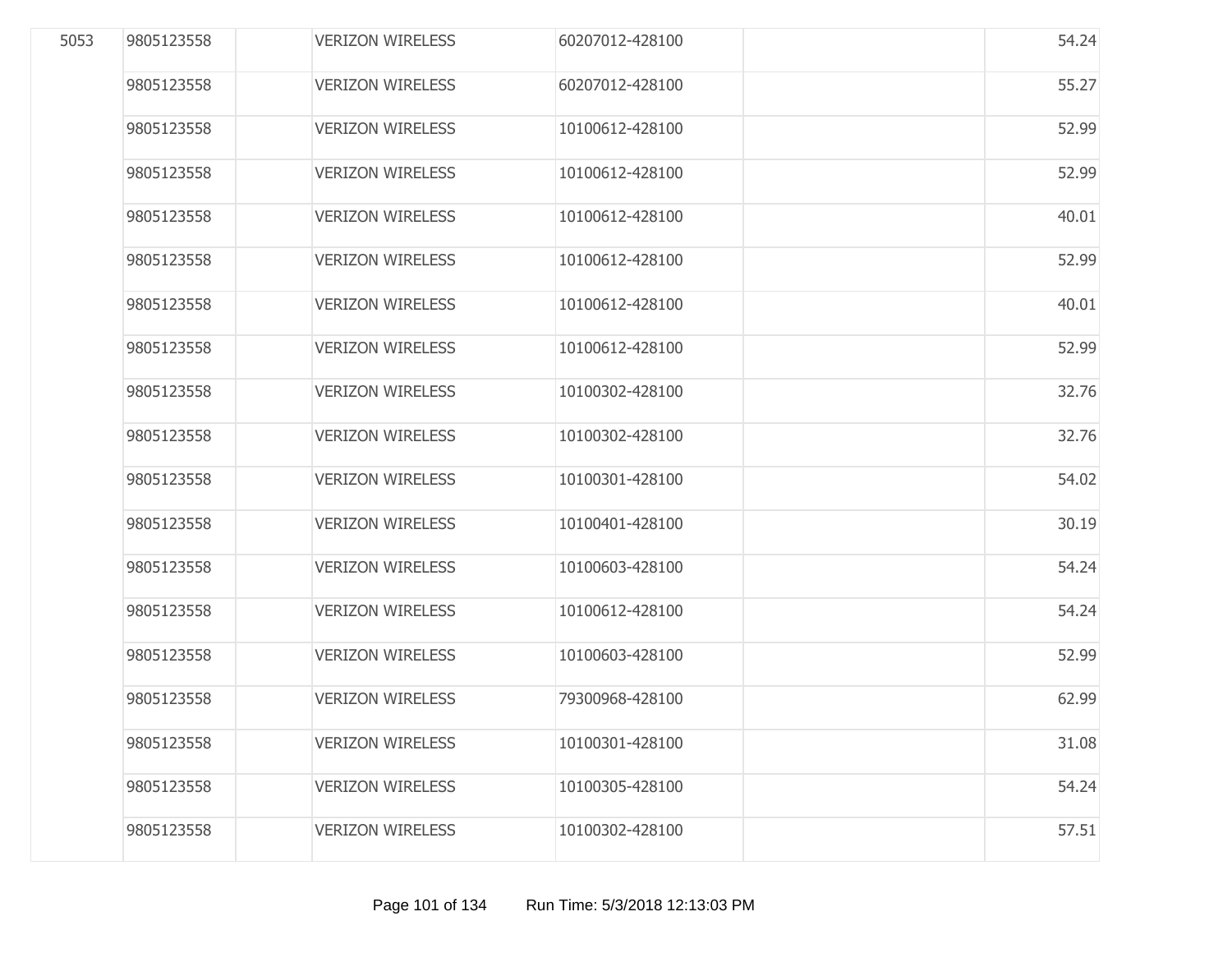| | | | | | | |
|---|---|---|---|---|---|---|
| 5053 | 9805123558 | | VERIZON WIRELESS | 60207012-428100 | | 54.24 |
| | 9805123558 | | VERIZON WIRELESS | 60207012-428100 | | 55.27 |
| | 9805123558 | | VERIZON WIRELESS | 10100612-428100 | | 52.99 |
| | 9805123558 | | VERIZON WIRELESS | 10100612-428100 | | 52.99 |
| | 9805123558 | | VERIZON WIRELESS | 10100612-428100 | | 40.01 |
| | 9805123558 | | VERIZON WIRELESS | 10100612-428100 | | 52.99 |
| | 9805123558 | | VERIZON WIRELESS | 10100612-428100 | | 40.01 |
| | 9805123558 | | VERIZON WIRELESS | 10100612-428100 | | 52.99 |
| | 9805123558 | | VERIZON WIRELESS | 10100302-428100 | | 32.76 |
| | 9805123558 | | VERIZON WIRELESS | 10100302-428100 | | 32.76 |
| | 9805123558 | | VERIZON WIRELESS | 10100301-428100 | | 54.02 |
| | 9805123558 | | VERIZON WIRELESS | 10100401-428100 | | 30.19 |
| | 9805123558 | | VERIZON WIRELESS | 10100603-428100 | | 54.24 |
| | 9805123558 | | VERIZON WIRELESS | 10100612-428100 | | 54.24 |
| | 9805123558 | | VERIZON WIRELESS | 10100603-428100 | | 52.99 |
| | 9805123558 | | VERIZON WIRELESS | 79300968-428100 | | 62.99 |
| | 9805123558 | | VERIZON WIRELESS | 10100301-428100 | | 31.08 |
| | 9805123558 | | VERIZON WIRELESS | 10100305-428100 | | 54.24 |
| | 9805123558 | | VERIZON WIRELESS | 10100302-428100 | | 57.51 |

Run Time: 5/3/2018 12:13:03 PM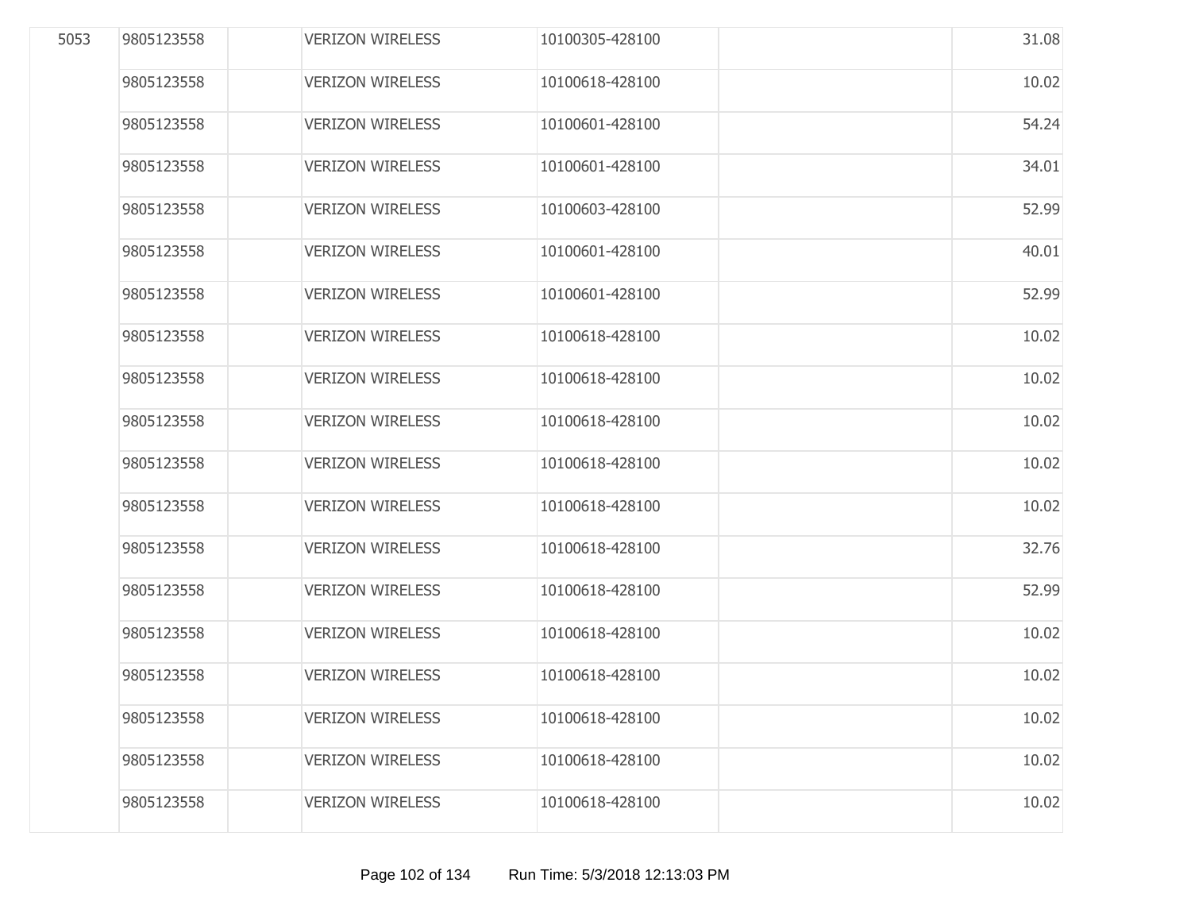| | | | | | | |
|---|---|---|---|---|---|---|
| 5053 | 9805123558 | | VERIZON WIRELESS | 10100305-428100 | | 31.08 |
| | 9805123558 | | VERIZON WIRELESS | 10100618-428100 | | 10.02 |
| | 9805123558 | | VERIZON WIRELESS | 10100601-428100 | | 54.24 |
| | 9805123558 | | VERIZON WIRELESS | 10100601-428100 | | 34.01 |
| | 9805123558 | | VERIZON WIRELESS | 10100603-428100 | | 52.99 |
| | 9805123558 | | VERIZON WIRELESS | 10100601-428100 | | 40.01 |
| | 9805123558 | | VERIZON WIRELESS | 10100601-428100 | | 52.99 |
| | 9805123558 | | VERIZON WIRELESS | 10100618-428100 | | 10.02 |
| | 9805123558 | | VERIZON WIRELESS | 10100618-428100 | | 10.02 |
| | 9805123558 | | VERIZON WIRELESS | 10100618-428100 | | 10.02 |
| | 9805123558 | | VERIZON WIRELESS | 10100618-428100 | | 10.02 |
| | 9805123558 | | VERIZON WIRELESS | 10100618-428100 | | 10.02 |
| | 9805123558 | | VERIZON WIRELESS | 10100618-428100 | | 32.76 |
| | 9805123558 | | VERIZON WIRELESS | 10100618-428100 | | 52.99 |
| | 9805123558 | | VERIZON WIRELESS | 10100618-428100 | | 10.02 |
| | 9805123558 | | VERIZON WIRELESS | 10100618-428100 | | 10.02 |
| | 9805123558 | | VERIZON WIRELESS | 10100618-428100 | | 10.02 |
| | 9805123558 | | VERIZON WIRELESS | 10100618-428100 | | 10.02 |
| | 9805123558 | | VERIZON WIRELESS | 10100618-428100 | | 10.02 |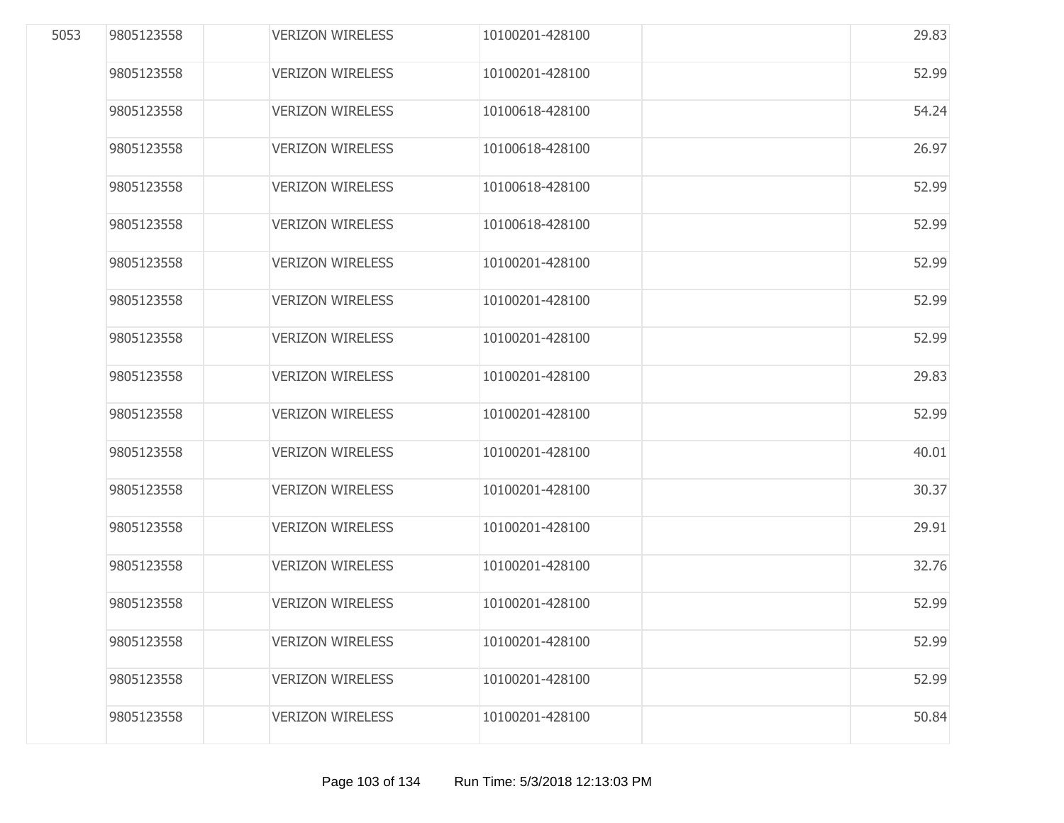| | | | | | | |
|---|---|---|---|---|---|---|
| 5053 | 9805123558 | | VERIZON WIRELESS | 10100201-428100 | | 29.83 |
| | 9805123558 | | VERIZON WIRELESS | 10100201-428100 | | 52.99 |
| | 9805123558 | | VERIZON WIRELESS | 10100618-428100 | | 54.24 |
| | 9805123558 | | VERIZON WIRELESS | 10100618-428100 | | 26.97 |
| | 9805123558 | | VERIZON WIRELESS | 10100618-428100 | | 52.99 |
| | 9805123558 | | VERIZON WIRELESS | 10100618-428100 | | 52.99 |
| | 9805123558 | | VERIZON WIRELESS | 10100201-428100 | | 52.99 |
| | 9805123558 | | VERIZON WIRELESS | 10100201-428100 | | 52.99 |
| | 9805123558 | | VERIZON WIRELESS | 10100201-428100 | | 52.99 |
| | 9805123558 | | VERIZON WIRELESS | 10100201-428100 | | 29.83 |
| | 9805123558 | | VERIZON WIRELESS | 10100201-428100 | | 52.99 |
| | 9805123558 | | VERIZON WIRELESS | 10100201-428100 | | 40.01 |
| | 9805123558 | | VERIZON WIRELESS | 10100201-428100 | | 30.37 |
| | 9805123558 | | VERIZON WIRELESS | 10100201-428100 | | 29.91 |
| | 9805123558 | | VERIZON WIRELESS | 10100201-428100 | | 32.76 |
| | 9805123558 | | VERIZON WIRELESS | 10100201-428100 | | 52.99 |
| | 9805123558 | | VERIZON WIRELESS | 10100201-428100 | | 52.99 |
| | 9805123558 | | VERIZON WIRELESS | 10100201-428100 | | 52.99 |
| | 9805123558 | | VERIZON WIRELESS | 10100201-428100 | | 50.84 |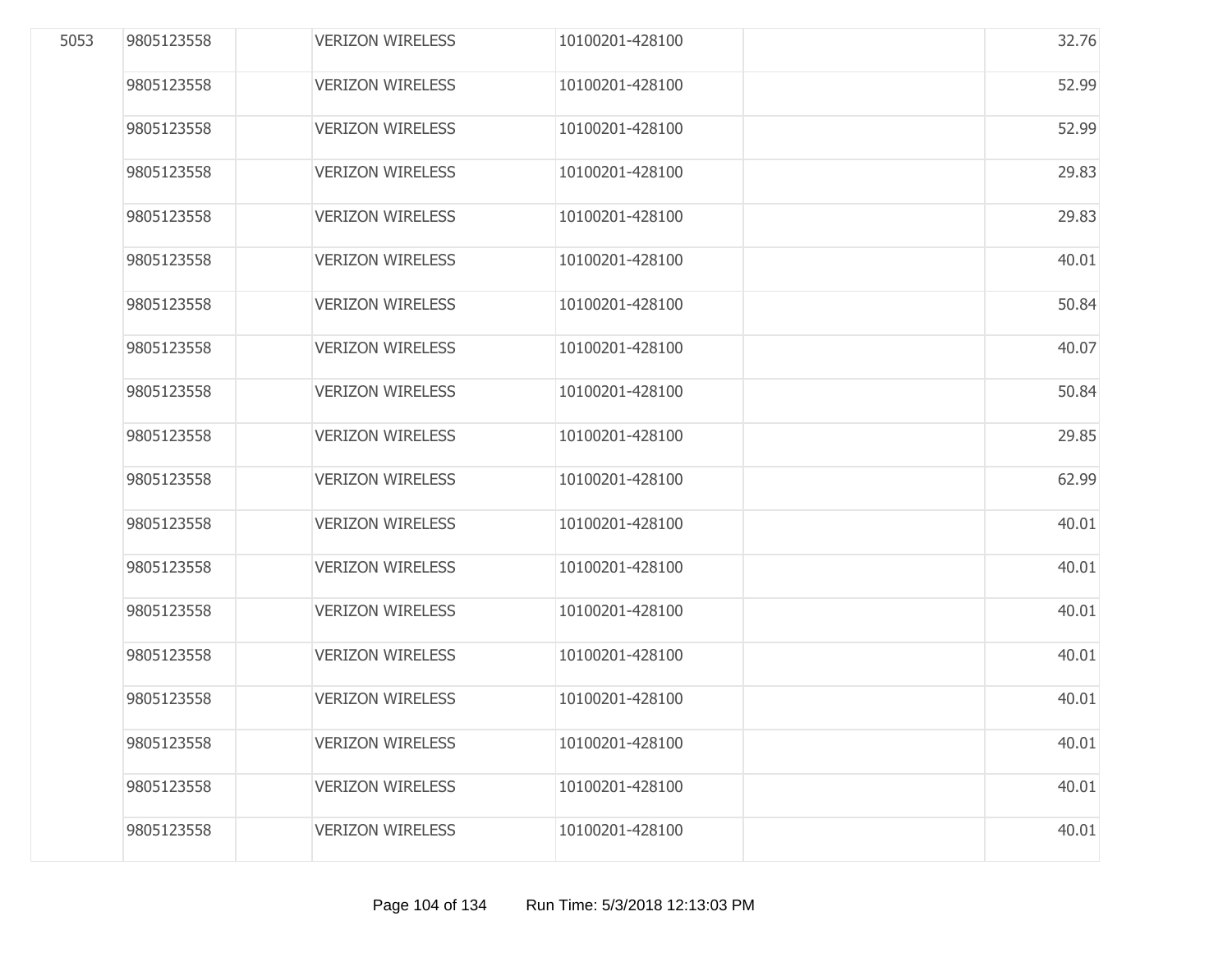| | | | | | | |
|---|---|---|---|---|---|---|
| 5053 | 9805123558 | | VERIZON WIRELESS | 10100201-428100 | | 32.76 |
| | 9805123558 | | VERIZON WIRELESS | 10100201-428100 | | 52.99 |
| | 9805123558 | | VERIZON WIRELESS | 10100201-428100 | | 52.99 |
| | 9805123558 | | VERIZON WIRELESS | 10100201-428100 | | 29.83 |
| | 9805123558 | | VERIZON WIRELESS | 10100201-428100 | | 29.83 |
| | 9805123558 | | VERIZON WIRELESS | 10100201-428100 | | 40.01 |
| | 9805123558 | | VERIZON WIRELESS | 10100201-428100 | | 50.84 |
| | 9805123558 | | VERIZON WIRELESS | 10100201-428100 | | 40.07 |
| | 9805123558 | | VERIZON WIRELESS | 10100201-428100 | | 50.84 |
| | 9805123558 | | VERIZON WIRELESS | 10100201-428100 | | 29.85 |
| | 9805123558 | | VERIZON WIRELESS | 10100201-428100 | | 62.99 |
| | 9805123558 | | VERIZON WIRELESS | 10100201-428100 | | 40.01 |
| | 9805123558 | | VERIZON WIRELESS | 10100201-428100 | | 40.01 |
| | 9805123558 | | VERIZON WIRELESS | 10100201-428100 | | 40.01 |
| | 9805123558 | | VERIZON WIRELESS | 10100201-428100 | | 40.01 |
| | 9805123558 | | VERIZON WIRELESS | 10100201-428100 | | 40.01 |
| | 9805123558 | | VERIZON WIRELESS | 10100201-428100 | | 40.01 |
| | 9805123558 | | VERIZON WIRELESS | 10100201-428100 | | 40.01 |
| | 9805123558 | | VERIZON WIRELESS | 10100201-428100 | | 40.01 |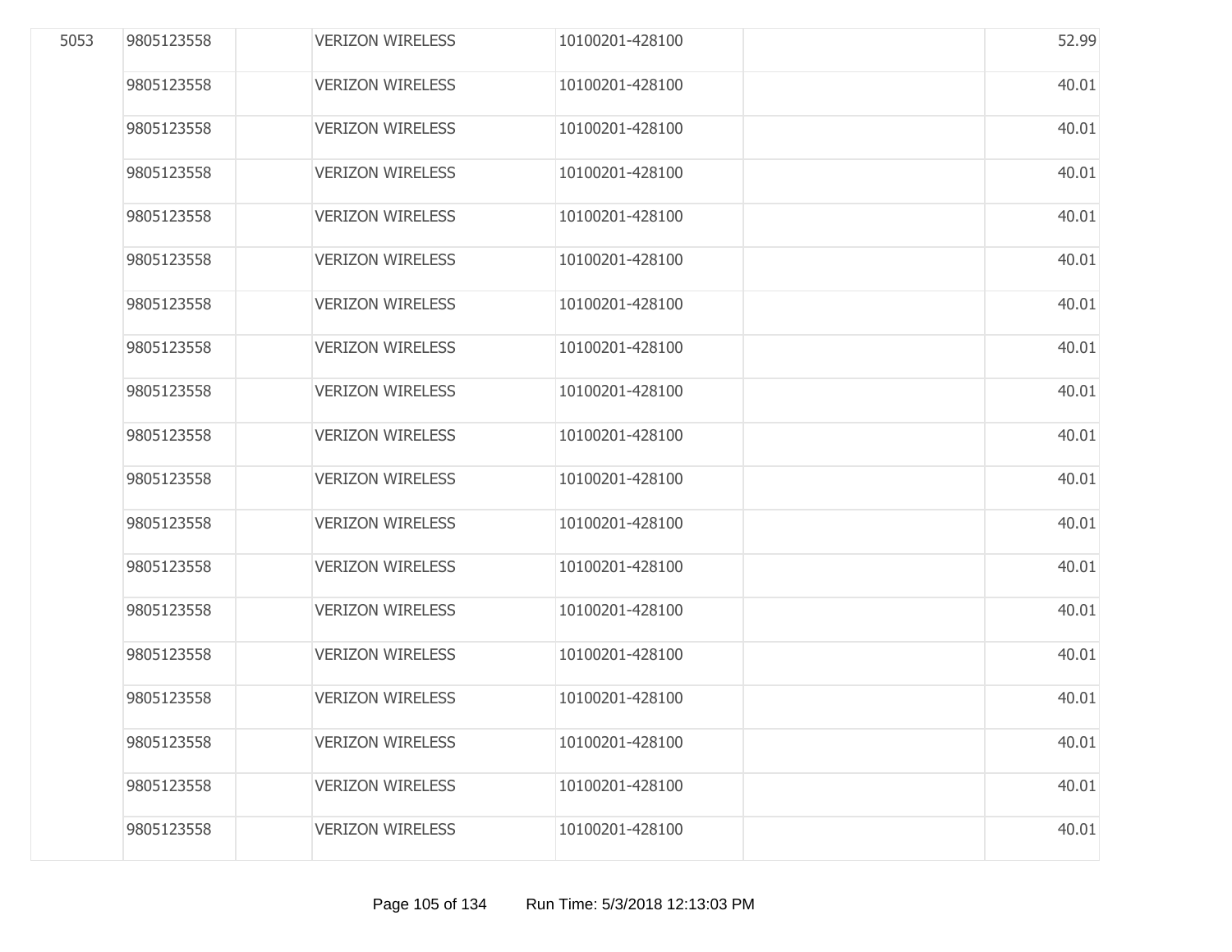| | | | | | | |
|---|---|---|---|---|---|---|
| 5053 | 9805123558 | | VERIZON WIRELESS | 10100201-428100 | | 52.99 |
| | 9805123558 | | VERIZON WIRELESS | 10100201-428100 | | 40.01 |
| | 9805123558 | | VERIZON WIRELESS | 10100201-428100 | | 40.01 |
| | 9805123558 | | VERIZON WIRELESS | 10100201-428100 | | 40.01 |
| | 9805123558 | | VERIZON WIRELESS | 10100201-428100 | | 40.01 |
| | 9805123558 | | VERIZON WIRELESS | 10100201-428100 | | 40.01 |
| | 9805123558 | | VERIZON WIRELESS | 10100201-428100 | | 40.01 |
| | 9805123558 | | VERIZON WIRELESS | 10100201-428100 | | 40.01 |
| | 9805123558 | | VERIZON WIRELESS | 10100201-428100 | | 40.01 |
| | 9805123558 | | VERIZON WIRELESS | 10100201-428100 | | 40.01 |
| | 9805123558 | | VERIZON WIRELESS | 10100201-428100 | | 40.01 |
| | 9805123558 | | VERIZON WIRELESS | 10100201-428100 | | 40.01 |
| | 9805123558 | | VERIZON WIRELESS | 10100201-428100 | | 40.01 |
| | 9805123558 | | VERIZON WIRELESS | 10100201-428100 | | 40.01 |
| | 9805123558 | | VERIZON WIRELESS | 10100201-428100 | | 40.01 |
| | 9805123558 | | VERIZON WIRELESS | 10100201-428100 | | 40.01 |
| | 9805123558 | | VERIZON WIRELESS | 10100201-428100 | | 40.01 |
| | 9805123558 | | VERIZON WIRELESS | 10100201-428100 | | 40.01 |
| | 9805123558 | | VERIZON WIRELESS | 10100201-428100 | | 40.01 |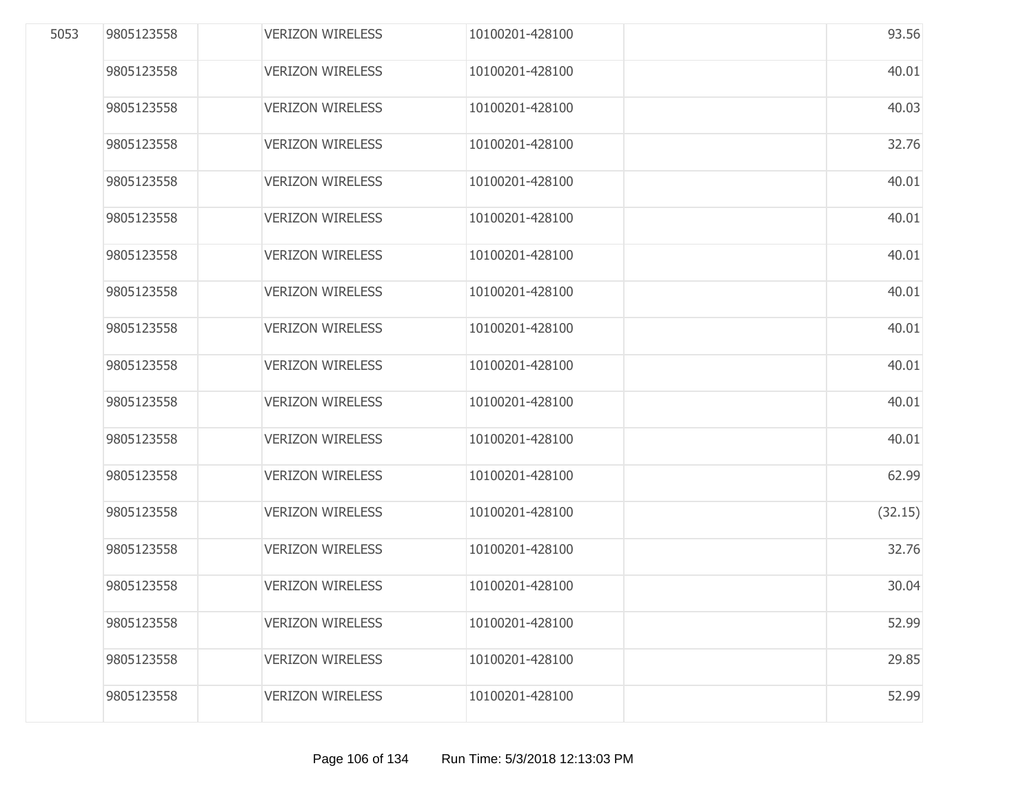| | | | | | | |
|---|---|---|---|---|---|---|
| 5053 | 9805123558 | | VERIZON WIRELESS | 10100201-428100 | | 93.56 |
| | 9805123558 | | VERIZON WIRELESS | 10100201-428100 | | 40.01 |
| | 9805123558 | | VERIZON WIRELESS | 10100201-428100 | | 40.03 |
| | 9805123558 | | VERIZON WIRELESS | 10100201-428100 | | 32.76 |
| | 9805123558 | | VERIZON WIRELESS | 10100201-428100 | | 40.01 |
| | 9805123558 | | VERIZON WIRELESS | 10100201-428100 | | 40.01 |
| | 9805123558 | | VERIZON WIRELESS | 10100201-428100 | | 40.01 |
| | 9805123558 | | VERIZON WIRELESS | 10100201-428100 | | 40.01 |
| | 9805123558 | | VERIZON WIRELESS | 10100201-428100 | | 40.01 |
| | 9805123558 | | VERIZON WIRELESS | 10100201-428100 | | 40.01 |
| | 9805123558 | | VERIZON WIRELESS | 10100201-428100 | | 40.01 |
| | 9805123558 | | VERIZON WIRELESS | 10100201-428100 | | 40.01 |
| | 9805123558 | | VERIZON WIRELESS | 10100201-428100 | | 62.99 |
| | 9805123558 | | VERIZON WIRELESS | 10100201-428100 | | (32.15) |
| | 9805123558 | | VERIZON WIRELESS | 10100201-428100 | | 32.76 |
| | 9805123558 | | VERIZON WIRELESS | 10100201-428100 | | 30.04 |
| | 9805123558 | | VERIZON WIRELESS | 10100201-428100 | | 52.99 |
| | 9805123558 | | VERIZON WIRELESS | 10100201-428100 | | 29.85 |
| | 9805123558 | | VERIZON WIRELESS | 10100201-428100 | | 52.99 |

Run Time: 5/3/2018 12:13:03 PM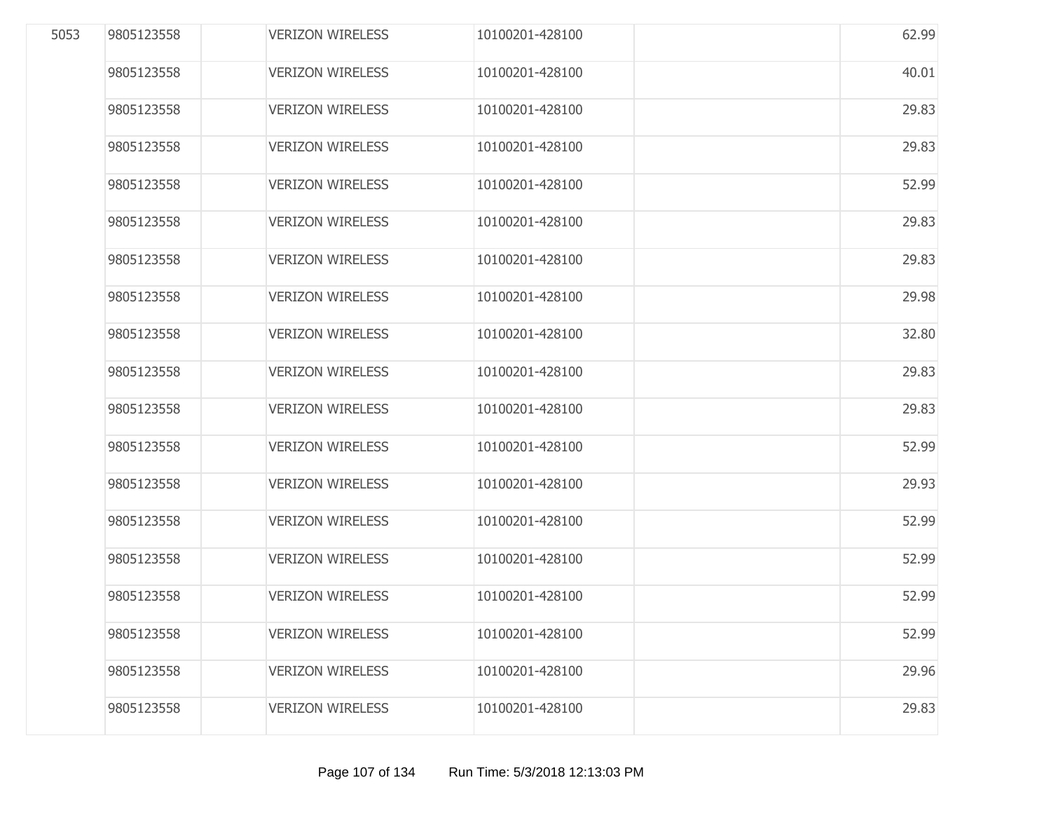| | | | | | | |
|---|---|---|---|---|---|---|
| 5053 | 9805123558 | | VERIZON WIRELESS | 10100201-428100 | | 62.99 |
| | 9805123558 | | VERIZON WIRELESS | 10100201-428100 | | 40.01 |
| | 9805123558 | | VERIZON WIRELESS | 10100201-428100 | | 29.83 |
| | 9805123558 | | VERIZON WIRELESS | 10100201-428100 | | 29.83 |
| | 9805123558 | | VERIZON WIRELESS | 10100201-428100 | | 52.99 |
| | 9805123558 | | VERIZON WIRELESS | 10100201-428100 | | 29.83 |
| | 9805123558 | | VERIZON WIRELESS | 10100201-428100 | | 29.83 |
| | 9805123558 | | VERIZON WIRELESS | 10100201-428100 | | 29.98 |
| | 9805123558 | | VERIZON WIRELESS | 10100201-428100 | | 32.80 |
| | 9805123558 | | VERIZON WIRELESS | 10100201-428100 | | 29.83 |
| | 9805123558 | | VERIZON WIRELESS | 10100201-428100 | | 29.83 |
| | 9805123558 | | VERIZON WIRELESS | 10100201-428100 | | 52.99 |
| | 9805123558 | | VERIZON WIRELESS | 10100201-428100 | | 29.93 |
| | 9805123558 | | VERIZON WIRELESS | 10100201-428100 | | 52.99 |
| | 9805123558 | | VERIZON WIRELESS | 10100201-428100 | | 52.99 |
| | 9805123558 | | VERIZON WIRELESS | 10100201-428100 | | 52.99 |
| | 9805123558 | | VERIZON WIRELESS | 10100201-428100 | | 52.99 |
| | 9805123558 | | VERIZON WIRELESS | 10100201-428100 | | 29.96 |
| | 9805123558 | | VERIZON WIRELESS | 10100201-428100 | | 29.83 |

Run Time: 5/3/2018 12:13:03 PM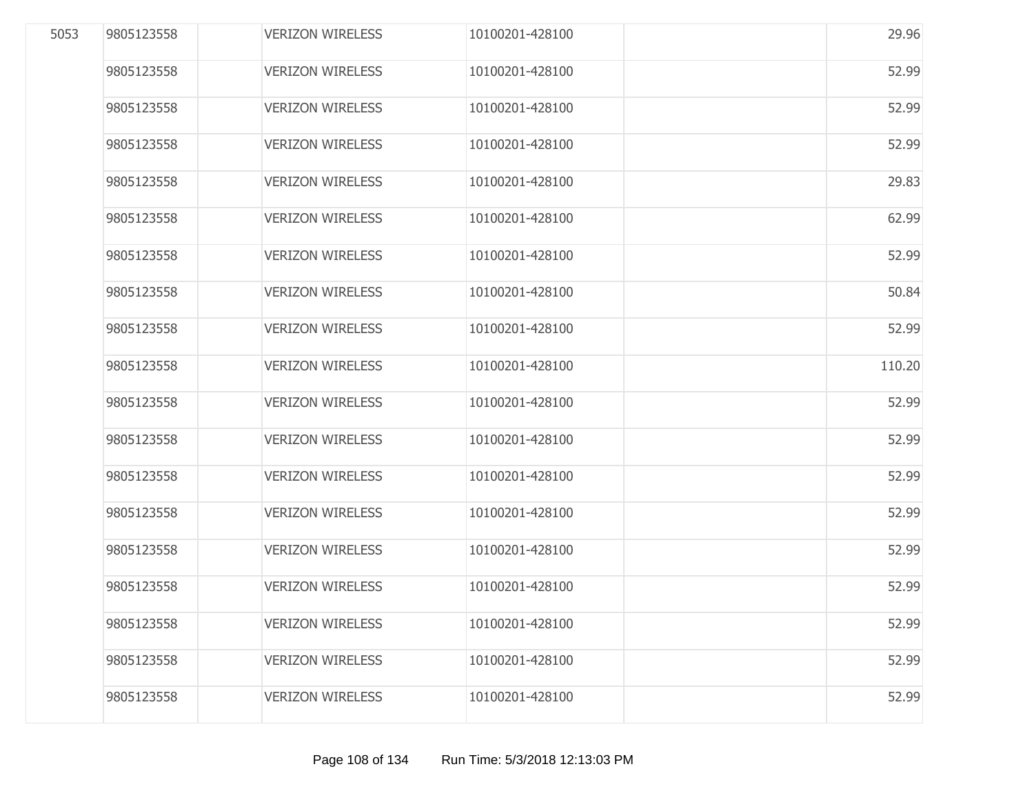| | | | | | | |
|---|---|---|---|---|---|---|
| 5053 | 9805123558 | | VERIZON WIRELESS | 10100201-428100 | | 29.96 |
| | 9805123558 | | VERIZON WIRELESS | 10100201-428100 | | 52.99 |
| | 9805123558 | | VERIZON WIRELESS | 10100201-428100 | | 52.99 |
| | 9805123558 | | VERIZON WIRELESS | 10100201-428100 | | 52.99 |
| | 9805123558 | | VERIZON WIRELESS | 10100201-428100 | | 29.83 |
| | 9805123558 | | VERIZON WIRELESS | 10100201-428100 | | 62.99 |
| | 9805123558 | | VERIZON WIRELESS | 10100201-428100 | | 52.99 |
| | 9805123558 | | VERIZON WIRELESS | 10100201-428100 | | 50.84 |
| | 9805123558 | | VERIZON WIRELESS | 10100201-428100 | | 52.99 |
| | 9805123558 | | VERIZON WIRELESS | 10100201-428100 | | 110.20 |
| | 9805123558 | | VERIZON WIRELESS | 10100201-428100 | | 52.99 |
| | 9805123558 | | VERIZON WIRELESS | 10100201-428100 | | 52.99 |
| | 9805123558 | | VERIZON WIRELESS | 10100201-428100 | | 52.99 |
| | 9805123558 | | VERIZON WIRELESS | 10100201-428100 | | 52.99 |
| | 9805123558 | | VERIZON WIRELESS | 10100201-428100 | | 52.99 |
| | 9805123558 | | VERIZON WIRELESS | 10100201-428100 | | 52.99 |
| | 9805123558 | | VERIZON WIRELESS | 10100201-428100 | | 52.99 |
| | 9805123558 | | VERIZON WIRELESS | 10100201-428100 | | 52.99 |
| | 9805123558 | | VERIZON WIRELESS | 10100201-428100 | | 52.99 |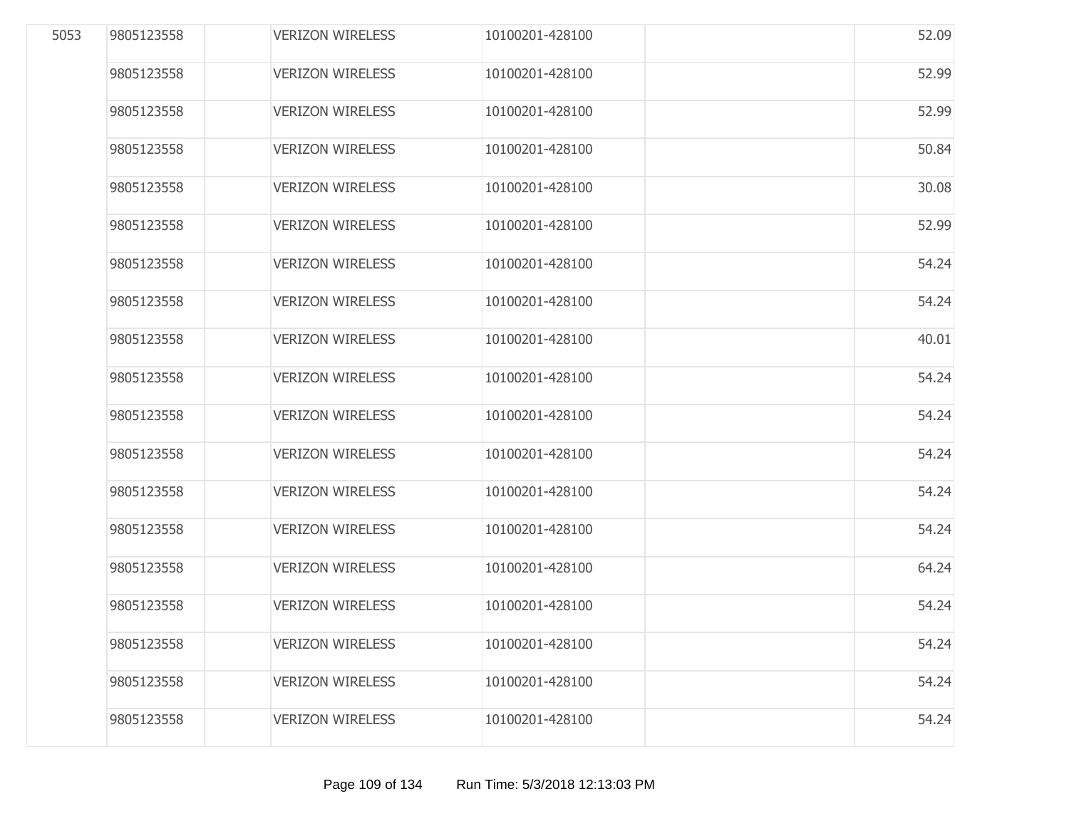| | | | | | | |
|---|---|---|---|---|---|---|
| 5053 | 9805123558 | | VERIZON WIRELESS | 10100201-428100 | | 52.09 |
| | 9805123558 | | VERIZON WIRELESS | 10100201-428100 | | 52.99 |
| | 9805123558 | | VERIZON WIRELESS | 10100201-428100 | | 52.99 |
| | 9805123558 | | VERIZON WIRELESS | 10100201-428100 | | 50.84 |
| | 9805123558 | | VERIZON WIRELESS | 10100201-428100 | | 30.08 |
| | 9805123558 | | VERIZON WIRELESS | 10100201-428100 | | 52.99 |
| | 9805123558 | | VERIZON WIRELESS | 10100201-428100 | | 54.24 |
| | 9805123558 | | VERIZON WIRELESS | 10100201-428100 | | 54.24 |
| | 9805123558 | | VERIZON WIRELESS | 10100201-428100 | | 40.01 |
| | 9805123558 | | VERIZON WIRELESS | 10100201-428100 | | 54.24 |
| | 9805123558 | | VERIZON WIRELESS | 10100201-428100 | | 54.24 |
| | 9805123558 | | VERIZON WIRELESS | 10100201-428100 | | 54.24 |
| | 9805123558 | | VERIZON WIRELESS | 10100201-428100 | | 54.24 |
| | 9805123558 | | VERIZON WIRELESS | 10100201-428100 | | 54.24 |
| | 9805123558 | | VERIZON WIRELESS | 10100201-428100 | | 64.24 |
| | 9805123558 | | VERIZON WIRELESS | 10100201-428100 | | 54.24 |
| | 9805123558 | | VERIZON WIRELESS | 10100201-428100 | | 54.24 |
| | 9805123558 | | VERIZON WIRELESS | 10100201-428100 | | 54.24 |
| | 9805123558 | | VERIZON WIRELESS | 10100201-428100 | | 54.24 |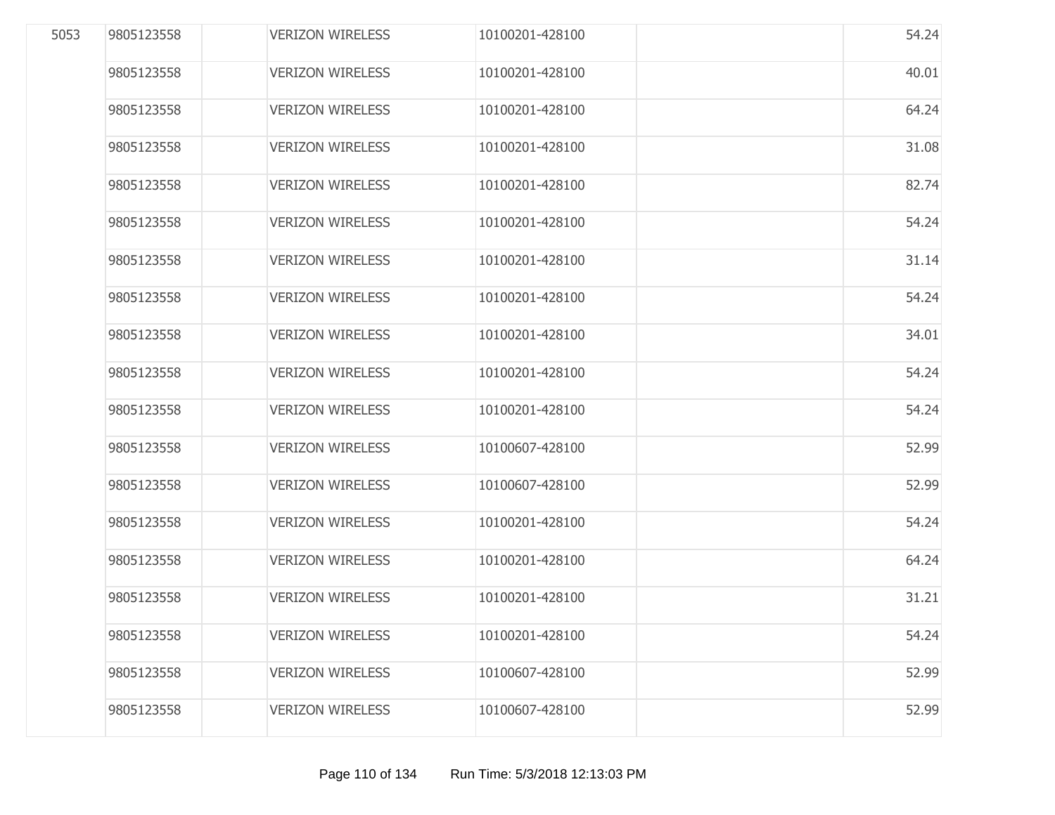| | | | | | | |
|---|---|---|---|---|---|---|
| 5053 | 9805123558 | | VERIZON WIRELESS | 10100201-428100 | | 54.24 |
| | 9805123558 | | VERIZON WIRELESS | 10100201-428100 | | 40.01 |
| | 9805123558 | | VERIZON WIRELESS | 10100201-428100 | | 64.24 |
| | 9805123558 | | VERIZON WIRELESS | 10100201-428100 | | 31.08 |
| | 9805123558 | | VERIZON WIRELESS | 10100201-428100 | | 82.74 |
| | 9805123558 | | VERIZON WIRELESS | 10100201-428100 | | 54.24 |
| | 9805123558 | | VERIZON WIRELESS | 10100201-428100 | | 31.14 |
| | 9805123558 | | VERIZON WIRELESS | 10100201-428100 | | 54.24 |
| | 9805123558 | | VERIZON WIRELESS | 10100201-428100 | | 34.01 |
| | 9805123558 | | VERIZON WIRELESS | 10100201-428100 | | 54.24 |
| | 9805123558 | | VERIZON WIRELESS | 10100201-428100 | | 54.24 |
| | 9805123558 | | VERIZON WIRELESS | 10100607-428100 | | 52.99 |
| | 9805123558 | | VERIZON WIRELESS | 10100607-428100 | | 52.99 |
| | 9805123558 | | VERIZON WIRELESS | 10100201-428100 | | 54.24 |
| | 9805123558 | | VERIZON WIRELESS | 10100201-428100 | | 64.24 |
| | 9805123558 | | VERIZON WIRELESS | 10100201-428100 | | 31.21 |
| | 9805123558 | | VERIZON WIRELESS | 10100201-428100 | | 54.24 |
| | 9805123558 | | VERIZON WIRELESS | 10100607-428100 | | 52.99 |
| | 9805123558 | | VERIZON WIRELESS | 10100607-428100 | | 52.99 |

Run Time: 5/3/2018 12:13:03 PM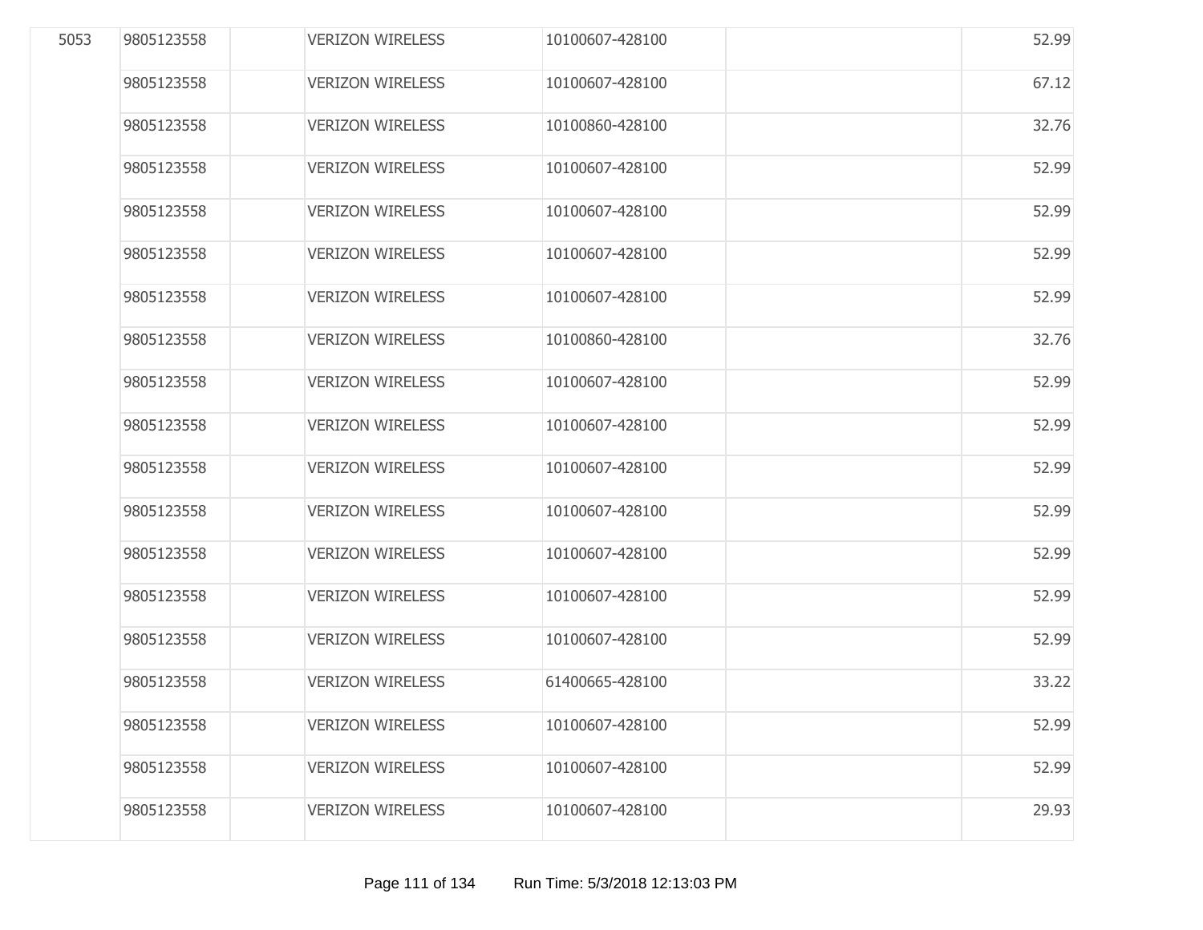| | | | | | | |
|---|---|---|---|---|---|---|
| 5053 | 9805123558 | | VERIZON WIRELESS | 10100607-428100 | | 52.99 |
| | 9805123558 | | VERIZON WIRELESS | 10100607-428100 | | 67.12 |
| | 9805123558 | | VERIZON WIRELESS | 10100860-428100 | | 32.76 |
| | 9805123558 | | VERIZON WIRELESS | 10100607-428100 | | 52.99 |
| | 9805123558 | | VERIZON WIRELESS | 10100607-428100 | | 52.99 |
| | 9805123558 | | VERIZON WIRELESS | 10100607-428100 | | 52.99 |
| | 9805123558 | | VERIZON WIRELESS | 10100607-428100 | | 52.99 |
| | 9805123558 | | VERIZON WIRELESS | 10100860-428100 | | 32.76 |
| | 9805123558 | | VERIZON WIRELESS | 10100607-428100 | | 52.99 |
| | 9805123558 | | VERIZON WIRELESS | 10100607-428100 | | 52.99 |
| | 9805123558 | | VERIZON WIRELESS | 10100607-428100 | | 52.99 |
| | 9805123558 | | VERIZON WIRELESS | 10100607-428100 | | 52.99 |
| | 9805123558 | | VERIZON WIRELESS | 10100607-428100 | | 52.99 |
| | 9805123558 | | VERIZON WIRELESS | 10100607-428100 | | 52.99 |
| | 9805123558 | | VERIZON WIRELESS | 10100607-428100 | | 52.99 |
| | 9805123558 | | VERIZON WIRELESS | 61400665-428100 | | 33.22 |
| | 9805123558 | | VERIZON WIRELESS | 10100607-428100 | | 52.99 |
| | 9805123558 | | VERIZON WIRELESS | 10100607-428100 | | 52.99 |
| | 9805123558 | | VERIZON WIRELESS | 10100607-428100 | | 29.93 |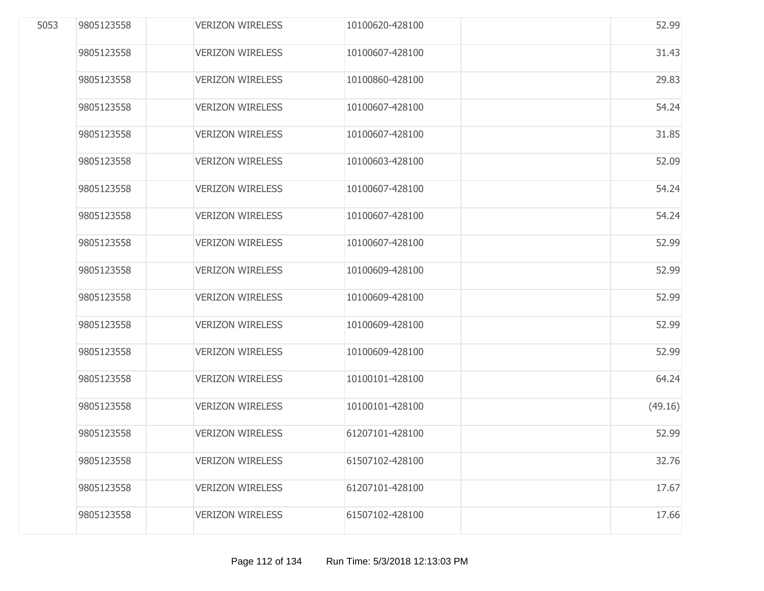| | | | | | | |
|---|---|---|---|---|---|---|
| 5053 | 9805123558 | | VERIZON WIRELESS | 10100620-428100 | | 52.99 |
| | 9805123558 | | VERIZON WIRELESS | 10100607-428100 | | 31.43 |
| | 9805123558 | | VERIZON WIRELESS | 10100860-428100 | | 29.83 |
| | 9805123558 | | VERIZON WIRELESS | 10100607-428100 | | 54.24 |
| | 9805123558 | | VERIZON WIRELESS | 10100607-428100 | | 31.85 |
| | 9805123558 | | VERIZON WIRELESS | 10100603-428100 | | 52.09 |
| | 9805123558 | | VERIZON WIRELESS | 10100607-428100 | | 54.24 |
| | 9805123558 | | VERIZON WIRELESS | 10100607-428100 | | 54.24 |
| | 9805123558 | | VERIZON WIRELESS | 10100607-428100 | | 52.99 |
| | 9805123558 | | VERIZON WIRELESS | 10100609-428100 | | 52.99 |
| | 9805123558 | | VERIZON WIRELESS | 10100609-428100 | | 52.99 |
| | 9805123558 | | VERIZON WIRELESS | 10100609-428100 | | 52.99 |
| | 9805123558 | | VERIZON WIRELESS | 10100609-428100 | | 52.99 |
| | 9805123558 | | VERIZON WIRELESS | 10100101-428100 | | 64.24 |
| | 9805123558 | | VERIZON WIRELESS | 10100101-428100 | | (49.16) |
| | 9805123558 | | VERIZON WIRELESS | 61207101-428100 | | 52.99 |
| | 9805123558 | | VERIZON WIRELESS | 61507102-428100 | | 32.76 |
| | 9805123558 | | VERIZON WIRELESS | 61207101-428100 | | 17.67 |
| | 9805123558 | | VERIZON WIRELESS | 61507102-428100 | | 17.66 |

Run Time: 5/3/2018 12:13:03 PM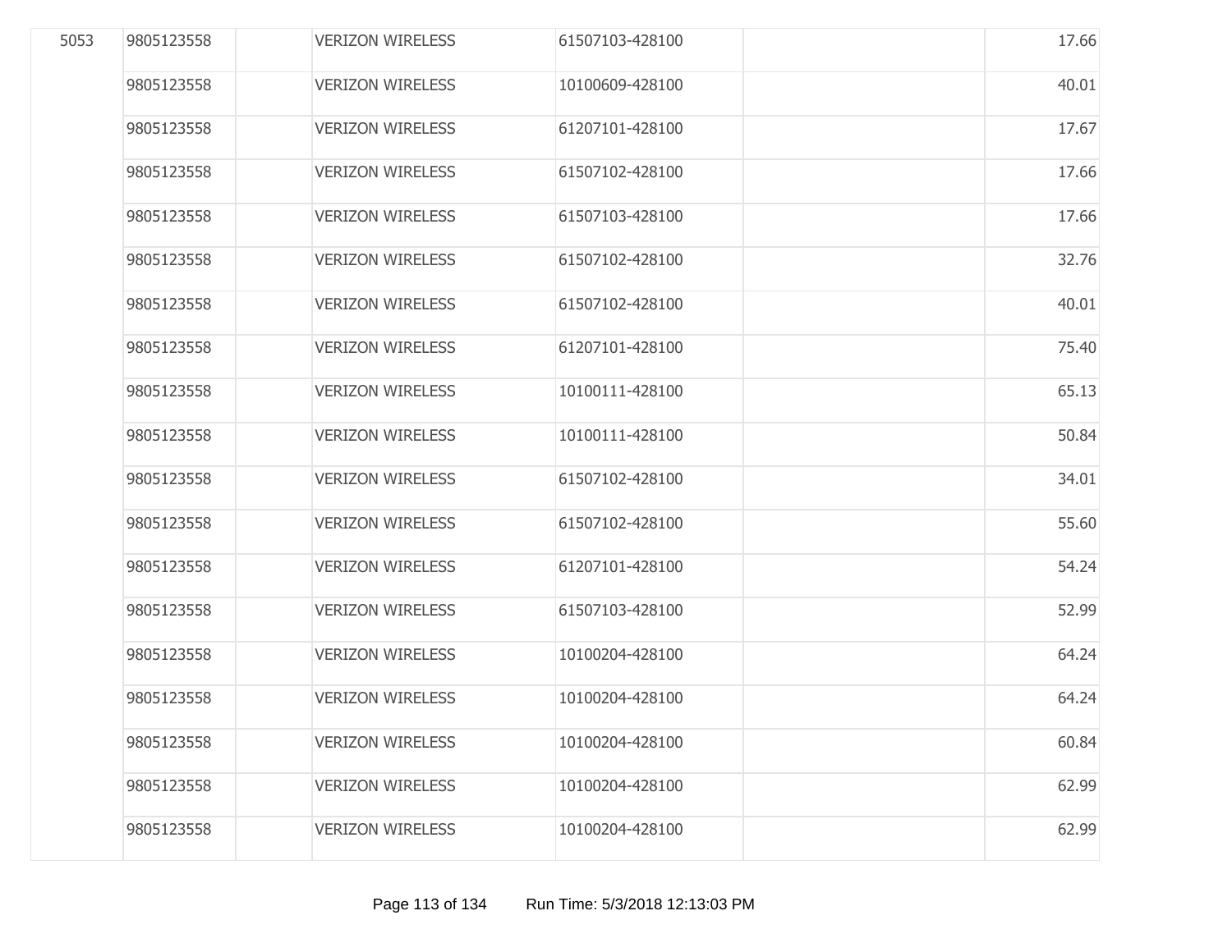| | | | | | | |
|---|---|---|---|---|---|---|
| 5053 | 9805123558 | | VERIZON WIRELESS | 61507103-428100 | | 17.66 |
| | 9805123558 | | VERIZON WIRELESS | 10100609-428100 | | 40.01 |
| | 9805123558 | | VERIZON WIRELESS | 61207101-428100 | | 17.67 |
| | 9805123558 | | VERIZON WIRELESS | 61507102-428100 | | 17.66 |
| | 9805123558 | | VERIZON WIRELESS | 61507103-428100 | | 17.66 |
| | 9805123558 | | VERIZON WIRELESS | 61507102-428100 | | 32.76 |
| | 9805123558 | | VERIZON WIRELESS | 61507102-428100 | | 40.01 |
| | 9805123558 | | VERIZON WIRELESS | 61207101-428100 | | 75.40 |
| | 9805123558 | | VERIZON WIRELESS | 10100111-428100 | | 65.13 |
| | 9805123558 | | VERIZON WIRELESS | 10100111-428100 | | 50.84 |
| | 9805123558 | | VERIZON WIRELESS | 61507102-428100 | | 34.01 |
| | 9805123558 | | VERIZON WIRELESS | 61507102-428100 | | 55.60 |
| | 9805123558 | | VERIZON WIRELESS | 61207101-428100 | | 54.24 |
| | 9805123558 | | VERIZON WIRELESS | 61507103-428100 | | 52.99 |
| | 9805123558 | | VERIZON WIRELESS | 10100204-428100 | | 64.24 |
| | 9805123558 | | VERIZON WIRELESS | 10100204-428100 | | 64.24 |
| | 9805123558 | | VERIZON WIRELESS | 10100204-428100 | | 60.84 |
| | 9805123558 | | VERIZON WIRELESS | 10100204-428100 | | 62.99 |
| | 9805123558 | | VERIZON WIRELESS | 10100204-428100 | | 62.99 |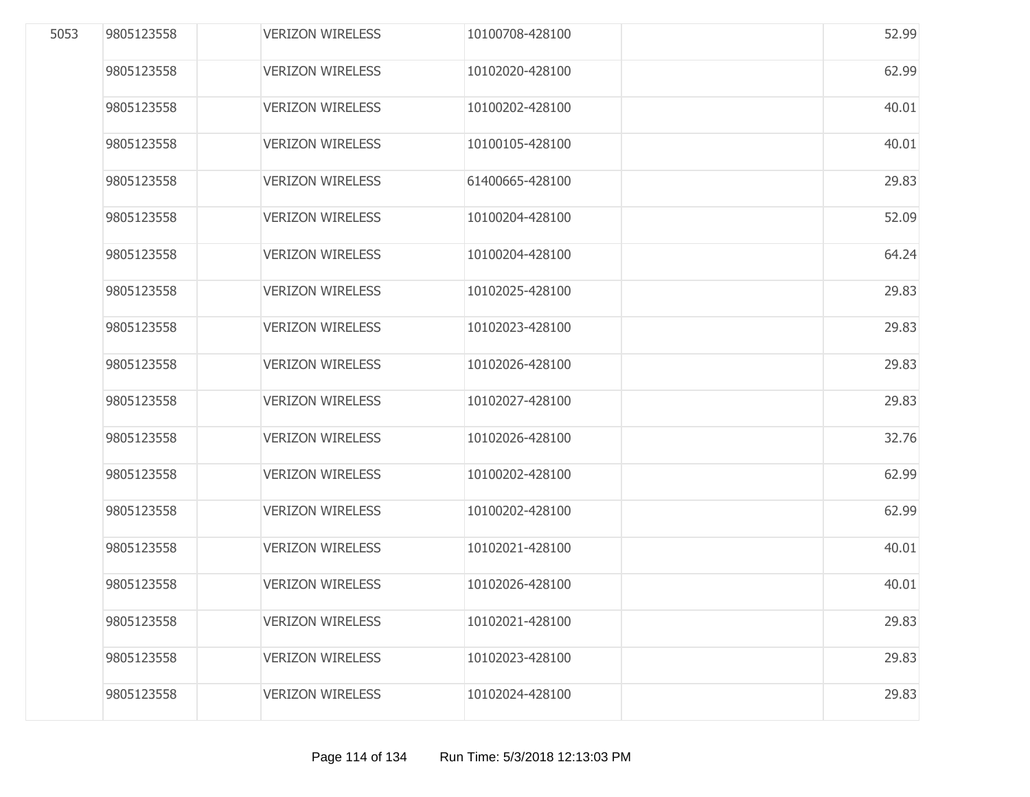| | | | | | | |
|---|---|---|---|---|---|---|
| 5053 | 9805123558 | | VERIZON WIRELESS | 10100708-428100 | | 52.99 |
| | 9805123558 | | VERIZON WIRELESS | 10102020-428100 | | 62.99 |
| | 9805123558 | | VERIZON WIRELESS | 10100202-428100 | | 40.01 |
| | 9805123558 | | VERIZON WIRELESS | 10100105-428100 | | 40.01 |
| | 9805123558 | | VERIZON WIRELESS | 61400665-428100 | | 29.83 |
| | 9805123558 | | VERIZON WIRELESS | 10100204-428100 | | 52.09 |
| | 9805123558 | | VERIZON WIRELESS | 10100204-428100 | | 64.24 |
| | 9805123558 | | VERIZON WIRELESS | 10102025-428100 | | 29.83 |
| | 9805123558 | | VERIZON WIRELESS | 10102023-428100 | | 29.83 |
| | 9805123558 | | VERIZON WIRELESS | 10102026-428100 | | 29.83 |
| | 9805123558 | | VERIZON WIRELESS | 10102027-428100 | | 29.83 |
| | 9805123558 | | VERIZON WIRELESS | 10102026-428100 | | 32.76 |
| | 9805123558 | | VERIZON WIRELESS | 10100202-428100 | | 62.99 |
| | 9805123558 | | VERIZON WIRELESS | 10100202-428100 | | 62.99 |
| | 9805123558 | | VERIZON WIRELESS | 10102021-428100 | | 40.01 |
| | 9805123558 | | VERIZON WIRELESS | 10102026-428100 | | 40.01 |
| | 9805123558 | | VERIZON WIRELESS | 10102021-428100 | | 29.83 |
| | 9805123558 | | VERIZON WIRELESS | 10102023-428100 | | 29.83 |
| | 9805123558 | | VERIZON WIRELESS | 10102024-428100 | | 29.83 |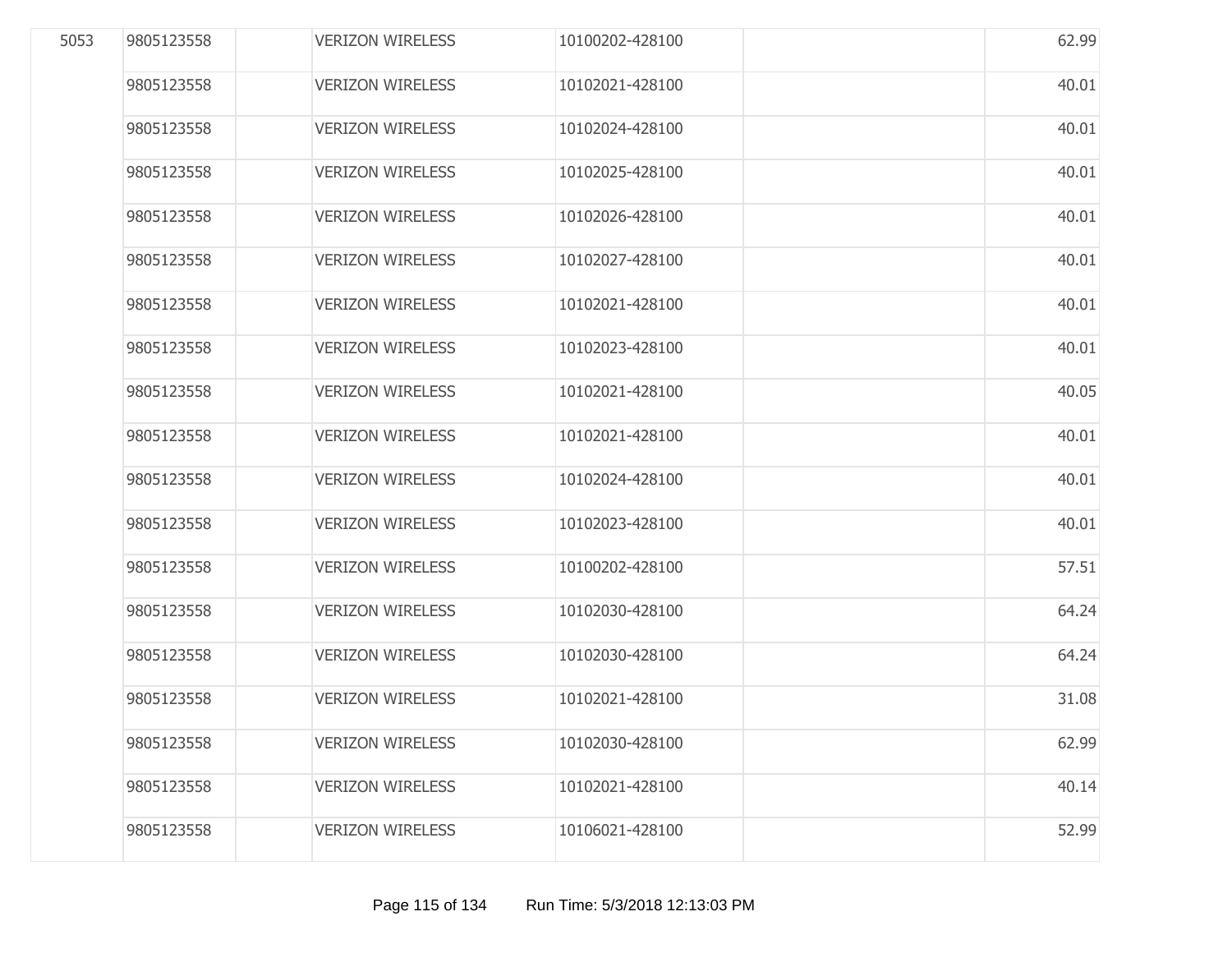| | | | | | | |
|---|---|---|---|---|---|---|
| 5053 | 9805123558 | | VERIZON WIRELESS | 10100202-428100 | | 62.99 |
| | 9805123558 | | VERIZON WIRELESS | 10102021-428100 | | 40.01 |
| | 9805123558 | | VERIZON WIRELESS | 10102024-428100 | | 40.01 |
| | 9805123558 | | VERIZON WIRELESS | 10102025-428100 | | 40.01 |
| | 9805123558 | | VERIZON WIRELESS | 10102026-428100 | | 40.01 |
| | 9805123558 | | VERIZON WIRELESS | 10102027-428100 | | 40.01 |
| | 9805123558 | | VERIZON WIRELESS | 10102021-428100 | | 40.01 |
| | 9805123558 | | VERIZON WIRELESS | 10102023-428100 | | 40.01 |
| | 9805123558 | | VERIZON WIRELESS | 10102021-428100 | | 40.05 |
| | 9805123558 | | VERIZON WIRELESS | 10102021-428100 | | 40.01 |
| | 9805123558 | | VERIZON WIRELESS | 10102024-428100 | | 40.01 |
| | 9805123558 | | VERIZON WIRELESS | 10102023-428100 | | 40.01 |
| | 9805123558 | | VERIZON WIRELESS | 10100202-428100 | | 57.51 |
| | 9805123558 | | VERIZON WIRELESS | 10102030-428100 | | 64.24 |
| | 9805123558 | | VERIZON WIRELESS | 10102030-428100 | | 64.24 |
| | 9805123558 | | VERIZON WIRELESS | 10102021-428100 | | 31.08 |
| | 9805123558 | | VERIZON WIRELESS | 10102030-428100 | | 62.99 |
| | 9805123558 | | VERIZON WIRELESS | 10102021-428100 | | 40.14 |
| | 9805123558 | | VERIZON WIRELESS | 10106021-428100 | | 52.99 |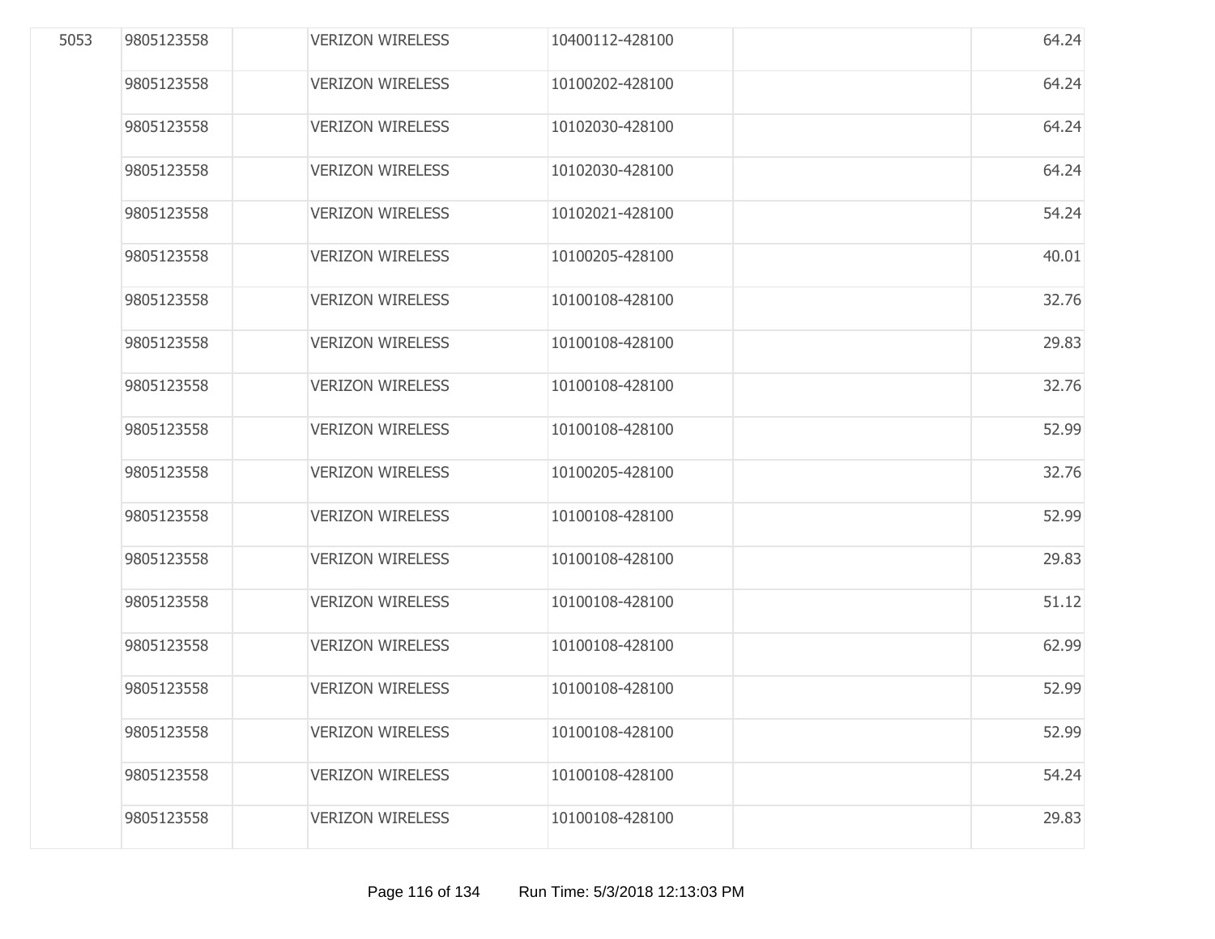| | | | | | | |
|---|---|---|---|---|---|---|
| 5053 | 9805123558 | | VERIZON WIRELESS | 10400112-428100 | | 64.24 |
| | 9805123558 | | VERIZON WIRELESS | 10100202-428100 | | 64.24 |
| | 9805123558 | | VERIZON WIRELESS | 10102030-428100 | | 64.24 |
| | 9805123558 | | VERIZON WIRELESS | 10102030-428100 | | 64.24 |
| | 9805123558 | | VERIZON WIRELESS | 10102021-428100 | | 54.24 |
| | 9805123558 | | VERIZON WIRELESS | 10100205-428100 | | 40.01 |
| | 9805123558 | | VERIZON WIRELESS | 10100108-428100 | | 32.76 |
| | 9805123558 | | VERIZON WIRELESS | 10100108-428100 | | 29.83 |
| | 9805123558 | | VERIZON WIRELESS | 10100108-428100 | | 32.76 |
| | 9805123558 | | VERIZON WIRELESS | 10100108-428100 | | 52.99 |
| | 9805123558 | | VERIZON WIRELESS | 10100205-428100 | | 32.76 |
| | 9805123558 | | VERIZON WIRELESS | 10100108-428100 | | 52.99 |
| | 9805123558 | | VERIZON WIRELESS | 10100108-428100 | | 29.83 |
| | 9805123558 | | VERIZON WIRELESS | 10100108-428100 | | 51.12 |
| | 9805123558 | | VERIZON WIRELESS | 10100108-428100 | | 62.99 |
| | 9805123558 | | VERIZON WIRELESS | 10100108-428100 | | 52.99 |
| | 9805123558 | | VERIZON WIRELESS | 10100108-428100 | | 52.99 |
| | 9805123558 | | VERIZON WIRELESS | 10100108-428100 | | 54.24 |
| | 9805123558 | | VERIZON WIRELESS | 10100108-428100 | | 29.83 |

Run Time: 5/3/2018 12:13:03 PM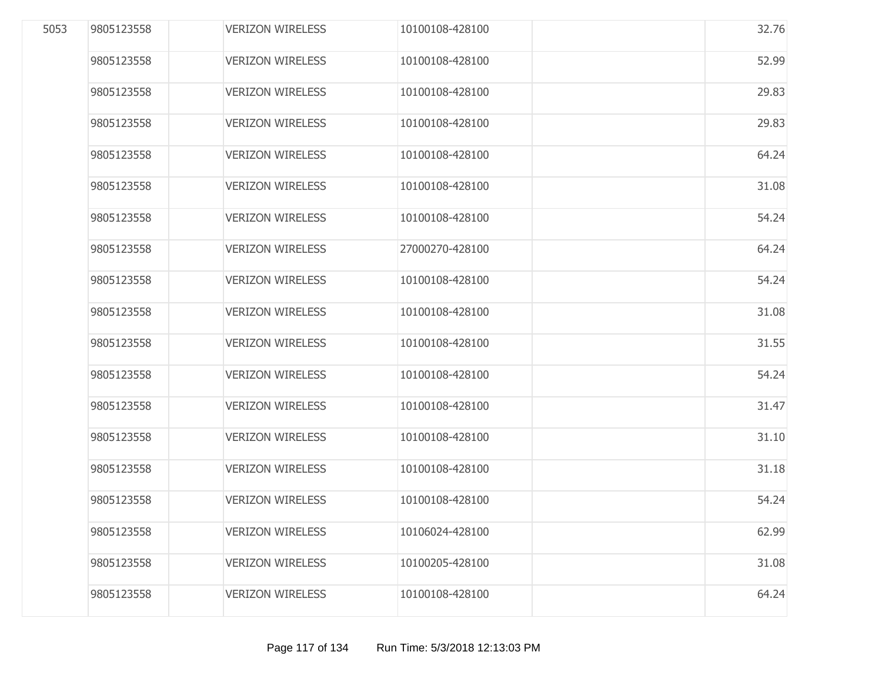| | | | | | | |
|---|---|---|---|---|---|---|
| 5053 | 9805123558 | | VERIZON WIRELESS | 10100108-428100 | | 32.76 |
| | 9805123558 | | VERIZON WIRELESS | 10100108-428100 | | 52.99 |
| | 9805123558 | | VERIZON WIRELESS | 10100108-428100 | | 29.83 |
| | 9805123558 | | VERIZON WIRELESS | 10100108-428100 | | 29.83 |
| | 9805123558 | | VERIZON WIRELESS | 10100108-428100 | | 64.24 |
| | 9805123558 | | VERIZON WIRELESS | 10100108-428100 | | 31.08 |
| | 9805123558 | | VERIZON WIRELESS | 10100108-428100 | | 54.24 |
| | 9805123558 | | VERIZON WIRELESS | 27000270-428100 | | 64.24 |
| | 9805123558 | | VERIZON WIRELESS | 10100108-428100 | | 54.24 |
| | 9805123558 | | VERIZON WIRELESS | 10100108-428100 | | 31.08 |
| | 9805123558 | | VERIZON WIRELESS | 10100108-428100 | | 31.55 |
| | 9805123558 | | VERIZON WIRELESS | 10100108-428100 | | 54.24 |
| | 9805123558 | | VERIZON WIRELESS | 10100108-428100 | | 31.47 |
| | 9805123558 | | VERIZON WIRELESS | 10100108-428100 | | 31.10 |
| | 9805123558 | | VERIZON WIRELESS | 10100108-428100 | | 31.18 |
| | 9805123558 | | VERIZON WIRELESS | 10100108-428100 | | 54.24 |
| | 9805123558 | | VERIZON WIRELESS | 10106024-428100 | | 62.99 |
| | 9805123558 | | VERIZON WIRELESS | 10100205-428100 | | 31.08 |
| | 9805123558 | | VERIZON WIRELESS | 10100108-428100 | | 64.24 |

Run Time: 5/3/2018 12:13:03 PM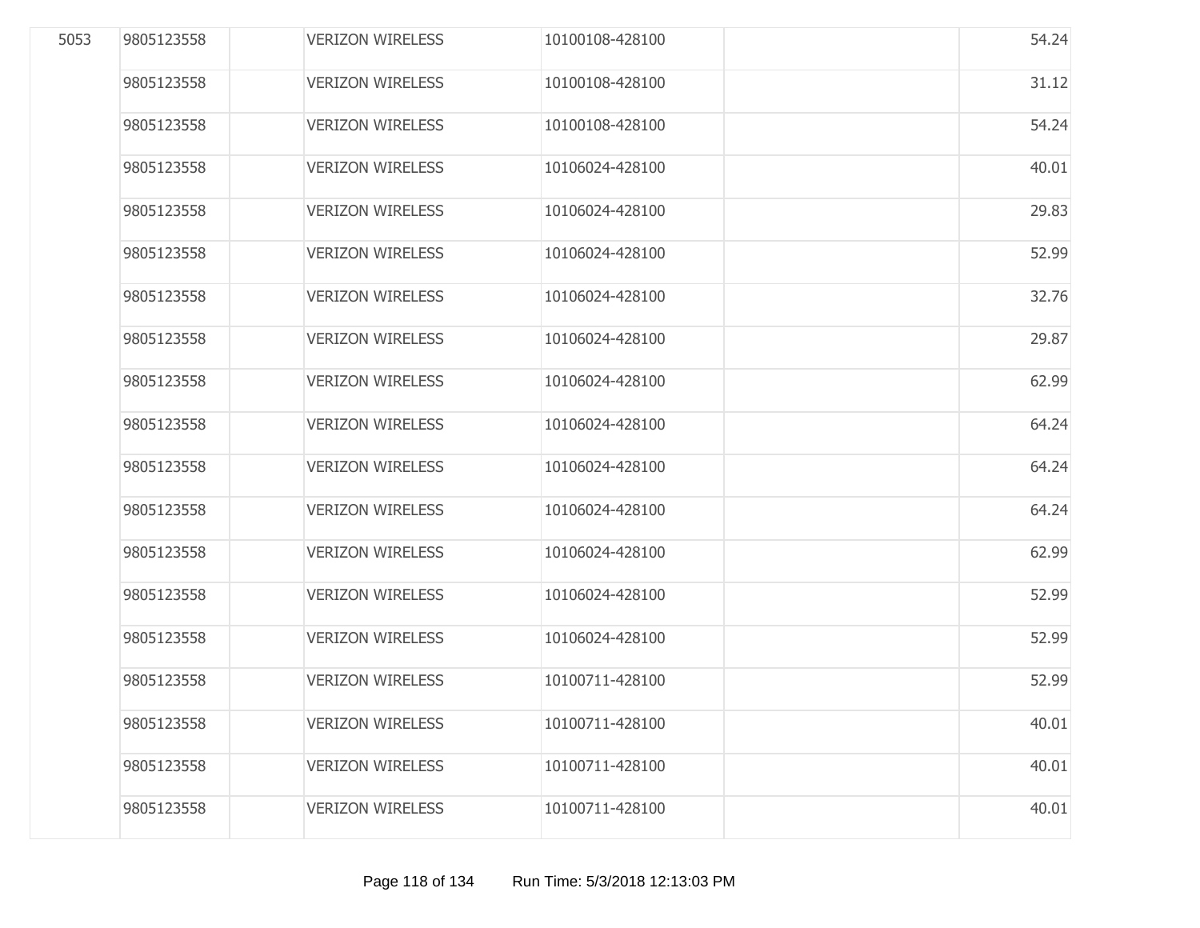| | | | | | | |
|---|---|---|---|---|---|---|
| 5053 | 9805123558 | | VERIZON WIRELESS | 10100108-428100 | | 54.24 |
| | 9805123558 | | VERIZON WIRELESS | 10100108-428100 | | 31.12 |
| | 9805123558 | | VERIZON WIRELESS | 10100108-428100 | | 54.24 |
| | 9805123558 | | VERIZON WIRELESS | 10106024-428100 | | 40.01 |
| | 9805123558 | | VERIZON WIRELESS | 10106024-428100 | | 29.83 |
| | 9805123558 | | VERIZON WIRELESS | 10106024-428100 | | 52.99 |
| | 9805123558 | | VERIZON WIRELESS | 10106024-428100 | | 32.76 |
| | 9805123558 | | VERIZON WIRELESS | 10106024-428100 | | 29.87 |
| | 9805123558 | | VERIZON WIRELESS | 10106024-428100 | | 62.99 |
| | 9805123558 | | VERIZON WIRELESS | 10106024-428100 | | 64.24 |
| | 9805123558 | | VERIZON WIRELESS | 10106024-428100 | | 64.24 |
| | 9805123558 | | VERIZON WIRELESS | 10106024-428100 | | 64.24 |
| | 9805123558 | | VERIZON WIRELESS | 10106024-428100 | | 62.99 |
| | 9805123558 | | VERIZON WIRELESS | 10106024-428100 | | 52.99 |
| | 9805123558 | | VERIZON WIRELESS | 10106024-428100 | | 52.99 |
| | 9805123558 | | VERIZON WIRELESS | 10100711-428100 | | 52.99 |
| | 9805123558 | | VERIZON WIRELESS | 10100711-428100 | | 40.01 |
| | 9805123558 | | VERIZON WIRELESS | 10100711-428100 | | 40.01 |
| | 9805123558 | | VERIZON WIRELESS | 10100711-428100 | | 40.01 |

Run Time: 5/3/2018 12:13:03 PM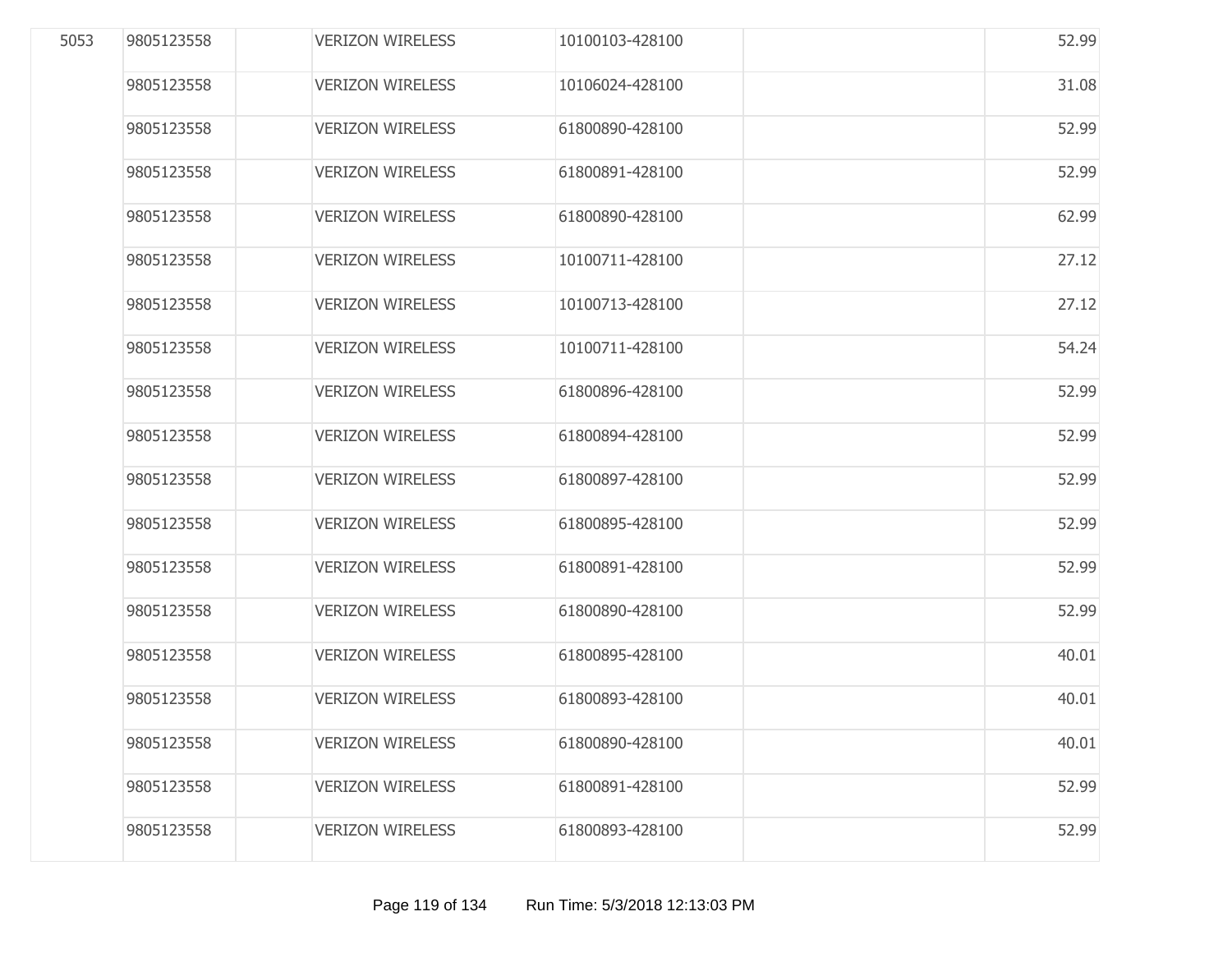| | | | | | | |
|---|---|---|---|---|---|---|
| 5053 | 9805123558 | | VERIZON WIRELESS | 10100103-428100 | | 52.99 |
| | 9805123558 | | VERIZON WIRELESS | 10106024-428100 | | 31.08 |
| | 9805123558 | | VERIZON WIRELESS | 61800890-428100 | | 52.99 |
| | 9805123558 | | VERIZON WIRELESS | 61800891-428100 | | 52.99 |
| | 9805123558 | | VERIZON WIRELESS | 61800890-428100 | | 62.99 |
| | 9805123558 | | VERIZON WIRELESS | 10100711-428100 | | 27.12 |
| | 9805123558 | | VERIZON WIRELESS | 10100713-428100 | | 27.12 |
| | 9805123558 | | VERIZON WIRELESS | 10100711-428100 | | 54.24 |
| | 9805123558 | | VERIZON WIRELESS | 61800896-428100 | | 52.99 |
| | 9805123558 | | VERIZON WIRELESS | 61800894-428100 | | 52.99 |
| | 9805123558 | | VERIZON WIRELESS | 61800897-428100 | | 52.99 |
| | 9805123558 | | VERIZON WIRELESS | 61800895-428100 | | 52.99 |
| | 9805123558 | | VERIZON WIRELESS | 61800891-428100 | | 52.99 |
| | 9805123558 | | VERIZON WIRELESS | 61800890-428100 | | 52.99 |
| | 9805123558 | | VERIZON WIRELESS | 61800895-428100 | | 40.01 |
| | 9805123558 | | VERIZON WIRELESS | 61800893-428100 | | 40.01 |
| | 9805123558 | | VERIZON WIRELESS | 61800890-428100 | | 40.01 |
| | 9805123558 | | VERIZON WIRELESS | 61800891-428100 | | 52.99 |
| | 9805123558 | | VERIZON WIRELESS | 61800893-428100 | | 52.99 |

Run Time: 5/3/2018 12:13:03 PM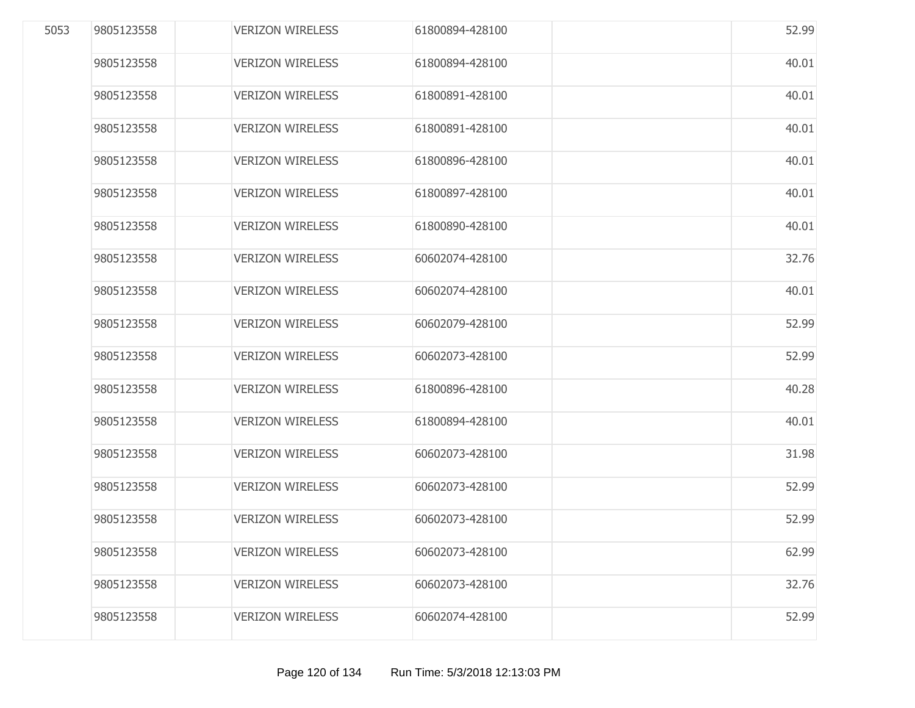| | | | | | | |
|---|---|---|---|---|---|---|
| 5053 | 9805123558 | | VERIZON WIRELESS | 61800894-428100 | | 52.99 |
| | 9805123558 | | VERIZON WIRELESS | 61800894-428100 | | 40.01 |
| | 9805123558 | | VERIZON WIRELESS | 61800891-428100 | | 40.01 |
| | 9805123558 | | VERIZON WIRELESS | 61800891-428100 | | 40.01 |
| | 9805123558 | | VERIZON WIRELESS | 61800896-428100 | | 40.01 |
| | 9805123558 | | VERIZON WIRELESS | 61800897-428100 | | 40.01 |
| | 9805123558 | | VERIZON WIRELESS | 61800890-428100 | | 40.01 |
| | 9805123558 | | VERIZON WIRELESS | 60602074-428100 | | 32.76 |
| | 9805123558 | | VERIZON WIRELESS | 60602074-428100 | | 40.01 |
| | 9805123558 | | VERIZON WIRELESS | 60602079-428100 | | 52.99 |
| | 9805123558 | | VERIZON WIRELESS | 60602073-428100 | | 52.99 |
| | 9805123558 | | VERIZON WIRELESS | 61800896-428100 | | 40.28 |
| | 9805123558 | | VERIZON WIRELESS | 61800894-428100 | | 40.01 |
| | 9805123558 | | VERIZON WIRELESS | 60602073-428100 | | 31.98 |
| | 9805123558 | | VERIZON WIRELESS | 60602073-428100 | | 52.99 |
| | 9805123558 | | VERIZON WIRELESS | 60602073-428100 | | 52.99 |
| | 9805123558 | | VERIZON WIRELESS | 60602073-428100 | | 62.99 |
| | 9805123558 | | VERIZON WIRELESS | 60602073-428100 | | 32.76 |
| | 9805123558 | | VERIZON WIRELESS | 60602074-428100 | | 52.99 |

Run Time: 5/3/2018 12:13:03 PM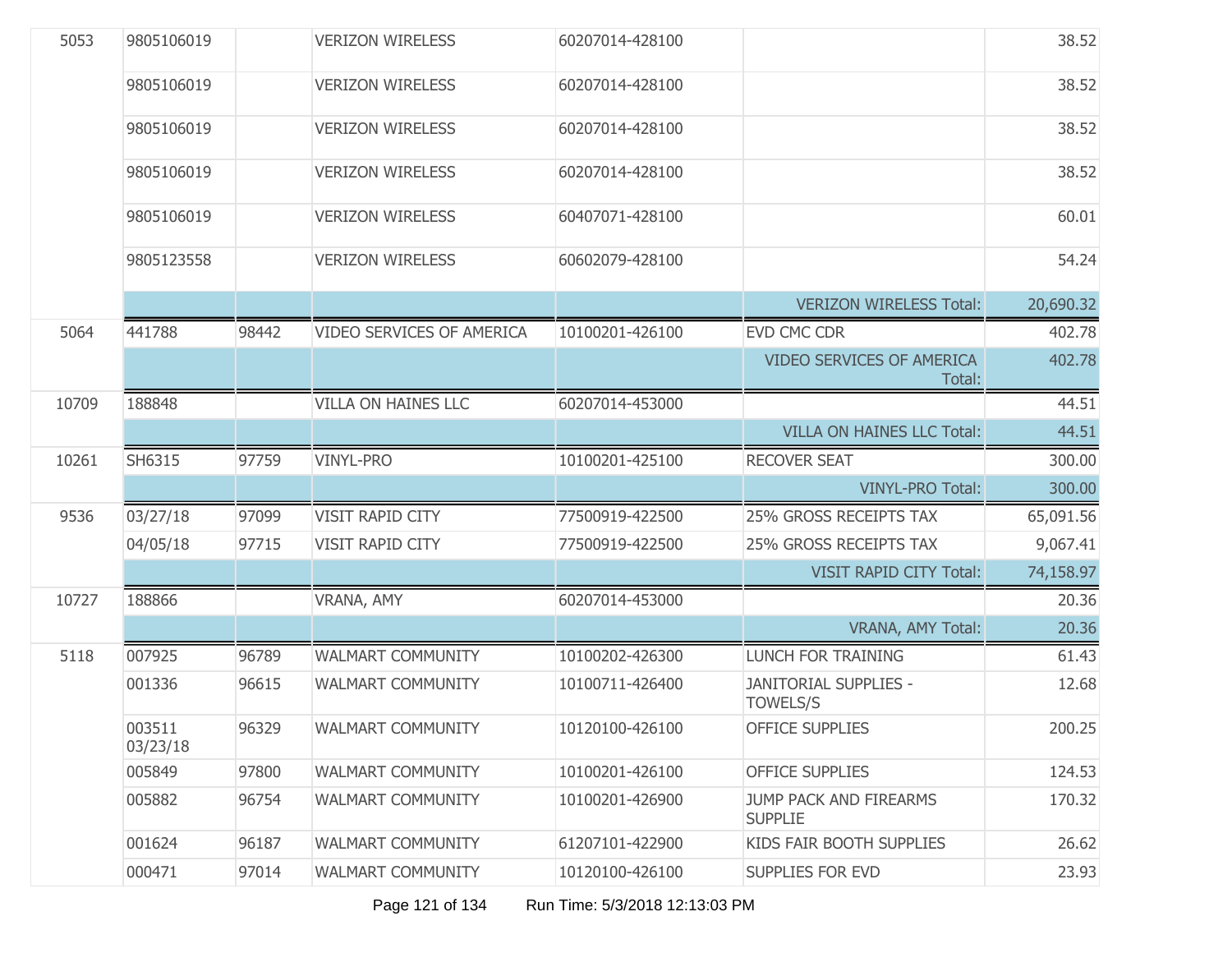| | | | | | | |
|---|---|---|---|---|---|---|
| 5053 | 9805106019 | | VERIZON WIRELESS | 60207014-428100 | | 38.52 |
| | 9805106019 | | VERIZON WIRELESS | 60207014-428100 | | 38.52 |
| | 9805106019 | | VERIZON WIRELESS | 60207014-428100 | | 38.52 |
| | 9805106019 | | VERIZON WIRELESS | 60207014-428100 | | 38.52 |
| | 9805106019 | | VERIZON WIRELESS | 60407071-428100 | | 60.01 |
| | 9805123558 | | VERIZON WIRELESS | 60602079-428100 | | 54.24 |
| | | | | | VERIZON WIRELESS Total: | 20,690.32 |
| 5064 | 441788 | 98442 | VIDEO SERVICES OF AMERICA | 10100201-426100 | EVD CMC CDR | 402.78 |
| | | | | | VIDEO SERVICES OF AMERICA Total: | 402.78 |
| 10709 | 188848 | | VILLA ON HAINES LLC | 60207014-453000 | | 44.51 |
| | | | | | VILLA ON HAINES LLC Total: | 44.51 |
| 10261 | SH6315 | 97759 | VINYL-PRO | 10100201-425100 | RECOVER SEAT | 300.00 |
| | | | | | VINYL-PRO Total: | 300.00 |
| 9536 | 03/27/18 | 97099 | VISIT RAPID CITY | 77500919-422500 | 25% GROSS RECEIPTS TAX | 65,091.56 |
| | 04/05/18 | 97715 | VISIT RAPID CITY | 77500919-422500 | 25% GROSS RECEIPTS TAX | 9,067.41 |
| | | | | | VISIT RAPID CITY Total: | 74,158.97 |
| 10727 | 188866 | | VRANA, AMY | 60207014-453000 | | 20.36 |
| | | | | | VRANA, AMY Total: | 20.36 |
| 5118 | 007925 | 96789 | WALMART COMMUNITY | 10100202-426300 | LUNCH FOR TRAINING | 61.43 |
| | 001336 | 96615 | WALMART COMMUNITY | 10100711-426400 | JANITORIAL SUPPLIES - TOWELS/S | 12.68 |
| | 003511 03/23/18 | 96329 | WALMART COMMUNITY | 10120100-426100 | OFFICE SUPPLIES | 200.25 |
| | 005849 | 97800 | WALMART COMMUNITY | 10100201-426100 | OFFICE SUPPLIES | 124.53 |
| | 005882 | 96754 | WALMART COMMUNITY | 10100201-426900 | JUMP PACK AND FIREARMS SUPPLIE | 170.32 |
| | 001624 | 96187 | WALMART COMMUNITY | 61207101-422900 | KIDS FAIR BOOTH SUPPLIES | 26.62 |
| | 000471 | 97014 | WALMART COMMUNITY | 10120100-426100 | SUPPLIES FOR EVD | 23.93 |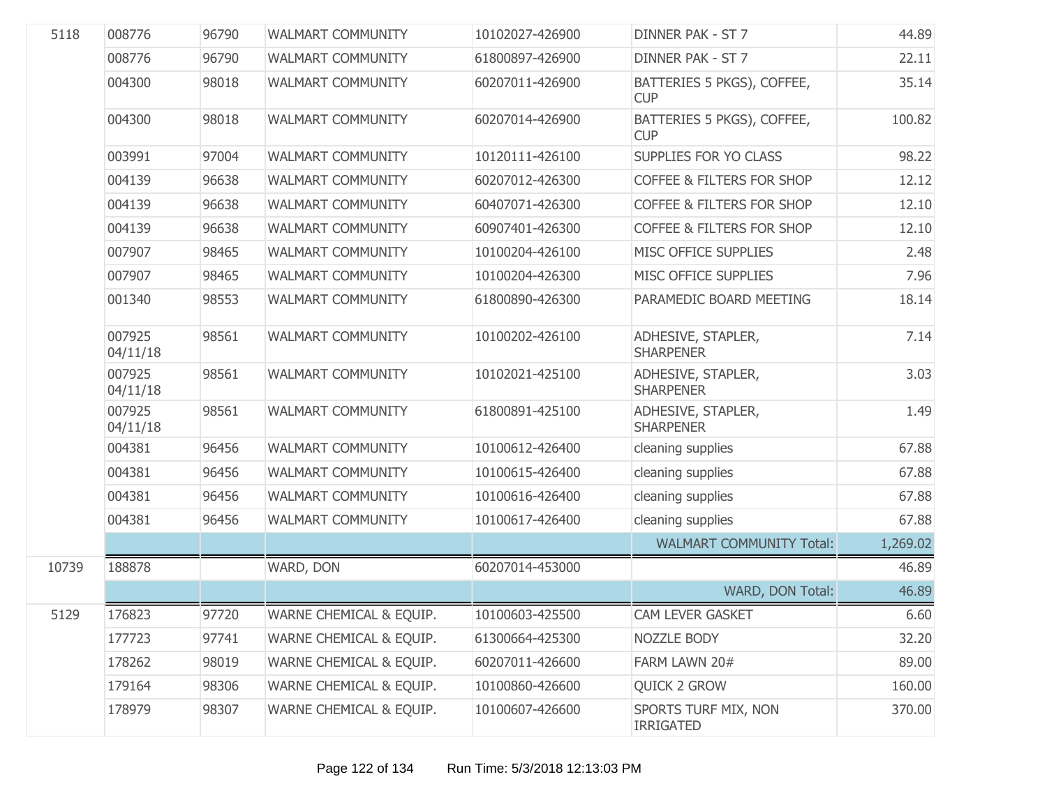| | | | | | | |
|---|---|---|---|---|---|---|
| 5118 | 008776 | 96790 | WALMART COMMUNITY | 10102027-426900 | DINNER PAK - ST 7 | 44.89 |
| | 008776 | 96790 | WALMART COMMUNITY | 61800897-426900 | DINNER PAK - ST 7 | 22.11 |
| | 004300 | 98018 | WALMART COMMUNITY | 60207011-426900 | BATTERIES 5 PKGS), COFFEE, CUP | 35.14 |
| | 004300 | 98018 | WALMART COMMUNITY | 60207014-426900 | BATTERIES 5 PKGS), COFFEE, CUP | 100.82 |
| | 003991 | 97004 | WALMART COMMUNITY | 10120111-426100 | SUPPLIES FOR YO CLASS | 98.22 |
| | 004139 | 96638 | WALMART COMMUNITY | 60207012-426300 | COFFEE & FILTERS FOR SHOP | 12.12 |
| | 004139 | 96638 | WALMART COMMUNITY | 60407071-426300 | COFFEE & FILTERS FOR SHOP | 12.10 |
| | 004139 | 96638 | WALMART COMMUNITY | 60907401-426300 | COFFEE & FILTERS FOR SHOP | 12.10 |
| | 007907 | 98465 | WALMART COMMUNITY | 10100204-426100 | MISC OFFICE SUPPLIES | 2.48 |
| | 007907 | 98465 | WALMART COMMUNITY | 10100204-426300 | MISC OFFICE SUPPLIES | 7.96 |
| | 001340 | 98553 | WALMART COMMUNITY | 61800890-426300 | PARAMEDIC BOARD MEETING | 18.14 |
| | 007925 04/11/18 | 98561 | WALMART COMMUNITY | 10100202-426100 | ADHESIVE, STAPLER, SHARPENER | 7.14 |
| | 007925 04/11/18 | 98561 | WALMART COMMUNITY | 10102021-425100 | ADHESIVE, STAPLER, SHARPENER | 3.03 |
| | 007925 04/11/18 | 98561 | WALMART COMMUNITY | 61800891-425100 | ADHESIVE, STAPLER, SHARPENER | 1.49 |
| | 004381 | 96456 | WALMART COMMUNITY | 10100612-426400 | cleaning supplies | 67.88 |
| | 004381 | 96456 | WALMART COMMUNITY | 10100615-426400 | cleaning supplies | 67.88 |
| | 004381 | 96456 | WALMART COMMUNITY | 10100616-426400 | cleaning supplies | 67.88 |
| | 004381 | 96456 | WALMART COMMUNITY | 10100617-426400 | cleaning supplies | 67.88 |
| | | | | | WALMART COMMUNITY Total: | 1,269.02 |
| 10739 | 188878 | | WARD, DON | 60207014-453000 | | 46.89 |
| | | | | | WARD, DON Total: | 46.89 |
| 5129 | 176823 | 97720 | WARNE CHEMICAL & EQUIP. | 10100603-425500 | CAM LEVER GASKET | 6.60 |
| | 177723 | 97741 | WARNE CHEMICAL & EQUIP. | 61300664-425300 | NOZZLE BODY | 32.20 |
| | 178262 | 98019 | WARNE CHEMICAL & EQUIP. | 60207011-426600 | FARM LAWN 20# | 89.00 |
| | 179164 | 98306 | WARNE CHEMICAL & EQUIP. | 10100860-426600 | QUICK 2 GROW | 160.00 |
| | 178979 | 98307 | WARNE CHEMICAL & EQUIP. | 10100607-426600 | SPORTS TURF MIX, NON IRRIGATED | 370.00 |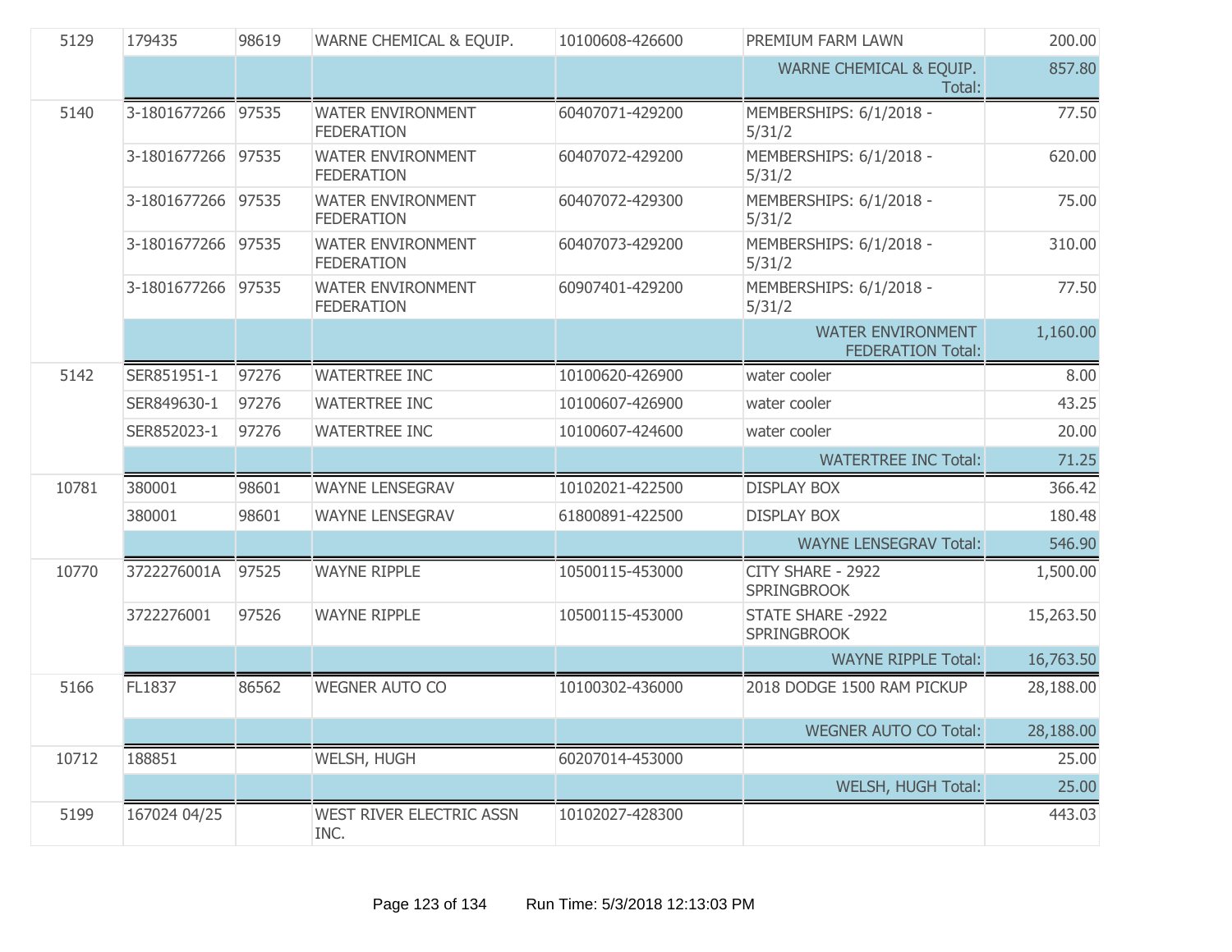| | | | | | | |
|---|---|---|---|---|---|---|
| 5129 | 179435 | 98619 | WARNE CHEMICAL & EQUIP. | 10100608-426600 | PREMIUM FARM LAWN | 200.00 |
| | | | | | WARNE CHEMICAL & EQUIP. Total: | 857.80 |
| 5140 | 3-1801677266 | 97535 | WATER ENVIRONMENT FEDERATION | 60407071-429200 | MEMBERSHIPS: 6/1/2018 - 5/31/2 | 77.50 |
| | 3-1801677266 | 97535 | WATER ENVIRONMENT FEDERATION | 60407072-429200 | MEMBERSHIPS: 6/1/2018 - 5/31/2 | 620.00 |
| | 3-1801677266 | 97535 | WATER ENVIRONMENT FEDERATION | 60407072-429300 | MEMBERSHIPS: 6/1/2018 - 5/31/2 | 75.00 |
| | 3-1801677266 | 97535 | WATER ENVIRONMENT FEDERATION | 60407073-429200 | MEMBERSHIPS: 6/1/2018 - 5/31/2 | 310.00 |
| | 3-1801677266 | 97535 | WATER ENVIRONMENT FEDERATION | 60907401-429200 | MEMBERSHIPS: 6/1/2018 - 5/31/2 | 77.50 |
| | | | | | WATER ENVIRONMENT FEDERATION Total: | 1,160.00 |
| 5142 | SER851951-1 | 97276 | WATERTREE INC | 10100620-426900 | water cooler | 8.00 |
| | SER849630-1 | 97276 | WATERTREE INC | 10100607-426900 | water cooler | 43.25 |
| | SER852023-1 | 97276 | WATERTREE INC | 10100607-424600 | water cooler | 20.00 |
| | | | | | WATERTREE INC Total: | 71.25 |
| 10781 | 380001 | 98601 | WAYNE LENSEGRAV | 10102021-422500 | DISPLAY BOX | 366.42 |
| | 380001 | 98601 | WAYNE LENSEGRAV | 61800891-422500 | DISPLAY BOX | 180.48 |
| | | | | | WAYNE LENSEGRAV Total: | 546.90 |
| 10770 | 3722276001A | 97525 | WAYNE RIPPLE | 10500115-453000 | CITY SHARE - 2922 SPRINGBROOK | 1,500.00 |
| | 3722276001 | 97526 | WAYNE RIPPLE | 10500115-453000 | STATE SHARE -2922 SPRINGBROOK | 15,263.50 |
| | | | | | WAYNE RIPPLE Total: | 16,763.50 |
| 5166 | FL1837 | 86562 | WEGNER AUTO CO | 10100302-436000 | 2018 DODGE 1500 RAM PICKUP | 28,188.00 |
| | | | | | WEGNER AUTO CO Total: | 28,188.00 |
| 10712 | 188851 | | WELSH, HUGH | 60207014-453000 | | 25.00 |
| | | | | | WELSH, HUGH Total: | 25.00 |
| 5199 | 167024 04/25 | | WEST RIVER ELECTRIC ASSN INC. | 10102027-428300 | | 443.03 |

Run Time: 5/3/2018 12:13:03 PM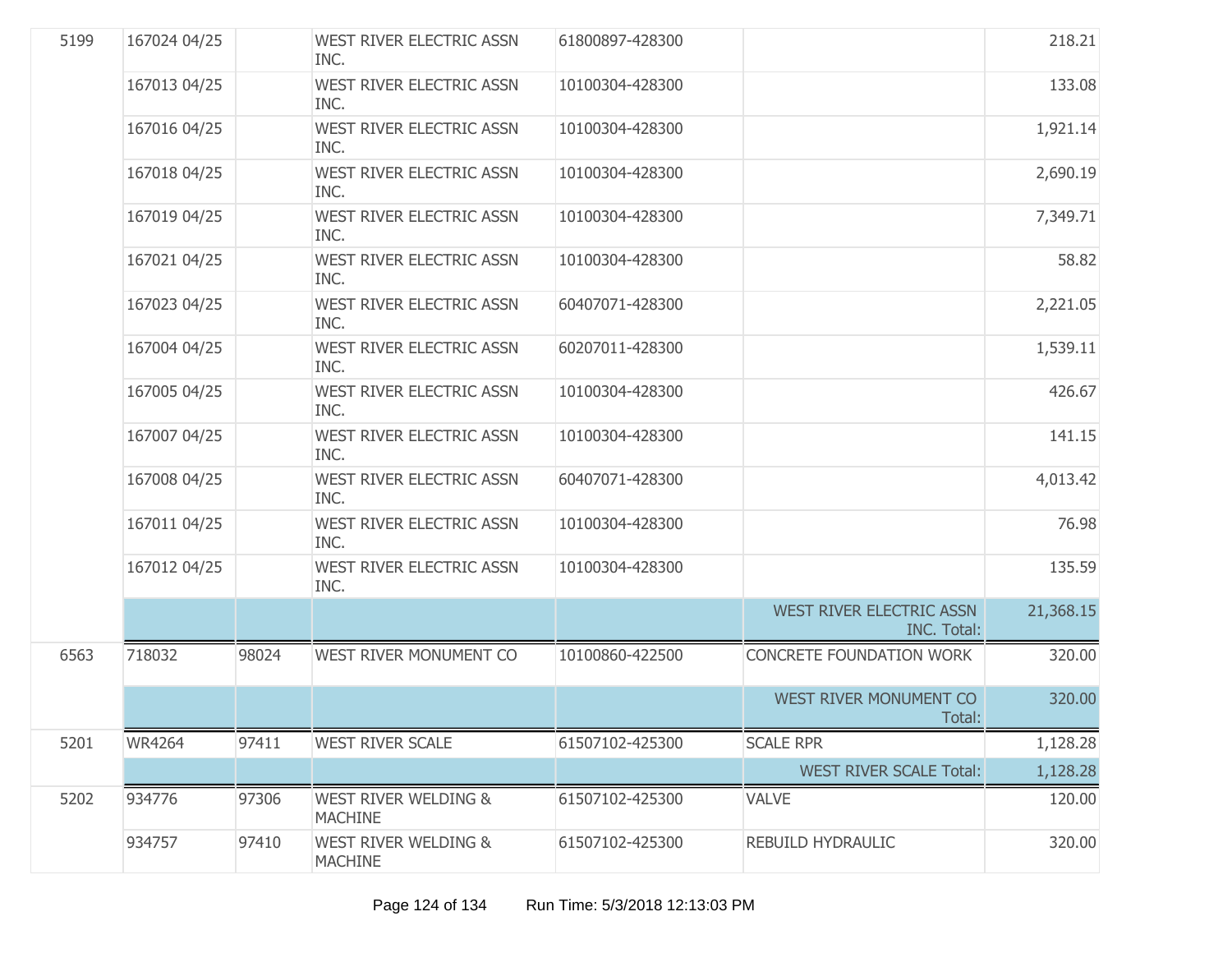| | | | | | | |
|---|---|---|---|---|---|---|
| 5199 | 167024 04/25 | | WEST RIVER ELECTRIC ASSN INC. | 61800897-428300 | | 218.21 |
| | 167013 04/25 | | WEST RIVER ELECTRIC ASSN INC. | 10100304-428300 | | 133.08 |
| | 167016 04/25 | | WEST RIVER ELECTRIC ASSN INC. | 10100304-428300 | | 1,921.14 |
| | 167018 04/25 | | WEST RIVER ELECTRIC ASSN INC. | 10100304-428300 | | 2,690.19 |
| | 167019 04/25 | | WEST RIVER ELECTRIC ASSN INC. | 10100304-428300 | | 7,349.71 |
| | 167021 04/25 | | WEST RIVER ELECTRIC ASSN INC. | 10100304-428300 | | 58.82 |
| | 167023 04/25 | | WEST RIVER ELECTRIC ASSN INC. | 60407071-428300 | | 2,221.05 |
| | 167004 04/25 | | WEST RIVER ELECTRIC ASSN INC. | 60207011-428300 | | 1,539.11 |
| | 167005 04/25 | | WEST RIVER ELECTRIC ASSN INC. | 10100304-428300 | | 426.67 |
| | 167007 04/25 | | WEST RIVER ELECTRIC ASSN INC. | 10100304-428300 | | 141.15 |
| | 167008 04/25 | | WEST RIVER ELECTRIC ASSN INC. | 60407071-428300 | | 4,013.42 |
| | 167011 04/25 | | WEST RIVER ELECTRIC ASSN INC. | 10100304-428300 | | 76.98 |
| | 167012 04/25 | | WEST RIVER ELECTRIC ASSN INC. | 10100304-428300 | | 135.59 |
| | | | | | WEST RIVER ELECTRIC ASSN INC. Total: | 21,368.15 |
| 6563 | 718032 | 98024 | WEST RIVER MONUMENT CO | 10100860-422500 | CONCRETE FOUNDATION WORK | 320.00 |
| | | | | | WEST RIVER MONUMENT CO Total: | 320.00 |
| 5201 | WR4264 | 97411 | WEST RIVER SCALE | 61507102-425300 | SCALE RPR | 1,128.28 |
| | | | | | WEST RIVER SCALE Total: | 1,128.28 |
| 5202 | 934776 | 97306 | WEST RIVER WELDING & MACHINE | 61507102-425300 | VALVE | 120.00 |
| | 934757 | 97410 | WEST RIVER WELDING & MACHINE | 61507102-425300 | REBUILD HYDRAULIC | 320.00 |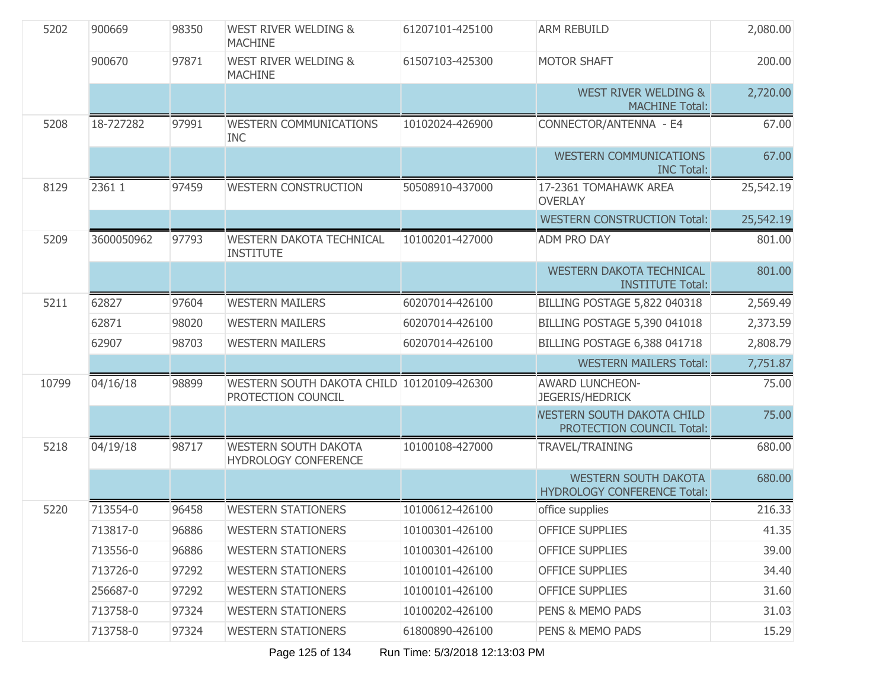| | | | | | | |
|---|---|---|---|---|---|---|
| 5202 | 900669 | 98350 | WEST RIVER WELDING & MACHINE | 61207101-425100 | ARM REBUILD | 2,080.00 |
| | 900670 | 97871 | WEST RIVER WELDING & MACHINE | 61507103-425300 | MOTOR SHAFT | 200.00 |
| | | | | | WEST RIVER WELDING & MACHINE Total: | 2,720.00 |
| 5208 | 18-727282 | 97991 | WESTERN COMMUNICATIONS INC | 10102024-426900 | CONNECTOR/ANTENNA - E4 | 67.00 |
| | | | | | WESTERN COMMUNICATIONS INC Total: | 67.00 |
| 8129 | 2361 1 | 97459 | WESTERN CONSTRUCTION | 50508910-437000 | 17-2361 TOMAHAWK AREA OVERLAY | 25,542.19 |
| | | | | | WESTERN CONSTRUCTION Total: | 25,542.19 |
| 5209 | 3600050962 | 97793 | WESTERN DAKOTA TECHNICAL INSTITUTE | 10100201-427000 | ADM PRO DAY | 801.00 |
| | | | | | WESTERN DAKOTA TECHNICAL INSTITUTE Total: | 801.00 |
| 5211 | 62827 | 97604 | WESTERN MAILERS | 60207014-426100 | BILLING POSTAGE 5,822 040318 | 2,569.49 |
| | 62871 | 98020 | WESTERN MAILERS | 60207014-426100 | BILLING POSTAGE 5,390 041018 | 2,373.59 |
| | 62907 | 98703 | WESTERN MAILERS | 60207014-426100 | BILLING POSTAGE 6,388 041718 | 2,808.79 |
| | | | | | WESTERN MAILERS Total: | 7,751.87 |
| 10799 | 04/16/18 | 98899 | WESTERN SOUTH DAKOTA CHILD PROTECTION COUNCIL | 10120109-426300 | AWARD LUNCHEON-JEGERIS/HEDRICK | 75.00 |
| | | | | | WESTERN SOUTH DAKOTA CHILD PROTECTION COUNCIL Total: | 75.00 |
| 5218 | 04/19/18 | 98717 | WESTERN SOUTH DAKOTA HYDROLOGY CONFERENCE | 10100108-427000 | TRAVEL/TRAINING | 680.00 |
| | | | | | WESTERN SOUTH DAKOTA HYDROLOGY CONFERENCE Total: | 680.00 |
| 5220 | 713554-0 | 96458 | WESTERN STATIONERS | 10100612-426100 | office supplies | 216.33 |
| | 713817-0 | 96886 | WESTERN STATIONERS | 10100301-426100 | OFFICE SUPPLIES | 41.35 |
| | 713556-0 | 96886 | WESTERN STATIONERS | 10100301-426100 | OFFICE SUPPLIES | 39.00 |
| | 713726-0 | 97292 | WESTERN STATIONERS | 10100101-426100 | OFFICE SUPPLIES | 34.40 |
| | 256687-0 | 97292 | WESTERN STATIONERS | 10100101-426100 | OFFICE SUPPLIES | 31.60 |
| | 713758-0 | 97324 | WESTERN STATIONERS | 10100202-426100 | PENS & MEMO PADS | 31.03 |
| | 713758-0 | 97324 | WESTERN STATIONERS | 61800890-426100 | PENS & MEMO PADS | 15.29 |

Run Time: 5/3/2018 12:13:03 PM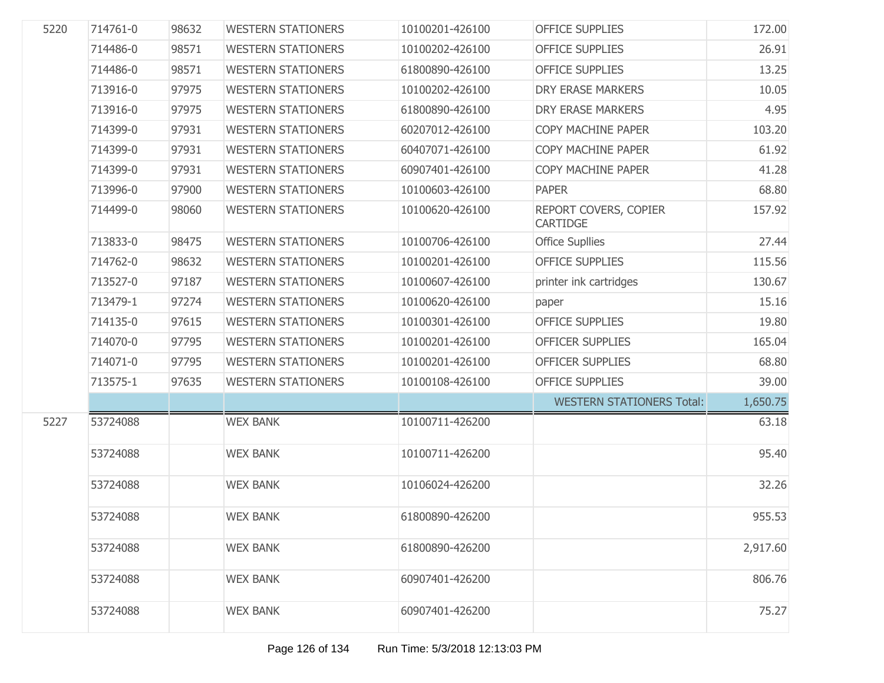| | | | | | | |
|---|---|---|---|---|---|---|
| 5220 | 714761-0 | 98632 | WESTERN STATIONERS | 10100201-426100 | OFFICE SUPPLIES | 172.00 |
| | 714486-0 | 98571 | WESTERN STATIONERS | 10100202-426100 | OFFICE SUPPLIES | 26.91 |
| | 714486-0 | 98571 | WESTERN STATIONERS | 61800890-426100 | OFFICE SUPPLIES | 13.25 |
| | 713916-0 | 97975 | WESTERN STATIONERS | 10100202-426100 | DRY ERASE MARKERS | 10.05 |
| | 713916-0 | 97975 | WESTERN STATIONERS | 61800890-426100 | DRY ERASE MARKERS | 4.95 |
| | 714399-0 | 97931 | WESTERN STATIONERS | 60207012-426100 | COPY MACHINE PAPER | 103.20 |
| | 714399-0 | 97931 | WESTERN STATIONERS | 60407071-426100 | COPY MACHINE PAPER | 61.92 |
| | 714399-0 | 97931 | WESTERN STATIONERS | 60907401-426100 | COPY MACHINE PAPER | 41.28 |
| | 713996-0 | 97900 | WESTERN STATIONERS | 10100603-426100 | PAPER | 68.80 |
| | 714499-0 | 98060 | WESTERN STATIONERS | 10100620-426100 | REPORT COVERS, COPIER CARTIDGE | 157.92 |
| | 713833-0 | 98475 | WESTERN STATIONERS | 10100706-426100 | Office Supllies | 27.44 |
| | 714762-0 | 98632 | WESTERN STATIONERS | 10100201-426100 | OFFICE SUPPLIES | 115.56 |
| | 713527-0 | 97187 | WESTERN STATIONERS | 10100607-426100 | printer ink cartridges | 130.67 |
| | 713479-1 | 97274 | WESTERN STATIONERS | 10100620-426100 | paper | 15.16 |
| | 714135-0 | 97615 | WESTERN STATIONERS | 10100301-426100 | OFFICE SUPPLIES | 19.80 |
| | 714070-0 | 97795 | WESTERN STATIONERS | 10100201-426100 | OFFICER SUPPLIES | 165.04 |
| | 714071-0 | 97795 | WESTERN STATIONERS | 10100201-426100 | OFFICER SUPPLIES | 68.80 |
| | 713575-1 | 97635 | WESTERN STATIONERS | 10100108-426100 | OFFICE SUPPLIES | 39.00 |
| | | | | | WESTERN STATIONERS Total: | 1,650.75 |
| 5227 | 53724088 | | WEX BANK | 10100711-426200 | | 63.18 |
| | 53724088 | | WEX BANK | 10100711-426200 | | 95.40 |
| | 53724088 | | WEX BANK | 10106024-426200 | | 32.26 |
| | 53724088 | | WEX BANK | 61800890-426200 | | 955.53 |
| | 53724088 | | WEX BANK | 61800890-426200 | | 2,917.60 |
| | 53724088 | | WEX BANK | 60907401-426200 | | 806.76 |
| | 53724088 | | WEX BANK | 60907401-426200 | | 75.27 |

Run Time: 5/3/2018 12:13:03 PM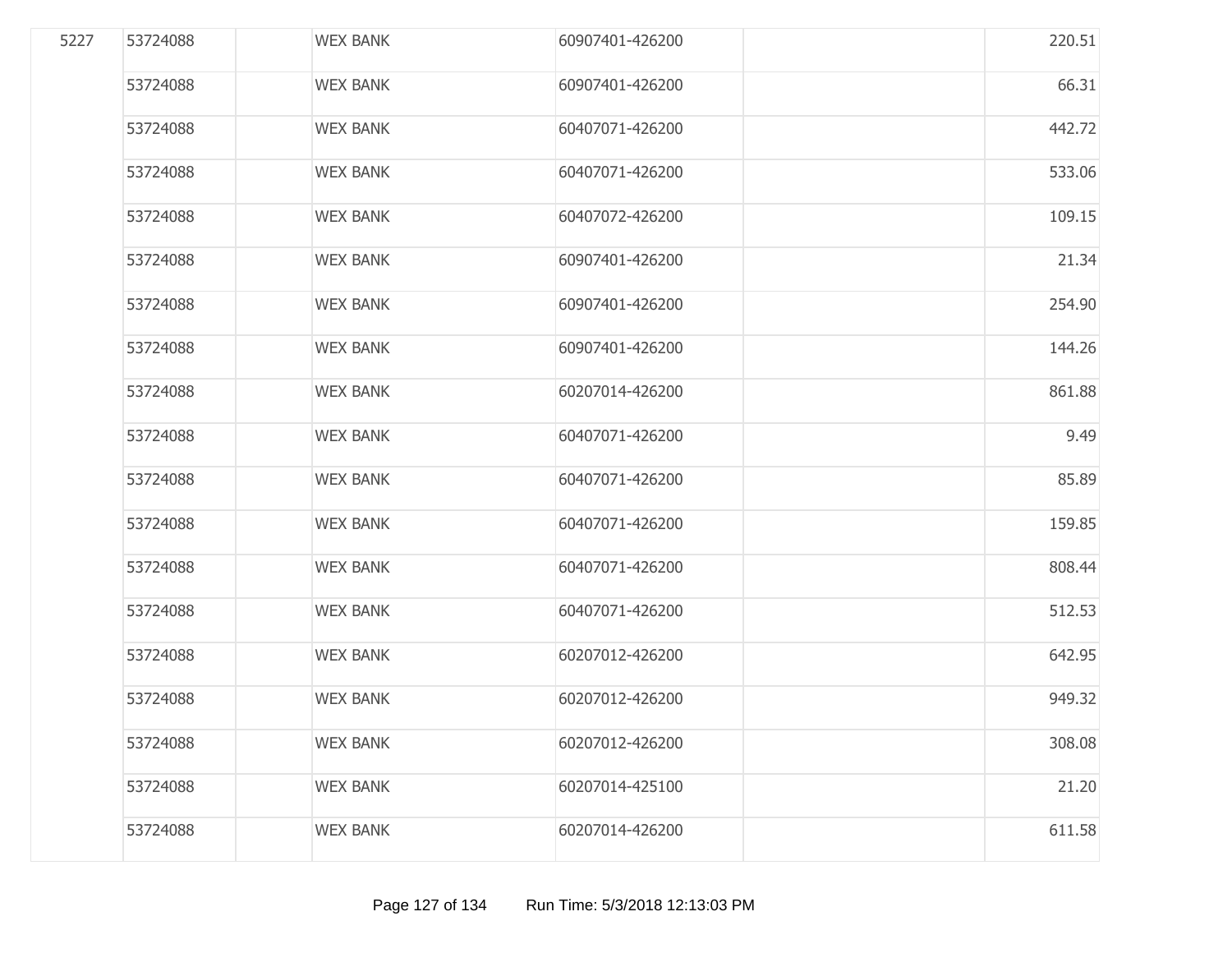| | | | | | | |
|---|---|---|---|---|---|---|
| 5227 | 53724088 | | WEX BANK | 60907401-426200 | | 220.51 |
| | 53724088 | | WEX BANK | 60907401-426200 | | 66.31 |
| | 53724088 | | WEX BANK | 60407071-426200 | | 442.72 |
| | 53724088 | | WEX BANK | 60407071-426200 | | 533.06 |
| | 53724088 | | WEX BANK | 60407072-426200 | | 109.15 |
| | 53724088 | | WEX BANK | 60907401-426200 | | 21.34 |
| | 53724088 | | WEX BANK | 60907401-426200 | | 254.90 |
| | 53724088 | | WEX BANK | 60907401-426200 | | 144.26 |
| | 53724088 | | WEX BANK | 60207014-426200 | | 861.88 |
| | 53724088 | | WEX BANK | 60407071-426200 | | 9.49 |
| | 53724088 | | WEX BANK | 60407071-426200 | | 85.89 |
| | 53724088 | | WEX BANK | 60407071-426200 | | 159.85 |
| | 53724088 | | WEX BANK | 60407071-426200 | | 808.44 |
| | 53724088 | | WEX BANK | 60407071-426200 | | 512.53 |
| | 53724088 | | WEX BANK | 60207012-426200 | | 642.95 |
| | 53724088 | | WEX BANK | 60207012-426200 | | 949.32 |
| | 53724088 | | WEX BANK | 60207012-426200 | | 308.08 |
| | 53724088 | | WEX BANK | 60207014-425100 | | 21.20 |
| | 53724088 | | WEX BANK | 60207014-426200 | | 611.58 |

Run Time: 5/3/2018 12:13:03 PM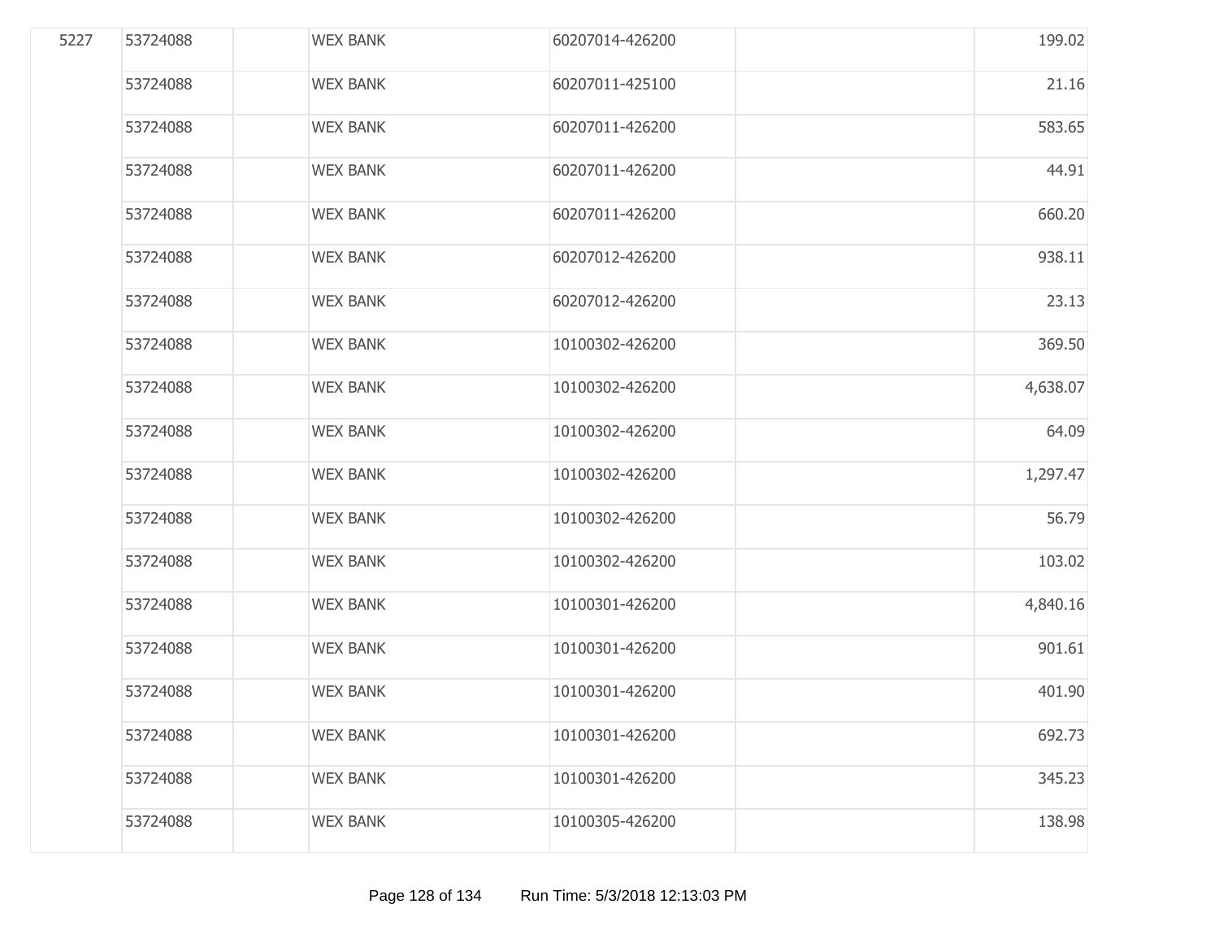| | | | | | | |
|---|---|---|---|---|---|---|
| 5227 | 53724088 | | WEX BANK | 60207014-426200 | | 199.02 |
| | 53724088 | | WEX BANK | 60207011-425100 | | 21.16 |
| | 53724088 | | WEX BANK | 60207011-426200 | | 583.65 |
| | 53724088 | | WEX BANK | 60207011-426200 | | 44.91 |
| | 53724088 | | WEX BANK | 60207011-426200 | | 660.20 |
| | 53724088 | | WEX BANK | 60207012-426200 | | 938.11 |
| | 53724088 | | WEX BANK | 60207012-426200 | | 23.13 |
| | 53724088 | | WEX BANK | 10100302-426200 | | 369.50 |
| | 53724088 | | WEX BANK | 10100302-426200 | | 4,638.07 |
| | 53724088 | | WEX BANK | 10100302-426200 | | 64.09 |
| | 53724088 | | WEX BANK | 10100302-426200 | | 1,297.47 |
| | 53724088 | | WEX BANK | 10100302-426200 | | 56.79 |
| | 53724088 | | WEX BANK | 10100302-426200 | | 103.02 |
| | 53724088 | | WEX BANK | 10100301-426200 | | 4,840.16 |
| | 53724088 | | WEX BANK | 10100301-426200 | | 901.61 |
| | 53724088 | | WEX BANK | 10100301-426200 | | 401.90 |
| | 53724088 | | WEX BANK | 10100301-426200 | | 692.73 |
| | 53724088 | | WEX BANK | 10100301-426200 | | 345.23 |
| | 53724088 | | WEX BANK | 10100305-426200 | | 138.98 |

Run Time: 5/3/2018 12:13:03 PM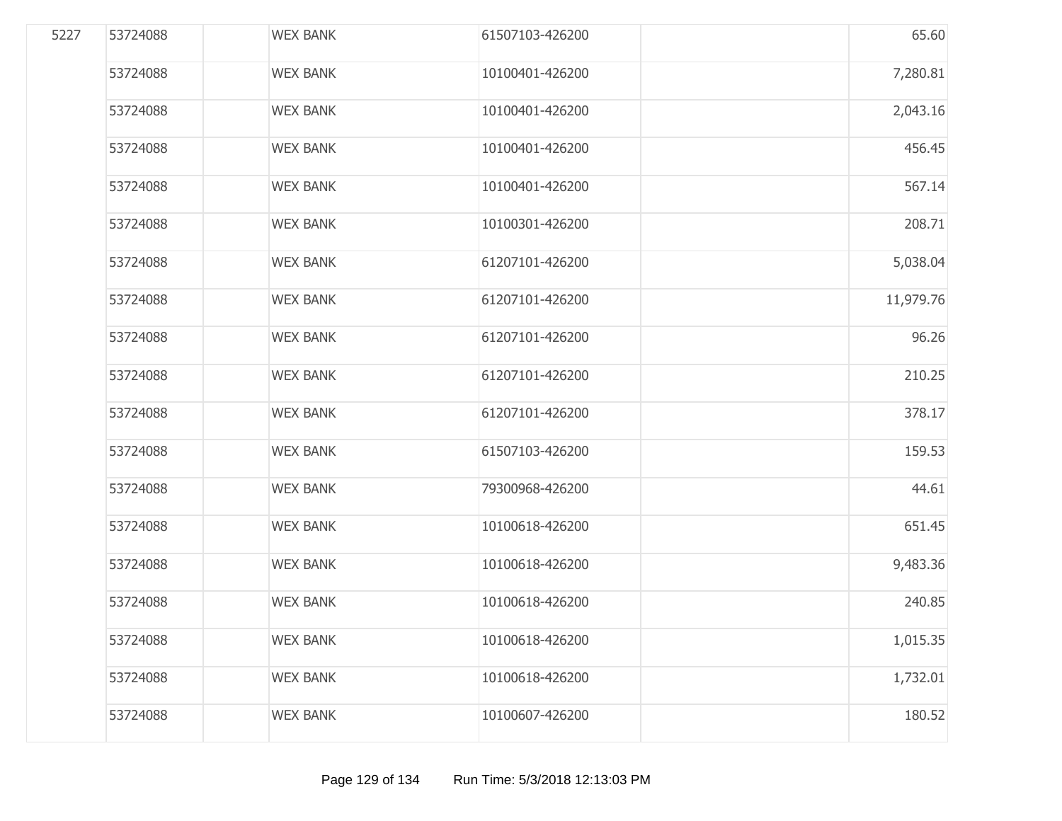| | | | | | | |
|---|---|---|---|---|---|---|
| 5227 | 53724088 | | WEX BANK | 61507103-426200 | | 65.60 |
| | 53724088 | | WEX BANK | 10100401-426200 | | 7,280.81 |
| | 53724088 | | WEX BANK | 10100401-426200 | | 2,043.16 |
| | 53724088 | | WEX BANK | 10100401-426200 | | 456.45 |
| | 53724088 | | WEX BANK | 10100401-426200 | | 567.14 |
| | 53724088 | | WEX BANK | 10100301-426200 | | 208.71 |
| | 53724088 | | WEX BANK | 61207101-426200 | | 5,038.04 |
| | 53724088 | | WEX BANK | 61207101-426200 | | 11,979.76 |
| | 53724088 | | WEX BANK | 61207101-426200 | | 96.26 |
| | 53724088 | | WEX BANK | 61207101-426200 | | 210.25 |
| | 53724088 | | WEX BANK | 61207101-426200 | | 378.17 |
| | 53724088 | | WEX BANK | 61507103-426200 | | 159.53 |
| | 53724088 | | WEX BANK | 79300968-426200 | | 44.61 |
| | 53724088 | | WEX BANK | 10100618-426200 | | 651.45 |
| | 53724088 | | WEX BANK | 10100618-426200 | | 9,483.36 |
| | 53724088 | | WEX BANK | 10100618-426200 | | 240.85 |
| | 53724088 | | WEX BANK | 10100618-426200 | | 1,015.35 |
| | 53724088 | | WEX BANK | 10100618-426200 | | 1,732.01 |
| | 53724088 | | WEX BANK | 10100607-426200 | | 180.52 |

Run Time: 5/3/2018 12:13:03 PM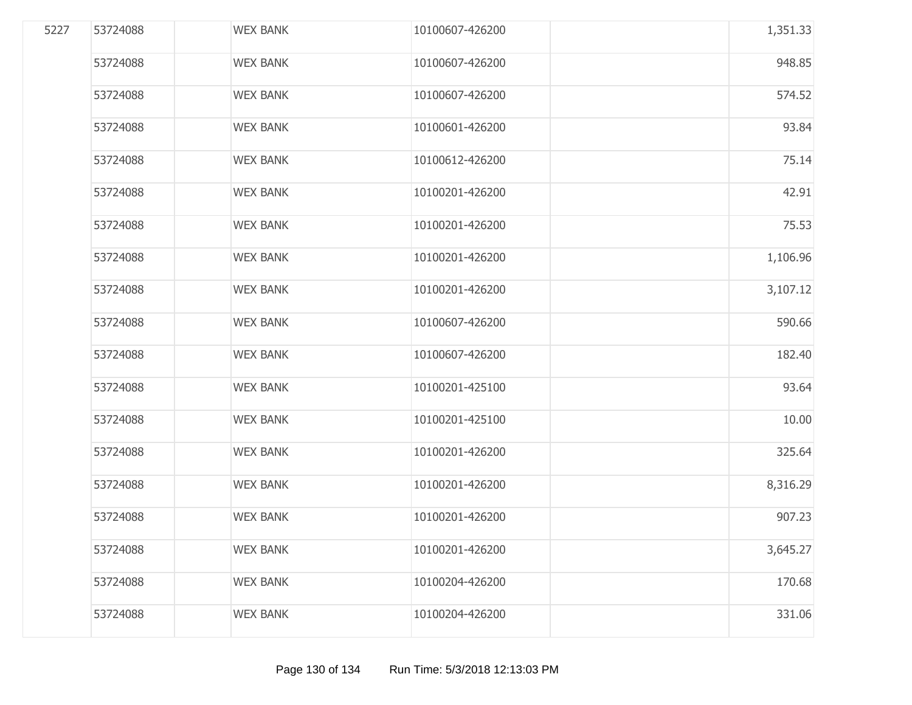| | | | | | | |
|---|---|---|---|---|---|---|
| 5227 | 53724088 | | WEX BANK | 10100607-426200 | | 1,351.33 |
| | 53724088 | | WEX BANK | 10100607-426200 | | 948.85 |
| | 53724088 | | WEX BANK | 10100607-426200 | | 574.52 |
| | 53724088 | | WEX BANK | 10100601-426200 | | 93.84 |
| | 53724088 | | WEX BANK | 10100612-426200 | | 75.14 |
| | 53724088 | | WEX BANK | 10100201-426200 | | 42.91 |
| | 53724088 | | WEX BANK | 10100201-426200 | | 75.53 |
| | 53724088 | | WEX BANK | 10100201-426200 | | 1,106.96 |
| | 53724088 | | WEX BANK | 10100201-426200 | | 3,107.12 |
| | 53724088 | | WEX BANK | 10100607-426200 | | 590.66 |
| | 53724088 | | WEX BANK | 10100607-426200 | | 182.40 |
| | 53724088 | | WEX BANK | 10100201-425100 | | 93.64 |
| | 53724088 | | WEX BANK | 10100201-425100 | | 10.00 |
| | 53724088 | | WEX BANK | 10100201-426200 | | 325.64 |
| | 53724088 | | WEX BANK | 10100201-426200 | | 8,316.29 |
| | 53724088 | | WEX BANK | 10100201-426200 | | 907.23 |
| | 53724088 | | WEX BANK | 10100201-426200 | | 3,645.27 |
| | 53724088 | | WEX BANK | 10100204-426200 | | 170.68 |
| | 53724088 | | WEX BANK | 10100204-426200 | | 331.06 |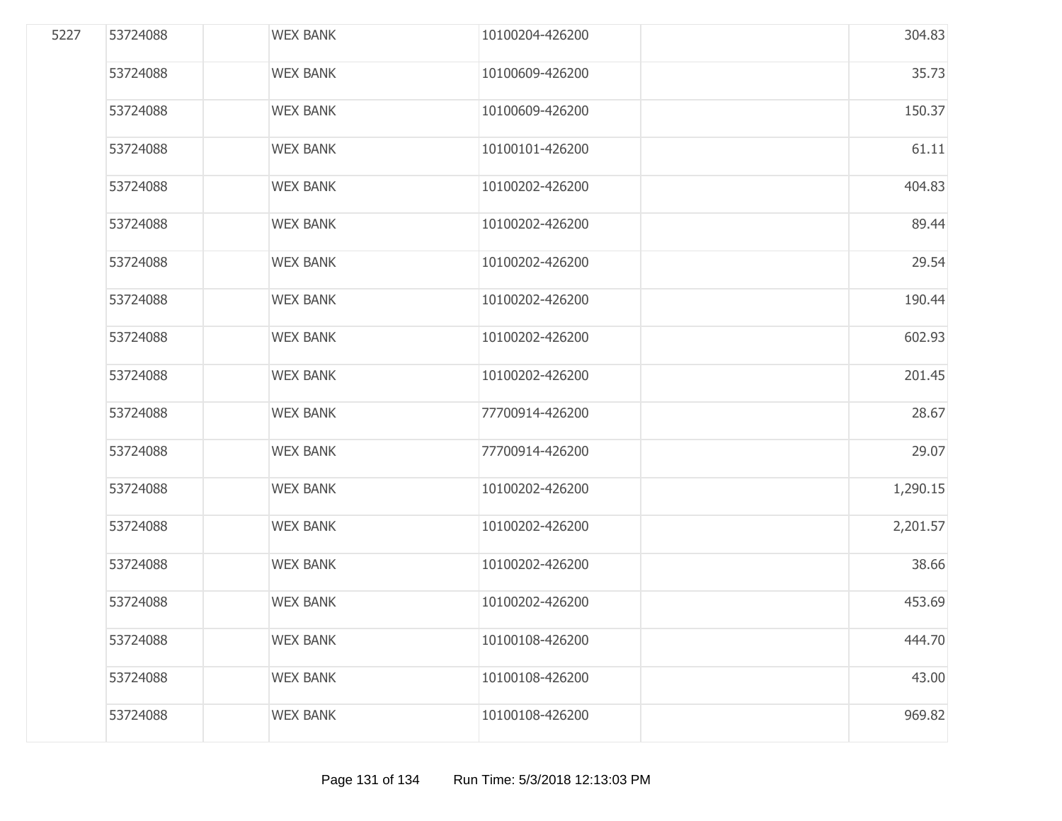| | | | | | | |
|---|---|---|---|---|---|---|
| 5227 | 53724088 | | WEX BANK | 10100204-426200 | | 304.83 |
| | 53724088 | | WEX BANK | 10100609-426200 | | 35.73 |
| | 53724088 | | WEX BANK | 10100609-426200 | | 150.37 |
| | 53724088 | | WEX BANK | 10100101-426200 | | 61.11 |
| | 53724088 | | WEX BANK | 10100202-426200 | | 404.83 |
| | 53724088 | | WEX BANK | 10100202-426200 | | 89.44 |
| | 53724088 | | WEX BANK | 10100202-426200 | | 29.54 |
| | 53724088 | | WEX BANK | 10100202-426200 | | 190.44 |
| | 53724088 | | WEX BANK | 10100202-426200 | | 602.93 |
| | 53724088 | | WEX BANK | 10100202-426200 | | 201.45 |
| | 53724088 | | WEX BANK | 77700914-426200 | | 28.67 |
| | 53724088 | | WEX BANK | 77700914-426200 | | 29.07 |
| | 53724088 | | WEX BANK | 10100202-426200 | | 1,290.15 |
| | 53724088 | | WEX BANK | 10100202-426200 | | 2,201.57 |
| | 53724088 | | WEX BANK | 10100202-426200 | | 38.66 |
| | 53724088 | | WEX BANK | 10100202-426200 | | 453.69 |
| | 53724088 | | WEX BANK | 10100108-426200 | | 444.70 |
| | 53724088 | | WEX BANK | 10100108-426200 | | 43.00 |
| | 53724088 | | WEX BANK | 10100108-426200 | | 969.82 |

Run Time: 5/3/2018 12:13:03 PM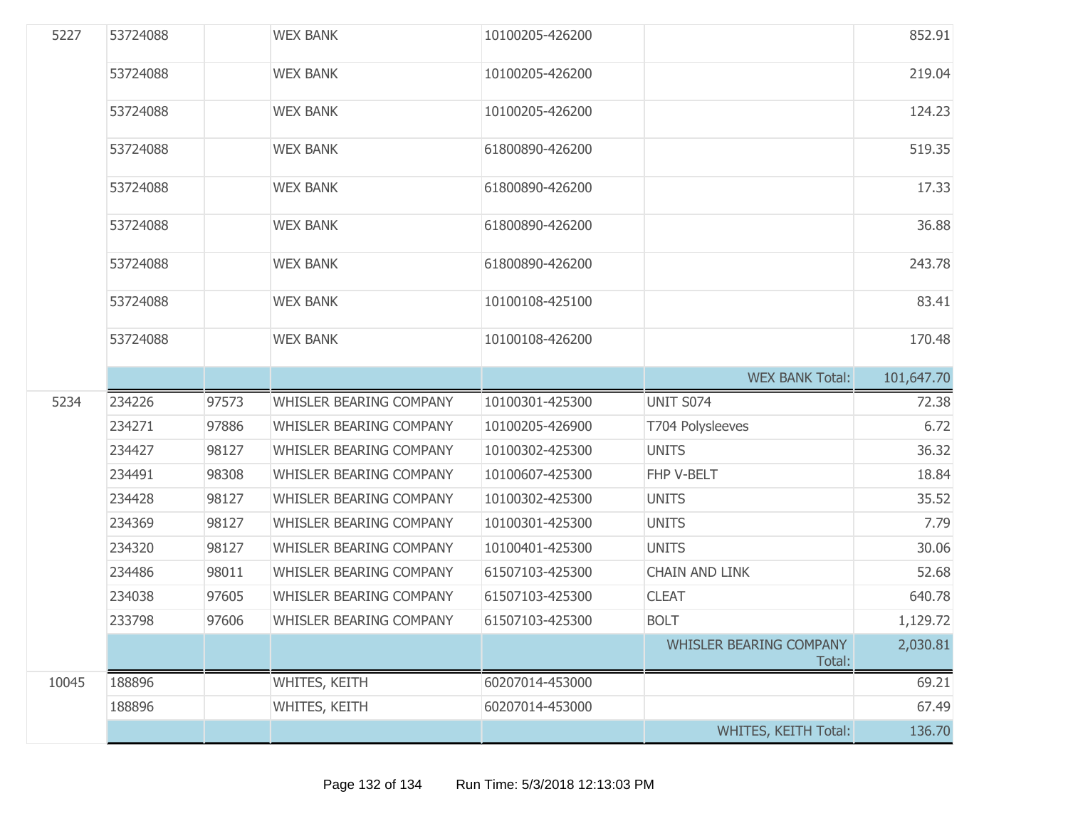| | | | | | | |
|---|---|---|---|---|---|---|
| 5227 | 53724088 | | WEX BANK | 10100205-426200 | | 852.91 |
| | 53724088 | | WEX BANK | 10100205-426200 | | 219.04 |
| | 53724088 | | WEX BANK | 10100205-426200 | | 124.23 |
| | 53724088 | | WEX BANK | 61800890-426200 | | 519.35 |
| | 53724088 | | WEX BANK | 61800890-426200 | | 17.33 |
| | 53724088 | | WEX BANK | 61800890-426200 | | 36.88 |
| | 53724088 | | WEX BANK | 61800890-426200 | | 243.78 |
| | 53724088 | | WEX BANK | 10100108-425100 | | 83.41 |
| | 53724088 | | WEX BANK | 10100108-426200 | | 170.48 |
| | | | | | WEX BANK Total: | 101,647.70 |
| 5234 | 234226 | 97573 | WHISLER BEARING COMPANY | 10100301-425300 | UNIT S074 | 72.38 |
| | 234271 | 97886 | WHISLER BEARING COMPANY | 10100205-426900 | T704 Polysleeves | 6.72 |
| | 234427 | 98127 | WHISLER BEARING COMPANY | 10100302-425300 | UNITS | 36.32 |
| | 234491 | 98308 | WHISLER BEARING COMPANY | 10100607-425300 | FHP V-BELT | 18.84 |
| | 234428 | 98127 | WHISLER BEARING COMPANY | 10100302-425300 | UNITS | 35.52 |
| | 234369 | 98127 | WHISLER BEARING COMPANY | 10100301-425300 | UNITS | 7.79 |
| | 234320 | 98127 | WHISLER BEARING COMPANY | 10100401-425300 | UNITS | 30.06 |
| | 234486 | 98011 | WHISLER BEARING COMPANY | 61507103-425300 | CHAIN AND LINK | 52.68 |
| | 234038 | 97605 | WHISLER BEARING COMPANY | 61507103-425300 | CLEAT | 640.78 |
| | 233798 | 97606 | WHISLER BEARING COMPANY | 61507103-425300 | BOLT | 1,129.72 |
| | | | | | WHISLER BEARING COMPANY Total: | 2,030.81 |
| 10045 | 188896 | | WHITES, KEITH | 60207014-453000 | | 69.21 |
| | 188896 | | WHITES, KEITH | 60207014-453000 | | 67.49 |
| | | | | | WHITES, KEITH Total: | 136.70 |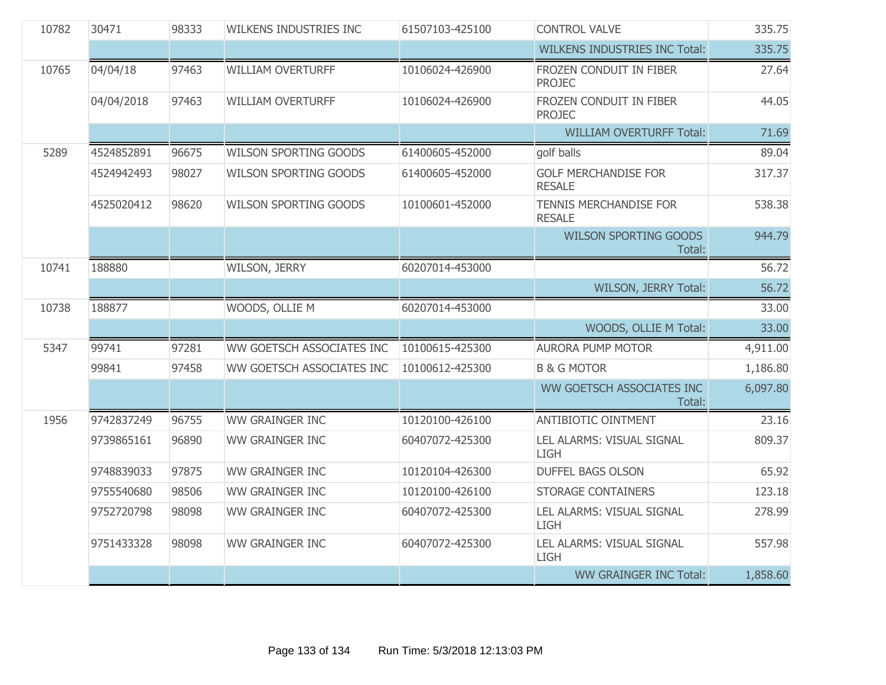| | | | | | | |
|---|---|---|---|---|---|---|
| 10782 | 30471 | 98333 | WILKENS INDUSTRIES INC | 61507103-425100 | CONTROL VALVE | 335.75 |
| | | | | | WILKENS INDUSTRIES INC Total: | 335.75 |
| 10765 | 04/04/18 | 97463 | WILLIAM OVERTURFF | 10106024-426900 | FROZEN CONDUIT IN FIBER PROJEC | 27.64 |
| | 04/04/2018 | 97463 | WILLIAM OVERTURFF | 10106024-426900 | FROZEN CONDUIT IN FIBER PROJEC | 44.05 |
| | | | | | WILLIAM OVERTURFF Total: | 71.69 |
| 5289 | 4524852891 | 96675 | WILSON SPORTING GOODS | 61400605-452000 | golf balls | 89.04 |
| | 4524942493 | 98027 | WILSON SPORTING GOODS | 61400605-452000 | GOLF MERCHANDISE FOR RESALE | 317.37 |
| | 4525020412 | 98620 | WILSON SPORTING GOODS | 10100601-452000 | TENNIS MERCHANDISE FOR RESALE | 538.38 |
| | | | | | WILSON SPORTING GOODS Total: | 944.79 |
| 10741 | 188880 | | WILSON, JERRY | 60207014-453000 | | 56.72 |
| | | | | | WILSON, JERRY Total: | 56.72 |
| 10738 | 188877 | | WOODS, OLLIE M | 60207014-453000 | | 33.00 |
| | | | | | WOODS, OLLIE M Total: | 33.00 |
| 5347 | 99741 | 97281 | WW GOETSCH ASSOCIATES INC | 10100615-425300 | AURORA PUMP MOTOR | 4,911.00 |
| | 99841 | 97458 | WW GOETSCH ASSOCIATES INC | 10100612-425300 | B & G MOTOR | 1,186.80 |
| | | | | | WW GOETSCH ASSOCIATES INC Total: | 6,097.80 |
| 1956 | 9742837249 | 96755 | WW GRAINGER INC | 10120100-426100 | ANTIBIOTIC OINTMENT | 23.16 |
| | 9739865161 | 96890 | WW GRAINGER INC | 60407072-425300 | LEL ALARMS: VISUAL SIGNAL LIGH | 809.37 |
| | 9748839033 | 97875 | WW GRAINGER INC | 10120104-426300 | DUFFEL BAGS OLSON | 65.92 |
| | 9755540680 | 98506 | WW GRAINGER INC | 10120100-426100 | STORAGE CONTAINERS | 123.18 |
| | 9752720798 | 98098 | WW GRAINGER INC | 60407072-425300 | LEL ALARMS: VISUAL SIGNAL LIGH | 278.99 |
| | 9751433328 | 98098 | WW GRAINGER INC | 60407072-425300 | LEL ALARMS: VISUAL SIGNAL LIGH | 557.98 |
| | | | | | WW GRAINGER INC Total: | 1,858.60 |

Run Time: 5/3/2018 12:13:03 PM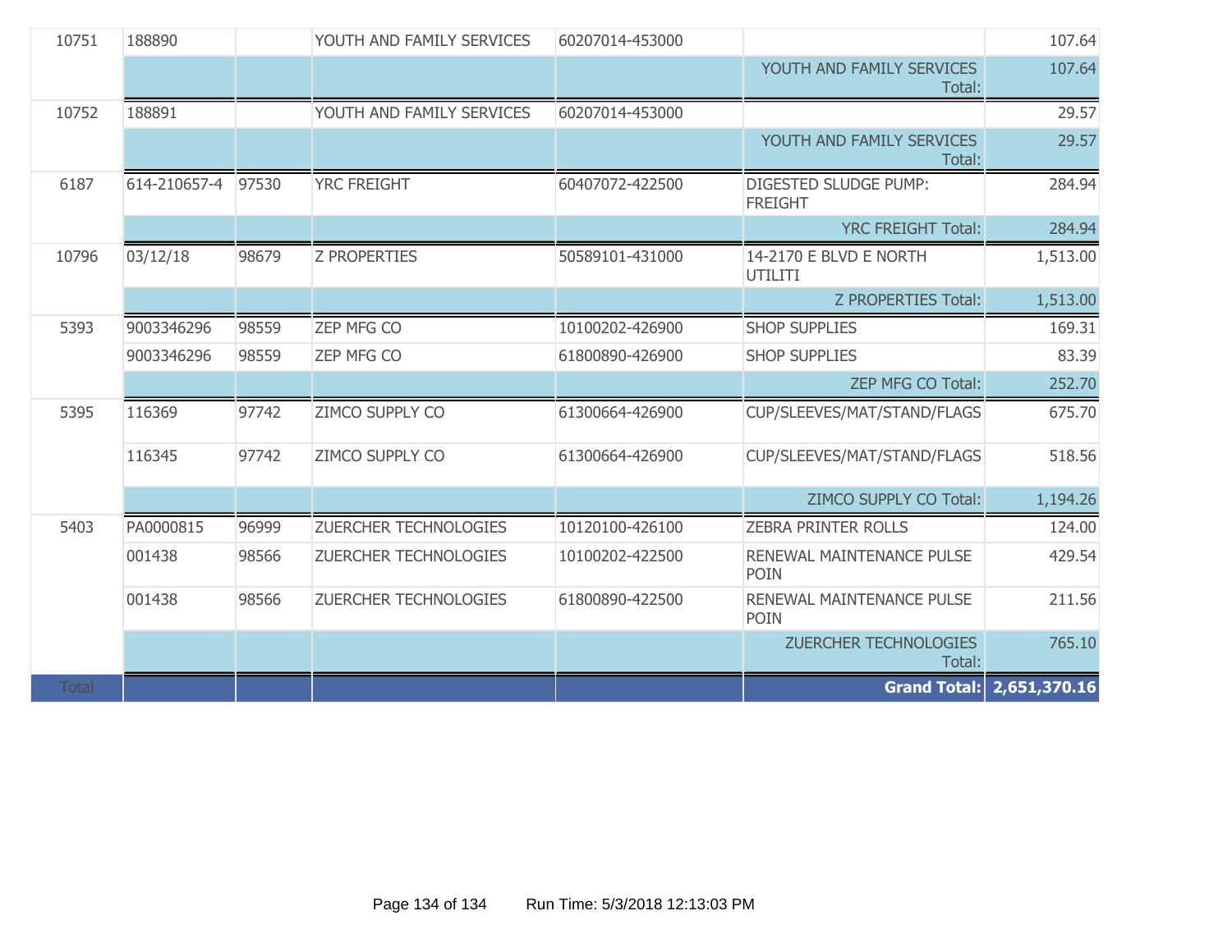| | | | | | | |
|---|---|---|---|---|---|---|
| 10751 | 188890 | | YOUTH AND FAMILY SERVICES | 60207014-453000 | | 107.64 |
| | | | | | YOUTH AND FAMILY SERVICES Total: | 107.64 |
| 10752 | 188891 | | YOUTH AND FAMILY SERVICES | 60207014-453000 | | 29.57 |
| | | | | | YOUTH AND FAMILY SERVICES Total: | 29.57 |
| 6187 | 614-210657-4 | 97530 | YRC FREIGHT | 60407072-422500 | DIGESTED SLUDGE PUMP: FREIGHT | 284.94 |
| | | | | | YRC FREIGHT Total: | 284.94 |
| 10796 | 03/12/18 | 98679 | Z PROPERTIES | 50589101-431000 | 14-2170 E BLVD E NORTH UTILITI | 1,513.00 |
| | | | | | Z PROPERTIES Total: | 1,513.00 |
| 5393 | 9003346296 | 98559 | ZEP MFG CO | 10100202-426900 | SHOP SUPPLIES | 169.31 |
| | 9003346296 | 98559 | ZEP MFG CO | 61800890-426900 | SHOP SUPPLIES | 83.39 |
| | | | | | ZEP MFG CO Total: | 252.70 |
| 5395 | 116369 | 97742 | ZIMCO SUPPLY CO | 61300664-426900 | CUP/SLEEVES/MAT/STAND/FLAGS | 675.70 |
| | 116345 | 97742 | ZIMCO SUPPLY CO | 61300664-426900 | CUP/SLEEVES/MAT/STAND/FLAGS | 518.56 |
| | | | | | ZIMCO SUPPLY CO Total: | 1,194.26 |
| 5403 | PA0000815 | 96999 | ZUERCHER TECHNOLOGIES | 10120100-426100 | ZEBRA PRINTER ROLLS | 124.00 |
| | 001438 | 98566 | ZUERCHER TECHNOLOGIES | 10100202-422500 | RENEWAL MAINTENANCE PULSE POIN | 429.54 |
| | 001438 | 98566 | ZUERCHER TECHNOLOGIES | 61800890-422500 | RENEWAL MAINTENANCE PULSE POIN | 211.56 |
| | | | | | ZUERCHER TECHNOLOGIES Total: | 765.10 |
| Total | | | | | **Grand Total:** | **2,651,370.16** |

Run Time: 5/3/2018 12:13:03 PM